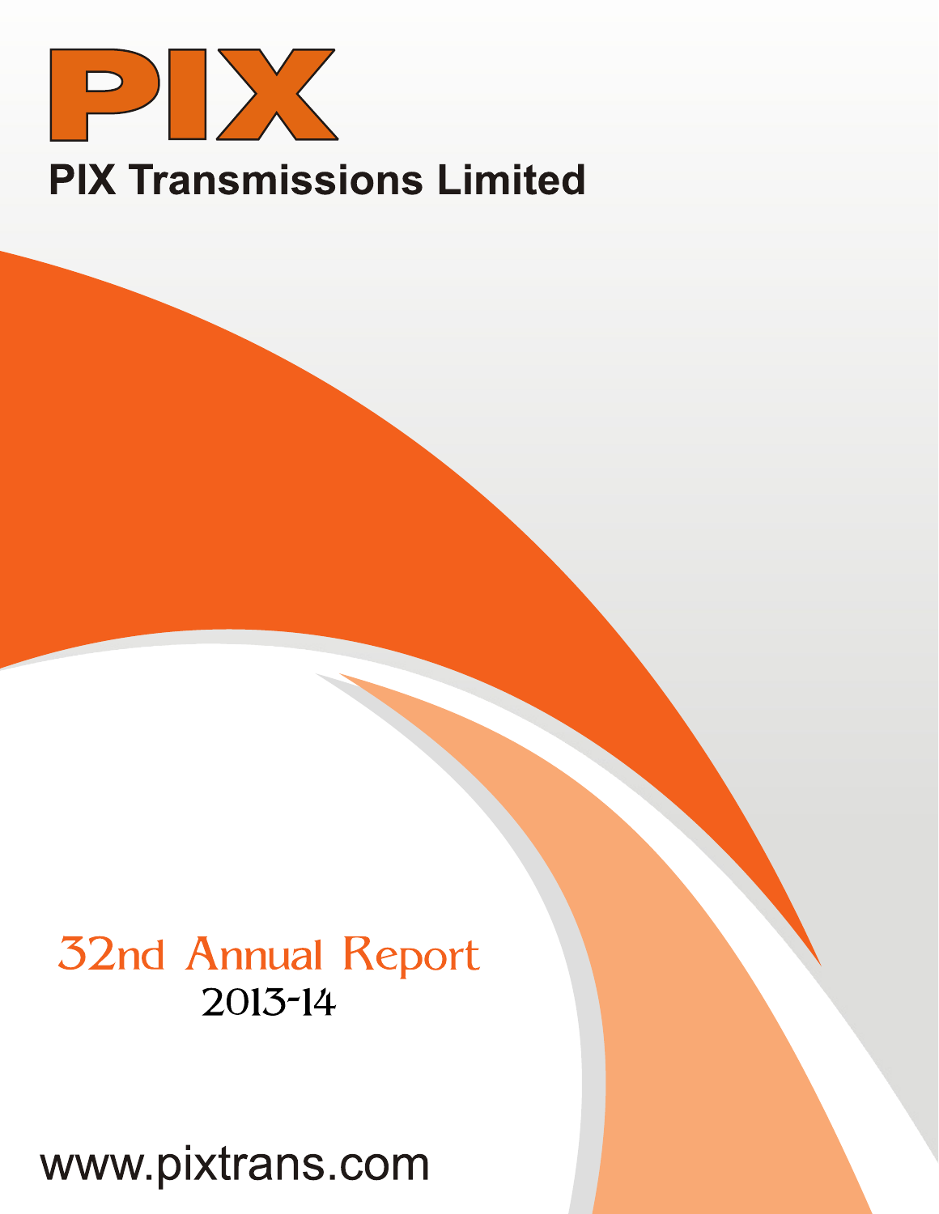# PIX

## PIX Transmissions Limited

32nd Annual Report

2013-14

www.pixtrans.com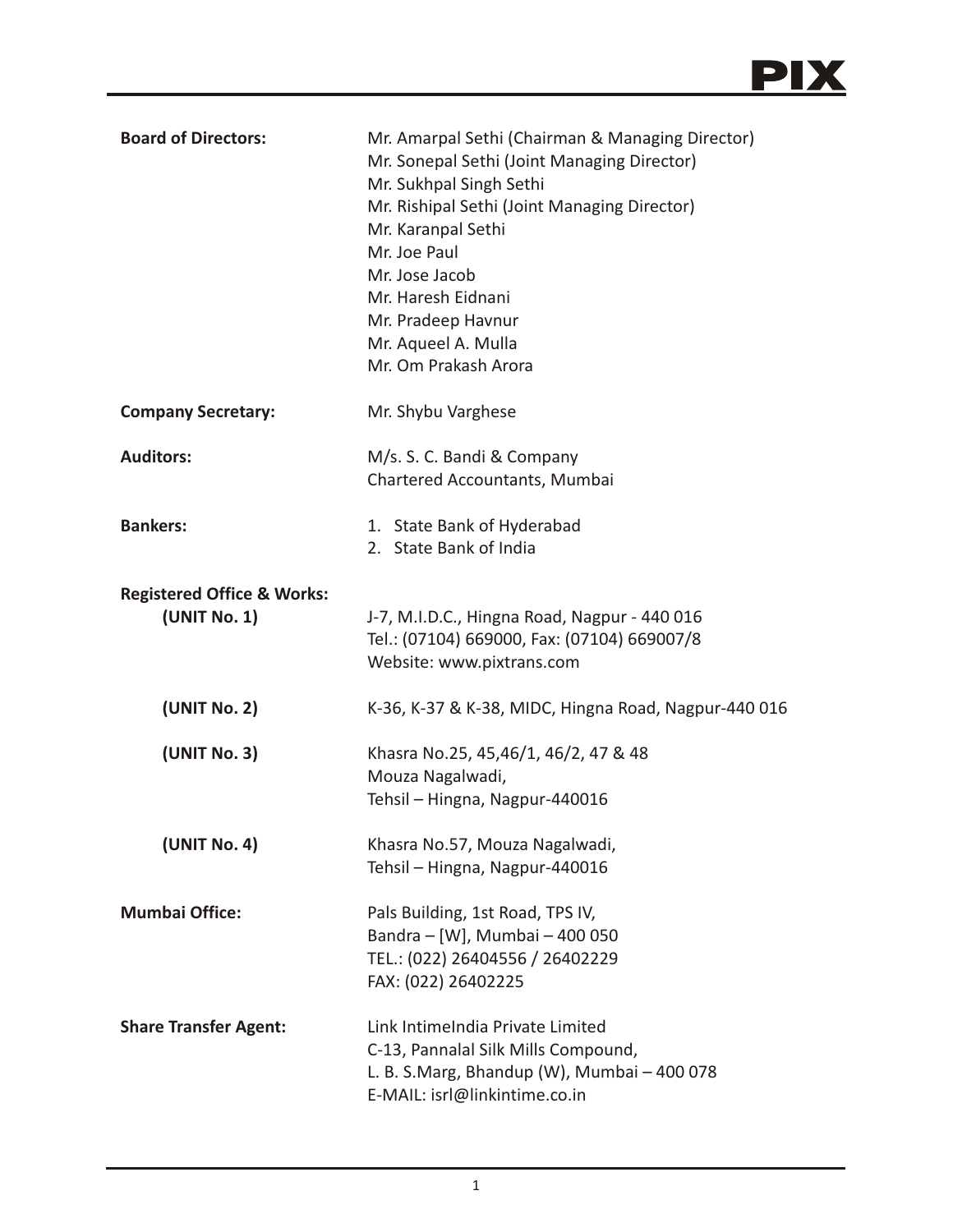| | |
|---|---|
| **Board of Directors:** | Mr. Amarpal Sethi (Chairman & Managing Director)<br>Mr. Sonepal Sethi (Joint Managing Director)<br>Mr. Sukhpal Singh Sethi<br>Mr. Rishipal Sethi (Joint Managing Director)<br>Mr. Karanpal Sethi<br>Mr. Joe Paul<br>Mr. Jose Jacob<br>Mr. Haresh Eidnani<br>Mr. Pradeep Havnur<br>Mr. Aqueel A. Mulla<br>Mr. Om Prakash Arora |
| **Company Secretary:** | Mr. Shybu Varghese |
| **Auditors:** | M/s. S. C. Bandi & Company<br>Chartered Accountants, Mumbai |
| **Bankers:** | 1. State Bank of Hyderabad<br>2. State Bank of India |
| **Registered Office & Works:** | |
| **(UNIT No. 1)** | J-7, M.I.D.C., Hingna Road, Nagpur - 440 016<br>Tel.: (07104) 669000, Fax: (07104) 669007/8<br>Website: www.pixtrans.com |
| **(UNIT No. 2)** | K-36, K-37 & K-38, MIDC, Hingna Road, Nagpur-440 016 |
| **(UNIT No. 3)** | Khasra No.25, 45,46/1, 46/2, 47 & 48<br>Mouza Nagalwadi,<br>Tehsil – Hingna, Nagpur-440016 |
| **(UNIT No. 4)** | Khasra No.57, Mouza Nagalwadi,<br>Tehsil – Hingna, Nagpur-440016 |
| **Mumbai Office:** | Pals Building, 1st Road, TPS IV,<br>Bandra – [W], Mumbai – 400 050<br>TEL.: (022) 26404556 / 26402229<br>FAX: (022) 26402225 |
| **Share Transfer Agent:** | Link IntimeIndia Private Limited<br>C-13, Pannalal Silk Mills Compound,<br>L. B. S.Marg, Bhandup (W), Mumbai – 400 078<br>E-MAIL: isrl@linkintime.co.in |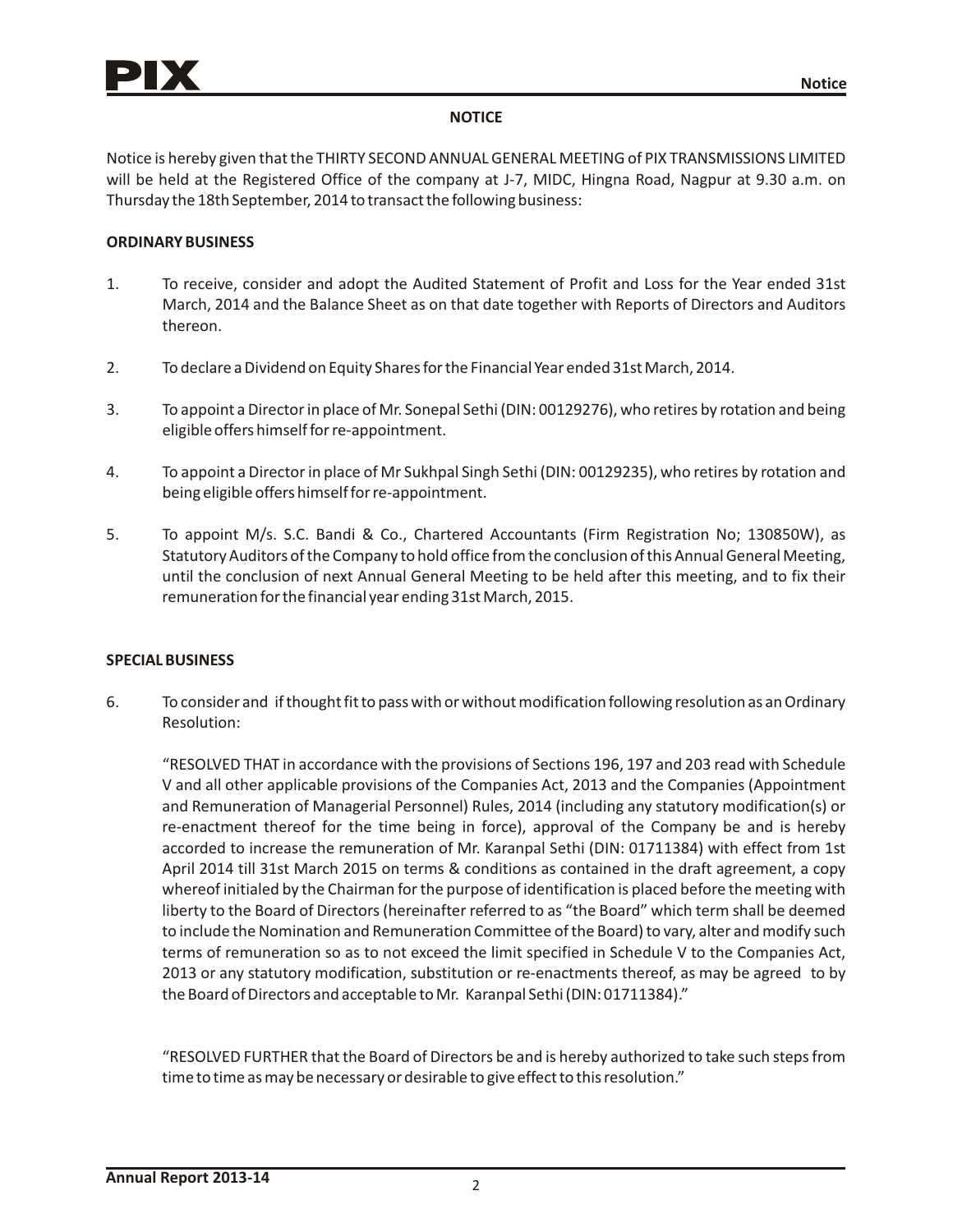## NOTICE

Notice is hereby given that the THIRTY SECOND ANNUAL GENERAL MEETING of PIX TRANSMISSIONS LIMITED will be held at the Registered Office of the company at J-7, MIDC, Hingna Road, Nagpur at 9.30 a.m. on Thursday the 18th September, 2014 to transact the following business:

### ORDINARY BUSINESS

1. To receive, consider and adopt the Audited Statement of Profit and Loss for the Year ended 31st March, 2014 and the Balance Sheet as on that date together with Reports of Directors and Auditors thereon.

2. To declare a Dividend on Equity Shares for the Financial Year ended 31st March, 2014.

3. To appoint a Director in place of Mr. Sonepal Sethi (DIN: 00129276), who retires by rotation and being eligible offers himself for re-appointment.

4. To appoint a Director in place of Mr Sukhpal Singh Sethi (DIN: 00129235), who retires by rotation and being eligible offers himself for re-appointment.

5. To appoint M/s. S.C. Bandi & Co., Chartered Accountants (Firm Registration No; 130850W), as Statutory Auditors of the Company to hold office from the conclusion of this Annual General Meeting, until the conclusion of next Annual General Meeting to be held after this meeting, and to fix their remuneration for the financial year ending 31st March, 2015.

### SPECIAL BUSINESS

6. To consider and if thought fit to pass with or without modification following resolution as an Ordinary Resolution:

   "RESOLVED THAT in accordance with the provisions of Sections 196, 197 and 203 read with Schedule V and all other applicable provisions of the Companies Act, 2013 and the Companies (Appointment and Remuneration of Managerial Personnel) Rules, 2014 (including any statutory modification(s) or re-enactment thereof for the time being in force), approval of the Company be and is hereby accorded to increase the remuneration of Mr. Karanpal Sethi (DIN: 01711384) with effect from 1st April 2014 till 31st March 2015 on terms & conditions as contained in the draft agreement, a copy whereof initialed by the Chairman for the purpose of identification is placed before the meeting with liberty to the Board of Directors (hereinafter referred to as "the Board" which term shall be deemed to include the Nomination and Remuneration Committee of the Board) to vary, alter and modify such terms of remuneration so as to not exceed the limit specified in Schedule V to the Companies Act, 2013 or any statutory modification, substitution or re-enactments thereof, as may be agreed to by the Board of Directors and acceptable to Mr. Karanpal Sethi (DIN: 01711384)."

   "RESOLVED FURTHER that the Board of Directors be and is hereby authorized to take such steps from time to time as may be necessary or desirable to give effect to this resolution."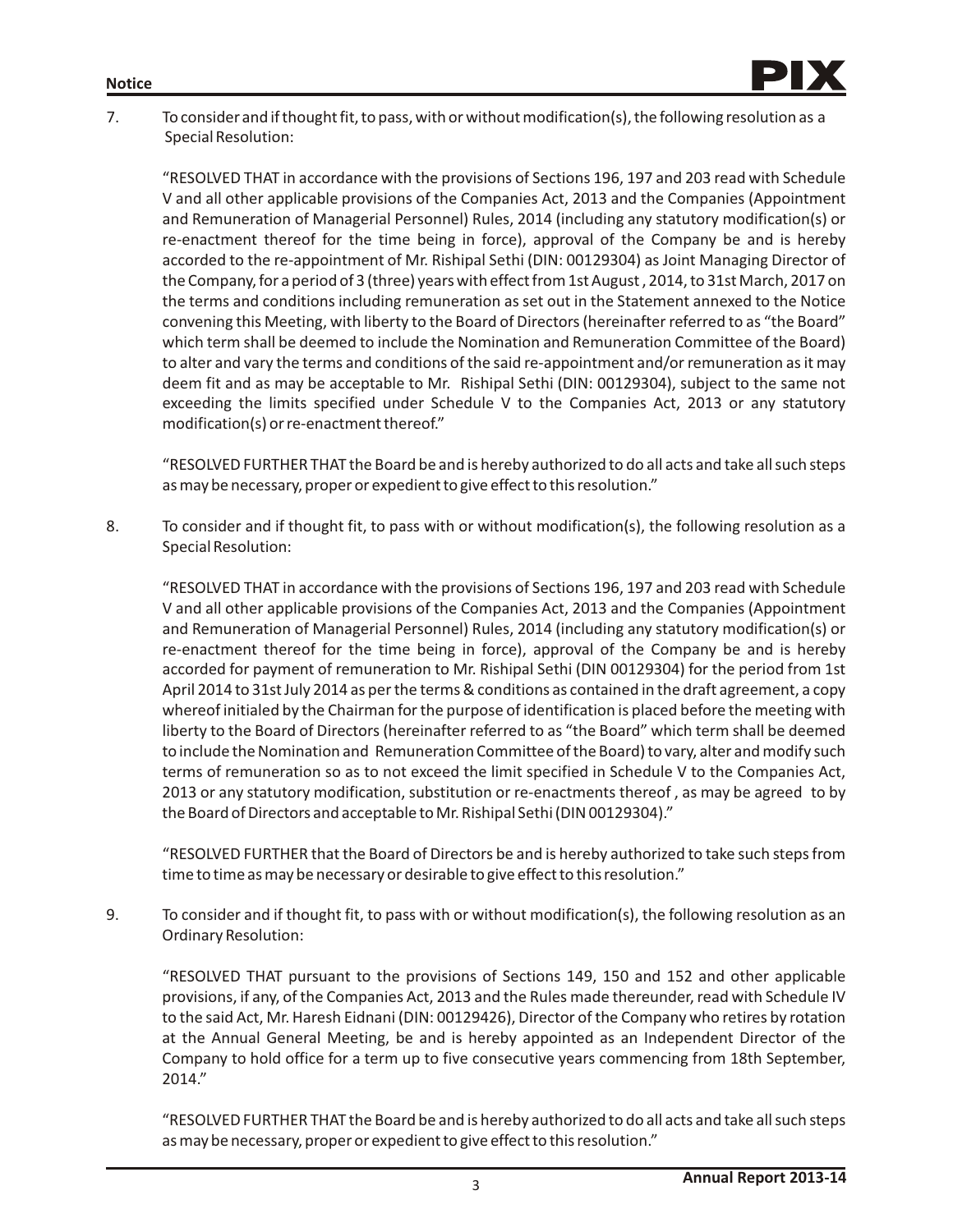7. To consider and if thought fit, to pass, with or without modification(s), the following resolution as a Special Resolution:

"RESOLVED THAT in accordance with the provisions of Sections 196, 197 and 203 read with Schedule V and all other applicable provisions of the Companies Act, 2013 and the Companies (Appointment and Remuneration of Managerial Personnel) Rules, 2014 (including any statutory modification(s) or re-enactment thereof for the time being in force), approval of the Company be and is hereby accorded to the re-appointment of Mr. Rishipal Sethi (DIN: 00129304) as Joint Managing Director of the Company, for a period of 3 (three) years with effect from 1st August , 2014, to 31st March, 2017 on the terms and conditions including remuneration as set out in the Statement annexed to the Notice convening this Meeting, with liberty to the Board of Directors (hereinafter referred to as "the Board" which term shall be deemed to include the Nomination and Remuneration Committee of the Board) to alter and vary the terms and conditions of the said re-appointment and/or remuneration as it may deem fit and as may be acceptable to Mr. Rishipal Sethi (DIN: 00129304), subject to the same not exceeding the limits specified under Schedule V to the Companies Act, 2013 or any statutory modification(s) or re-enactment thereof."

"RESOLVED FURTHER THAT the Board be and is hereby authorized to do all acts and take all such steps as may be necessary, proper or expedient to give effect to this resolution."

8. To consider and if thought fit, to pass with or without modification(s), the following resolution as a Special Resolution:

"RESOLVED THAT in accordance with the provisions of Sections 196, 197 and 203 read with Schedule V and all other applicable provisions of the Companies Act, 2013 and the Companies (Appointment and Remuneration of Managerial Personnel) Rules, 2014 (including any statutory modification(s) or re-enactment thereof for the time being in force), approval of the Company be and is hereby accorded for payment of remuneration to Mr. Rishipal Sethi (DIN 00129304) for the period from 1st April 2014 to 31st July 2014 as per the terms & conditions as contained in the draft agreement, a copy whereof initialed by the Chairman for the purpose of identification is placed before the meeting with liberty to the Board of Directors (hereinafter referred to as "the Board" which term shall be deemed to include the Nomination and Remuneration Committee of the Board) to vary, alter and modify such terms of remuneration so as to not exceed the limit specified in Schedule V to the Companies Act, 2013 or any statutory modification, substitution or re-enactments thereof , as may be agreed to by the Board of Directors and acceptable to Mr. Rishipal Sethi (DIN 00129304)."

"RESOLVED FURTHER that the Board of Directors be and is hereby authorized to take such steps from time to time as may be necessary or desirable to give effect to this resolution."

9. To consider and if thought fit, to pass with or without modification(s), the following resolution as an Ordinary Resolution:

"RESOLVED THAT pursuant to the provisions of Sections 149, 150 and 152 and other applicable provisions, if any, of the Companies Act, 2013 and the Rules made thereunder, read with Schedule IV to the said Act, Mr. Haresh Eidnani (DIN: 00129426), Director of the Company who retires by rotation at the Annual General Meeting, be and is hereby appointed as an Independent Director of the Company to hold office for a term up to five consecutive years commencing from 18th September, 2014."

"RESOLVED FURTHER THAT the Board be and is hereby authorized to do all acts and take all such steps as may be necessary, proper or expedient to give effect to this resolution."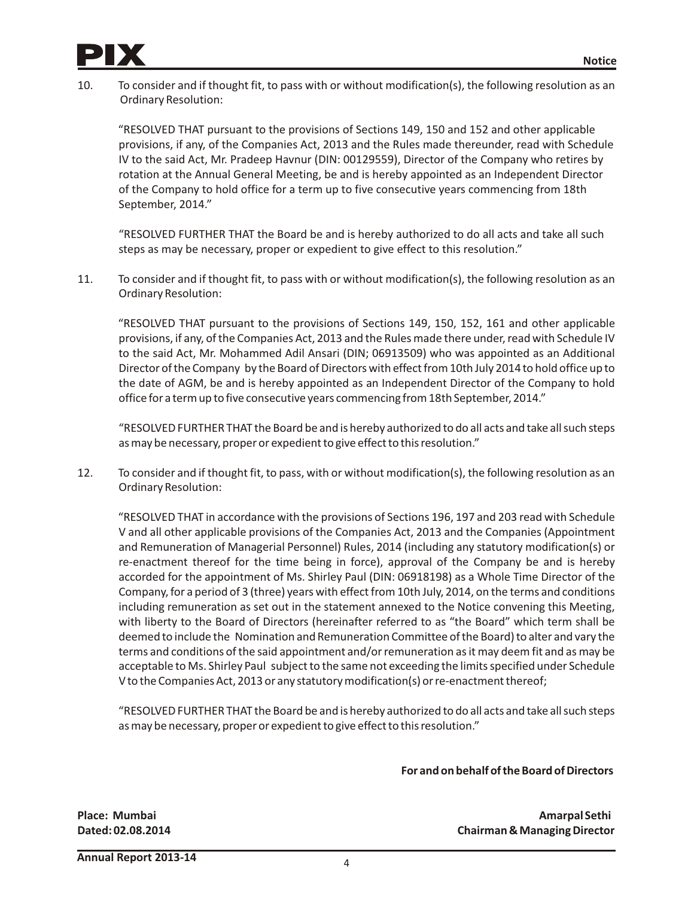10. To consider and if thought fit, to pass with or without modification(s), the following resolution as an Ordinary Resolution:

"RESOLVED THAT pursuant to the provisions of Sections 149, 150 and 152 and other applicable provisions, if any, of the Companies Act, 2013 and the Rules made thereunder, read with Schedule IV to the said Act, Mr. Pradeep Havnur (DIN: 00129559), Director of the Company who retires by rotation at the Annual General Meeting, be and is hereby appointed as an Independent Director of the Company to hold office for a term up to five consecutive years commencing from 18th September, 2014."

"RESOLVED FURTHER THAT the Board be and is hereby authorized to do all acts and take all such steps as may be necessary, proper or expedient to give effect to this resolution."

11. To consider and if thought fit, to pass with or without modification(s), the following resolution as an Ordinary Resolution:

"RESOLVED THAT pursuant to the provisions of Sections 149, 150, 152, 161 and other applicable provisions, if any, of the Companies Act, 2013 and the Rules made there under, read with Schedule IV to the said Act, Mr. Mohammed Adil Ansari (DIN; 06913509) who was appointed as an Additional Director of the Company by the Board of Directors with effect from 10th July 2014 to hold office up to the date of AGM, be and is hereby appointed as an Independent Director of the Company to hold office for a term up to five consecutive years commencing from 18th September, 2014."

"RESOLVED FURTHER THAT the Board be and is hereby authorized to do all acts and take all such steps as may be necessary, proper or expedient to give effect to this resolution."

12. To consider and if thought fit, to pass, with or without modification(s), the following resolution as an Ordinary Resolution:

"RESOLVED THAT in accordance with the provisions of Sections 196, 197 and 203 read with Schedule V and all other applicable provisions of the Companies Act, 2013 and the Companies (Appointment and Remuneration of Managerial Personnel) Rules, 2014 (including any statutory modification(s) or re-enactment thereof for the time being in force), approval of the Company be and is hereby accorded for the appointment of Ms. Shirley Paul (DIN: 06918198) as a Whole Time Director of the Company, for a period of 3 (three) years with effect from 10th July, 2014, on the terms and conditions including remuneration as set out in the statement annexed to the Notice convening this Meeting, with liberty to the Board of Directors (hereinafter referred to as "the Board" which term shall be deemed to include the Nomination and Remuneration Committee of the Board) to alter and vary the terms and conditions of the said appointment and/or remuneration as it may deem fit and as may be acceptable to Ms. Shirley Paul subject to the same not exceeding the limits specified under Schedule V to the Companies Act, 2013 or any statutory modification(s) or re-enactment thereof;

"RESOLVED FURTHER THAT the Board be and is hereby authorized to do all acts and take all such steps as may be necessary, proper or expedient to give effect to this resolution."

**For and on behalf of the Board of Directors**

**Place: Mumbai**
**Dated: 02.08.2014**

**Amarpal Sethi**
**Chairman & Managing Director**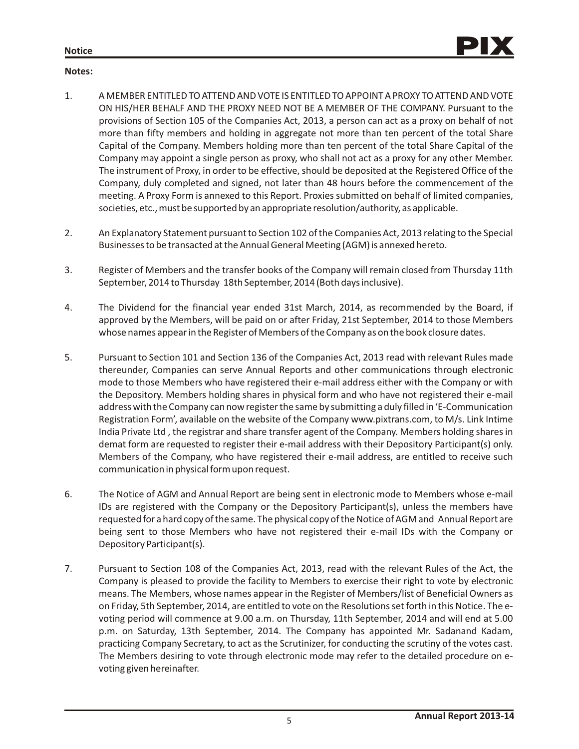**Notes:**

1. A MEMBER ENTITLED TO ATTEND AND VOTE IS ENTITLED TO APPOINT A PROXY TO ATTEND AND VOTE ON HIS/HER BEHALF AND THE PROXY NEED NOT BE A MEMBER OF THE COMPANY. Pursuant to the provisions of Section 105 of the Companies Act, 2013, a person can act as a proxy on behalf of not more than fifty members and holding in aggregate not more than ten percent of the total Share Capital of the Company. Members holding more than ten percent of the total Share Capital of the Company may appoint a single person as proxy, who shall not act as a proxy for any other Member. The instrument of Proxy, in order to be effective, should be deposited at the Registered Office of the Company, duly completed and signed, not later than 48 hours before the commencement of the meeting. A Proxy Form is annexed to this Report. Proxies submitted on behalf of limited companies, societies, etc., must be supported by an appropriate resolution/authority, as applicable.

2. An Explanatory Statement pursuant to Section 102 of the Companies Act, 2013 relating to the Special Businesses to be transacted at the Annual General Meeting (AGM) is annexed hereto.

3. Register of Members and the transfer books of the Company will remain closed from Thursday 11th September, 2014 to Thursday 18th September, 2014 (Both days inclusive).

4. The Dividend for the financial year ended 31st March, 2014, as recommended by the Board, if approved by the Members, will be paid on or after Friday, 21st September, 2014 to those Members whose names appear in the Register of Members of the Company as on the book closure dates.

5. Pursuant to Section 101 and Section 136 of the Companies Act, 2013 read with relevant Rules made thereunder, Companies can serve Annual Reports and other communications through electronic mode to those Members who have registered their e-mail address either with the Company or with the Depository. Members holding shares in physical form and who have not registered their e-mail address with the Company can now register the same by submitting a duly filled in 'E-Communication Registration Form', available on the website of the Company www.pixtrans.com, to M/s. Link Intime India Private Ltd , the registrar and share transfer agent of the Company. Members holding shares in demat form are requested to register their e-mail address with their Depository Participant(s) only. Members of the Company, who have registered their e-mail address, are entitled to receive such communication in physical form upon request.

6. The Notice of AGM and Annual Report are being sent in electronic mode to Members whose e-mail IDs are registered with the Company or the Depository Participant(s), unless the members have requested for a hard copy of the same. The physical copy of the Notice of AGM and Annual Report are being sent to those Members who have not registered their e-mail IDs with the Company or Depository Participant(s).

7. Pursuant to Section 108 of the Companies Act, 2013, read with the relevant Rules of the Act, the Company is pleased to provide the facility to Members to exercise their right to vote by electronic means. The Members, whose names appear in the Register of Members/list of Beneficial Owners as on Friday, 5th September, 2014, are entitled to vote on the Resolutions set forth in this Notice. The e-voting period will commence at 9.00 a.m. on Thursday, 11th September, 2014 and will end at 5.00 p.m. on Saturday, 13th September, 2014. The Company has appointed Mr. Sadanand Kadam, practicing Company Secretary, to act as the Scrutinizer, for conducting the scrutiny of the votes cast. The Members desiring to vote through electronic mode may refer to the detailed procedure on e-voting given hereinafter.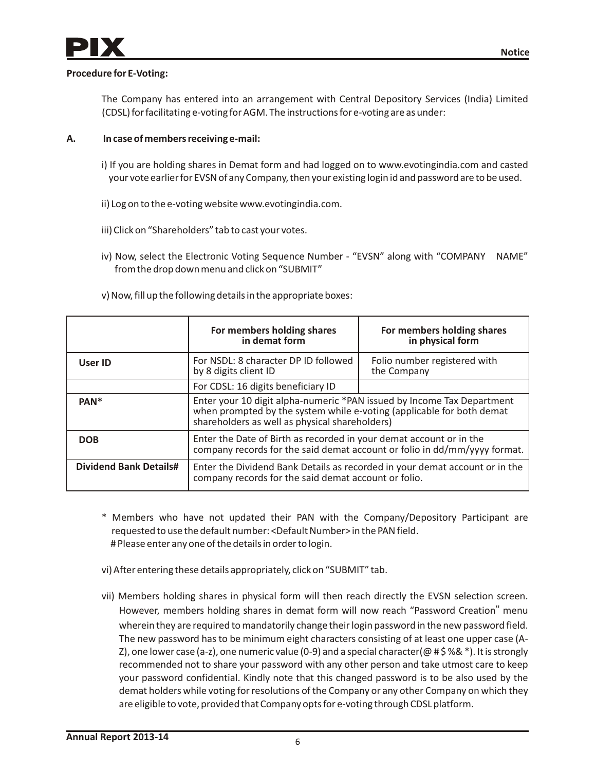**Procedure for E-Voting:**

The Company has entered into an arrangement with Central Depository Services (India) Limited (CDSL) for facilitating e-voting for AGM. The instructions for e-voting are as under:

**A. In case of members receiving e-mail:**

i) If you are holding shares in Demat form and had logged on to www.evotingindia.com and casted your vote earlier for EVSN of any Company, then your existing login id and password are to be used.

ii) Log on to the e-voting website www.evotingindia.com.

iii) Click on "Shareholders" tab to cast your votes.

iv) Now, select the Electronic Voting Sequence Number - "EVSN" along with "COMPANY NAME" from the drop down menu and click on "SUBMIT"

v) Now, fill up the following details in the appropriate boxes:

| | For members holding shares in demat form | For members holding shares in physical form |
|---|---|---|
| **User ID** | For NSDL: 8 character DP ID followed by 8 digits client ID | Folio number registered with the Company |
| | For CDSL: 16 digits beneficiary ID | |
| **PAN*** | Enter your 10 digit alpha-numeric *PAN issued by Income Tax Department when prompted by the system while e-voting (applicable for both demat shareholders as well as physical shareholders) | |
| **DOB** | Enter the Date of Birth as recorded in your demat account or in the company records for the said demat account or folio in dd/mm/yyyy format. | |
| **Dividend Bank Details#** | Enter the Dividend Bank Details as recorded in your demat account or in the company records for the said demat account or folio. | |

\* Members who have not updated their PAN with the Company/Depository Participant are requested to use the default number: <Default Number> in the PAN field.

\# Please enter any one of the details in order to login.

vi) After entering these details appropriately, click on "SUBMIT" tab.

vii) Members holding shares in physical form will then reach directly the EVSN selection screen. However, members holding shares in demat form will now reach "Password Creation" menu wherein they are required to mandatorily change their login password in the new password field. The new password has to be minimum eight characters consisting of at least one upper case (A-Z), one lower case (a-z), one numeric value (0-9) and a special character(@ # $ %& *). It is strongly recommended not to share your password with any other person and take utmost care to keep your password confidential. Kindly note that this changed password is to be also used by the demat holders while voting for resolutions of the Company or any other Company on which they are eligible to vote, provided that Company opts for e-voting through CDSL platform.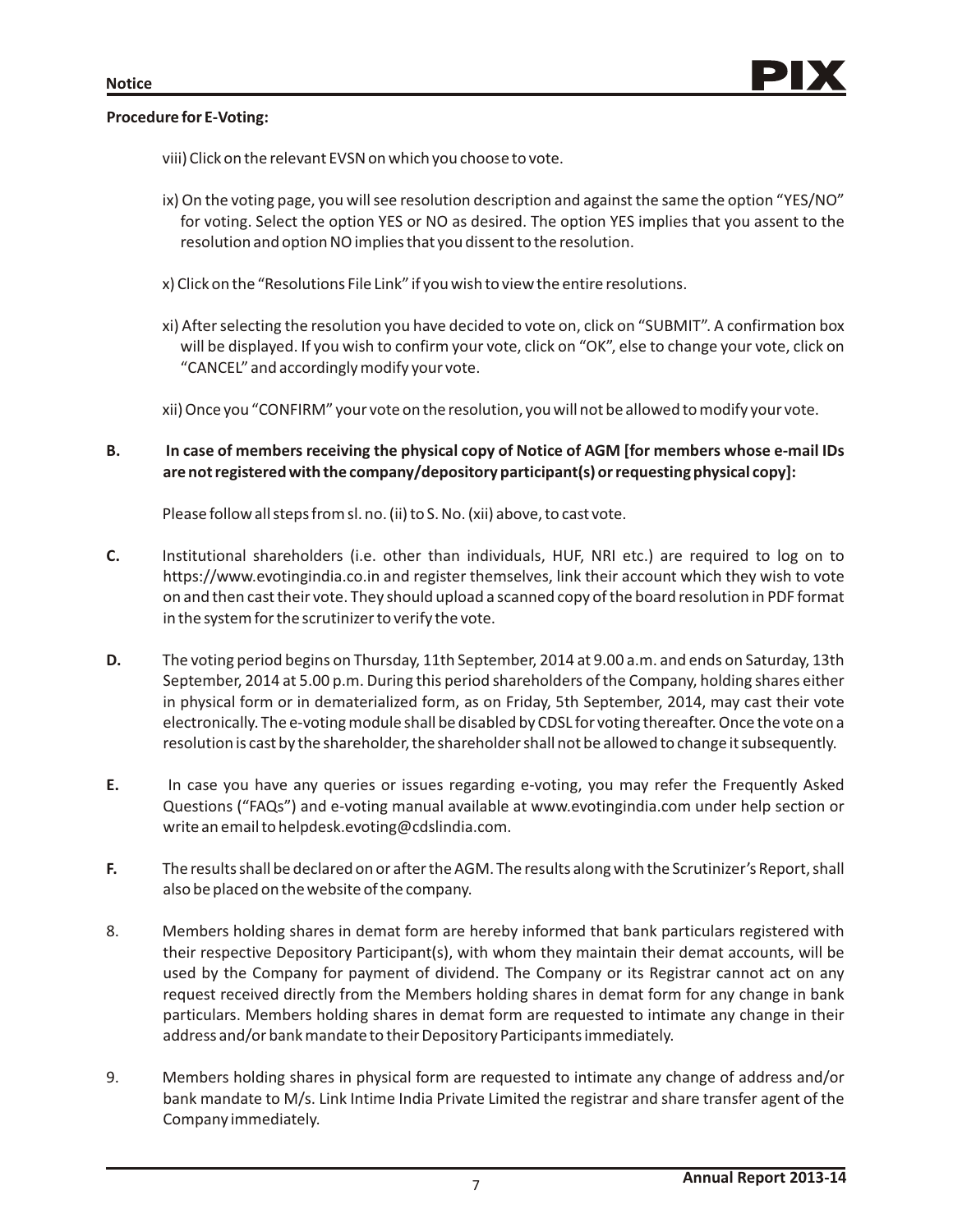**Procedure for E-Voting:**

viii) Click on the relevant EVSN on which you choose to vote.

ix) On the voting page, you will see resolution description and against the same the option "YES/NO" for voting. Select the option YES or NO as desired. The option YES implies that you assent to the resolution and option NO implies that you dissent to the resolution.

x) Click on the "Resolutions File Link" if you wish to view the entire resolutions.

xi) After selecting the resolution you have decided to vote on, click on "SUBMIT". A confirmation box will be displayed. If you wish to confirm your vote, click on "OK", else to change your vote, click on "CANCEL" and accordingly modify your vote.

xii) Once you "CONFIRM" your vote on the resolution, you will not be allowed to modify your vote.

**B. In case of members receiving the physical copy of Notice of AGM [for members whose e-mail IDs are not registered with the company/depository participant(s) or requesting physical copy]:**

Please follow all steps from sl. no. (ii) to S. No. (xii) above, to cast vote.

**C.** Institutional shareholders (i.e. other than individuals, HUF, NRI etc.) are required to log on to https://www.evotingindia.co.in and register themselves, link their account which they wish to vote on and then cast their vote. They should upload a scanned copy of the board resolution in PDF format in the system for the scrutinizer to verify the vote.

**D.** The voting period begins on Thursday, 11th September, 2014 at 9.00 a.m. and ends on Saturday, 13th September, 2014 at 5.00 p.m. During this period shareholders of the Company, holding shares either in physical form or in dematerialized form, as on Friday, 5th September, 2014, may cast their vote electronically. The e-voting module shall be disabled by CDSL for voting thereafter. Once the vote on a resolution is cast by the shareholder, the shareholder shall not be allowed to change it subsequently.

**E.** In case you have any queries or issues regarding e-voting, you may refer the Frequently Asked Questions ("FAQs") and e-voting manual available at www.evotingindia.com under help section or write an email to helpdesk.evoting@cdslindia.com.

**F.** The results shall be declared on or after the AGM. The results along with the Scrutinizer's Report, shall also be placed on the website of the company.

8. Members holding shares in demat form are hereby informed that bank particulars registered with their respective Depository Participant(s), with whom they maintain their demat accounts, will be used by the Company for payment of dividend. The Company or its Registrar cannot act on any request received directly from the Members holding shares in demat form for any change in bank particulars. Members holding shares in demat form are requested to intimate any change in their address and/or bank mandate to their Depository Participants immediately.

9. Members holding shares in physical form are requested to intimate any change of address and/or bank mandate to M/s. Link Intime India Private Limited the registrar and share transfer agent of the Company immediately.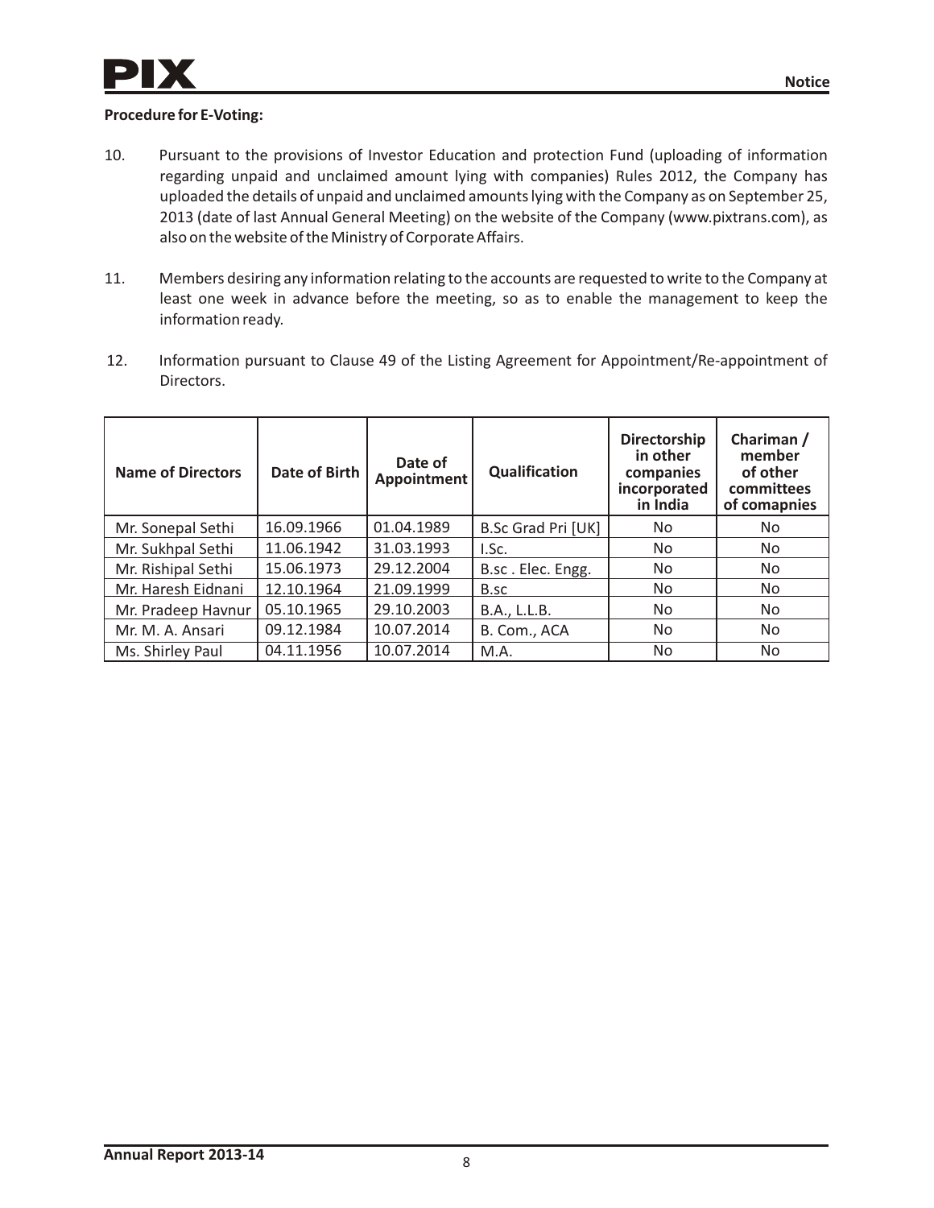**Procedure for E-Voting:**

10. Pursuant to the provisions of Investor Education and protection Fund (uploading of information regarding unpaid and unclaimed amount lying with companies) Rules 2012, the Company has uploaded the details of unpaid and unclaimed amounts lying with the Company as on September 25, 2013 (date of last Annual General Meeting) on the website of the Company (www.pixtrans.com), as also on the website of the Ministry of Corporate Affairs.

11. Members desiring any information relating to the accounts are requested to write to the Company at least one week in advance before the meeting, so as to enable the management to keep the information ready.

12. Information pursuant to Clause 49 of the Listing Agreement for Appointment/Re-appointment of Directors.

| Name of Directors | Date of Birth | Date of Appointment | Qualification | Directorship in other companies incorporated in India | Chariman / member of other committees of comapnies |
|---|---|---|---|---|---|
| Mr. Sonepal Sethi | 16.09.1966 | 01.04.1989 | B.Sc Grad Pri [UK] | No | No |
| Mr. Sukhpal Sethi | 11.06.1942 | 31.03.1993 | I.Sc. | No | No |
| Mr. Rishipal Sethi | 15.06.1973 | 29.12.2004 | B.sc . Elec. Engg. | No | No |
| Mr. Haresh Eidnani | 12.10.1964 | 21.09.1999 | B.sc | No | No |
| Mr. Pradeep Havnur | 05.10.1965 | 29.10.2003 | B.A., L.L.B. | No | No |
| Mr. M. A. Ansari | 09.12.1984 | 10.07.2014 | B. Com., ACA | No | No |
| Ms. Shirley Paul | 04.11.1956 | 10.07.2014 | M.A. | No | No |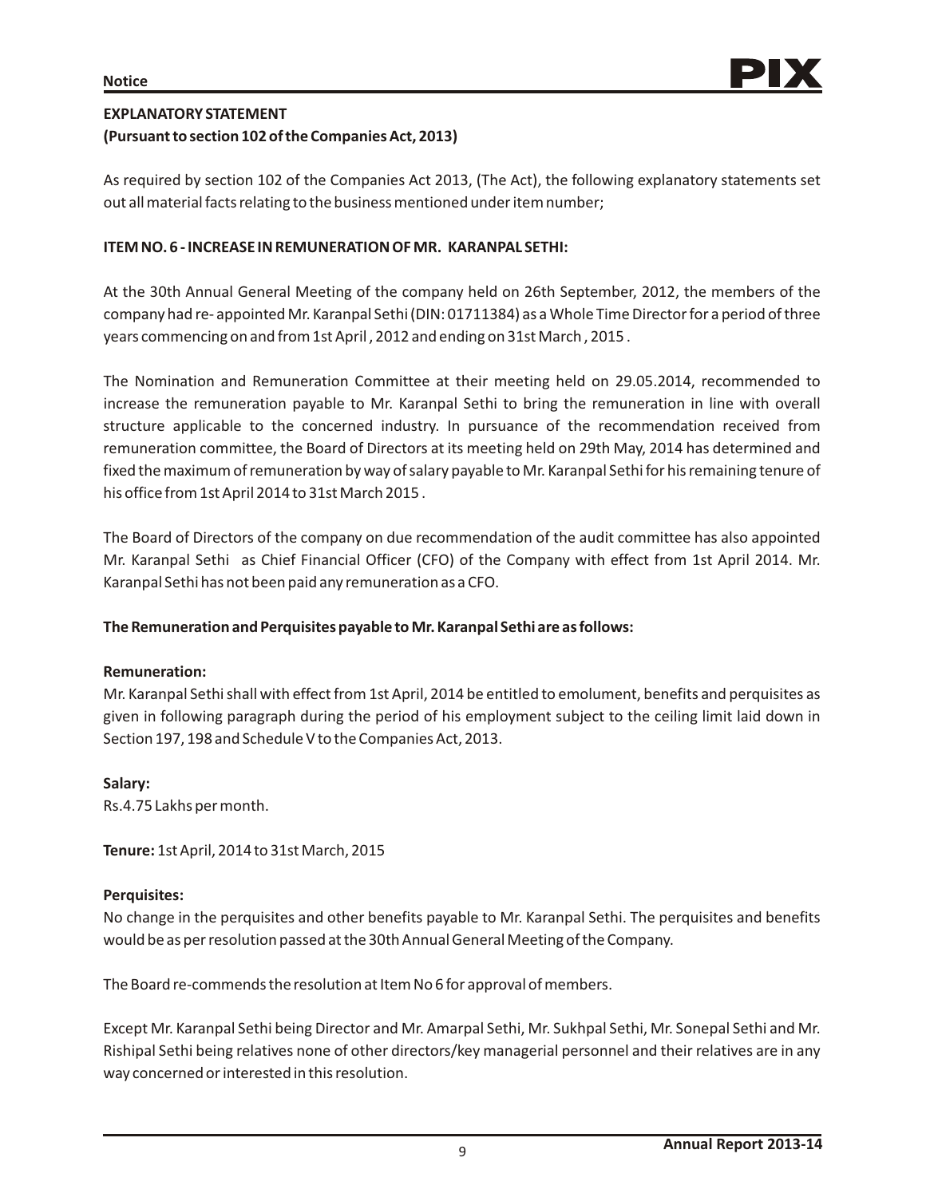## EXPLANATORY STATEMENT
## (Pursuant to section 102 of the Companies Act, 2013)

As required by section 102 of the Companies Act 2013, (The Act), the following explanatory statements set out all material facts relating to the business mentioned under item number;

### ITEM NO. 6 - INCREASE IN REMUNERATION OF MR. KARANPAL SETHI:

At the 30th Annual General Meeting of the company held on 26th September, 2012, the members of the company had re- appointed Mr. Karanpal Sethi (DIN: 01711384) as a Whole Time Director for a period of three years commencing on and from 1st April , 2012 and ending on 31st March , 2015 .

The Nomination and Remuneration Committee at their meeting held on 29.05.2014, recommended to increase the remuneration payable to Mr. Karanpal Sethi to bring the remuneration in line with overall structure applicable to the concerned industry. In pursuance of the recommendation received from remuneration committee, the Board of Directors at its meeting held on 29th May, 2014 has determined and fixed the maximum of remuneration by way of salary payable to Mr. Karanpal Sethi for his remaining tenure of his office from 1st April 2014 to 31st March 2015 .

The Board of Directors of the company on due recommendation of the audit committee has also appointed Mr. Karanpal Sethi as Chief Financial Officer (CFO) of the Company with effect from 1st April 2014. Mr. Karanpal Sethi has not been paid any remuneration as a CFO.

**The Remuneration and Perquisites payable to Mr. Karanpal Sethi are as follows:**

**Remuneration:**
Mr. Karanpal Sethi shall with effect from 1st April, 2014 be entitled to emolument, benefits and perquisites as given in following paragraph during the period of his employment subject to the ceiling limit laid down in Section 197, 198 and Schedule V to the Companies Act, 2013.

**Salary:**
Rs.4.75 Lakhs per month.

**Tenure:** 1st April, 2014 to 31st March, 2015

**Perquisites:**
No change in the perquisites and other benefits payable to Mr. Karanpal Sethi. The perquisites and benefits would be as per resolution passed at the 30th Annual General Meeting of the Company.

The Board re-commends the resolution at Item No 6 for approval of members.

Except Mr. Karanpal Sethi being Director and Mr. Amarpal Sethi, Mr. Sukhpal Sethi, Mr. Sonepal Sethi and Mr. Rishipal Sethi being relatives none of other directors/key managerial personnel and their relatives are in any way concerned or interested in this resolution.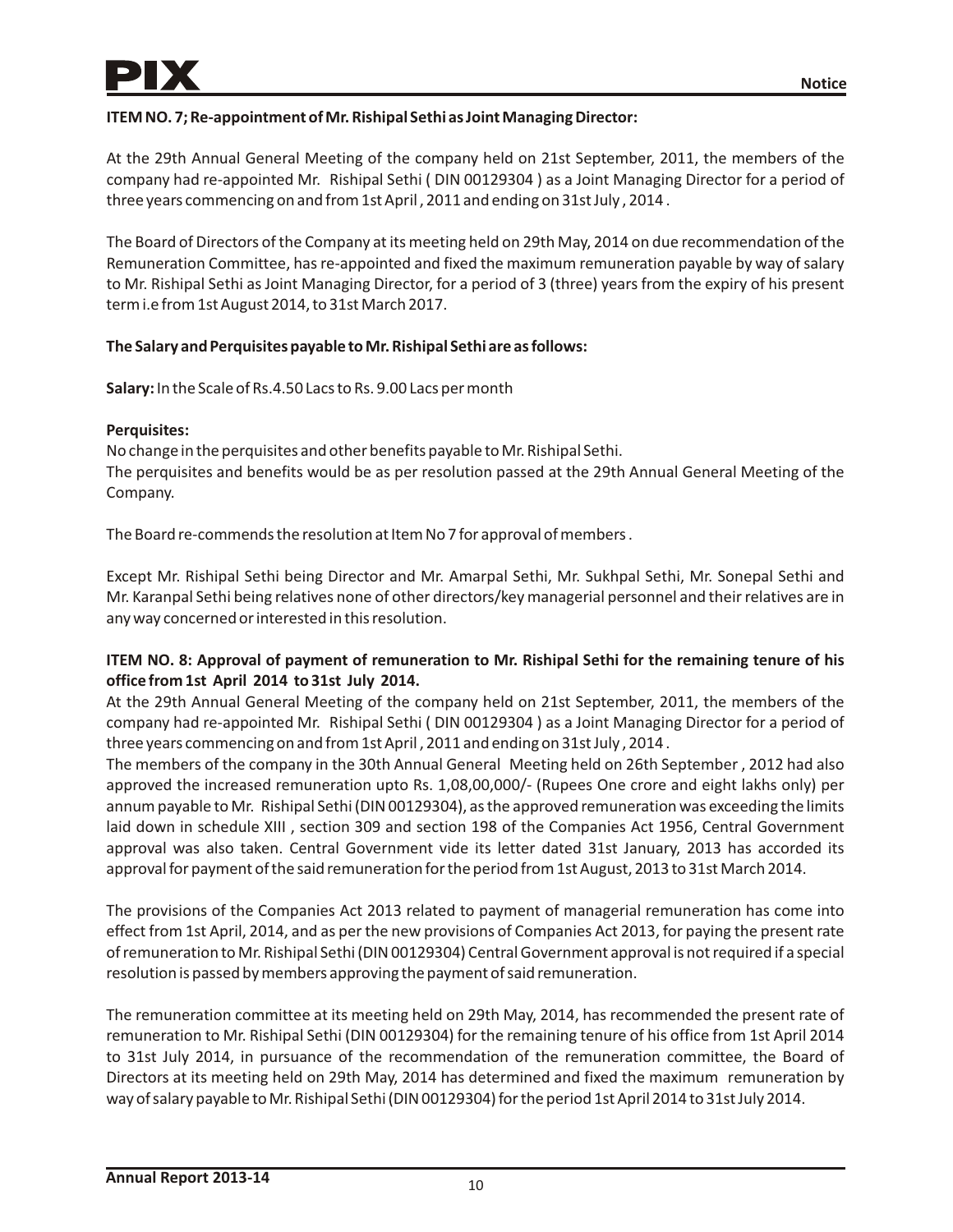**ITEM NO. 7; Re-appointment of Mr. Rishipal Sethi as Joint Managing Director:**

At the 29th Annual General Meeting of the company held on 21st September, 2011, the members of the company had re-appointed Mr. Rishipal Sethi ( DIN 00129304 ) as a Joint Managing Director for a period of three years commencing on and from 1st April , 2011 and ending on 31st July , 2014 .

The Board of Directors of the Company at its meeting held on 29th May, 2014 on due recommendation of the Remuneration Committee, has re-appointed and fixed the maximum remuneration payable by way of salary to Mr. Rishipal Sethi as Joint Managing Director, for a period of 3 (three) years from the expiry of his present term i.e from 1st August 2014, to 31st March 2017.

**The Salary and Perquisites payable to Mr. Rishipal Sethi are as follows:**

**Salary:** In the Scale of Rs.4.50 Lacs to Rs. 9.00 Lacs per month

**Perquisites:**

No change in the perquisites and other benefits payable to Mr. Rishipal Sethi.
The perquisites and benefits would be as per resolution passed at the 29th Annual General Meeting of the Company.

The Board re-commends the resolution at Item No 7 for approval of members .

Except Mr. Rishipal Sethi being Director and Mr. Amarpal Sethi, Mr. Sukhpal Sethi, Mr. Sonepal Sethi and Mr. Karanpal Sethi being relatives none of other directors/key managerial personnel and their relatives are in any way concerned or interested in this resolution.

**ITEM NO. 8: Approval of payment of remuneration to Mr. Rishipal Sethi for the remaining tenure of his office from 1st April 2014 to 31st July 2014.**

At the 29th Annual General Meeting of the company held on 21st September, 2011, the members of the company had re-appointed Mr. Rishipal Sethi ( DIN 00129304 ) as a Joint Managing Director for a period of three years commencing on and from 1st April , 2011 and ending on 31st July , 2014 .

The members of the company in the 30th Annual General Meeting held on 26th September , 2012 had also approved the increased remuneration upto Rs. 1,08,00,000/- (Rupees One crore and eight lakhs only) per annum payable to Mr. Rishipal Sethi (DIN 00129304), as the approved remuneration was exceeding the limits laid down in schedule XIII , section 309 and section 198 of the Companies Act 1956, Central Government approval was also taken. Central Government vide its letter dated 31st January, 2013 has accorded its approval for payment of the said remuneration for the period from 1st August, 2013 to 31st March 2014.

The provisions of the Companies Act 2013 related to payment of managerial remuneration has come into effect from 1st April, 2014, and as per the new provisions of Companies Act 2013, for paying the present rate of remuneration to Mr. Rishipal Sethi (DIN 00129304) Central Government approval is not required if a special resolution is passed by members approving the payment of said remuneration.

The remuneration committee at its meeting held on 29th May, 2014, has recommended the present rate of remuneration to Mr. Rishipal Sethi (DIN 00129304) for the remaining tenure of his office from 1st April 2014 to 31st July 2014, in pursuance of the recommendation of the remuneration committee, the Board of Directors at its meeting held on 29th May, 2014 has determined and fixed the maximum remuneration by way of salary payable to Mr. Rishipal Sethi (DIN 00129304) for the period 1st April 2014 to 31st July 2014.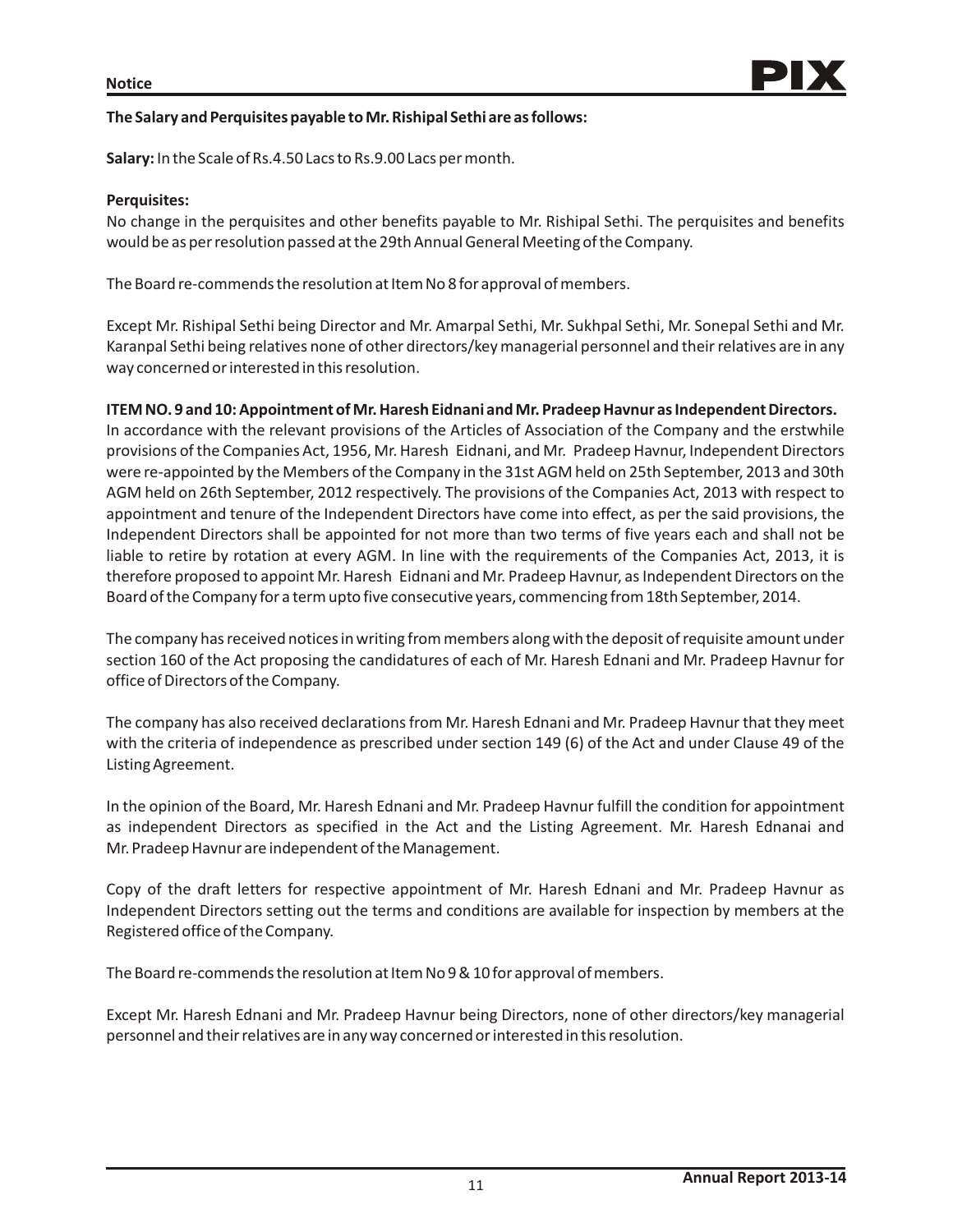**The Salary and Perquisites payable to Mr. Rishipal Sethi are as follows:**

**Salary:** In the Scale of Rs.4.50 Lacs to Rs.9.00 Lacs per month.

**Perquisites:**

No change in the perquisites and other benefits payable to Mr. Rishipal Sethi. The perquisites and benefits would be as per resolution passed at the 29th Annual General Meeting of the Company.

The Board re-commends the resolution at Item No 8 for approval of members.

Except Mr. Rishipal Sethi being Director and Mr. Amarpal Sethi, Mr. Sukhpal Sethi, Mr. Sonepal Sethi and Mr. Karanpal Sethi being relatives none of other directors/key managerial personnel and their relatives are in any way concerned or interested in this resolution.

**ITEM NO. 9 and 10: Appointment of Mr. Haresh Eidnani and Mr. Pradeep Havnur as Independent Directors.**

In accordance with the relevant provisions of the Articles of Association of the Company and the erstwhile provisions of the Companies Act, 1956, Mr. Haresh Eidnani, and Mr. Pradeep Havnur, Independent Directors were re-appointed by the Members of the Company in the 31st AGM held on 25th September, 2013 and 30th AGM held on 26th September, 2012 respectively. The provisions of the Companies Act, 2013 with respect to appointment and tenure of the Independent Directors have come into effect, as per the said provisions, the Independent Directors shall be appointed for not more than two terms of five years each and shall not be liable to retire by rotation at every AGM. In line with the requirements of the Companies Act, 2013, it is therefore proposed to appoint Mr. Haresh Eidnani and Mr. Pradeep Havnur, as Independent Directors on the Board of the Company for a term upto five consecutive years, commencing from 18th September, 2014.

The company has received notices in writing from members along with the deposit of requisite amount under section 160 of the Act proposing the candidatures of each of Mr. Haresh Ednani and Mr. Pradeep Havnur for office of Directors of the Company.

The company has also received declarations from Mr. Haresh Ednani and Mr. Pradeep Havnur that they meet with the criteria of independence as prescribed under section 149 (6) of the Act and under Clause 49 of the Listing Agreement.

In the opinion of the Board, Mr. Haresh Ednani and Mr. Pradeep Havnur fulfill the condition for appointment as independent Directors as specified in the Act and the Listing Agreement. Mr. Haresh Ednanai and Mr. Pradeep Havnur are independent of the Management.

Copy of the draft letters for respective appointment of Mr. Haresh Ednani and Mr. Pradeep Havnur as Independent Directors setting out the terms and conditions are available for inspection by members at the Registered office of the Company.

The Board re-commends the resolution at Item No 9 & 10 for approval of members.

Except Mr. Haresh Ednani and Mr. Pradeep Havnur being Directors, none of other directors/key managerial personnel and their relatives are in any way concerned or interested in this resolution.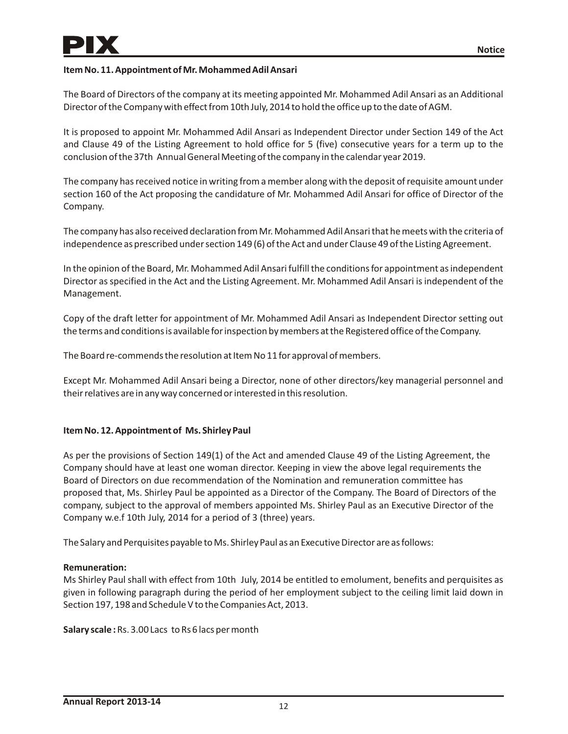**Item No. 11. Appointment of Mr. Mohammed Adil Ansari**

The Board of Directors of the company at its meeting appointed Mr. Mohammed Adil Ansari as an Additional Director of the Company with effect from 10th July, 2014 to hold the office up to the date of AGM.

It is proposed to appoint Mr. Mohammed Adil Ansari as Independent Director under Section 149 of the Act and Clause 49 of the Listing Agreement to hold office for 5 (five) consecutive years for a term up to the conclusion of the 37th Annual General Meeting of the company in the calendar year 2019.

The company has received notice in writing from a member along with the deposit of requisite amount under section 160 of the Act proposing the candidature of Mr. Mohammed Adil Ansari for office of Director of the Company.

The company has also received declaration from Mr. Mohammed Adil Ansari that he meets with the criteria of independence as prescribed under section 149 (6) of the Act and under Clause 49 of the Listing Agreement.

In the opinion of the Board, Mr. Mohammed Adil Ansari fulfill the conditions for appointment as independent Director as specified in the Act and the Listing Agreement. Mr. Mohammed Adil Ansari is independent of the Management.

Copy of the draft letter for appointment of Mr. Mohammed Adil Ansari as Independent Director setting out the terms and conditions is available for inspection by members at the Registered office of the Company.

The Board re-commends the resolution at Item No 11 for approval of members.

Except Mr. Mohammed Adil Ansari being a Director, none of other directors/key managerial personnel and their relatives are in any way concerned or interested in this resolution.

**Item No. 12. Appointment of Ms. Shirley Paul**

As per the provisions of Section 149(1) of the Act and amended Clause 49 of the Listing Agreement, the Company should have at least one woman director. Keeping in view the above legal requirements the Board of Directors on due recommendation of the Nomination and remuneration committee has proposed that, Ms. Shirley Paul be appointed as a Director of the Company. The Board of Directors of the company, subject to the approval of members appointed Ms. Shirley Paul as an Executive Director of the Company w.e.f 10th July, 2014 for a period of 3 (three) years.

The Salary and Perquisites payable to Ms. Shirley Paul as an Executive Director are as follows:

**Remuneration:**

Ms Shirley Paul shall with effect from 10th July, 2014 be entitled to emolument, benefits and perquisites as given in following paragraph during the period of her employment subject to the ceiling limit laid down in Section 197, 198 and Schedule V to the Companies Act, 2013.

**Salary scale :** Rs. 3.00 Lacs to Rs 6 lacs per month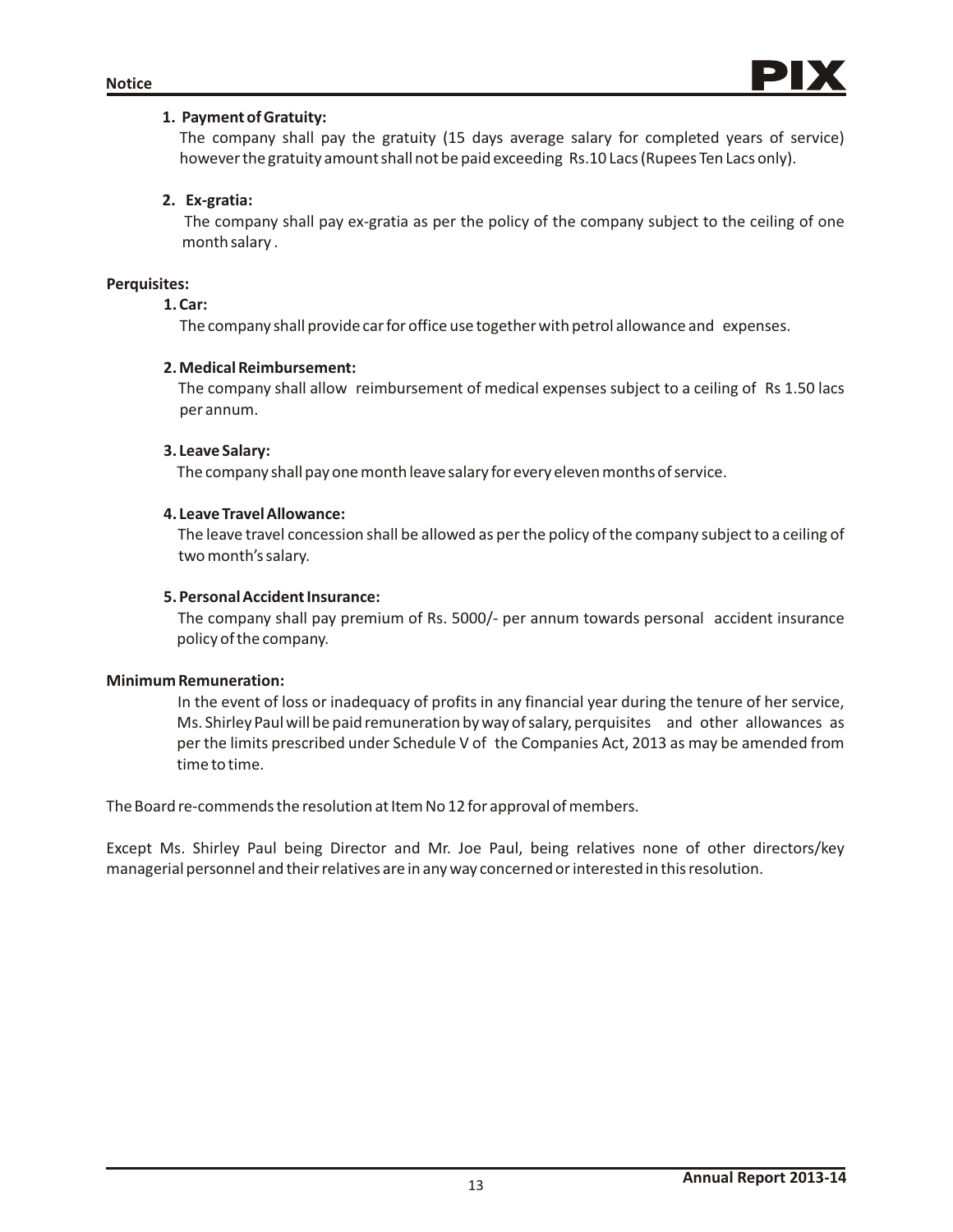1. **Payment of Gratuity:**
   The company shall pay the gratuity (15 days average salary for completed years of service) however the gratuity amount shall not be paid exceeding Rs.10 Lacs (Rupees Ten Lacs only).

2. **Ex-gratia:**
   The company shall pay ex-gratia as per the policy of the company subject to the ceiling of one month salary .

**Perquisites:**

1. **Car:**
   The company shall provide car for office use together with petrol allowance and expenses.

2. **Medical Reimbursement:**
   The company shall allow reimbursement of medical expenses subject to a ceiling of Rs 1.50 lacs per annum.

3. **Leave Salary:**
   The company shall pay one month leave salary for every eleven months of service.

4. **Leave Travel Allowance:**
   The leave travel concession shall be allowed as per the policy of the company subject to a ceiling of two month's salary.

5. **Personal Accident Insurance:**
   The company shall pay premium of Rs. 5000/- per annum towards personal accident insurance policy of the company.

**Minimum Remuneration:**

In the event of loss or inadequacy of profits in any financial year during the tenure of her service, Ms. Shirley Paul will be paid remuneration by way of salary, perquisites and other allowances as per the limits prescribed under Schedule V of the Companies Act, 2013 as may be amended from time to time.

The Board re-commends the resolution at Item No 12 for approval of members.

Except Ms. Shirley Paul being Director and Mr. Joe Paul, being relatives none of other directors/key managerial personnel and their relatives are in any way concerned or interested in this resolution.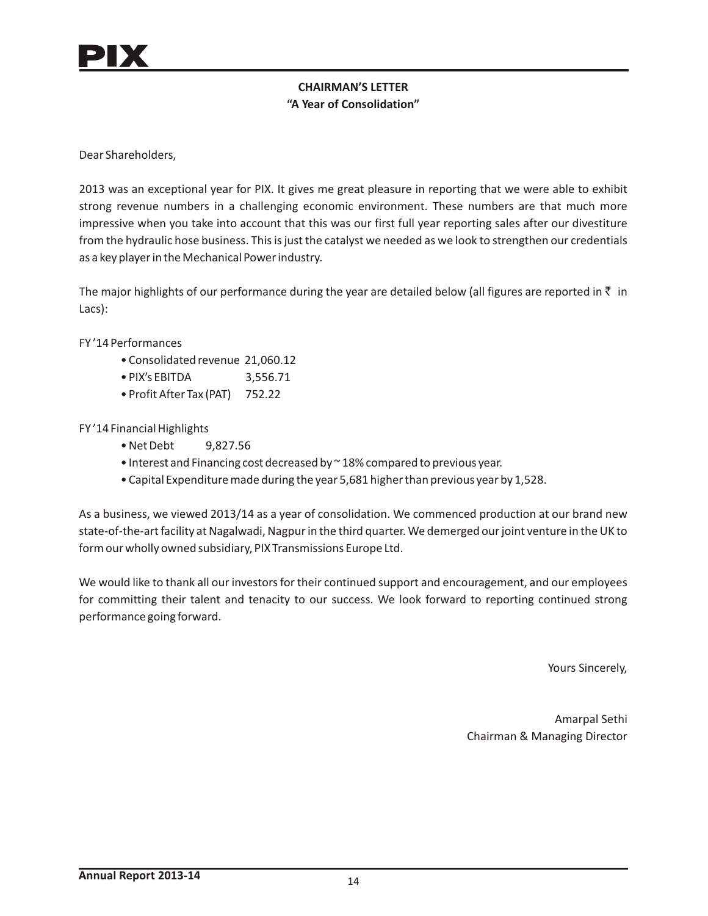## CHAIRMAN'S LETTER
### "A Year of Consolidation"

Dear Shareholders,

2013 was an exceptional year for PIX. It gives me great pleasure in reporting that we were able to exhibit strong revenue numbers in a challenging economic environment. These numbers are that much more impressive when you take into account that this was our first full year reporting sales after our divestiture from the hydraulic hose business. This is just the catalyst we needed as we look to strengthen our credentials as a key player in the Mechanical Power industry.

The major highlights of our performance during the year are detailed below (all figures are reported in ₹ in Lacs):

FY '14 Performances

- Consolidated revenue 21,060.12
- PIX's EBITDA 3,556.71
- Profit After Tax (PAT) 752.22

FY '14 Financial Highlights

- Net Debt 9,827.56
- Interest and Financing cost decreased by ~ 18% compared to previous year.
- Capital Expenditure made during the year 5,681 higher than previous year by 1,528.

As a business, we viewed 2013/14 as a year of consolidation. We commenced production at our brand new state-of-the-art facility at Nagalwadi, Nagpur in the third quarter. We demerged our joint venture in the UK to form our wholly owned subsidiary, PIX Transmissions Europe Ltd.

We would like to thank all our investors for their continued support and encouragement, and our employees for committing their talent and tenacity to our success. We look forward to reporting continued strong performance going forward.

Yours Sincerely,

Amarpal Sethi
Chairman & Managing Director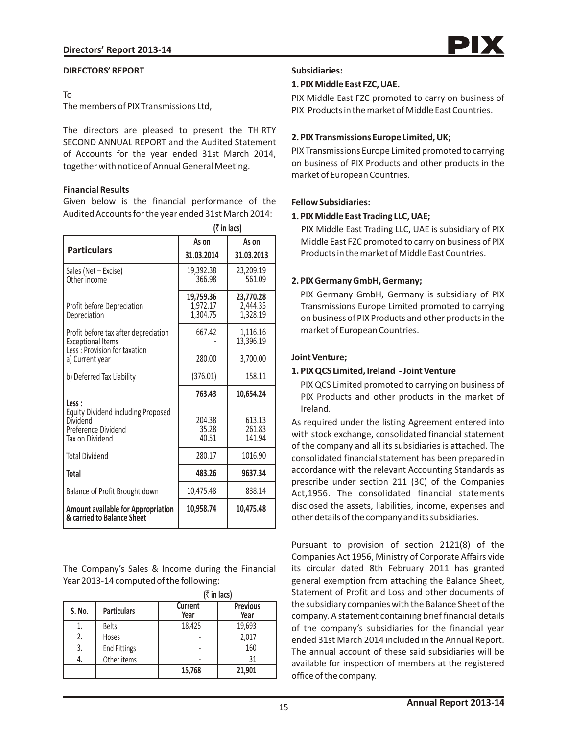**DIRECTORS' REPORT**

To
The members of PIX Transmissions Ltd,

The directors are pleased to present the THIRTY SECOND ANNUAL REPORT and the Audited Statement of Accounts for the year ended 31st March 2014, together with notice of Annual General Meeting.

**Financial Results**

Given below is the financial performance of the Audited Accounts for the year ended 31st March 2014:

(₹ in lacs)

| Particulars | As on 31.03.2014 | As on 31.03.2013 |
|---|---|---|
| Sales (Net – Excise) | 19,392.38 | 23,209.19 |
| Other income | 366.98 | 561.09 |
| | **19,759.36** | **23,770.28** |
| Profit before Depreciation | 1,972.17 | 2,444.35 |
| Depreciation | 1,304.75 | 1,328.19 |
| Profit before tax after depreciation | 667.42 | 1,116.16 |
| Exceptional Items | - | 13,396.19 |
| Less : Provision for taxation | | |
| a) Current year | 280.00 | 3,700.00 |
| b) Deferred Tax Liability | (376.01) | 158.11 |
| | **763.43** | **10,654.24** |
| **Less :** | | |
| Equity Dividend including Proposed Dividend | 204.38 | 613.13 |
| Preference Dividend | 35.28 | 261.83 |
| Tax on Dividend | 40.51 | 141.94 |
| Total Dividend | 280.17 | 1016.90 |
| **Total** | **483.26** | **9637.34** |
| Balance of Profit Brought down | 10,475.48 | 838.14 |
| **Amount available for Appropriation & carried to Balance Sheet** | **10,958.74** | **10,475.48** |

The Company's Sales & Income during the Financial Year 2013-14 computed of the following:

(₹ in lacs)

| S. No. | Particulars | Current Year | Previous Year |
|---|---|---|---|
| 1. | Belts | 18,425 | 19,693 |
| 2. | Hoses | - | 2,017 |
| 3. | End Fittings | - | 160 |
| 4. | Other items | - | 31 |
| | | **15,768** | **21,901** |

**Subsidiaries:**

**1. PIX Middle East FZC, UAE.**

PIX Middle East FZC promoted to carry on business of PIX Products in the market of Middle East Countries.

**2. PIX Transmissions Europe Limited, UK;**

PIX Transmissions Europe Limited promoted to carrying on business of PIX Products and other products in the market of European Countries.

**Fellow Subsidiaries:**

**1. PIX Middle East Trading LLC, UAE;**

PIX Middle East Trading LLC, UAE is subsidiary of PIX Middle East FZC promoted to carry on business of PIX Products in the market of Middle East Countries.

**2. PIX Germany GmbH, Germany;**

PIX Germany GmbH, Germany is subsidiary of PIX Transmissions Europe Limited promoted to carrying on business of PIX Products and other products in the market of European Countries.

**Joint Venture;**

**1. PIX QCS Limited, Ireland - Joint Venture**

PIX QCS Limited promoted to carrying on business of PIX Products and other products in the market of Ireland.

As required under the listing Agreement entered into with stock exchange, consolidated financial statement of the company and all its subsidiaries is attached. The consolidated financial statement has been prepared in accordance with the relevant Accounting Standards as prescribe under section 211 (3C) of the Companies Act,1956. The consolidated financial statements disclosed the assets, liabilities, income, expenses and other details of the company and its subsidiaries.

Pursuant to provision of section 2121(8) of the Companies Act 1956, Ministry of Corporate Affairs vide its circular dated 8th February 2011 has granted general exemption from attaching the Balance Sheet, Statement of Profit and Loss and other documents of the subsidiary companies with the Balance Sheet of the company. A statement containing brief financial details of the company's subsidiaries for the financial year ended 31st March 2014 included in the Annual Report. The annual account of these said subsidiaries will be available for inspection of members at the registered office of the company.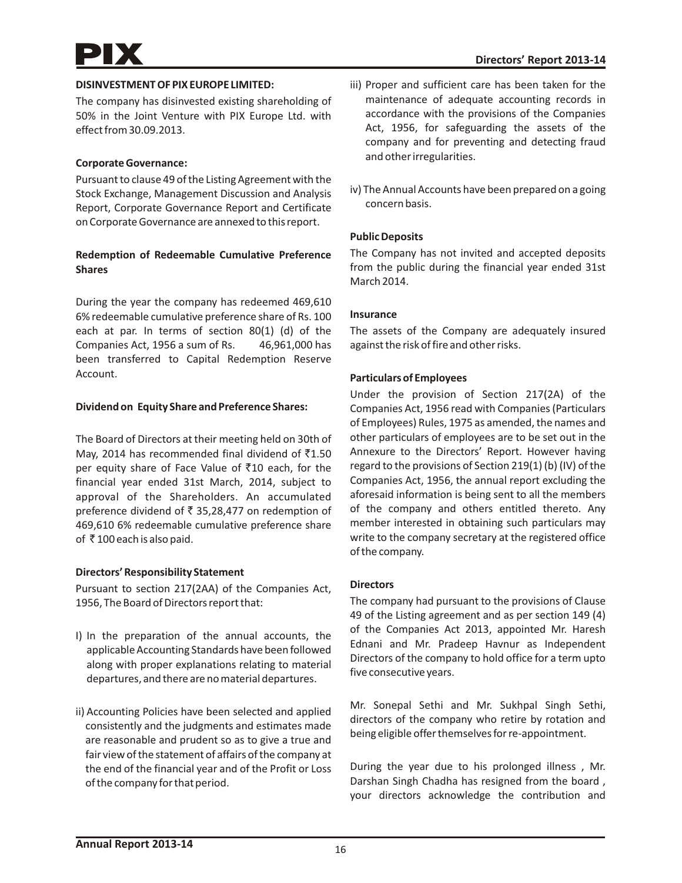**DISINVESTMENT OF PIX EUROPE LIMITED:**

The company has disinvested existing shareholding of 50% in the Joint Venture with PIX Europe Ltd. with effect from 30.09.2013.

**Corporate Governance:**

Pursuant to clause 49 of the Listing Agreement with the Stock Exchange, Management Discussion and Analysis Report, Corporate Governance Report and Certificate on Corporate Governance are annexed to this report.

**Redemption of Redeemable Cumulative Preference Shares**

During the year the company has redeemed 469,610 6% redeemable cumulative preference share of Rs. 100 each at par. In terms of section 80(1) (d) of the Companies Act, 1956 a sum of Rs. 46,961,000 has been transferred to Capital Redemption Reserve Account.

**Dividend on Equity Share and Preference Shares:**

The Board of Directors at their meeting held on 30th of May, 2014 has recommended final dividend of ₹1.50 per equity share of Face Value of ₹10 each, for the financial year ended 31st March, 2014, subject to approval of the Shareholders. An accumulated preference dividend of ₹ 35,28,477 on redemption of 469,610 6% redeemable cumulative preference share of ₹ 100 each is also paid.

**Directors' Responsibility Statement**

Pursuant to section 217(2AA) of the Companies Act, 1956, The Board of Directors report that:

I) In the preparation of the annual accounts, the applicable Accounting Standards have been followed along with proper explanations relating to material departures, and there are no material departures.

ii) Accounting Policies have been selected and applied consistently and the judgments and estimates made are reasonable and prudent so as to give a true and fair view of the statement of affairs of the company at the end of the financial year and of the Profit or Loss of the company for that period.

iii) Proper and sufficient care has been taken for the maintenance of adequate accounting records in accordance with the provisions of the Companies Act, 1956, for safeguarding the assets of the company and for preventing and detecting fraud and other irregularities.

iv) The Annual Accounts have been prepared on a going concern basis.

**Public Deposits**

The Company has not invited and accepted deposits from the public during the financial year ended 31st March 2014.

**Insurance**

The assets of the Company are adequately insured against the risk of fire and other risks.

**Particulars of Employees**

Under the provision of Section 217(2A) of the Companies Act, 1956 read with Companies (Particulars of Employees) Rules, 1975 as amended, the names and other particulars of employees are to be set out in the Annexure to the Directors' Report. However having regard to the provisions of Section 219(1) (b) (IV) of the Companies Act, 1956, the annual report excluding the aforesaid information is being sent to all the members of the company and others entitled thereto. Any member interested in obtaining such particulars may write to the company secretary at the registered office of the company.

**Directors**

The company had pursuant to the provisions of Clause 49 of the Listing agreement and as per section 149 (4) of the Companies Act 2013, appointed Mr. Haresh Ednani and Mr. Pradeep Havnur as Independent Directors of the company to hold office for a term upto five consecutive years.

Mr. Sonepal Sethi and Mr. Sukhpal Singh Sethi, directors of the company who retire by rotation and being eligible offer themselves for re-appointment.

During the year due to his prolonged illness , Mr. Darshan Singh Chadha has resigned from the board , your directors acknowledge the contribution and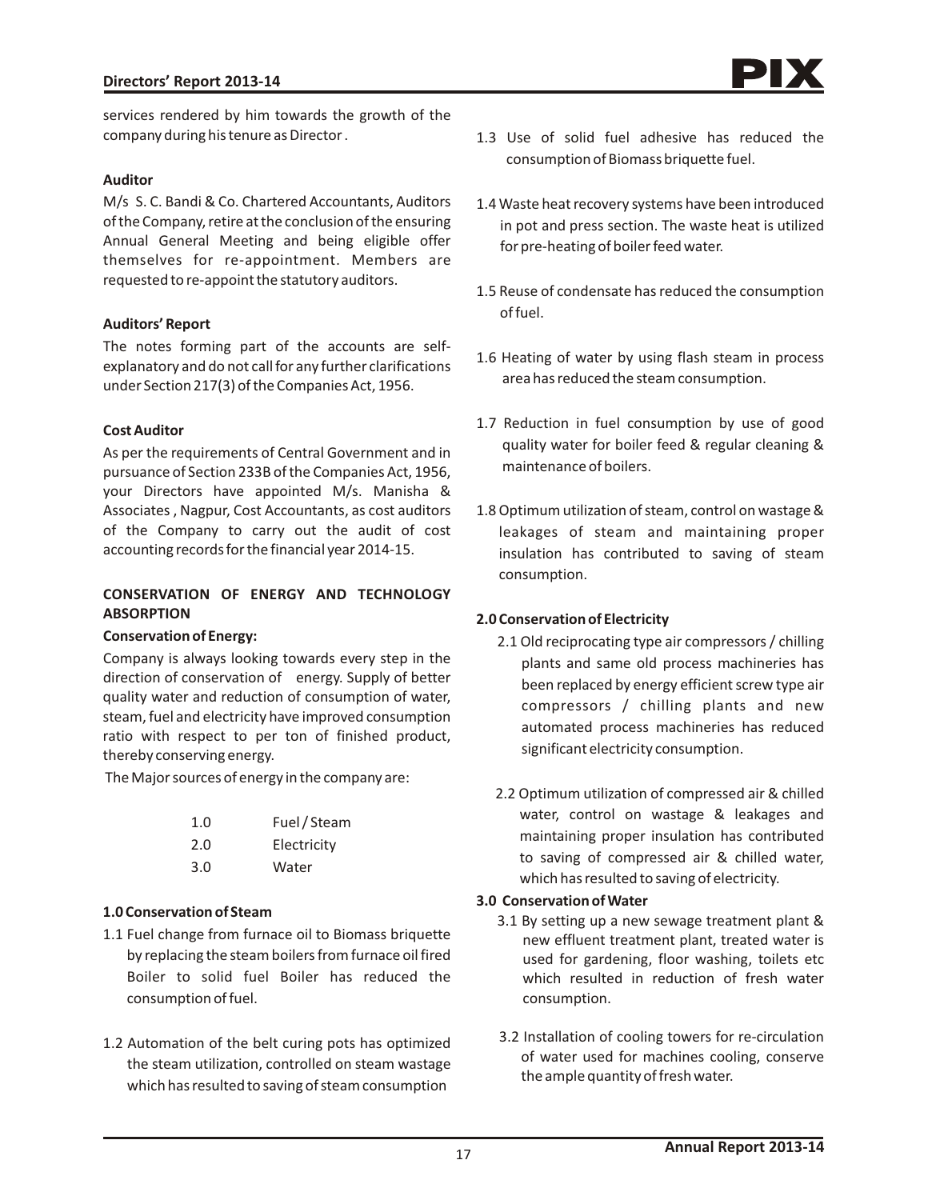services rendered by him towards the growth of the company during his tenure as Director .

**Auditor**

M/s S. C. Bandi & Co. Chartered Accountants, Auditors of the Company, retire at the conclusion of the ensuring Annual General Meeting and being eligible offer themselves for re-appointment. Members are requested to re-appoint the statutory auditors.

**Auditors' Report**

The notes forming part of the accounts are self-explanatory and do not call for any further clarifications under Section 217(3) of the Companies Act, 1956.

**Cost Auditor**

As per the requirements of Central Government and in pursuance of Section 233B of the Companies Act, 1956, your Directors have appointed M/s. Manisha & Associates , Nagpur, Cost Accountants, as cost auditors of the Company to carry out the audit of cost accounting records for the financial year 2014-15.

**CONSERVATION OF ENERGY AND TECHNOLOGY ABSORPTION**

**Conservation of Energy:**

Company is always looking towards every step in the direction of conservation of energy. Supply of better quality water and reduction of consumption of water, steam, fuel and electricity have improved consumption ratio with respect to per ton of finished product, thereby conserving energy.

The Major sources of energy in the company are:

| | |
|---|---|
| 1.0 | Fuel / Steam |
| 2.0 | Electricity |
| 3.0 | Water |

**1.0 Conservation of Steam**

1.1 Fuel change from furnace oil to Biomass briquette by replacing the steam boilers from furnace oil fired Boiler to solid fuel Boiler has reduced the consumption of fuel.

1.2 Automation of the belt curing pots has optimized the steam utilization, controlled on steam wastage which has resulted to saving of steam consumption

1.3 Use of solid fuel adhesive has reduced the consumption of Biomass briquette fuel.

1.4 Waste heat recovery systems have been introduced in pot and press section. The waste heat is utilized for pre-heating of boiler feed water.

1.5 Reuse of condensate has reduced the consumption of fuel.

1.6 Heating of water by using flash steam in process area has reduced the steam consumption.

1.7 Reduction in fuel consumption by use of good quality water for boiler feed & regular cleaning & maintenance of boilers.

1.8 Optimum utilization of steam, control on wastage & leakages of steam and maintaining proper insulation has contributed to saving of steam consumption.

**2.0 Conservation of Electricity**

2.1 Old reciprocating type air compressors / chilling plants and same old process machineries has been replaced by energy efficient screw type air compressors / chilling plants and new automated process machineries has reduced significant electricity consumption.

2.2 Optimum utilization of compressed air & chilled water, control on wastage & leakages and maintaining proper insulation has contributed to saving of compressed air & chilled water, which has resulted to saving of electricity.

**3.0 Conservation of Water**

3.1 By setting up a new sewage treatment plant & new effluent treatment plant, treated water is used for gardening, floor washing, toilets etc which resulted in reduction of fresh water consumption.

3.2 Installation of cooling towers for re-circulation of water used for machines cooling, conserve the ample quantity of fresh water.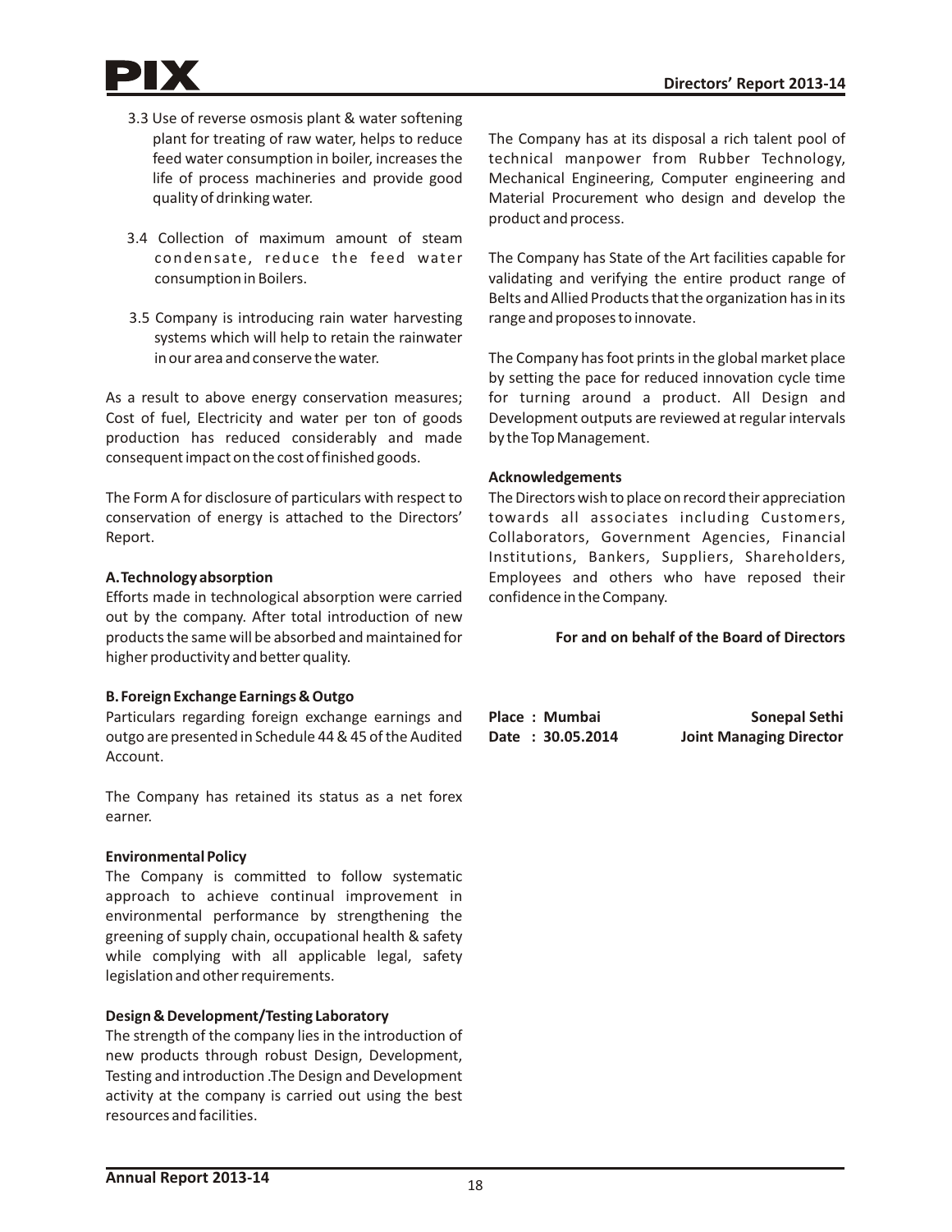3.3 Use of reverse osmosis plant & water softening plant for treating of raw water, helps to reduce feed water consumption in boiler, increases the life of process machineries and provide good quality of drinking water.

3.4 Collection of maximum amount of steam condensate, reduce the feed water consumption in Boilers.

3.5 Company is introducing rain water harvesting systems which will help to retain the rainwater in our area and conserve the water.

As a result to above energy conservation measures; Cost of fuel, Electricity and water per ton of goods production has reduced considerably and made consequent impact on the cost of finished goods.

The Form A for disclosure of particulars with respect to conservation of energy is attached to the Directors' Report.

**A. Technology absorption**

Efforts made in technological absorption were carried out by the company. After total introduction of new products the same will be absorbed and maintained for higher productivity and better quality.

**B. Foreign Exchange Earnings & Outgo**

Particulars regarding foreign exchange earnings and outgo are presented in Schedule 44 & 45 of the Audited Account.

The Company has retained its status as a net forex earner.

**Environmental Policy**

The Company is committed to follow systematic approach to achieve continual improvement in environmental performance by strengthening the greening of supply chain, occupational health & safety while complying with all applicable legal, safety legislation and other requirements.

**Design & Development/Testing Laboratory**

The strength of the company lies in the introduction of new products through robust Design, Development, Testing and introduction .The Design and Development activity at the company is carried out using the best resources and facilities.

The Company has at its disposal a rich talent pool of technical manpower from Rubber Technology, Mechanical Engineering, Computer engineering and Material Procurement who design and develop the product and process.

The Company has State of the Art facilities capable for validating and verifying the entire product range of Belts and Allied Products that the organization has in its range and proposes to innovate.

The Company has foot prints in the global market place by setting the pace for reduced innovation cycle time for turning around a product. All Design and Development outputs are reviewed at regular intervals by the Top Management.

**Acknowledgements**

The Directors wish to place on record their appreciation towards all associates including Customers, Collaborators, Government Agencies, Financial Institutions, Bankers, Suppliers, Shareholders, Employees and others who have reposed their confidence in the Company.

**For and on behalf of the Board of Directors**

**Place : Mumbai**
**Date : 30.05.2014**

**Sonepal Sethi**
**Joint Managing Director**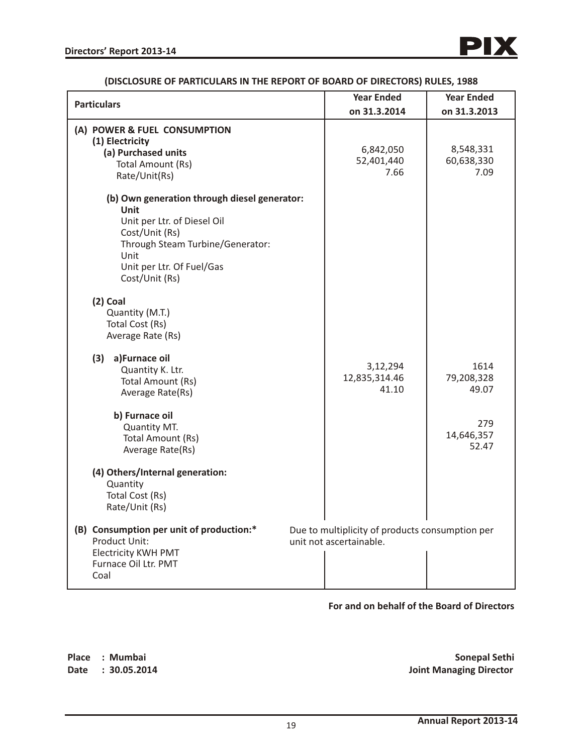**(DISCLOSURE OF PARTICULARS IN THE REPORT OF BOARD OF DIRECTORS) RULES, 1988**

| Particulars | Year Ended on 31.3.2014 | Year Ended on 31.3.2013 |
|---|---|---|
| **(A) POWER & FUEL CONSUMPTION** | | |
| **(1) Electricity** | | |
| **(a) Purchased units** | 6,842,050 | 8,548,331 |
| Total Amount (Rs) | 52,401,440 | 60,638,330 |
| Rate/Unit(Rs) | 7.66 | 7.09 |
| **(b) Own generation through diesel generator:** | | |
| **Unit** | | |
| Unit per Ltr. of Diesel Oil | | |
| Cost/Unit (Rs) | | |
| Through Steam Turbine/Generator: | | |
| Unit | | |
| Unit per Ltr. Of Fuel/Gas | | |
| Cost/Unit (Rs) | | |
| **(2) Coal** | | |
| Quantity (M.T.) | | |
| Total Cost (Rs) | | |
| Average Rate (Rs) | | |
| **(3) a)Furnace oil** | | |
| Quantity K. Ltr. | 3,12,294 | 1614 |
| Total Amount (Rs) | 12,835,314.46 | 79,208,328 |
| Average Rate(Rs) | 41.10 | 49.07 |
| **b) Furnace oil** | | |
| Quantity MT. | | 279 |
| Total Amount (Rs) | | 14,646,357 |
| Average Rate(Rs) | | 52.47 |
| **(4) Others/Internal generation:** | | |
| Quantity | | |
| Total Cost (Rs) | | |
| Rate/Unit (Rs) | | |
| **(B) Consumption per unit of production:*** | Due to multiplicity of products consumption per unit not ascertainable. | |
| Product Unit: | | |
| Electricity KWH PMT | | |
| Furnace Oil Ltr. PMT | | |
| Coal | | |

**For and on behalf of the Board of Directors**

**Place : Mumbai**
**Date : 30.05.2014**

**Sonepal Sethi**
**Joint Managing Director**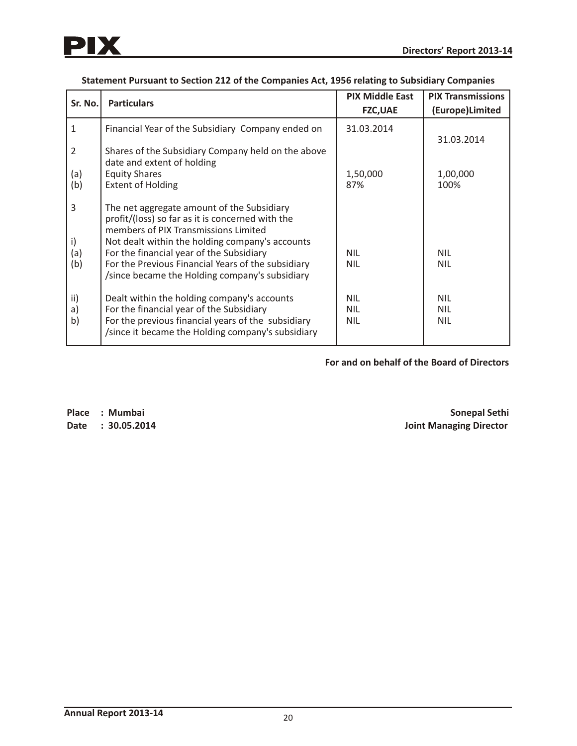**Statement Pursuant to Section 212 of the Companies Act, 1956 relating to Subsidiary Companies**

| Sr. No. | Particulars | PIX Middle East FZC,UAE | PIX Transmissions (Europe)Limited |
|---|---|---|---|
| 1 | Financial Year of the Subsidiary Company ended on | 31.03.2014 | 31.03.2014 |
| 2 | Shares of the Subsidiary Company held on the above date and extent of holding | | |
| (a) | Equity Shares | 1,50,000 | 1,00,000 |
| (b) | Extent of Holding | 87% | 100% |
| 3 | The net aggregate amount of the Subsidiary profit/(loss) so far as it is concerned with the members of PIX Transmissions Limited | | |
| i) | Not dealt within the holding company's accounts | | |
| (a) | For the financial year of the Subsidiary | NIL | NIL |
| (b) | For the Previous Financial Years of the subsidiary /since became the Holding company's subsidiary | NIL | NIL |
| ii) | Dealt within the holding company's accounts | NIL | NIL |
| a) | For the financial year of the Subsidiary | NIL | NIL |
| b) | For the previous financial years of the subsidiary /since it became the Holding company's subsidiary | NIL | NIL |

**For and on behalf of the Board of Directors**

**Place : Mumbai**
**Date : 30.05.2014**

**Sonepal Sethi**
**Joint Managing Director**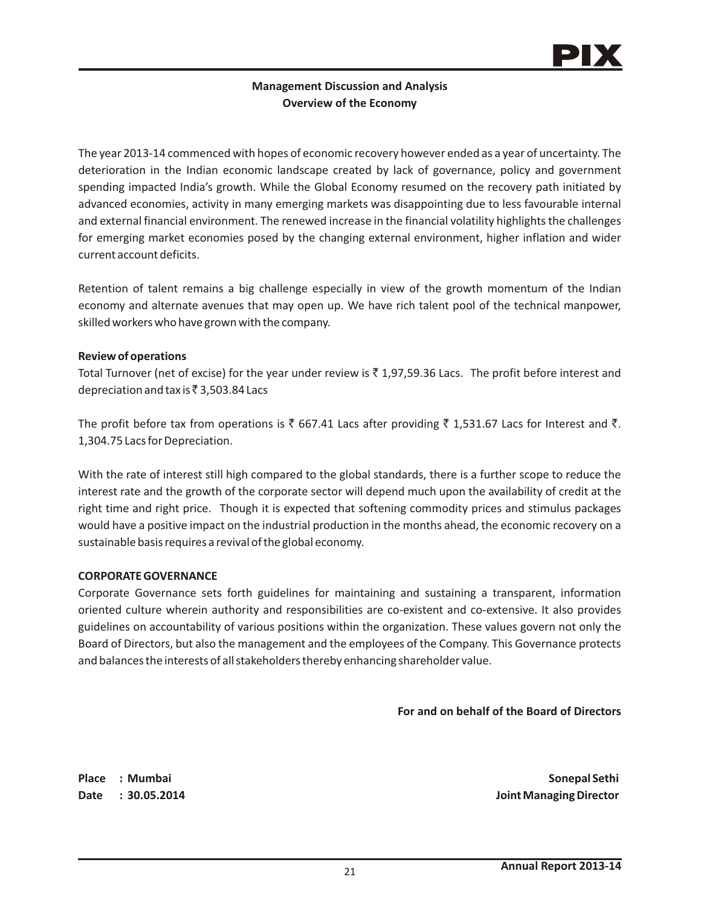## Management Discussion and Analysis
## Overview of the Economy

The year 2013-14 commenced with hopes of economic recovery however ended as a year of uncertainty. The deterioration in the Indian economic landscape created by lack of governance, policy and government spending impacted India's growth. While the Global Economy resumed on the recovery path initiated by advanced economies, activity in many emerging markets was disappointing due to less favourable internal and external financial environment. The renewed increase in the financial volatility highlights the challenges for emerging market economies posed by the changing external environment, higher inflation and wider current account deficits.

Retention of talent remains a big challenge especially in view of the growth momentum of the Indian economy and alternate avenues that may open up. We have rich talent pool of the technical manpower, skilled workers who have grown with the company.

**Review of operations**

Total Turnover (net of excise) for the year under review is ₹ 1,97,59.36 Lacs. The profit before interest and depreciation and tax is ₹ 3,503.84 Lacs

The profit before tax from operations is ₹ 667.41 Lacs after providing ₹ 1,531.67 Lacs for Interest and ₹. 1,304.75 Lacs for Depreciation.

With the rate of interest still high compared to the global standards, there is a further scope to reduce the interest rate and the growth of the corporate sector will depend much upon the availability of credit at the right time and right price. Though it is expected that softening commodity prices and stimulus packages would have a positive impact on the industrial production in the months ahead, the economic recovery on a sustainable basis requires a revival of the global economy.

**CORPORATE GOVERNANCE**

Corporate Governance sets forth guidelines for maintaining and sustaining a transparent, information oriented culture wherein authority and responsibilities are co-existent and co-extensive. It also provides guidelines on accountability of various positions within the organization. These values govern not only the Board of Directors, but also the management and the employees of the Company. This Governance protects and balances the interests of all stakeholders thereby enhancing shareholder value.

**For and on behalf of the Board of Directors**

**Place : Mumbai**
**Date : 30.05.2014**

**Sonepal Sethi**
**Joint Managing Director**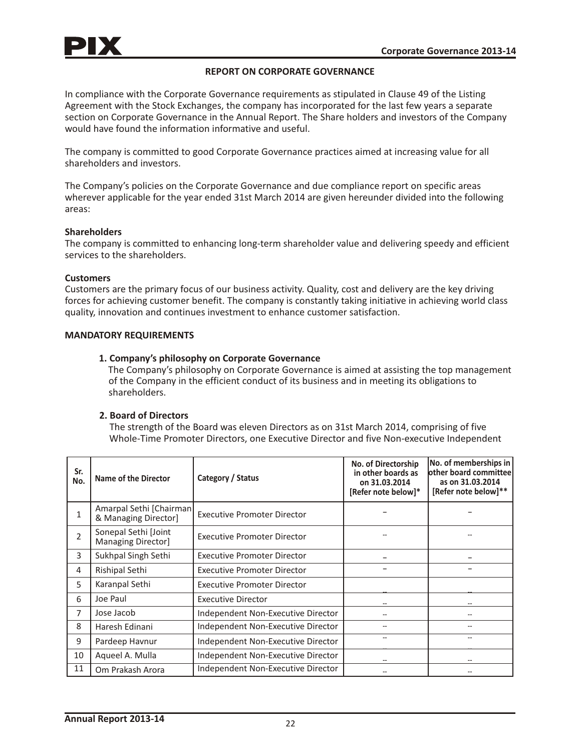# REPORT ON CORPORATE GOVERNANCE

In compliance with the Corporate Governance requirements as stipulated in Clause 49 of the Listing Agreement with the Stock Exchanges, the company has incorporated for the last few years a separate section on Corporate Governance in the Annual Report. The Share holders and investors of the Company would have found the information informative and useful.

The company is committed to good Corporate Governance practices aimed at increasing value for all shareholders and investors.

The Company's policies on the Corporate Governance and due compliance report on specific areas wherever applicable for the year ended 31st March 2014 are given hereunder divided into the following areas:

**Shareholders**

The company is committed to enhancing long-term shareholder value and delivering speedy and efficient services to the shareholders.

**Customers**

Customers are the primary focus of our business activity. Quality, cost and delivery are the key driving forces for achieving customer benefit. The company is constantly taking initiative in achieving world class quality, innovation and continues investment to enhance customer satisfaction.

**MANDATORY REQUIREMENTS**

**1. Company's philosophy on Corporate Governance**

The Company's philosophy on Corporate Governance is aimed at assisting the top management of the Company in the efficient conduct of its business and in meeting its obligations to shareholders.

**2. Board of Directors**

The strength of the Board was eleven Directors as on 31st March 2014, comprising of five Whole-Time Promoter Directors, one Executive Director and five Non-executive Independent

| Sr. No. | Name of the Director | Category / Status | No. of Directorship in other boards as on 31.03.2014 [Refer note below]* | No. of memberships in other board committee as on 31.03.2014 [Refer note below]** |
|---|---|---|---|---|
| 1 | Amarpal Sethi [Chairman & Managing Director] | Executive Promoter Director | – | – |
| 2 | Sonepal Sethi [Joint Managing Director] | Executive Promoter Director | -- | -- |
| 3 | Sukhpal Singh Sethi | Executive Promoter Director | – | – |
| 4 | Rishipal Sethi | Executive Promoter Director | – | – |
| 5 | Karanpal Sethi | Executive Promoter Director | -- | -- |
| 6 | Joe Paul | Executive Director | -- | -- |
| 7 | Jose Jacob | Independent Non-Executive Director | -- | -- |
| 8 | Haresh Edinani | Independent Non-Executive Director | -- | -- |
| 9 | Pardeep Havnur | Independent Non-Executive Director | -- | -- |
| 10 | Aqueel A. Mulla | Independent Non-Executive Director | -- | -- |
| 11 | Om Prakash Arora | Independent Non-Executive Director | -- | -- |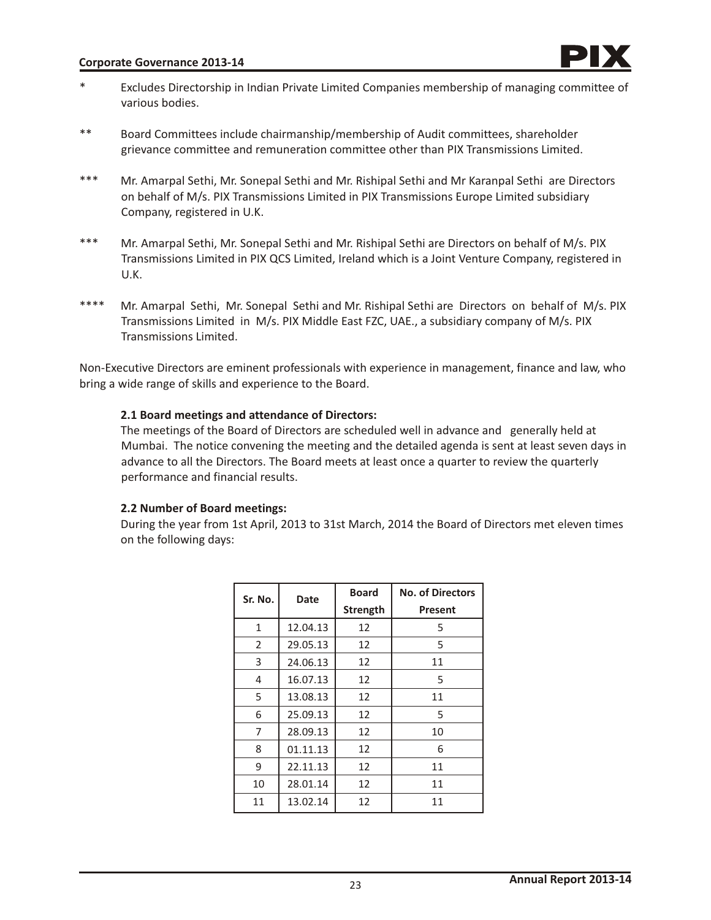* Excludes Directorship in Indian Private Limited Companies membership of managing committee of various bodies.

** Board Committees include chairmanship/membership of Audit committees, shareholder grievance committee and remuneration committee other than PIX Transmissions Limited.

*** Mr. Amarpal Sethi, Mr. Sonepal Sethi and Mr. Rishipal Sethi and Mr Karanpal Sethi are Directors on behalf of M/s. PIX Transmissions Limited in PIX Transmissions Europe Limited subsidiary Company, registered in U.K.

*** Mr. Amarpal Sethi, Mr. Sonepal Sethi and Mr. Rishipal Sethi are Directors on behalf of M/s. PIX Transmissions Limited in PIX QCS Limited, Ireland which is a Joint Venture Company, registered in U.K.

**** Mr. Amarpal Sethi, Mr. Sonepal Sethi and Mr. Rishipal Sethi are Directors on behalf of M/s. PIX Transmissions Limited in M/s. PIX Middle East FZC, UAE., a subsidiary company of M/s. PIX Transmissions Limited.

Non-Executive Directors are eminent professionals with experience in management, finance and law, who bring a wide range of skills and experience to the Board.

**2.1 Board meetings and attendance of Directors:**

The meetings of the Board of Directors are scheduled well in advance and generally held at Mumbai. The notice convening the meeting and the detailed agenda is sent at least seven days in advance to all the Directors. The Board meets at least once a quarter to review the quarterly performance and financial results.

**2.2 Number of Board meetings:**

During the year from 1st April, 2013 to 31st March, 2014 the Board of Directors met eleven times on the following days:

| Sr. No. | Date | Board Strength | No. of Directors Present |
|---|---|---|---|
| 1 | 12.04.13 | 12 | 5 |
| 2 | 29.05.13 | 12 | 5 |
| 3 | 24.06.13 | 12 | 11 |
| 4 | 16.07.13 | 12 | 5 |
| 5 | 13.08.13 | 12 | 11 |
| 6 | 25.09.13 | 12 | 5 |
| 7 | 28.09.13 | 12 | 10 |
| 8 | 01.11.13 | 12 | 6 |
| 9 | 22.11.13 | 12 | 11 |
| 10 | 28.01.14 | 12 | 11 |
| 11 | 13.02.14 | 12 | 11 |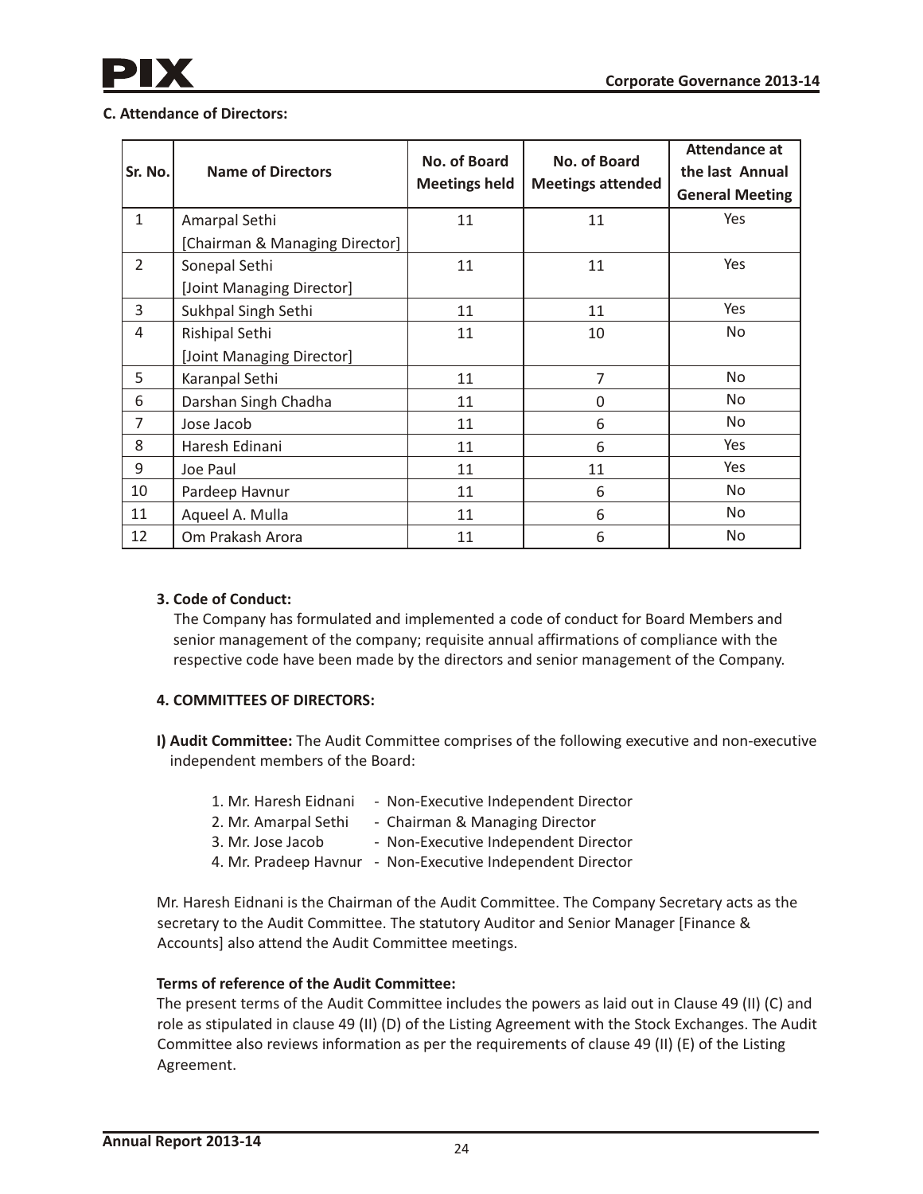**C. Attendance of Directors:**

| Sr. No. | Name of Directors | No. of Board Meetings held | No. of Board Meetings attended | Attendance at the last Annual General Meeting |
|---|---|---|---|---|
| 1 | Amarpal Sethi [Chairman & Managing Director] | 11 | 11 | Yes |
| 2 | Sonepal Sethi [Joint Managing Director] | 11 | 11 | Yes |
| 3 | Sukhpal Singh Sethi | 11 | 11 | Yes |
| 4 | Rishipal Sethi [Joint Managing Director] | 11 | 10 | No |
| 5 | Karanpal Sethi | 11 | 7 | No |
| 6 | Darshan Singh Chadha | 11 | 0 | No |
| 7 | Jose Jacob | 11 | 6 | No |
| 8 | Haresh Edinani | 11 | 6 | Yes |
| 9 | Joe Paul | 11 | 11 | Yes |
| 10 | Pardeep Havnur | 11 | 6 | No |
| 11 | Aqueel A. Mulla | 11 | 6 | No |
| 12 | Om Prakash Arora | 11 | 6 | No |

**3. Code of Conduct:**

The Company has formulated and implemented a code of conduct for Board Members and senior management of the company; requisite annual affirmations of compliance with the respective code have been made by the directors and senior management of the Company.

**4. COMMITTEES OF DIRECTORS:**

**I) Audit Committee:** The Audit Committee comprises of the following executive and non-executive independent members of the Board:

1. Mr. Haresh Eidnani - Non-Executive Independent Director
2. Mr. Amarpal Sethi - Chairman & Managing Director
3. Mr. Jose Jacob - Non-Executive Independent Director
4. Mr. Pradeep Havnur - Non-Executive Independent Director

Mr. Haresh Eidnani is the Chairman of the Audit Committee. The Company Secretary acts as the secretary to the Audit Committee. The statutory Auditor and Senior Manager [Finance & Accounts] also attend the Audit Committee meetings.

**Terms of reference of the Audit Committee:**

The present terms of the Audit Committee includes the powers as laid out in Clause 49 (II) (C) and role as stipulated in clause 49 (II) (D) of the Listing Agreement with the Stock Exchanges. The Audit Committee also reviews information as per the requirements of clause 49 (II) (E) of the Listing Agreement.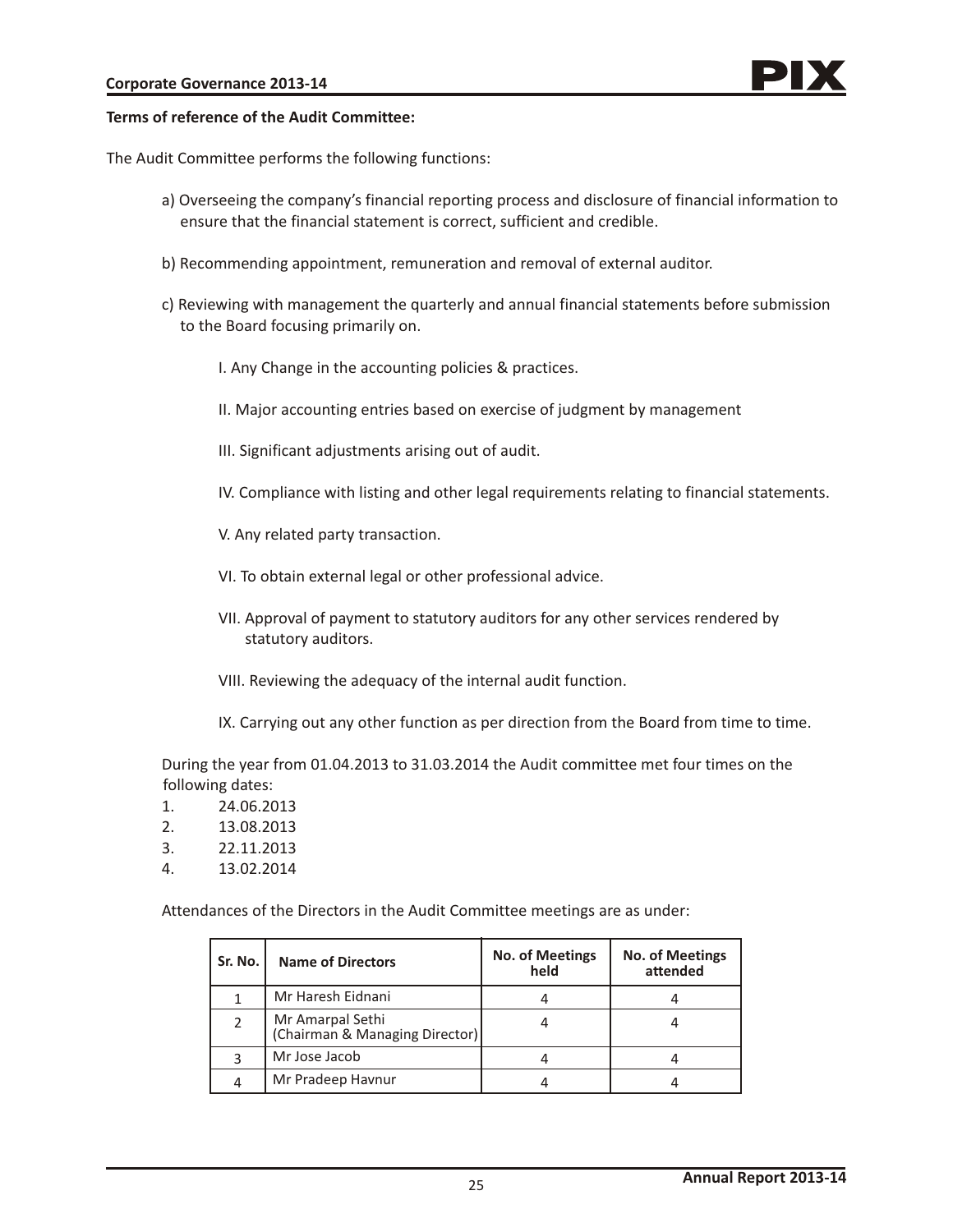**Terms of reference of the Audit Committee:**

The Audit Committee performs the following functions:

a) Overseeing the company's financial reporting process and disclosure of financial information to ensure that the financial statement is correct, sufficient and credible.

b) Recommending appointment, remuneration and removal of external auditor.

c) Reviewing with management the quarterly and annual financial statements before submission to the Board focusing primarily on.

I. Any Change in the accounting policies & practices.

II. Major accounting entries based on exercise of judgment by management

III. Significant adjustments arising out of audit.

IV. Compliance with listing and other legal requirements relating to financial statements.

V. Any related party transaction.

VI. To obtain external legal or other professional advice.

VII. Approval of payment to statutory auditors for any other services rendered by statutory auditors.

VIII. Reviewing the adequacy of the internal audit function.

IX. Carrying out any other function as per direction from the Board from time to time.

During the year from 01.04.2013 to 31.03.2014 the Audit committee met four times on the following dates:

1. 24.06.2013
2. 13.08.2013
3. 22.11.2013
4. 13.02.2014

Attendances of the Directors in the Audit Committee meetings are as under:

| Sr. No. | Name of Directors | No. of Meetings held | No. of Meetings attended |
|---|---|---|---|
| 1 | Mr Haresh Eidnani | 4 | 4 |
| 2 | Mr Amarpal Sethi (Chairman & Managing Director) | 4 | 4 |
| 3 | Mr Jose Jacob | 4 | 4 |
| 4 | Mr Pradeep Havnur | 4 | 4 |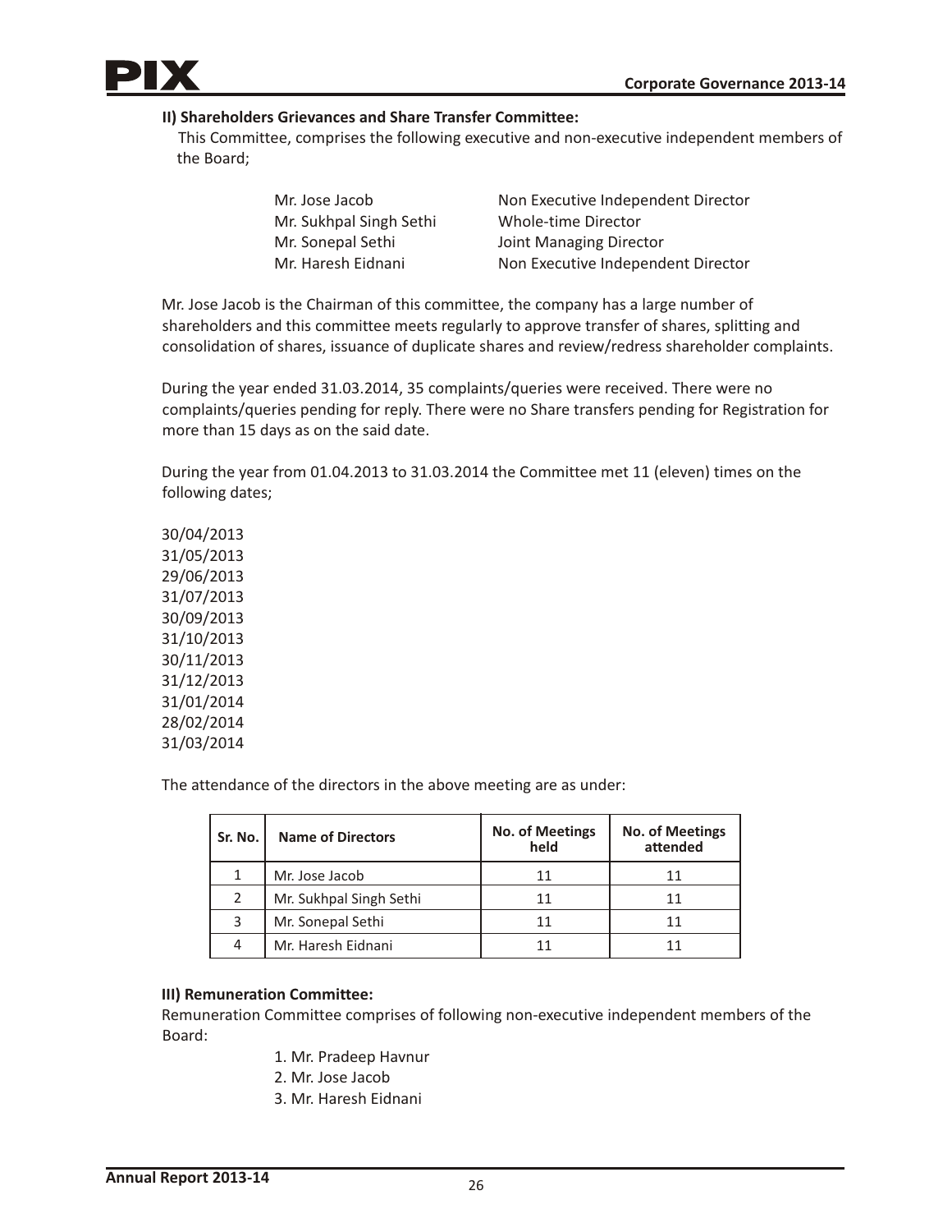### II) Shareholders Grievances and Share Transfer Committee:

This Committee, comprises the following executive and non-executive independent members of the Board;

| | |
|---|---|
| Mr. Jose Jacob | Non Executive Independent Director |
| Mr. Sukhpal Singh Sethi | Whole-time Director |
| Mr. Sonepal Sethi | Joint Managing Director |
| Mr. Haresh Eidnani | Non Executive Independent Director |

Mr. Jose Jacob is the Chairman of this committee, the company has a large number of shareholders and this committee meets regularly to approve transfer of shares, splitting and consolidation of shares, issuance of duplicate shares and review/redress shareholder complaints.

During the year ended 31.03.2014, 35 complaints/queries were received. There were no complaints/queries pending for reply. There were no Share transfers pending for Registration for more than 15 days as on the said date.

During the year from 01.04.2013 to 31.03.2014 the Committee met 11 (eleven) times on the following dates;

30/04/2013
31/05/2013
29/06/2013
31/07/2013
30/09/2013
31/10/2013
30/11/2013
31/12/2013
31/01/2014
28/02/2014
31/03/2014

The attendance of the directors in the above meeting are as under:

| Sr. No. | Name of Directors | No. of Meetings held | No. of Meetings attended |
|---|---|---|---|
| 1 | Mr. Jose Jacob | 11 | 11 |
| 2 | Mr. Sukhpal Singh Sethi | 11 | 11 |
| 3 | Mr. Sonepal Sethi | 11 | 11 |
| 4 | Mr. Haresh Eidnani | 11 | 11 |

### III) Remuneration Committee:

Remuneration Committee comprises of following non-executive independent members of the Board:

1. Mr. Pradeep Havnur
2. Mr. Jose Jacob
3. Mr. Haresh Eidnani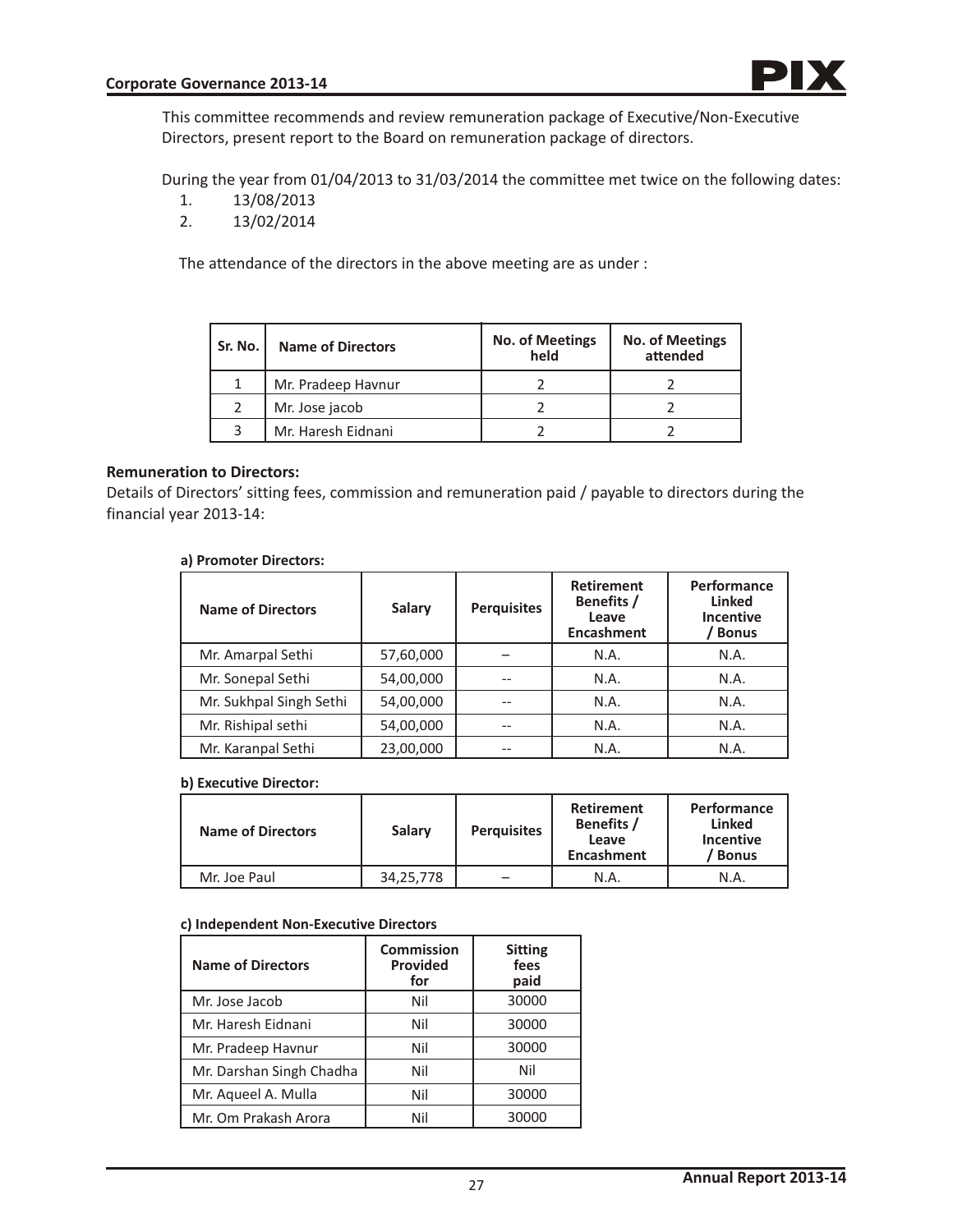This committee recommends and review remuneration package of Executive/Non-Executive Directors, present report to the Board on remuneration package of directors.

During the year from 01/04/2013 to 31/03/2014 the committee met twice on the following dates:

1. 13/08/2013
2. 13/02/2014

The attendance of the directors in the above meeting are as under :

| Sr. No. | Name of Directors | No. of Meetings held | No. of Meetings attended |
|---|---|---|---|
| 1 | Mr. Pradeep Havnur | 2 | 2 |
| 2 | Mr. Jose jacob | 2 | 2 |
| 3 | Mr. Haresh Eidnani | 2 | 2 |

**Remuneration to Directors:**

Details of Directors' sitting fees, commission and remuneration paid / payable to directors during the financial year 2013-14:

**a) Promoter Directors:**

| Name of Directors | Salary | Perquisites | Retirement Benefits / Leave Encashment | Performance Linked Incentive / Bonus |
|---|---|---|---|---|
| Mr. Amarpal Sethi | 57,60,000 | – | N.A. | N.A. |
| Mr. Sonepal Sethi | 54,00,000 | -- | N.A. | N.A. |
| Mr. Sukhpal Singh Sethi | 54,00,000 | -- | N.A. | N.A. |
| Mr. Rishipal sethi | 54,00,000 | -- | N.A. | N.A. |
| Mr. Karanpal Sethi | 23,00,000 | -- | N.A. | N.A. |

**b) Executive Director:**

| Name of Directors | Salary | Perquisites | Retirement Benefits / Leave Encashment | Performance Linked Incentive / Bonus |
|---|---|---|---|---|
| Mr. Joe Paul | 34,25,778 | – | N.A. | N.A. |

**c) Independent Non-Executive Directors**

| Name of Directors | Commission Provided for | Sitting fees paid |
|---|---|---|
| Mr. Jose Jacob | Nil | 30000 |
| Mr. Haresh Eidnani | Nil | 30000 |
| Mr. Pradeep Havnur | Nil | 30000 |
| Mr. Darshan Singh Chadha | Nil | Nil |
| Mr. Aqueel A. Mulla | Nil | 30000 |
| Mr. Om Prakash Arora | Nil | 30000 |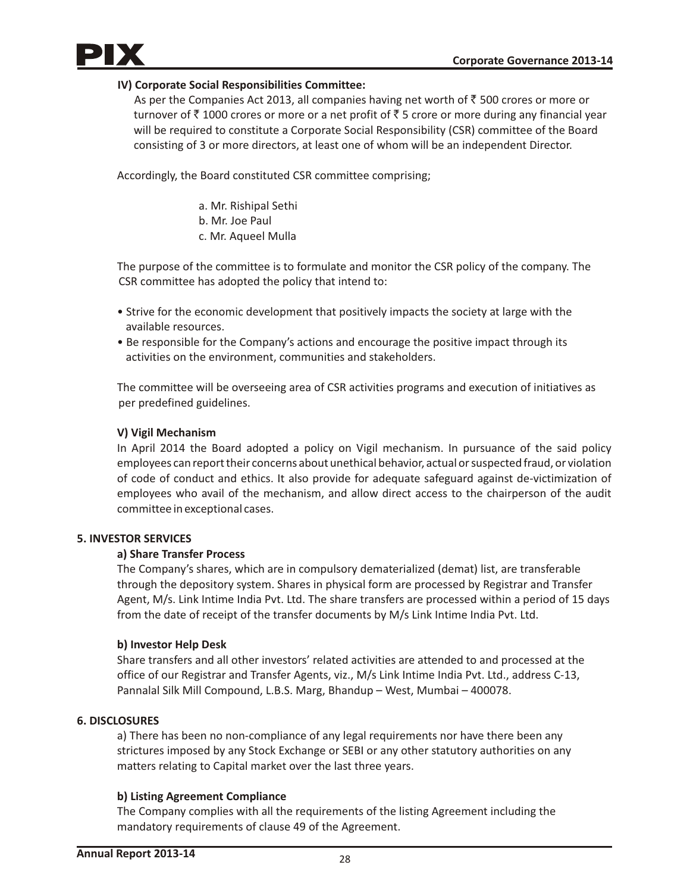#### IV) Corporate Social Responsibilities Committee:

As per the Companies Act 2013, all companies having net worth of ₹ 500 crores or more or turnover of ₹ 1000 crores or more or a net profit of ₹ 5 crore or more during any financial year will be required to constitute a Corporate Social Responsibility (CSR) committee of the Board consisting of 3 or more directors, at least one of whom will be an independent Director.

Accordingly, the Board constituted CSR committee comprising;

a. Mr. Rishipal Sethi
b. Mr. Joe Paul
c. Mr. Aqueel Mulla

The purpose of the committee is to formulate and monitor the CSR policy of the company. The CSR committee has adopted the policy that intend to:

- Strive for the economic development that positively impacts the society at large with the available resources.
- Be responsible for the Company's actions and encourage the positive impact through its activities on the environment, communities and stakeholders.

The committee will be overseeing area of CSR activities programs and execution of initiatives as per predefined guidelines.

#### V) Vigil Mechanism

In April 2014 the Board adopted a policy on Vigil mechanism. In pursuance of the said policy employees can report their concerns about unethical behavior, actual or suspected fraud, or violation of code of conduct and ethics. It also provide for adequate safeguard against de-victimization of employees who avail of the mechanism, and allow direct access to the chairperson of the audit committee in exceptional cases.

### 5. INVESTOR SERVICES

#### a) Share Transfer Process

The Company's shares, which are in compulsory dematerialized (demat) list, are transferable through the depository system. Shares in physical form are processed by Registrar and Transfer Agent, M/s. Link Intime India Pvt. Ltd. The share transfers are processed within a period of 15 days from the date of receipt of the transfer documents by M/s Link Intime India Pvt. Ltd.

#### b) Investor Help Desk

Share transfers and all other investors' related activities are attended to and processed at the office of our Registrar and Transfer Agents, viz., M/s Link Intime India Pvt. Ltd., address C-13, Pannalal Silk Mill Compound, L.B.S. Marg, Bhandup – West, Mumbai – 400078.

### 6. DISCLOSURES

a) There has been no non-compliance of any legal requirements nor have there been any strictures imposed by any Stock Exchange or SEBI or any other statutory authorities on any matters relating to Capital market over the last three years.

#### b) Listing Agreement Compliance

The Company complies with all the requirements of the listing Agreement including the mandatory requirements of clause 49 of the Agreement.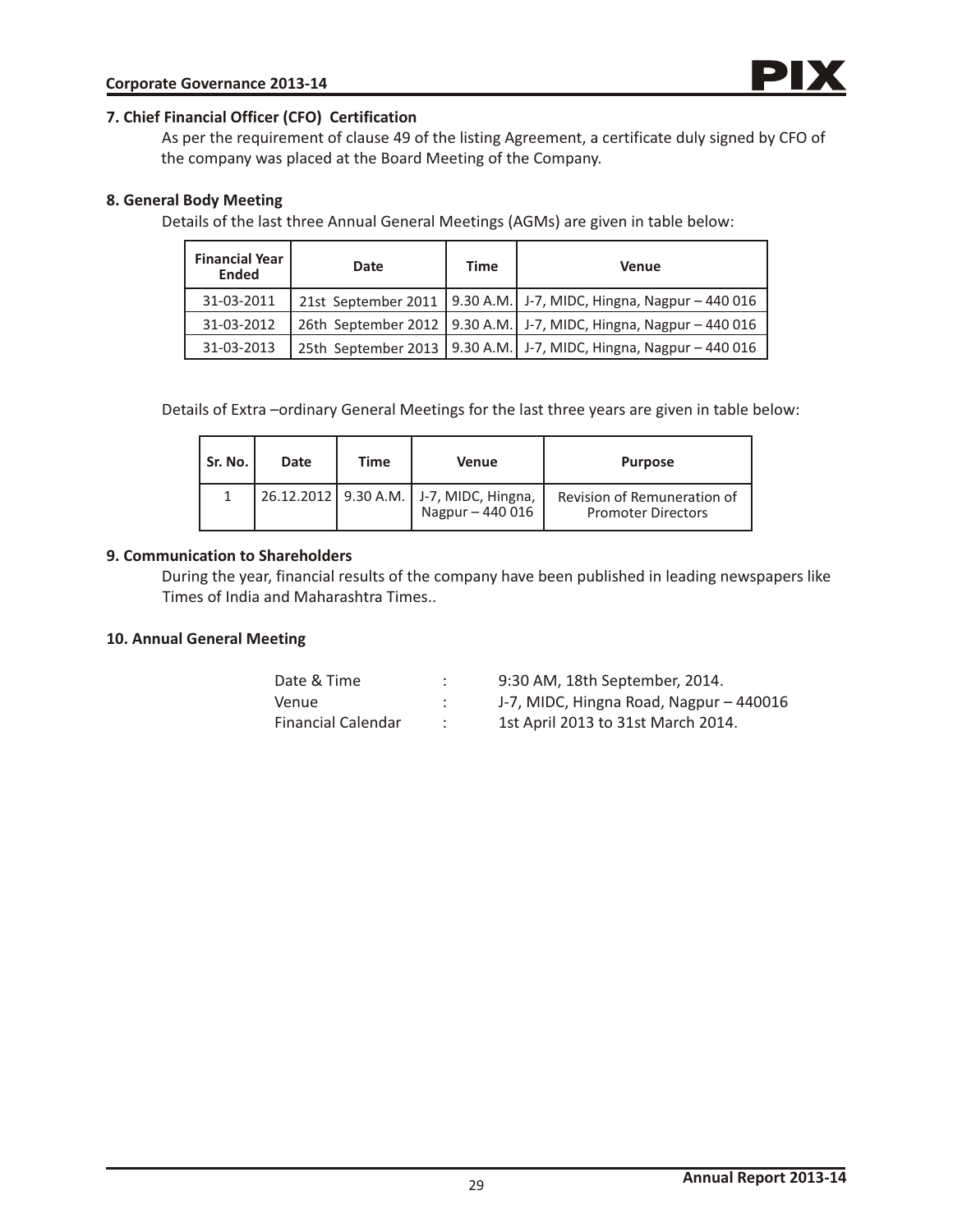### 7. Chief Financial Officer (CFO) Certification

As per the requirement of clause 49 of the listing Agreement, a certificate duly signed by CFO of the company was placed at the Board Meeting of the Company.

### 8. General Body Meeting

Details of the last three Annual General Meetings (AGMs) are given in table below:

| Financial Year Ended | Date | Time | Venue |
|---|---|---|---|
| 31-03-2011 | 21st September 2011 | 9.30 A.M. | J-7, MIDC, Hingna, Nagpur – 440 016 |
| 31-03-2012 | 26th September 2012 | 9.30 A.M. | J-7, MIDC, Hingna, Nagpur – 440 016 |
| 31-03-2013 | 25th September 2013 | 9.30 A.M. | J-7, MIDC, Hingna, Nagpur – 440 016 |

Details of Extra –ordinary General Meetings for the last three years are given in table below:

| Sr. No. | Date | Time | Venue | Purpose |
|---|---|---|---|---|
| 1 | 26.12.2012 | 9.30 A.M. | J-7, MIDC, Hingna, Nagpur – 440 016 | Revision of Remuneration of Promoter Directors |

### 9. Communication to Shareholders

During the year, financial results of the company have been published in leading newspapers like Times of India and Maharashtra Times..

### 10. Annual General Meeting

| | | |
|---|---|---|
| Date & Time | : | 9:30 AM, 18th September, 2014. |
| Venue | : | J-7, MIDC, Hingna Road, Nagpur – 440016 |
| Financial Calendar | : | 1st April 2013 to 31st March 2014. |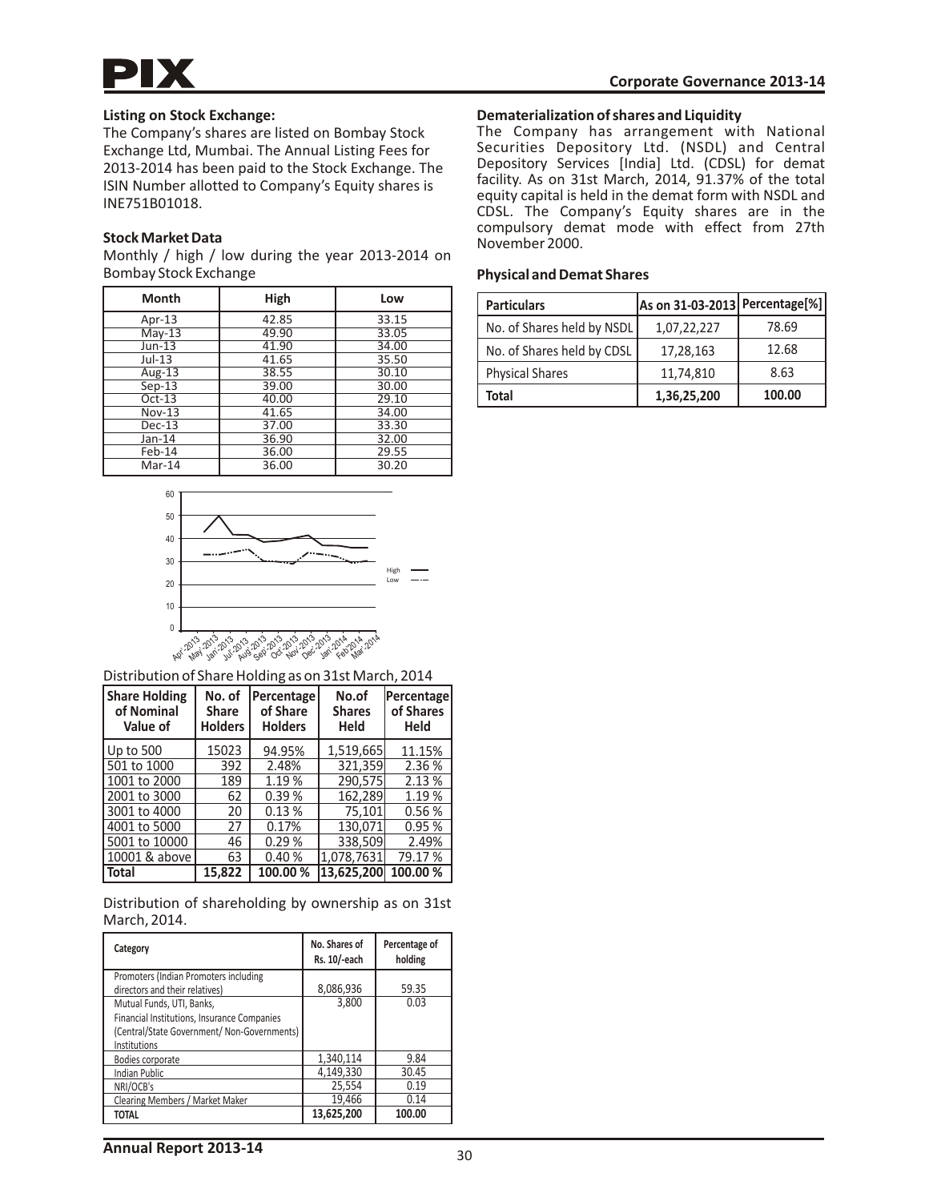## Listing on Stock Exchange:

The Company's shares are listed on Bombay Stock Exchange Ltd, Mumbai. The Annual Listing Fees for 2013-2014 has been paid to the Stock Exchange. The ISIN Number allotted to Company's Equity shares is INE751B01018.

## Stock Market Data

Monthly / high / low during the year 2013-2014 on Bombay Stock Exchange

| Month | High | Low |
|---|---|---|
| Apr-13 | 42.85 | 33.15 |
| May-13 | 49.90 | 33.05 |
| Jun-13 | 41.90 | 34.00 |
| Jul-13 | 41.65 | 35.50 |
| Aug-13 | 38.55 | 30.10 |
| Sep-13 | 39.00 | 30.00 |
| Oct-13 | 40.00 | 29.10 |
| Nov-13 | 41.65 | 34.00 |
| Dec-13 | 37.00 | 33.30 |
| Jan-14 | 36.90 | 32.00 |
| Feb-14 | 36.00 | 29.55 |
| Mar-14 | 36.00 | 30.20 |

Distribution of Share Holding as on 31st March, 2014

| Share Holding of Nominal Value of | No. of Share Holders | Percentage of Share Holders | No.of Shares Held | Percentage of Shares Held |
|---|---|---|---|---|
| Up to 500 | 15023 | 94.95% | 1,519,665 | 11.15% |
| 501 to 1000 | 392 | 2.48% | 321,359 | 2.36 % |
| 1001 to 2000 | 189 | 1.19 % | 290,575 | 2.13 % |
| 2001 to 3000 | 62 | 0.39 % | 162,289 | 1.19 % |
| 3001 to 4000 | 20 | 0.13 % | 75,101 | 0.56 % |
| 4001 to 5000 | 27 | 0.17% | 130,071 | 0.95 % |
| 5001 to 10000 | 46 | 0.29 % | 338,509 | 2.49% |
| 10001 & above | 63 | 0.40 % | 1,078,7631 | 79.17 % |
| **Total** | **15,822** | **100.00 %** | **13,625,200** | **100.00 %** |

Distribution of shareholding by ownership as on 31st March, 2014.

| Category | No. Shares of Rs. 10/-each | Percentage of holding |
|---|---|---|
| Promoters (Indian Promoters including directors and their relatives) | 8,086,936 | 59.35 |
| Mutual Funds, UTI, Banks, Financial Institutions, Insurance Companies (Central/State Government/ Non-Governments) Institutions | 3,800 | 0.03 |
| Bodies corporate | 1,340,114 | 9.84 |
| Indian Public | 4,149,330 | 30.45 |
| NRI/OCB's | 25,554 | 0.19 |
| Clearing Members / Market Maker | 19,466 | 0.14 |
| **TOTAL** | **13,625,200** | **100.00** |

## Dematerialization of shares and Liquidity

The Company has arrangement with National Securities Depository Ltd. (NSDL) and Central Depository Services [India] Ltd. (CDSL) for demat facility. As on 31st March, 2014, 91.37% of the total equity capital is held in the demat form with NSDL and CDSL. The Company's Equity shares are in the compulsory demat mode with effect from 27th November 2000.

## Physical and Demat Shares

| Particulars | As on 31-03-2013 | Percentage[%] |
|---|---|---|
| No. of Shares held by NSDL | 1,07,22,227 | 78.69 |
| No. of Shares held by CDSL | 17,28,163 | 12.68 |
| Physical Shares | 11,74,810 | 8.63 |
| **Total** | **1,36,25,200** | **100.00** |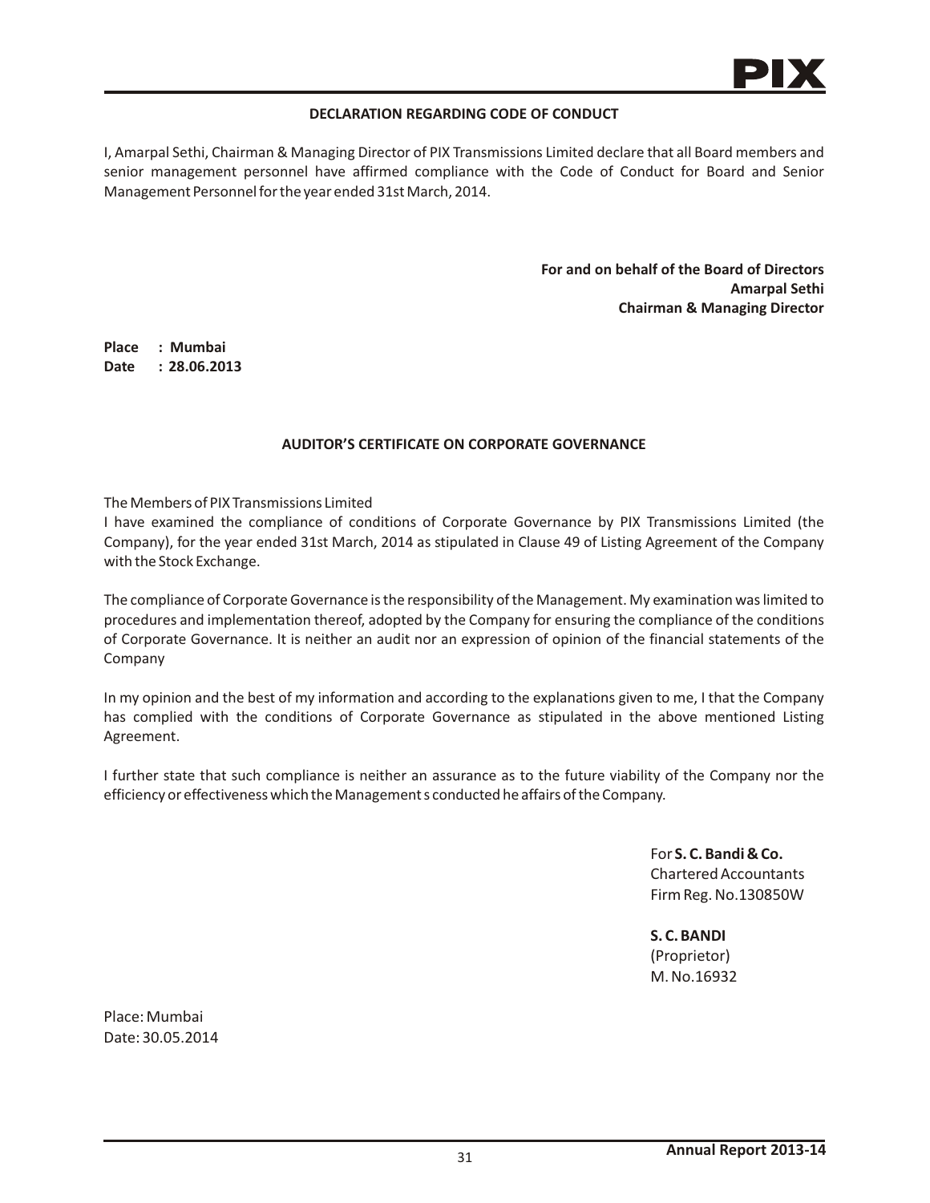## DECLARATION REGARDING CODE OF CONDUCT

I, Amarpal Sethi, Chairman & Managing Director of PIX Transmissions Limited declare that all Board members and senior management personnel have affirmed compliance with the Code of Conduct for Board and Senior Management Personnel for the year ended 31st March, 2014.

**For and on behalf of the Board of Directors**
**Amarpal Sethi**
**Chairman & Managing Director**

**Place : Mumbai**
**Date : 28.06.2013**

## AUDITOR'S CERTIFICATE ON CORPORATE GOVERNANCE

The Members of PIX Transmissions Limited

I have examined the compliance of conditions of Corporate Governance by PIX Transmissions Limited (the Company), for the year ended 31st March, 2014 as stipulated in Clause 49 of Listing Agreement of the Company with the Stock Exchange.

The compliance of Corporate Governance is the responsibility of the Management. My examination was limited to procedures and implementation thereof, adopted by the Company for ensuring the compliance of the conditions of Corporate Governance. It is neither an audit nor an expression of opinion of the financial statements of the Company

In my opinion and the best of my information and according to the explanations given to me, I that the Company has complied with the conditions of Corporate Governance as stipulated in the above mentioned Listing Agreement.

I further state that such compliance is neither an assurance as to the future viability of the Company nor the efficiency or effectiveness which the Management s conducted he affairs of the Company.

For **S. C. Bandi & Co.**
Chartered Accountants
Firm Reg. No.130850W

**S. C. BANDI**
(Proprietor)
M. No.16932

Place: Mumbai
Date: 30.05.2014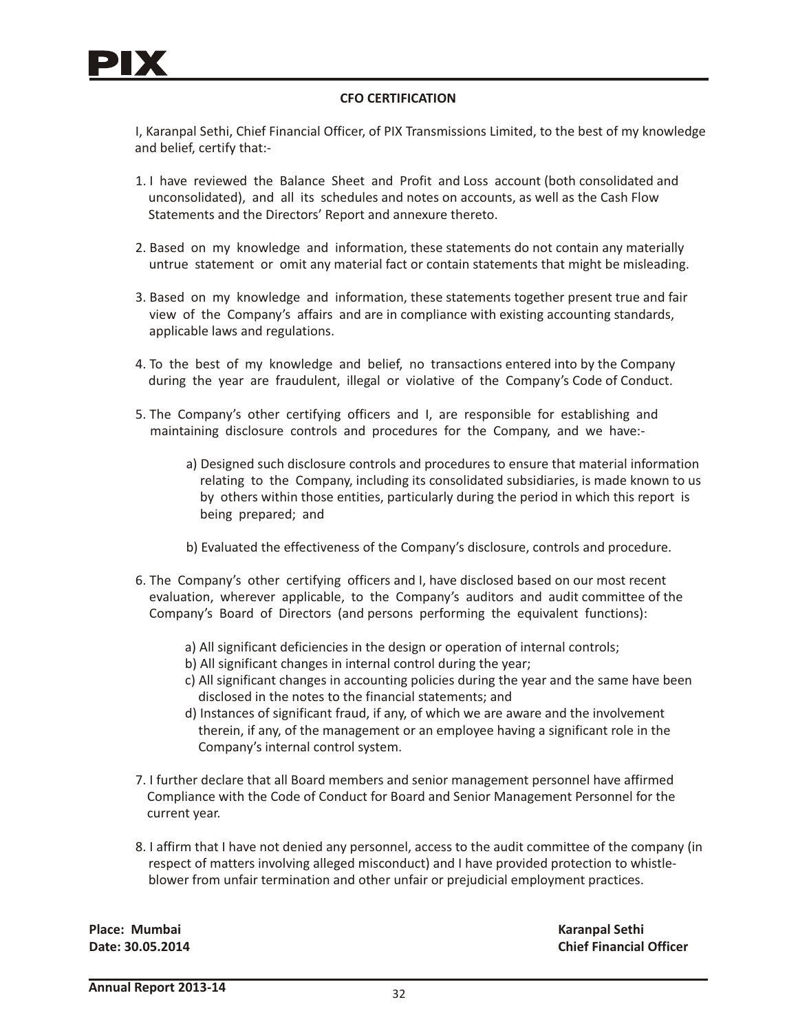## CFO CERTIFICATION

I, Karanpal Sethi, Chief Financial Officer, of PIX Transmissions Limited, to the best of my knowledge and belief, certify that:-

1. I have reviewed the Balance Sheet and Profit and Loss account (both consolidated and unconsolidated), and all its schedules and notes on accounts, as well as the Cash Flow Statements and the Directors' Report and annexure thereto.

2. Based on my knowledge and information, these statements do not contain any materially untrue statement or omit any material fact or contain statements that might be misleading.

3. Based on my knowledge and information, these statements together present true and fair view of the Company's affairs and are in compliance with existing accounting standards, applicable laws and regulations.

4. To the best of my knowledge and belief, no transactions entered into by the Company during the year are fraudulent, illegal or violative of the Company's Code of Conduct.

5. The Company's other certifying officers and I, are responsible for establishing and maintaining disclosure controls and procedures for the Company, and we have:-

   a) Designed such disclosure controls and procedures to ensure that material information relating to the Company, including its consolidated subsidiaries, is made known to us by others within those entities, particularly during the period in which this report is being prepared; and

   b) Evaluated the effectiveness of the Company's disclosure, controls and procedure.

6. The Company's other certifying officers and I, have disclosed based on our most recent evaluation, wherever applicable, to the Company's auditors and audit committee of the Company's Board of Directors (and persons performing the equivalent functions):

   a) All significant deficiencies in the design or operation of internal controls;
   b) All significant changes in internal control during the year;
   c) All significant changes in accounting policies during the year and the same have been disclosed in the notes to the financial statements; and
   d) Instances of significant fraud, if any, of which we are aware and the involvement therein, if any, of the management or an employee having a significant role in the Company's internal control system.

7. I further declare that all Board members and senior management personnel have affirmed Compliance with the Code of Conduct for Board and Senior Management Personnel for the current year.

8. I affirm that I have not denied any personnel, access to the audit committee of the company (in respect of matters involving alleged misconduct) and I have provided protection to whistle-blower from unfair termination and other unfair or prejudicial employment practices.

**Place: Mumbai**
**Date: 30.05.2014**

**Karanpal Sethi**
**Chief Financial Officer**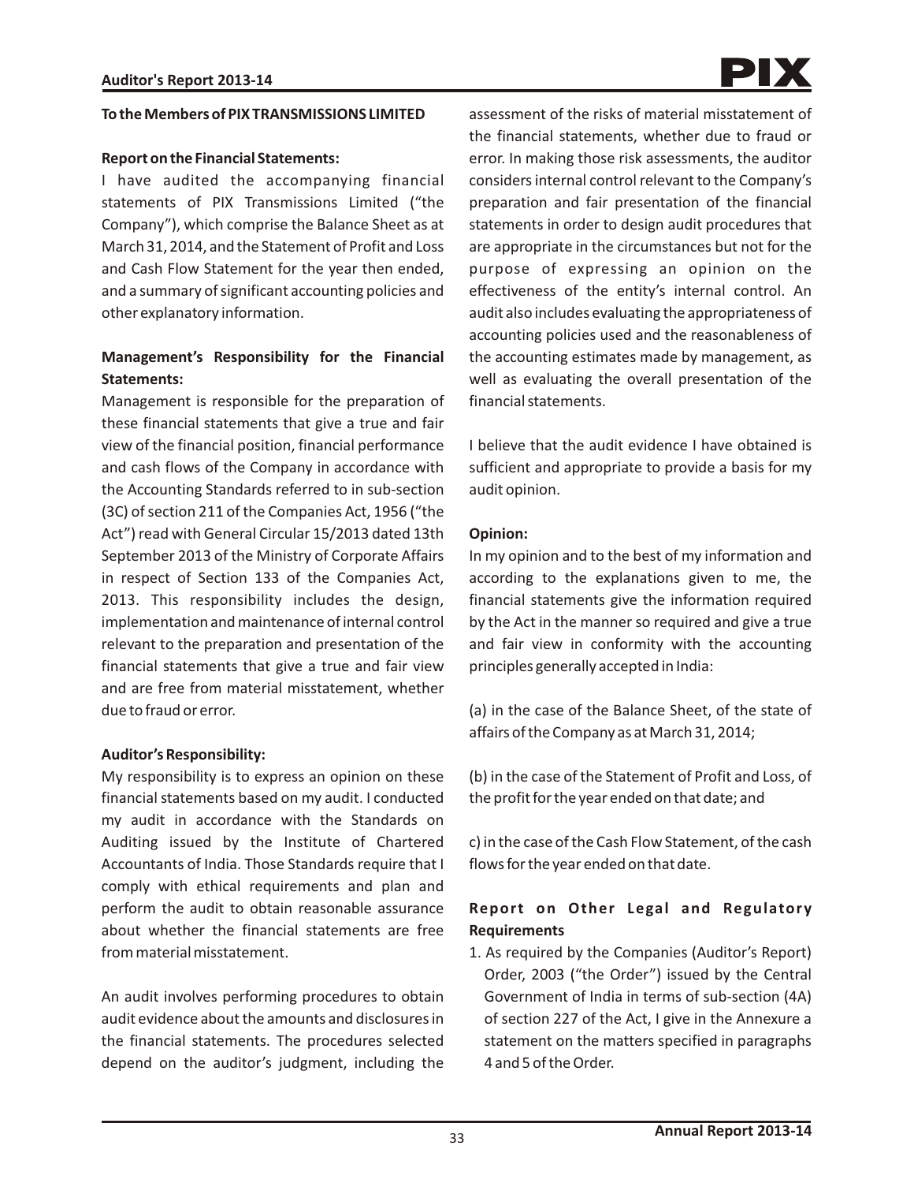**To the Members of PIX TRANSMISSIONS LIMITED**

**Report on the Financial Statements:**

I have audited the accompanying financial statements of PIX Transmissions Limited ("the Company"), which comprise the Balance Sheet as at March 31, 2014, and the Statement of Profit and Loss and Cash Flow Statement for the year then ended, and a summary of significant accounting policies and other explanatory information.

**Management's Responsibility for the Financial Statements:**

Management is responsible for the preparation of these financial statements that give a true and fair view of the financial position, financial performance and cash flows of the Company in accordance with the Accounting Standards referred to in sub-section (3C) of section 211 of the Companies Act, 1956 ("the Act") read with General Circular 15/2013 dated 13th September 2013 of the Ministry of Corporate Affairs in respect of Section 133 of the Companies Act, 2013. This responsibility includes the design, implementation and maintenance of internal control relevant to the preparation and presentation of the financial statements that give a true and fair view and are free from material misstatement, whether due to fraud or error.

**Auditor's Responsibility:**

My responsibility is to express an opinion on these financial statements based on my audit. I conducted my audit in accordance with the Standards on Auditing issued by the Institute of Chartered Accountants of India. Those Standards require that I comply with ethical requirements and plan and perform the audit to obtain reasonable assurance about whether the financial statements are free from material misstatement.

An audit involves performing procedures to obtain audit evidence about the amounts and disclosures in the financial statements. The procedures selected depend on the auditor's judgment, including the assessment of the risks of material misstatement of the financial statements, whether due to fraud or error. In making those risk assessments, the auditor considers internal control relevant to the Company's preparation and fair presentation of the financial statements in order to design audit procedures that are appropriate in the circumstances but not for the purpose of expressing an opinion on the effectiveness of the entity's internal control. An audit also includes evaluating the appropriateness of accounting policies used and the reasonableness of the accounting estimates made by management, as well as evaluating the overall presentation of the financial statements.

I believe that the audit evidence I have obtained is sufficient and appropriate to provide a basis for my audit opinion.

**Opinion:**

In my opinion and to the best of my information and according to the explanations given to me, the financial statements give the information required by the Act in the manner so required and give a true and fair view in conformity with the accounting principles generally accepted in India:

(a) in the case of the Balance Sheet, of the state of affairs of the Company as at March 31, 2014;

(b) in the case of the Statement of Profit and Loss, of the profit for the year ended on that date; and

c) in the case of the Cash Flow Statement, of the cash flows for the year ended on that date.

**Report on Other Legal and Regulatory Requirements**

1. As required by the Companies (Auditor's Report) Order, 2003 ("the Order") issued by the Central Government of India in terms of sub-section (4A) of section 227 of the Act, I give in the Annexure a statement on the matters specified in paragraphs 4 and 5 of the Order.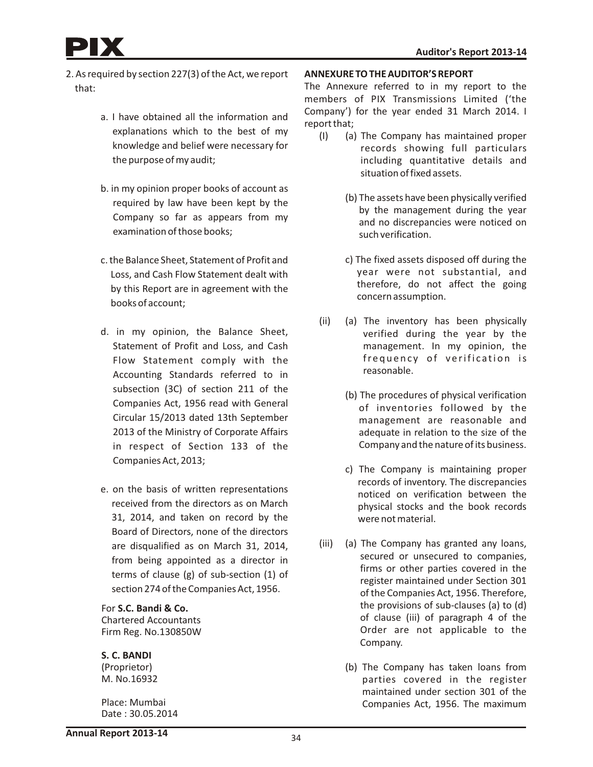2. As required by section 227(3) of the Act, we report that:

   a. I have obtained all the information and explanations which to the best of my knowledge and belief were necessary for the purpose of my audit;

   b. in my opinion proper books of account as required by law have been kept by the Company so far as appears from my examination of those books;

   c. the Balance Sheet, Statement of Profit and Loss, and Cash Flow Statement dealt with by this Report are in agreement with the books of account;

   d. in my opinion, the Balance Sheet, Statement of Profit and Loss, and Cash Flow Statement comply with the Accounting Standards referred to in subsection (3C) of section 211 of the Companies Act, 1956 read with General Circular 15/2013 dated 13th September 2013 of the Ministry of Corporate Affairs in respect of Section 133 of the Companies Act, 2013;

   e. on the basis of written representations received from the directors as on March 31, 2014, and taken on record by the Board of Directors, none of the directors are disqualified as on March 31, 2014, from being appointed as a director in terms of clause (g) of sub-section (1) of section 274 of the Companies Act, 1956.

For **S.C. Bandi & Co.**
Chartered Accountants
Firm Reg. No.130850W

**S. C. BANDI**
(Proprietor)
M. No.16932

Place: Mumbai
Date : 30.05.2014

**ANNEXURE TO THE AUDITOR'S REPORT**

The Annexure referred to in my report to the members of PIX Transmissions Limited ('the Company') for the year ended 31 March 2014. I report that;

(I) (a) The Company has maintained proper records showing full particulars including quantitative details and situation of fixed assets.

(b) The assets have been physically verified by the management during the year and no discrepancies were noticed on such verification.

c) The fixed assets disposed off during the year were not substantial, and therefore, do not affect the going concern assumption.

(ii) (a) The inventory has been physically verified during the year by the management. In my opinion, the frequency of verification is reasonable.

(b) The procedures of physical verification of inventories followed by the management are reasonable and adequate in relation to the size of the Company and the nature of its business.

c) The Company is maintaining proper records of inventory. The discrepancies noticed on verification between the physical stocks and the book records were not material.

(iii) (a) The Company has granted any loans, secured or unsecured to companies, firms or other parties covered in the register maintained under Section 301 of the Companies Act, 1956. Therefore, the provisions of sub-clauses (a) to (d) of clause (iii) of paragraph 4 of the Order are not applicable to the Company.

(b) The Company has taken loans from parties covered in the register maintained under section 301 of the Companies Act, 1956. The maximum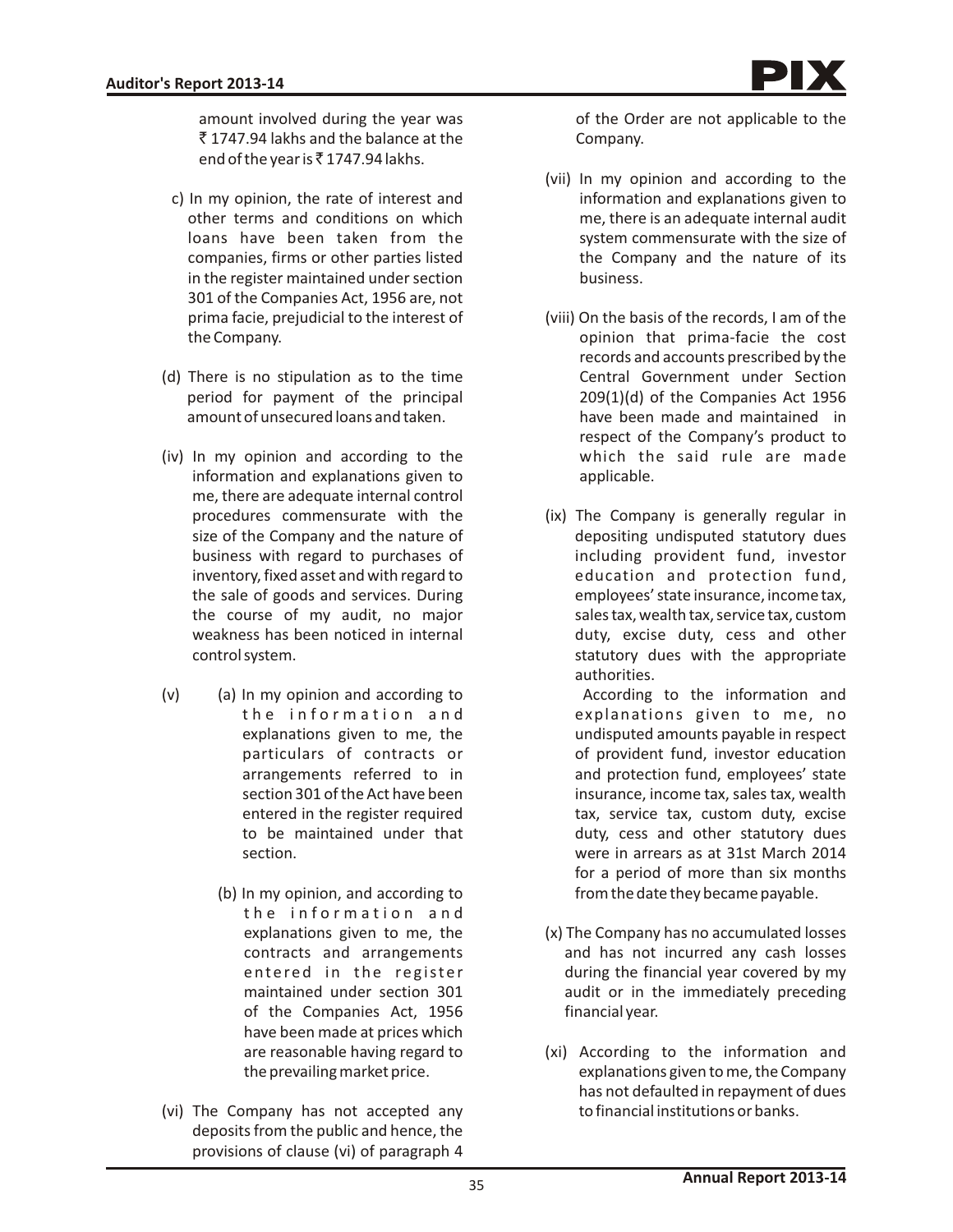amount involved during the year was ₹ 1747.94 lakhs and the balance at the end of the year is ₹ 1747.94 lakhs.

c) In my opinion, the rate of interest and other terms and conditions on which loans have been taken from the companies, firms or other parties listed in the register maintained under section 301 of the Companies Act, 1956 are, not prima facie, prejudicial to the interest of the Company.

(d) There is no stipulation as to the time period for payment of the principal amount of unsecured loans and taken.

(iv) In my opinion and according to the information and explanations given to me, there are adequate internal control procedures commensurate with the size of the Company and the nature of business with regard to purchases of inventory, fixed asset and with regard to the sale of goods and services. During the course of my audit, no major weakness has been noticed in internal control system.

(v) (a) In my opinion and according to the information and explanations given to me, the particulars of contracts or arrangements referred to in section 301 of the Act have been entered in the register required to be maintained under that section.

(b) In my opinion, and according to the information and explanations given to me, the contracts and arrangements entered in the register maintained under section 301 of the Companies Act, 1956 have been made at prices which are reasonable having regard to the prevailing market price.

(vi) The Company has not accepted any deposits from the public and hence, the provisions of clause (vi) of paragraph 4 of the Order are not applicable to the Company.

(vii) In my opinion and according to the information and explanations given to me, there is an adequate internal audit system commensurate with the size of the Company and the nature of its business.

(viii) On the basis of the records, I am of the opinion that prima-facie the cost records and accounts prescribed by the Central Government under Section 209(1)(d) of the Companies Act 1956 have been made and maintained in respect of the Company's product to which the said rule are made applicable.

(ix) The Company is generally regular in depositing undisputed statutory dues including provident fund, investor education and protection fund, employees' state insurance, income tax, sales tax, wealth tax, service tax, custom duty, excise duty, cess and other statutory dues with the appropriate authorities.

According to the information and explanations given to me, no undisputed amounts payable in respect of provident fund, investor education and protection fund, employees' state insurance, income tax, sales tax, wealth tax, service tax, custom duty, excise duty, cess and other statutory dues were in arrears as at 31st March 2014 for a period of more than six months from the date they became payable.

(x) The Company has no accumulated losses and has not incurred any cash losses during the financial year covered by my audit or in the immediately preceding financial year.

(xi) According to the information and explanations given to me, the Company has not defaulted in repayment of dues to financial institutions or banks.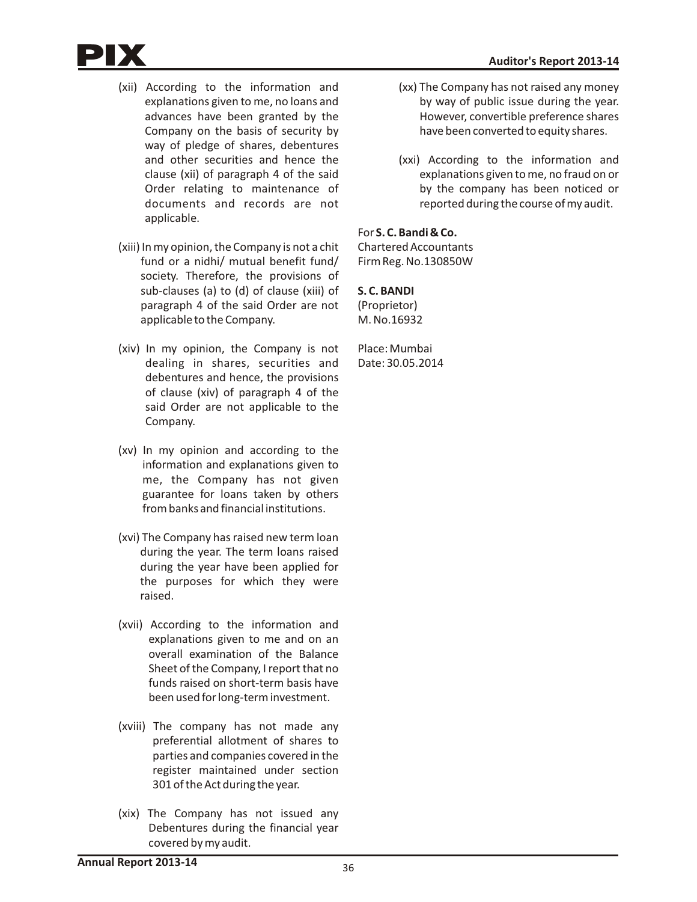(xii) According to the information and explanations given to me, no loans and advances have been granted by the Company on the basis of security by way of pledge of shares, debentures and other securities and hence the clause (xii) of paragraph 4 of the said Order relating to maintenance of documents and records are not applicable.

(xiii) In my opinion, the Company is not a chit fund or a nidhi/ mutual benefit fund/ society. Therefore, the provisions of sub-clauses (a) to (d) of clause (xiii) of paragraph 4 of the said Order are not applicable to the Company.

(xiv) In my opinion, the Company is not dealing in shares, securities and debentures and hence, the provisions of clause (xiv) of paragraph 4 of the said Order are not applicable to the Company.

(xv) In my opinion and according to the information and explanations given to me, the Company has not given guarantee for loans taken by others from banks and financial institutions.

(xvi) The Company has raised new term loan during the year. The term loans raised during the year have been applied for the purposes for which they were raised.

(xvii) According to the information and explanations given to me and on an overall examination of the Balance Sheet of the Company, I report that no funds raised on short-term basis have been used for long-term investment.

(xviii) The company has not made any preferential allotment of shares to parties and companies covered in the register maintained under section 301 of the Act during the year.

(xix) The Company has not issued any Debentures during the financial year covered by my audit.

(xx) The Company has not raised any money by way of public issue during the year. However, convertible preference shares have been converted to equity shares.

(xxi) According to the information and explanations given to me, no fraud on or by the company has been noticed or reported during the course of my audit.

For **S. C. Bandi & Co.**
Chartered Accountants
Firm Reg. No.130850W

**S. C. BANDI**
(Proprietor)
M. No.16932

Place: Mumbai
Date: 30.05.2014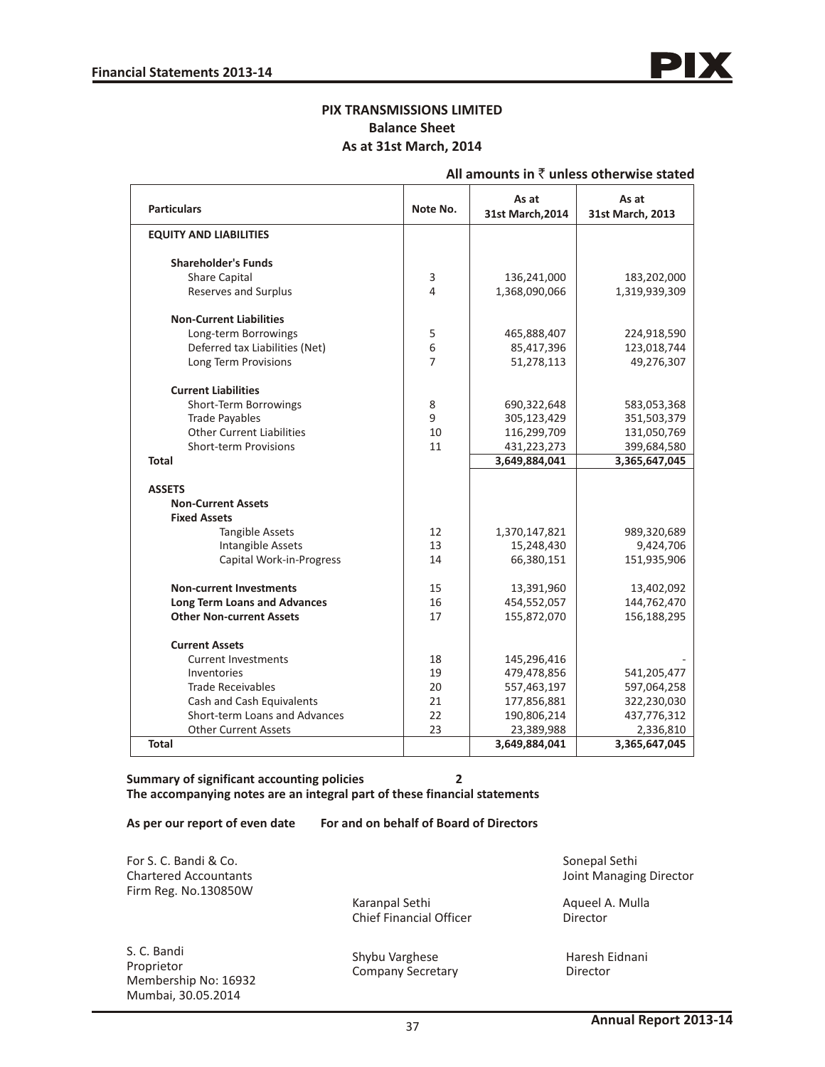# PIX TRANSMISSIONS LIMITED

## Balance Sheet

### As at 31st March, 2014

**All amounts in ₹ unless otherwise stated**

| Particulars | Note No. | As at 31st March,2014 | As at 31st March, 2013 |
|---|---|---|---|
| **EQUITY AND LIABILITIES** | | | |
| **Shareholder's Funds** | | | |
| Share Capital | 3 | 136,241,000 | 183,202,000 |
| Reserves and Surplus | 4 | 1,368,090,066 | 1,319,939,309 |
| **Non-Current Liabilities** | | | |
| Long-term Borrowings | 5 | 465,888,407 | 224,918,590 |
| Deferred tax Liabilities (Net) | 6 | 85,417,396 | 123,018,744 |
| Long Term Provisions | 7 | 51,278,113 | 49,276,307 |
| **Current Liabilities** | | | |
| Short-Term Borrowings | 8 | 690,322,648 | 583,053,368 |
| Trade Payables | 9 | 305,123,429 | 351,503,379 |
| Other Current Liabilities | 10 | 116,299,709 | 131,050,769 |
| Short-term Provisions | 11 | 431,223,273 | 399,684,580 |
| **Total** | | **3,649,884,041** | **3,365,647,045** |
| **ASSETS** | | | |
| **Non-Current Assets** | | | |
| **Fixed Assets** | | | |
| Tangible Assets | 12 | 1,370,147,821 | 989,320,689 |
| Intangible Assets | 13 | 15,248,430 | 9,424,706 |
| Capital Work-in-Progress | 14 | 66,380,151 | 151,935,906 |
| **Non-current Investments** | 15 | 13,391,960 | 13,402,092 |
| **Long Term Loans and Advances** | 16 | 454,552,057 | 144,762,470 |
| **Other Non-current Assets** | 17 | 155,872,070 | 156,188,295 |
| **Current Assets** | | | |
| Current Investments | 18 | 145,296,416 | - |
| Inventories | 19 | 479,478,856 | 541,205,477 |
| Trade Receivables | 20 | 557,463,197 | 597,064,258 |
| Cash and Cash Equivalents | 21 | 177,856,881 | 322,230,030 |
| Short-term Loans and Advances | 22 | 190,806,214 | 437,776,312 |
| Other Current Assets | 23 | 23,389,988 | 2,336,810 |
| **Total** | | **3,649,884,041** | **3,365,647,045** |

**Summary of significant accounting policies** **2**

**The accompanying notes are an integral part of these financial statements**

**As per our report of even date** **For and on behalf of Board of Directors**

For S. C. Bandi & Co.
Chartered Accountants
Firm Reg. No.130850W

S. C. Bandi
Proprietor
Membership No: 16932
Mumbai, 30.05.2014

Karanpal Sethi
Chief Financial Officer

Shybu Varghese
Company Secretary

Sonepal Sethi
Joint Managing Director

Aqueel A. Mulla
Director

Haresh Eidnani
Director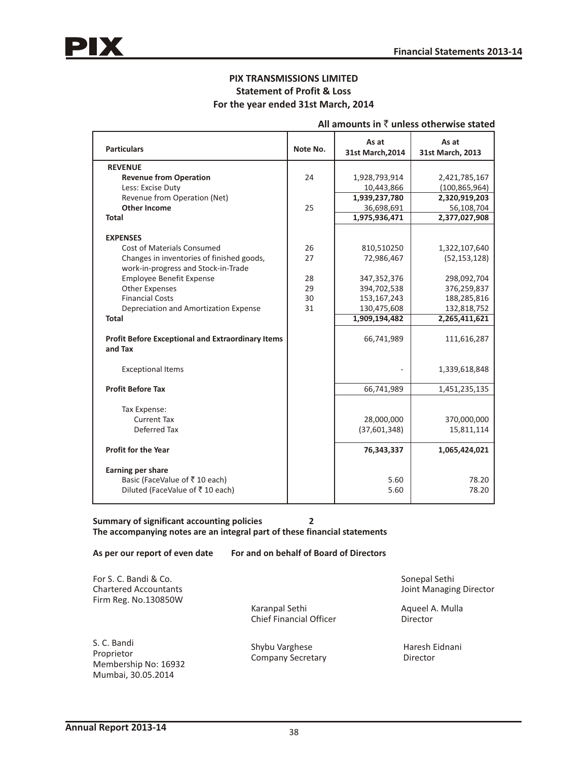# PIX TRANSMISSIONS LIMITED

## Statement of Profit & Loss

### For the year ended 31st March, 2014

**All amounts in ₹ unless otherwise stated**

| Particulars | Note No. | As at 31st March,2014 | As at 31st March, 2013 |
|---|---|---|---|
| **REVENUE** | | | |
| **Revenue from Operation** | 24 | 1,928,793,914 | 2,421,785,167 |
| Less: Excise Duty | | 10,443,866 | (100,865,964) |
| Revenue from Operation (Net) | | **1,939,237,780** | **2,320,919,203** |
| **Other Income** | 25 | 36,698,691 | 56,108,704 |
| **Total** | | **1,975,936,471** | **2,377,027,908** |
| **EXPENSES** | | | |
| Cost of Materials Consumed | 26 | 810,510250 | 1,322,107,640 |
| Changes in inventories of finished goods, work-in-progress and Stock-in-Trade | 27 | 72,986,467 | (52,153,128) |
| Employee Benefit Expense | 28 | 347,352,376 | 298,092,704 |
| Other Expenses | 29 | 394,702,538 | 376,259,837 |
| Financial Costs | 30 | 153,167,243 | 188,285,816 |
| Depreciation and Amortization Expense | 31 | 130,475,608 | 132,818,752 |
| **Total** | | **1,909,194,482** | **2,265,411,621** |
| **Profit Before Exceptional and Extraordinary Items and Tax** | | 66,741,989 | 111,616,287 |
| Exceptional Items | | - | 1,339,618,848 |
| **Profit Before Tax** | | 66,741,989 | 1,451,235,135 |
| Tax Expense: | | | |
| Current Tax | | 28,000,000 | 370,000,000 |
| Deferred Tax | | (37,601,348) | 15,811,114 |
| **Profit for the Year** | | **76,343,337** | **1,065,424,021** |
| **Earning per share** | | | |
| Basic (FaceValue of ₹ 10 each) | | 5.60 | 78.20 |
| Diluted (FaceValue of ₹ 10 each) | | 5.60 | 78.20 |

**Summary of significant accounting policies 2**

**The accompanying notes are an integral part of these financial statements**

**As per our report of even date For and on behalf of Board of Directors**

For S. C. Bandi & Co.
Chartered Accountants
Firm Reg. No.130850W

S. C. Bandi
Proprietor
Membership No: 16932
Mumbai, 30.05.2014

Karanpal Sethi
Chief Financial Officer

Shybu Varghese
Company Secretary

Sonepal Sethi
Joint Managing Director

Aqueel A. Mulla
Director

Haresh Eidnani
Director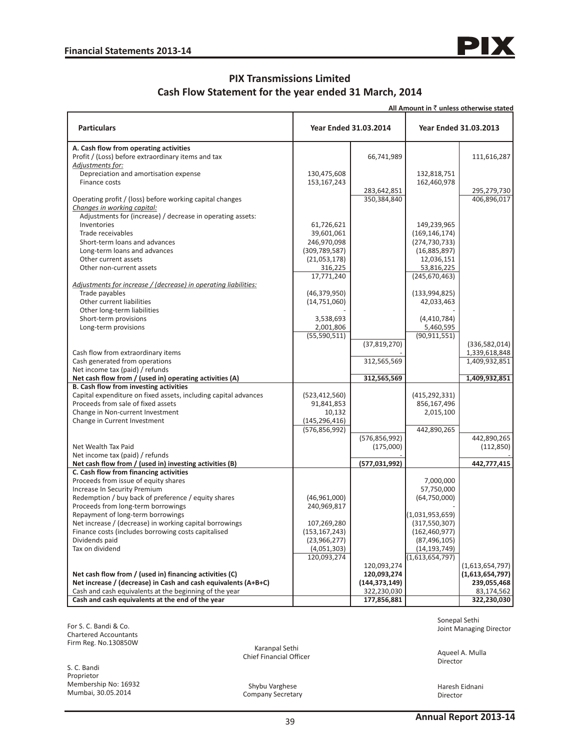# PIX Transmissions Limited

## Cash Flow Statement for the year ended 31 March, 2014

All Amount in ₹ unless otherwise stated

| Particulars | Year Ended 31.03.2014 | | Year Ended 31.03.2013 | |
|---|---|---|---|---|
| **A. Cash flow from operating activities** | | | | |
| Profit / (Loss) before extraordinary items and tax | | 66,741,989 | | 111,616,287 |
| *Adjustments for:* | | | | |
| Depreciation and amortisation expense | 130,475,608 | | 132,818,751 | |
| Finance costs | 153,167,243 | | 162,460,978 | |
| | | 283,642,851 | | 295,279,730 |
| Operating profit / (loss) before working capital changes | | 350,384,840 | | 406,896,017 |
| *Changes in working capital:* | | | | |
| Adjustments for (increase) / decrease in operating assets: | | | | |
| Inventories | 61,726,621 | | 149,239,965 | |
| Trade receivables | 39,601,061 | | (169,146,174) | |
| Short-term loans and advances | 246,970,098 | | (274,730,733) | |
| Long-term loans and advances | (309,789,587) | | (16,885,897) | |
| Other current assets | (21,053,178) | | 12,036,151 | |
| Other non-current assets | 316,225 | | 53,816,225 | |
| | 17,771,240 | | (245,670,463) | |
| *Adjustments for increase / (decrease) in operating liabilities:* | | | | |
| Trade payables | (46,379,950) | | (133,994,825) | |
| Other current liabilities | (14,751,060) | | 42,033,463 | |
| Other long-term liabilities | - | | - | |
| Short-term provisions | 3,538,693 | | (4,410,784) | |
| Long-term provisions | 2,001,806 | | 5,460,595 | |
| | (55,590,511) | | (90,911,551) | |
| | | (37,819,270) | | (336,582,014) |
| Cash flow from extraordinary items | | - | | 1,339,618,848 |
| Cash generated from operations | | 312,565,569 | | 1,409,932,851 |
| Net income tax (paid) / refunds | | | | |
| **Net cash flow from / (used in) operating activities (A)** | | **312,565,569** | | **1,409,932,851** |
| **B. Cash flow from investing activities** | | | | |
| Capital expenditure on fixed assets, including capital advances | (523,412,560) | | (415,292,331) | |
| Proceeds from sale of fixed assets | 91,841,853 | | 856,167,496 | |
| Change in Non-current Investment | 10,132 | | 2,015,100 | |
| Change in Current Investment | (145,296,416) | | | |
| | (576,856,992) | | 442,890,265 | |
| | | (576,856,992) | | 442,890,265 |
| Net Wealth Tax Paid | | (175,000) | | (112,850) |
| Net income tax (paid) / refunds | | - | | - |
| **Net cash flow from / (used in) investing activities (B)** | | **(577,031,992)** | | **442,777,415** |
| **C. Cash flow from financing activities** | | | | |
| Proceeds from issue of equity shares | | | 7,000,000 | |
| Increase In Security Premium | | | 57,750,000 | |
| Redemption / buy back of preference / equity shares | (46,961,000) | | (64,750,000) | |
| Proceeds from long-term borrowings | 240,969,817 | | - | |
| Repayment of long-term borrowings | | | (1,031,953,659) | |
| Net increase / (decrease) in working capital borrowings | 107,269,280 | | (317,550,307) | |
| Finance costs (includes borrowing costs capitalised | (153,167,243) | | (162,460,977) | |
| Dividends paid | (23,966,277) | | (87,496,105) | |
| Tax on dividend | (4,051,303) | | (14,193,749) | |
| | 120,093,274 | | (1,613,654,797) | |
| | | 120,093,274 | | (1,613,654,797) |
| **Net cash flow from / (used in) financing activities (C)** | | **120,093,274** | | **(1,613,654,797)** |
| **Net increase / (decrease) in Cash and cash equivalents (A+B+C)** | | **(144,373,149)** | | **239,055,468** |
| Cash and cash equivalents at the beginning of the year | | 322,230,030 | | 83,174,562 |
| **Cash and cash equivalents at the end of the year** | | **177,856,881** | | **322,230,030** |

For S. C. Bandi & Co.
Chartered Accountants
Firm Reg. No.130850W

S. C. Bandi
Proprietor
Membership No: 16932
Mumbai, 30.05.2014

Karanpal Sethi
Chief Financial Officer

Shybu Varghese
Company Secretary

Sonepal Sethi
Joint Managing Director

Aqueel A. Mulla
Director

Haresh Eidnani
Director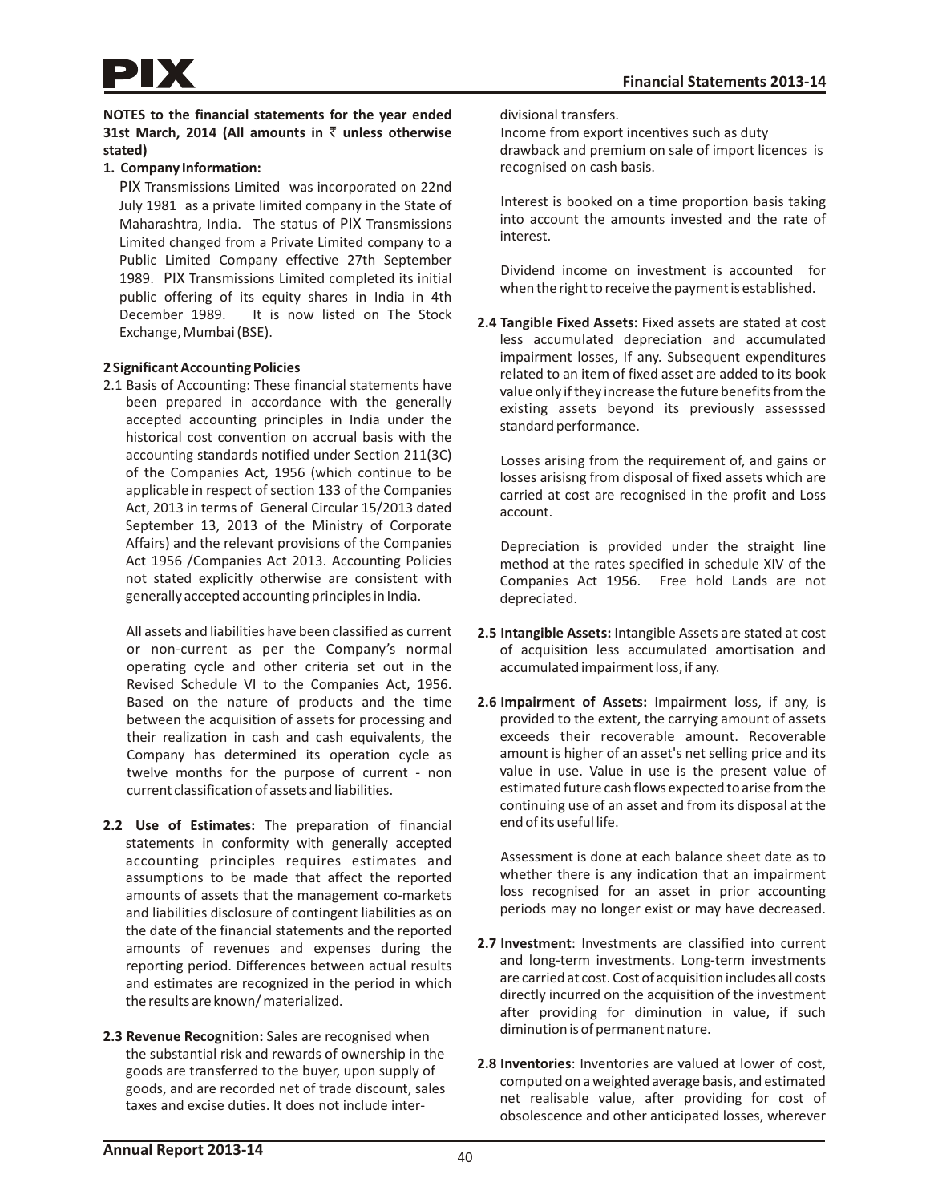**NOTES to the financial statements for the year ended 31st March, 2014 (All amounts in ₹ unless otherwise stated)**

**1. Company Information:**

PIX Transmissions Limited was incorporated on 22nd July 1981 as a private limited company in the State of Maharashtra, India. The status of PIX Transmissions Limited changed from a Private Limited company to a Public Limited Company effective 27th September 1989. PIX Transmissions Limited completed its initial public offering of its equity shares in India in 4th December 1989. It is now listed on The Stock Exchange, Mumbai (BSE).

**2 Significant Accounting Policies**

2.1 Basis of Accounting: These financial statements have been prepared in accordance with the generally accepted accounting principles in India under the historical cost convention on accrual basis with the accounting standards notified under Section 211(3C) of the Companies Act, 1956 (which continue to be applicable in respect of section 133 of the Companies Act, 2013 in terms of General Circular 15/2013 dated September 13, 2013 of the Ministry of Corporate Affairs) and the relevant provisions of the Companies Act 1956 /Companies Act 2013. Accounting Policies not stated explicitly otherwise are consistent with generally accepted accounting principles in India.

All assets and liabilities have been classified as current or non-current as per the Company's normal operating cycle and other criteria set out in the Revised Schedule VI to the Companies Act, 1956. Based on the nature of products and the time between the acquisition of assets for processing and their realization in cash and cash equivalents, the Company has determined its operation cycle as twelve months for the purpose of current - non current classification of assets and liabilities.

**2.2 Use of Estimates:** The preparation of financial statements in conformity with generally accepted accounting principles requires estimates and assumptions to be made that affect the reported amounts of assets that the management co-markets and liabilities disclosure of contingent liabilities as on the date of the financial statements and the reported amounts of revenues and expenses during the reporting period. Differences between actual results and estimates are recognized in the period in which the results are known/ materialized.

**2.3 Revenue Recognition:** Sales are recognised when the substantial risk and rewards of ownership in the goods are transferred to the buyer, upon supply of goods, and are recorded net of trade discount, sales taxes and excise duties. It does not include inter-divisional transfers.

Income from export incentives such as duty drawback and premium on sale of import licences is recognised on cash basis.

Interest is booked on a time proportion basis taking into account the amounts invested and the rate of interest.

Dividend income on investment is accounted for when the right to receive the payment is established.

**2.4 Tangible Fixed Assets:** Fixed assets are stated at cost less accumulated depreciation and accumulated impairment losses, If any. Subsequent expenditures related to an item of fixed asset are added to its book value only if they increase the future benefits from the existing assets beyond its previously assesssed standard performance.

Losses arising from the requirement of, and gains or losses arisisng from disposal of fixed assets which are carried at cost are recognised in the profit and Loss account.

Depreciation is provided under the straight line method at the rates specified in schedule XIV of the Companies Act 1956. Free hold Lands are not depreciated.

**2.5 Intangible Assets:** Intangible Assets are stated at cost of acquisition less accumulated amortisation and accumulated impairment loss, if any.

**2.6 Impairment of Assets:** Impairment loss, if any, is provided to the extent, the carrying amount of assets exceeds their recoverable amount. Recoverable amount is higher of an asset's net selling price and its value in use. Value in use is the present value of estimated future cash flows expected to arise from the continuing use of an asset and from its disposal at the end of its useful life.

Assessment is done at each balance sheet date as to whether there is any indication that an impairment loss recognised for an asset in prior accounting periods may no longer exist or may have decreased.

**2.7 Investment**: Investments are classified into current and long-term investments. Long-term investments are carried at cost. Cost of acquisition includes all costs directly incurred on the acquisition of the investment after providing for diminution in value, if such diminution is of permanent nature.

**2.8 Inventories**: Inventories are valued at lower of cost, computed on a weighted average basis, and estimated net realisable value, after providing for cost of obsolescence and other anticipated losses, wherever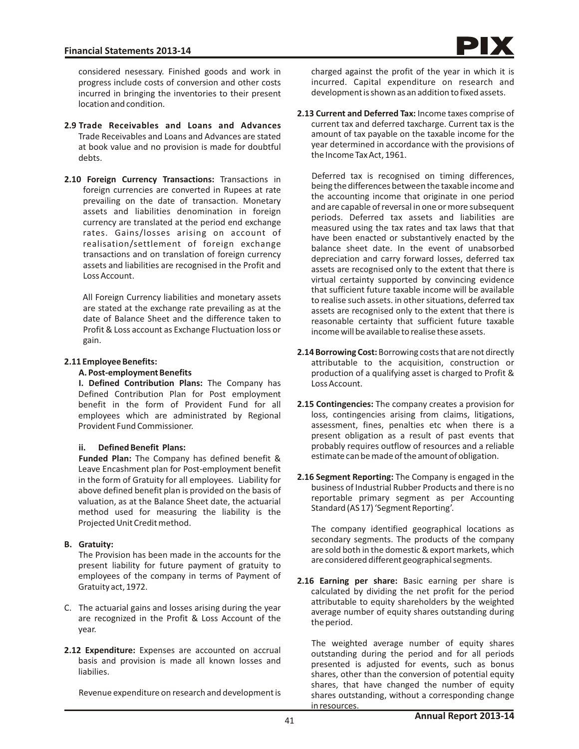considered nesessary. Finished goods and work in progress include costs of conversion and other costs incurred in bringing the inventories to their present location and condition.

**2.9 Trade Receivables and Loans and Advances** Trade Receivables and Loans and Advances are stated at book value and no provision is made for doubtful debts.

**2.10 Foreign Currency Transactions:** Transactions in foreign currencies are converted in Rupees at rate prevailing on the date of transaction. Monetary assets and liabilities denomination in foreign currency are translated at the period end exchange rates. Gains/losses arising on account of realisation/settlement of foreign exchange transactions and on translation of foreign currency assets and liabilities are recognised in the Profit and Loss Account.

All Foreign Currency liabilities and monetary assets are stated at the exchange rate prevailing as at the date of Balance Sheet and the difference taken to Profit & Loss account as Exchange Fluctuation loss or gain.

**2.11 Employee Benefits:**

**A. Post-employment Benefits**

**I. Defined Contribution Plans:** The Company has Defined Contribution Plan for Post employment benefit in the form of Provident Fund for all employees which are administrated by Regional Provident Fund Commissioner.

**ii. Defined Benefit Plans:**

**Funded Plan:** The Company has defined benefit & Leave Encashment plan for Post-employment benefit in the form of Gratuity for all employees. Liability for above defined benefit plan is provided on the basis of valuation, as at the Balance Sheet date, the actuarial method used for measuring the liability is the Projected Unit Credit method.

**B. Gratuity:**

The Provision has been made in the accounts for the present liability for future payment of gratuity to employees of the company in terms of Payment of Gratuity act, 1972.

C. The actuarial gains and losses arising during the year are recognized in the Profit & Loss Account of the year.

**2.12 Expenditure:** Expenses are accounted on accrual basis and provision is made all known losses and liabilies.

Revenue expenditure on research and development is charged against the profit of the year in which it is incurred. Capital expenditure on research and development is shown as an addition to fixed assets.

**2.13 Current and Deferred Tax:** Income taxes comprise of current tax and deferred taxcharge. Current tax is the amount of tax payable on the taxable income for the year determined in accordance with the provisions of the Income Tax Act, 1961.

Deferred tax is recognised on timing differences, being the differences between the taxable income and the accounting income that originate in one period and are capable of reversal in one or more subsequent periods. Deferred tax assets and liabilities are measured using the tax rates and tax laws that that have been enacted or substantively enacted by the balance sheet date. In the event of unabsorbed depreciation and carry forward losses, deferred tax assets are recognised only to the extent that there is virtual certainty supported by convincing evidence that sufficient future taxable income will be available to realise such assets. in other situations, deferred tax assets are recognised only to the extent that there is reasonable certainty that sufficient future taxable income will be available to realise these assets.

**2.14 Borrowing Cost:** Borrowing costs that are not directly attributable to the acquisition, construction or production of a qualifying asset is charged to Profit & Loss Account.

**2.15 Contingencies:** The company creates a provision for loss, contingencies arising from claims, litigations, assessment, fines, penalties etc when there is a present obligation as a result of past events that probably requires outflow of resources and a reliable estimate can be made of the amount of obligation.

**2.16 Segment Reporting:** The Company is engaged in the business of Industrial Rubber Products and there is no reportable primary segment as per Accounting Standard (AS 17) 'Segment Reporting'.

The company identified geographical locations as secondary segments. The products of the company are sold both in the domestic & export markets, which are considered different geographical segments.

**2.16 Earning per share:** Basic earning per share is calculated by dividing the net profit for the period attributable to equity shareholders by the weighted average number of equity shares outstanding during the period.

The weighted average number of equity shares outstanding during the period and for all periods presented is adjusted for events, such as bonus shares, other than the conversion of potential equity shares, that have changed the number of equity shares outstanding, without a corresponding change in resources.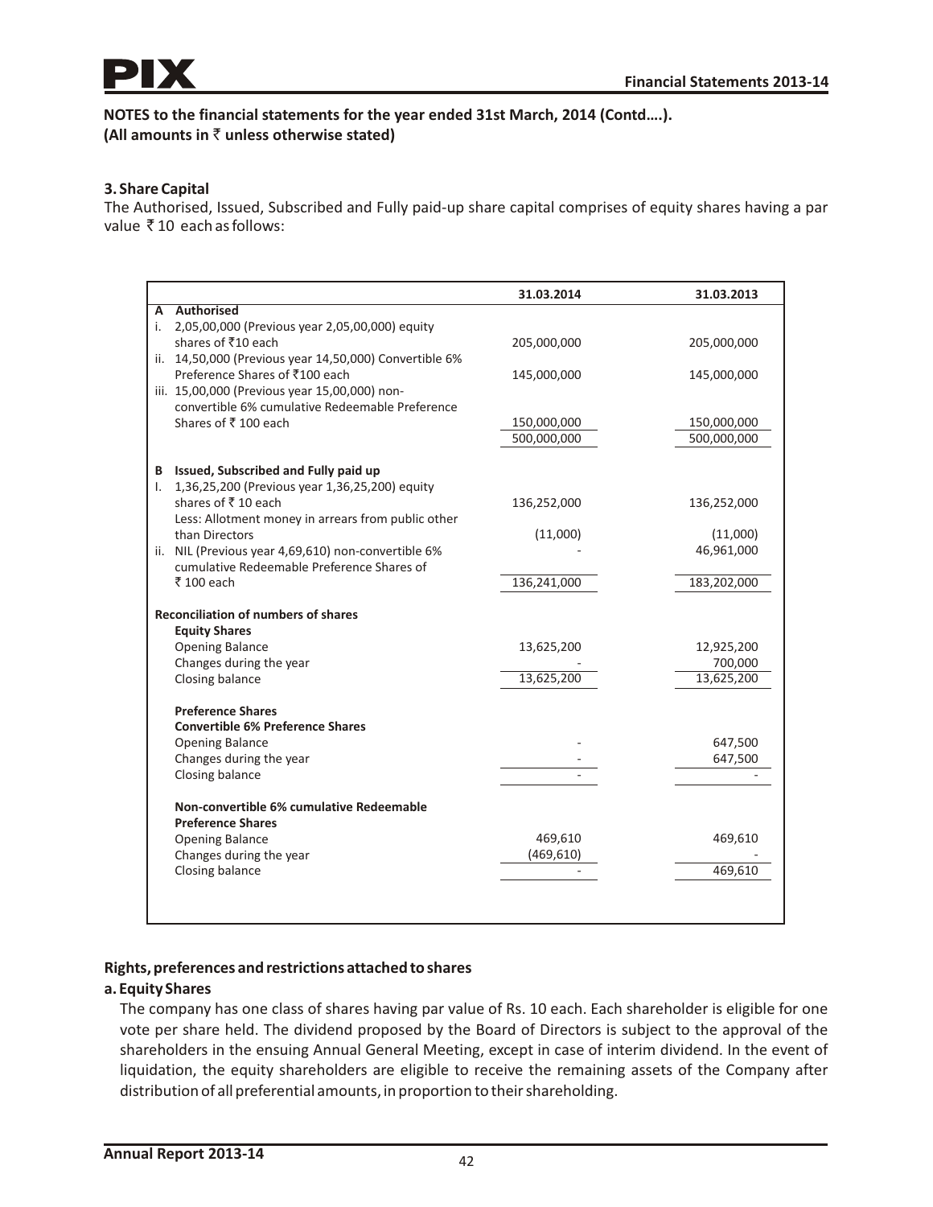**NOTES to the financial statements for the year ended 31st March, 2014 (Contd….).**
**(All amounts in ₹ unless otherwise stated)**

### 3. Share Capital

The Authorised, Issued, Subscribed and Fully paid-up share capital comprises of equity shares having a par value ₹ 10 each as follows:

| | 31.03.2014 | 31.03.2013 |
|---|---|---|
| **A Authorised** | | |
| i. 2,05,00,000 (Previous year 2,05,00,000) equity shares of ₹10 each | 205,000,000 | 205,000,000 |
| ii. 14,50,000 (Previous year 14,50,000) Convertible 6% Preference Shares of ₹100 each | 145,000,000 | 145,000,000 |
| iii. 15,00,000 (Previous year 15,00,000) non-convertible 6% cumulative Redeemable Preference Shares of ₹ 100 each | 150,000,000 | 150,000,000 |
| | 500,000,000 | 500,000,000 |
| **B Issued, Subscribed and Fully paid up** | | |
| I. 1,36,25,200 (Previous year 1,36,25,200) equity shares of ₹ 10 each | 136,252,000 | 136,252,000 |
| Less: Allotment money in arrears from public other than Directors | (11,000) | (11,000) |
| ii. NIL (Previous year 4,69,610) non-convertible 6% cumulative Redeemable Preference Shares of ₹ 100 each | - | 46,961,000 |
| | 136,241,000 | 183,202,000 |
| **Reconciliation of numbers of shares** | | |
| **Equity Shares** | | |
| Opening Balance | 13,625,200 | 12,925,200 |
| Changes during the year | - | 700,000 |
| Closing balance | 13,625,200 | 13,625,200 |
| **Preference Shares** | | |
| **Convertible 6% Preference Shares** | | |
| Opening Balance | - | 647,500 |
| Changes during the year | - | 647,500 |
| Closing balance | - | - |
| **Non-convertible 6% cumulative Redeemable Preference Shares** | | |
| Opening Balance | 469,610 | 469,610 |
| Changes during the year | (469,610) | - |
| Closing balance | - | 469,610 |

### Rights, preferences and restrictions attached to shares

**a. Equity Shares**

The company has one class of shares having par value of Rs. 10 each. Each shareholder is eligible for one vote per share held. The dividend proposed by the Board of Directors is subject to the approval of the shareholders in the ensuing Annual General Meeting, except in case of interim dividend. In the event of liquidation, the equity shareholders are eligible to receive the remaining assets of the Company after distribution of all preferential amounts, in proportion to their shareholding.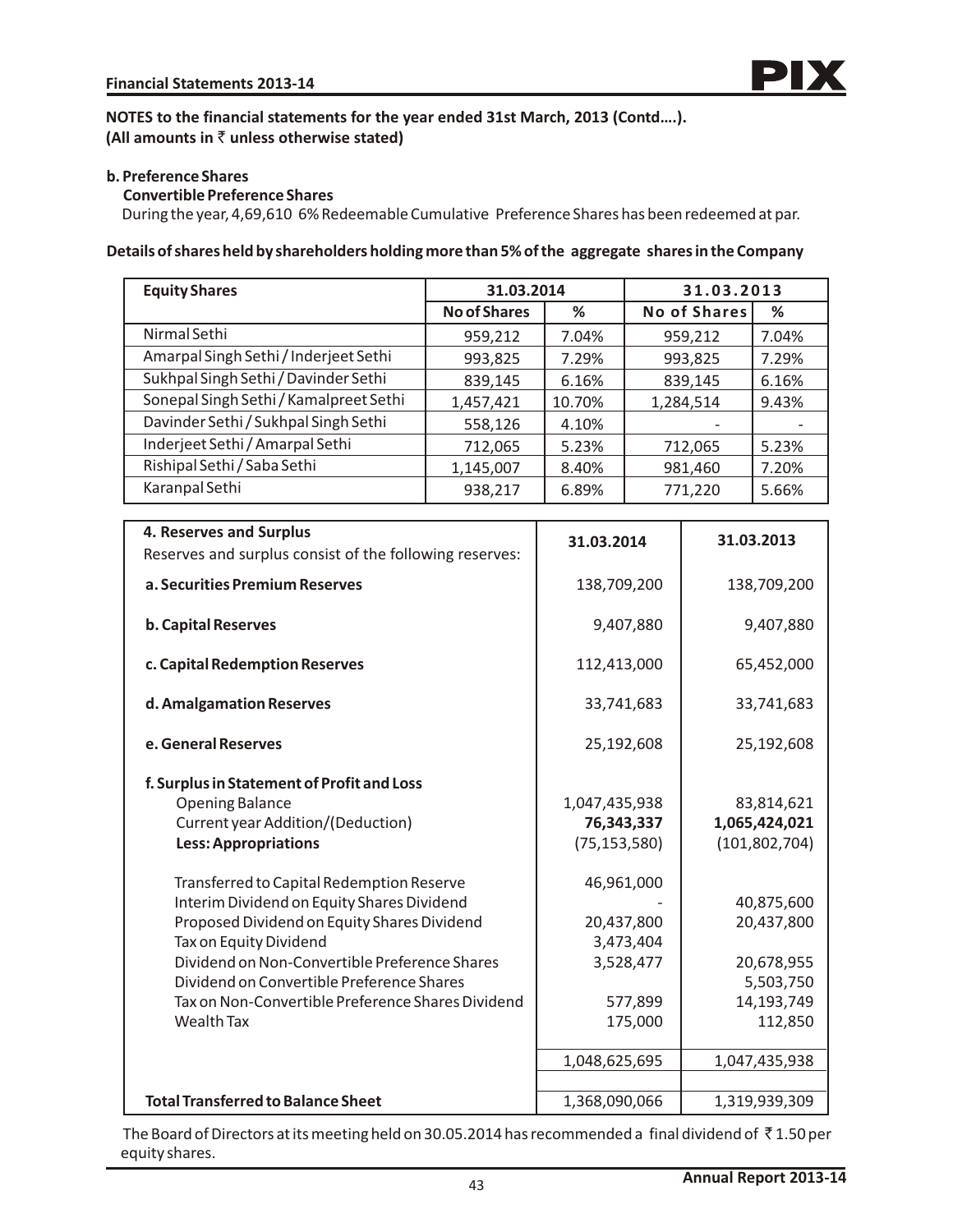**NOTES to the financial statements for the year ended 31st March, 2013 (Contd….).**
**(All amounts in ₹ unless otherwise stated)**

**b. Preference Shares**

**Convertible Preference Shares**

During the year, 4,69,610 6% Redeemable Cumulative Preference Shares has been redeemed at par.

**Details of shares held by shareholders holding more than 5% of the aggregate shares in the Company**

| Equity Shares | 31.03.2014 | | 31.03.2013 | |
|---|---|---|---|---|
| | No of Shares | % | No of Shares | % |
| Nirmal Sethi | 959,212 | 7.04% | 959,212 | 7.04% |
| Amarpal Singh Sethi / Inderjeet Sethi | 993,825 | 7.29% | 993,825 | 7.29% |
| Sukhpal Singh Sethi / Davinder Sethi | 839,145 | 6.16% | 839,145 | 6.16% |
| Sonepal Singh Sethi / Kamalpreet Sethi | 1,457,421 | 10.70% | 1,284,514 | 9.43% |
| Davinder Sethi / Sukhpal Singh Sethi | 558,126 | 4.10% | - | - |
| Inderjeet Sethi / Amarpal Sethi | 712,065 | 5.23% | 712,065 | 5.23% |
| Rishipal Sethi / Saba Sethi | 1,145,007 | 8.40% | 981,460 | 7.20% |
| Karanpal Sethi | 938,217 | 6.89% | 771,220 | 5.66% |

| **4. Reserves and Surplus** Reserves and surplus consist of the following reserves: | 31.03.2014 | 31.03.2013 |
|---|---|---|
| **a. Securities Premium Reserves** | 138,709,200 | 138,709,200 |
| **b. Capital Reserves** | 9,407,880 | 9,407,880 |
| **c. Capital Redemption Reserves** | 112,413,000 | 65,452,000 |
| **d. Amalgamation Reserves** | 33,741,683 | 33,741,683 |
| **e. General Reserves** | 25,192,608 | 25,192,608 |
| **f. Surplus in Statement of Profit and Loss** | | |
| Opening Balance | 1,047,435,938 | 83,814,621 |
| Current year Addition/(Deduction) | **76,343,337** | **1,065,424,021** |
| **Less: Appropriations** | (75,153,580) | (101,802,704) |
| Transferred to Capital Redemption Reserve | 46,961,000 | |
| Interim Dividend on Equity Shares Dividend | - | 40,875,600 |
| Proposed Dividend on Equity Shares Dividend | 20,437,800 | 20,437,800 |
| Tax on Equity Dividend | 3,473,404 | |
| Dividend on Non-Convertible Preference Shares | 3,528,477 | 20,678,955 |
| Dividend on Convertible Preference Shares | | 5,503,750 |
| Tax on Non-Convertible Preference Shares Dividend | 577,899 | 14,193,749 |
| Wealth Tax | 175,000 | 112,850 |
| | 1,048,625,695 | 1,047,435,938 |
| **Total Transferred to Balance Sheet** | 1,368,090,066 | 1,319,939,309 |

The Board of Directors at its meeting held on 30.05.2014 has recommended a final dividend of ₹ 1.50 per equity shares.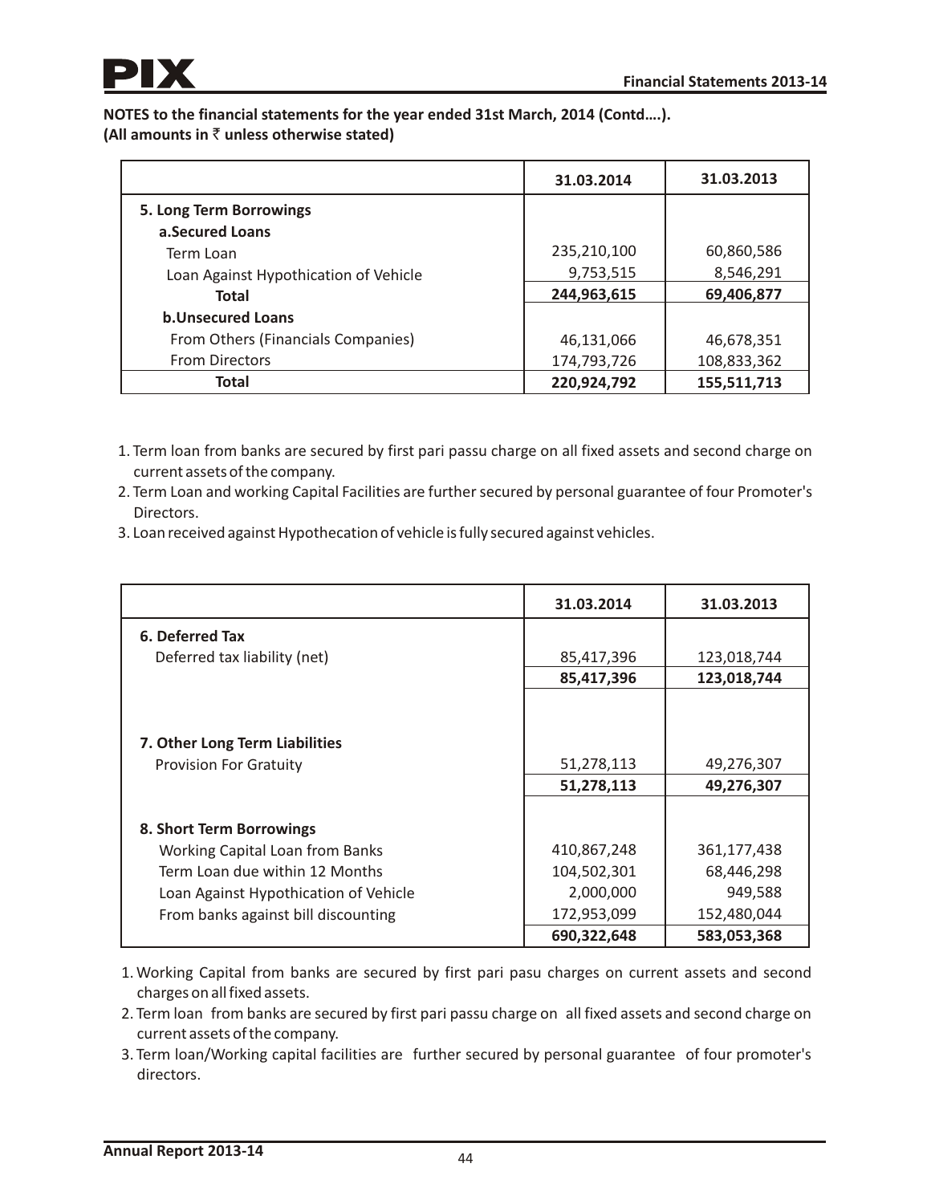**NOTES to the financial statements for the year ended 31st March, 2014 (Contd….).**
**(All amounts in ₹ unless otherwise stated)**

| | 31.03.2014 | 31.03.2013 |
|---|---|---|
| **5. Long Term Borrowings** | | |
| **a.Secured Loans** | | |
| Term Loan | 235,210,100 | 60,860,586 |
| Loan Against Hypothication of Vehicle | 9,753,515 | 8,546,291 |
| **Total** | **244,963,615** | **69,406,877** |
| **b.Unsecured Loans** | | |
| From Others (Financials Companies) | 46,131,066 | 46,678,351 |
| From Directors | 174,793,726 | 108,833,362 |
| **Total** | **220,924,792** | **155,511,713** |

1. Term loan from banks are secured by first pari passu charge on all fixed assets and second charge on current assets of the company.
2. Term Loan and working Capital Facilities are further secured by personal guarantee of four Promoter's Directors.
3. Loan received against Hypothecation of vehicle is fully secured against vehicles.

| | 31.03.2014 | 31.03.2013 |
|---|---|---|
| **6. Deferred Tax** | | |
| Deferred tax liability (net) | 85,417,396 | 123,018,744 |
| | **85,417,396** | **123,018,744** |
| **7. Other Long Term Liabilities** | | |
| Provision For Gratuity | 51,278,113 | 49,276,307 |
| | **51,278,113** | **49,276,307** |
| **8. Short Term Borrowings** | | |
| Working Capital Loan from Banks | 410,867,248 | 361,177,438 |
| Term Loan due within 12 Months | 104,502,301 | 68,446,298 |
| Loan Against Hypothication of Vehicle | 2,000,000 | 949,588 |
| From banks against bill discounting | 172,953,099 | 152,480,044 |
| | **690,322,648** | **583,053,368** |

1. Working Capital from banks are secured by first pari pasu charges on current assets and second charges on all fixed assets.
2. Term loan from banks are secured by first pari passu charge on all fixed assets and second charge on current assets of the company.
3. Term loan/Working capital facilities are further secured by personal guarantee of four promoter's directors.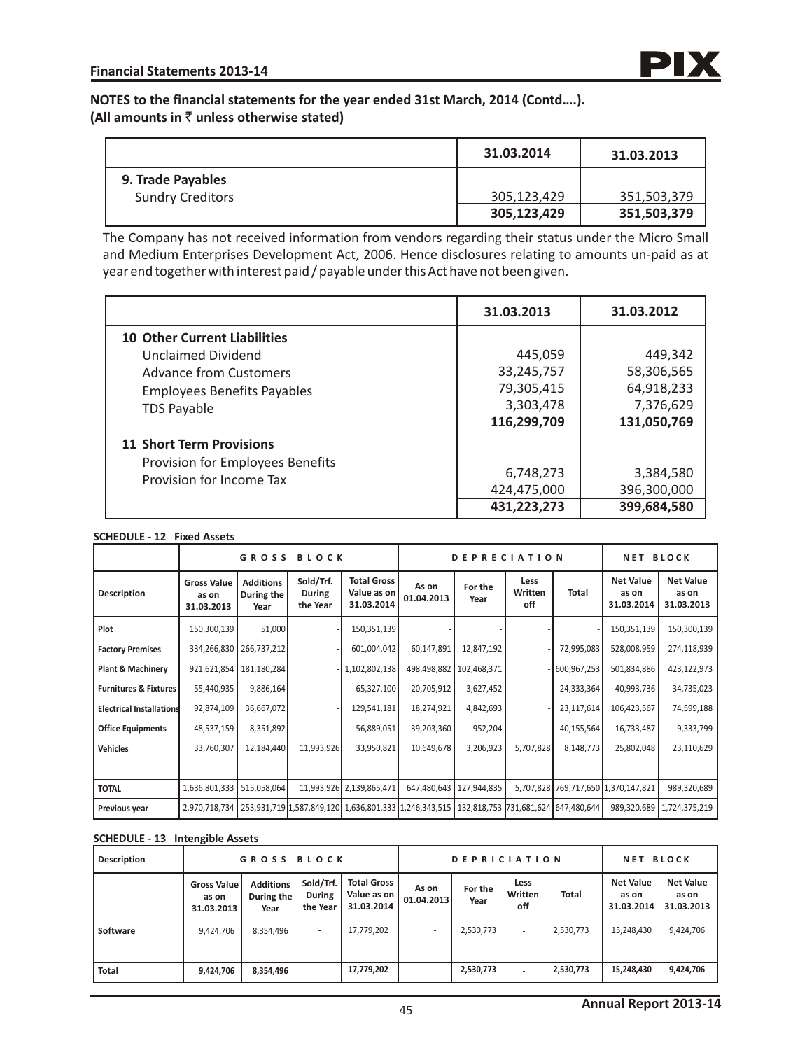**NOTES to the financial statements for the year ended 31st March, 2014 (Contd….).**
**(All amounts in ₹ unless otherwise stated)**

| | 31.03.2014 | 31.03.2013 |
|---|---|---|
| **9. Trade Payables** | | |
| Sundry Creditors | 305,123,429 | 351,503,379 |
| | **305,123,429** | **351,503,379** |

The Company has not received information from vendors regarding their status under the Micro Small and Medium Enterprises Development Act, 2006. Hence disclosures relating to amounts un-paid as at year end together with interest paid / payable under this Act have not been given.

| | 31.03.2013 | 31.03.2012 |
|---|---|---|
| **10 Other Current Liabilities** | | |
| Unclaimed Dividend | 445,059 | 449,342 |
| Advance from Customers | 33,245,757 | 58,306,565 |
| Employees Benefits Payables | 79,305,415 | 64,918,233 |
| TDS Payable | 3,303,478 | 7,376,629 |
| | **116,299,709** | **131,050,769** |
| **11 Short Term Provisions** | | |
| Provision for Employees Benefits | 6,748,273 | 3,384,580 |
| Provision for Income Tax | 424,475,000 | 396,300,000 |
| | **431,223,273** | **399,684,580** |

**SCHEDULE - 12 Fixed Assets**

| | GROSS BLOCK | | | | DEPRECIATION | | | | NET BLOCK | |
|---|---|---|---|---|---|---|---|---|---|---|
| **Description** | **Gross Value as on 31.03.2013** | **Additions During the Year** | **Sold/Trf. During the Year** | **Total Gross Value as on 31.03.2014** | **As on 01.04.2013** | **For the Year** | **Less Written off** | **Total** | **Net Value as on 31.03.2014** | **Net Value as on 31.03.2013** |
| **Plot** | 150,300,139 | 51,000 | - | 150,351,139 | - | - | - | - | 150,351,139 | 150,300,139 |
| **Factory Premises** | 334,266,830 | 266,737,212 | - | 601,004,042 | 60,147,891 | 12,847,192 | - | 72,995,083 | 528,008,959 | 274,118,939 |
| **Plant & Machinery** | 921,621,854 | 181,180,284 | - | 1,102,802,138 | 498,498,882 | 102,468,371 | - | 600,967,253 | 501,834,886 | 423,122,973 |
| **Furnitures & Fixtures** | 55,440,935 | 9,886,164 | - | 65,327,100 | 20,705,912 | 3,627,452 | - | 24,333,364 | 40,993,736 | 34,735,023 |
| **Electrical Installations** | 92,874,109 | 36,667,072 | - | 129,541,181 | 18,274,921 | 4,842,693 | - | 23,117,614 | 106,423,567 | 74,599,188 |
| **Office Equipments** | 48,537,159 | 8,351,892 | - | 56,889,051 | 39,203,360 | 952,204 | - | 40,155,564 | 16,733,487 | 9,333,799 |
| **Vehicles** | 33,760,307 | 12,184,440 | 11,993,926 | 33,950,821 | 10,649,678 | 3,206,923 | 5,707,828 | 8,148,773 | 25,802,048 | 23,110,629 |
| **TOTAL** | 1,636,801,333 | 515,058,064 | 11,993,926 | 2,139,865,471 | 647,480,643 | 127,944,835 | 5,707,828 | 769,717,650 | 1,370,147,821 | 989,320,689 |
| **Previous year** | 2,970,718,734 | 253,931,719 | 1,587,849,120 | 1,636,801,333 | 1,246,343,515 | 132,818,753 | 731,681,624 | 647,480,644 | 989,320,689 | 1,724,375,219 |

**SCHEDULE - 13 Intengible Assets**

| Description | GROSS BLOCK | | | | DEPRICIATION | | | | NET BLOCK | |
|---|---|---|---|---|---|---|---|---|---|---|
| | **Gross Value as on 31.03.2013** | **Additions During the Year** | **Sold/Trf. During the Year** | **Total Gross Value as on 31.03.2014** | **As on 01.04.2013** | **For the Year** | **Less Written off** | **Total** | **Net Value as on 31.03.2014** | **Net Value as on 31.03.2013** |
| **Software** | 9,424,706 | 8,354,496 | - | 17,779,202 | - | 2,530,773 | - | 2,530,773 | 15,248,430 | 9,424,706 |
| **Total** | **9,424,706** | **8,354,496** | - | **17,779,202** | - | **2,530,773** | - | **2,530,773** | **15,248,430** | **9,424,706** |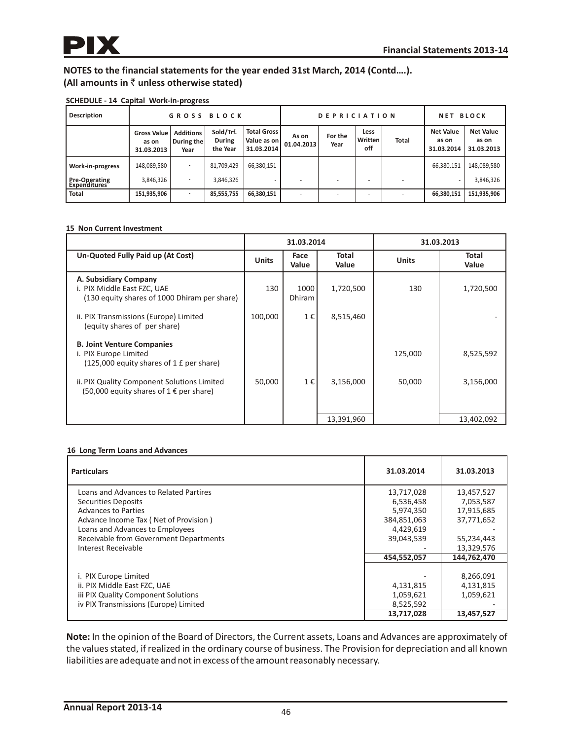## NOTES to the financial statements for the year ended 31st March, 2014 (Contd….).
**(All amounts in ₹ unless otherwise stated)**

**SCHEDULE - 14 Capital Work-in-progress**

| Description | GROSS BLOCK | | | | DEPRICIATION | | | | NET BLOCK | |
|---|---|---|---|---|---|---|---|---|---|---|
| | Gross Value as on 31.03.2013 | Additions During the Year | Sold/Trf. During the Year | Total Gross Value as on 31.03.2014 | As on 01.04.2013 | For the Year | Less Written off | Total | Net Value as on 31.03.2014 | Net Value as on 31.03.2013 |
| Work-in-progress | 148,089,580 | - | 81,709,429 | 66,380,151 | - | - | - | - | 66,380,151 | 148,089,580 |
| Pre-Operating Expenditures | 3,846,326 | - | 3,846,326 | - | - | - | - | - | - | 3,846,326 |
| **Total** | **151,935,906** | - | **85,555,755** | **66,380,151** | - | - | - | - | **66,380,151** | **151,935,906** |

**15 Non Current Investment**

| | 31.03.2014 | | | 31.03.2013 | |
|---|---|---|---|---|---|
| **Un-Quoted Fully Paid up (At Cost)** | **Units** | **Face Value** | **Total Value** | **Units** | **Total Value** |
| **A. Subsidiary Company** | | | | | |
| i. PIX Middle East FZC, UAE (130 equity shares of 1000 Dhiram per share) | 130 | 1000 Dhiram | 1,720,500 | 130 | 1,720,500 |
| ii. PIX Transmissions (Europe) Limited (equity shares of per share) | 100,000 | 1 € | 8,515,460 | | - |
| **B. Joint Venture Companies** | | | | | |
| i. PIX Europe Limited (125,000 equity shares of 1 £ per share) | | | | 125,000 | 8,525,592 |
| ii. PIX Quality Component Solutions Limited (50,000 equity shares of 1 € per share) | 50,000 | 1 € | 3,156,000 | 50,000 | 3,156,000 |
| | | | 13,391,960 | | 13,402,092 |

**16 Long Term Loans and Advances**

| Particulars | 31.03.2014 | 31.03.2013 |
|---|---|---|
| Loans and Advances to Related Partires | 13,717,028 | 13,457,527 |
| Securities Deposits | 6,536,458 | 7,053,587 |
| Advances to Parties | 5,974,350 | 17,915,685 |
| Advance Income Tax ( Net of Provision ) | 384,851,063 | 37,771,652 |
| Loans and Advances to Employees | 4,429,619 | - |
| Receivable from Government Departments | 39,043,539 | 55,234,443 |
| Interest Receivable | - | 13,329,576 |
| | **454,552,057** | **144,762,470** |
| i. PIX Europe Limited | - | 8,266,091 |
| ii. PIX Middle East FZC, UAE | 4,131,815 | 4,131,815 |
| iii PIX Quality Component Solutions | 1,059,621 | 1,059,621 |
| iv PIX Transmissions (Europe) Limited | 8,525,592 | - |
| | **13,717,028** | **13,457,527** |

**Note:** In the opinion of the Board of Directors, the Current assets, Loans and Advances are approximately of the values stated, if realized in the ordinary course of business. The Provision for depreciation and all known liabilities are adequate and not in excess of the amount reasonably necessary.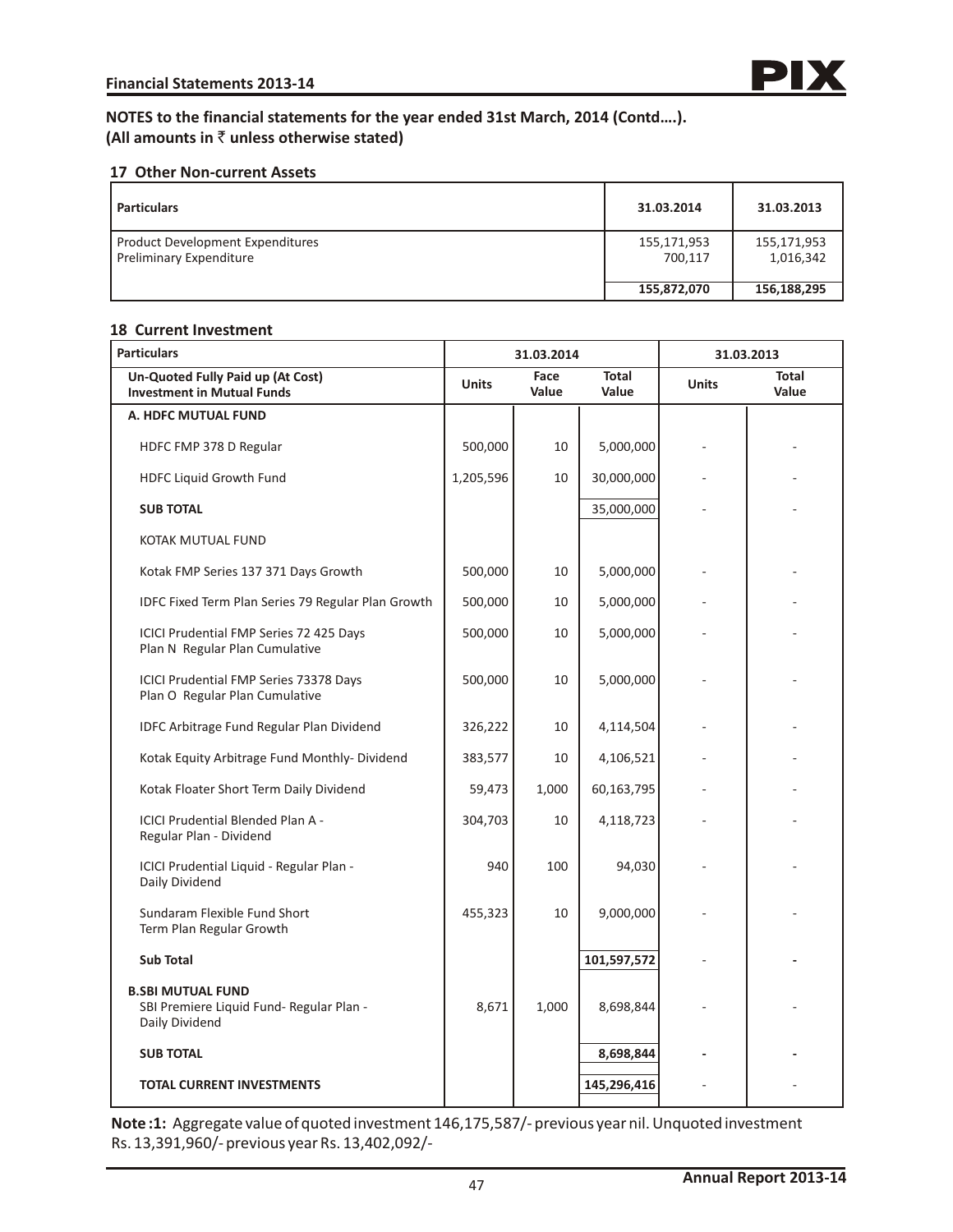## NOTES to the financial statements for the year ended 31st March, 2014 (Contd....).
**(All amounts in ₹ unless otherwise stated)**

### 17 Other Non-current Assets

| Particulars | 31.03.2014 | 31.03.2013 |
|---|---|---|
| Product Development Expenditures | 155,171,953 | 155,171,953 |
| Preliminary Expenditure | 700,117 | 1,016,342 |
| | **155,872,070** | **156,188,295** |

### 18 Current Investment

| Particulars | 31.03.2014 | | | 31.03.2013 | |
|---|---|---|---|---|---|
| **Un-Quoted Fully Paid up (At Cost) Investment in Mutual Funds** | **Units** | **Face Value** | **Total Value** | **Units** | **Total Value** |
| **A. HDFC MUTUAL FUND** | | | | | |
| HDFC FMP 378 D Regular | 500,000 | 10 | 5,000,000 | - | - |
| HDFC Liquid Growth Fund | 1,205,596 | 10 | 30,000,000 | - | - |
| **SUB TOTAL** | | | 35,000,000 | - | - |
| KOTAK MUTUAL FUND | | | | | |
| Kotak FMP Series 137 371 Days Growth | 500,000 | 10 | 5,000,000 | - | - |
| IDFC Fixed Term Plan Series 79 Regular Plan Growth | 500,000 | 10 | 5,000,000 | - | - |
| ICICI Prudential FMP Series 72 425 Days Plan N Regular Plan Cumulative | 500,000 | 10 | 5,000,000 | - | - |
| ICICI Prudential FMP Series 73378 Days Plan O Regular Plan Cumulative | 500,000 | 10 | 5,000,000 | - | - |
| IDFC Arbitrage Fund Regular Plan Dividend | 326,222 | 10 | 4,114,504 | - | - |
| Kotak Equity Arbitrage Fund Monthly- Dividend | 383,577 | 10 | 4,106,521 | - | - |
| Kotak Floater Short Term Daily Dividend | 59,473 | 1,000 | 60,163,795 | - | - |
| ICICI Prudential Blended Plan A - Regular Plan - Dividend | 304,703 | 10 | 4,118,723 | - | - |
| ICICI Prudential Liquid - Regular Plan - Daily Dividend | 940 | 100 | 94,030 | - | - |
| Sundaram Flexible Fund Short Term Plan Regular Growth | 455,323 | 10 | 9,000,000 | - | - |
| **Sub Total** | | | **101,597,572** | - | **-** |
| **B.SBI MUTUAL FUND** SBI Premiere Liquid Fund- Regular Plan - Daily Dividend | 8,671 | 1,000 | 8,698,844 | - | - |
| **SUB TOTAL** | | | **8,698,844** | **-** | **-** |
| **TOTAL CURRENT INVESTMENTS** | | | **145,296,416** | - | - |

**Note :1:** Aggregate value of quoted investment 146,175,587/- previous year nil. Unquoted investment Rs. 13,391,960/- previous year Rs. 13,402,092/-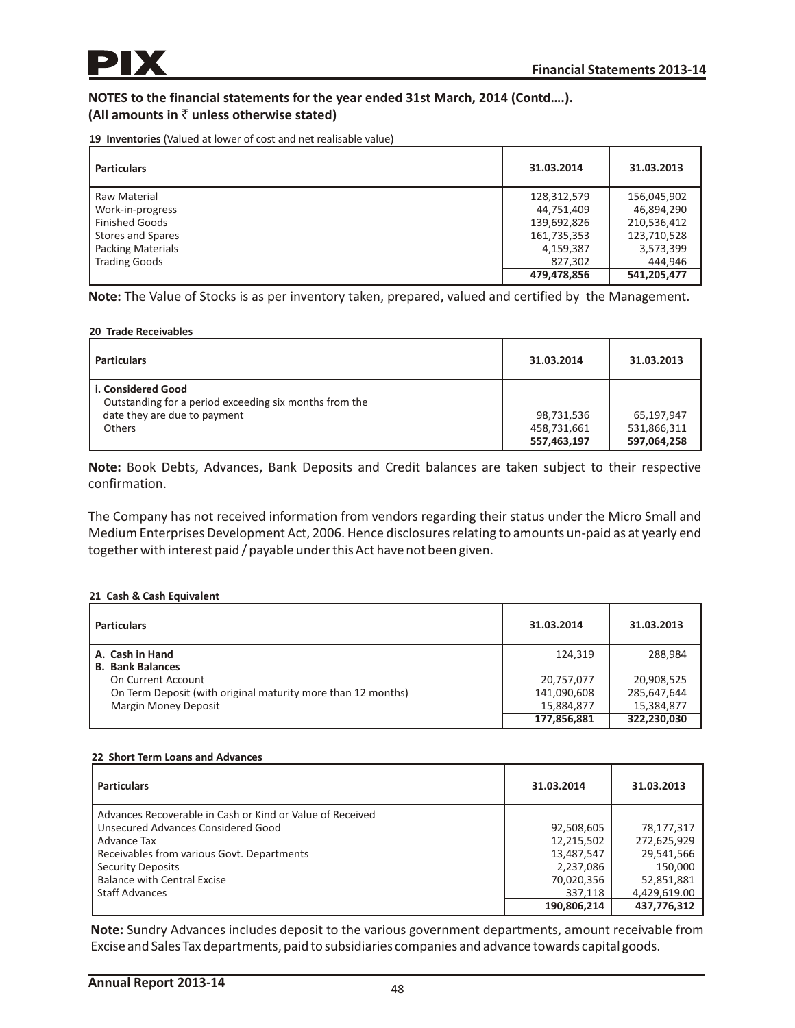## NOTES to the financial statements for the year ended 31st March, 2014 (Contd….).
## (All amounts in ₹ unless otherwise stated)

**19 Inventories** (Valued at lower of cost and net realisable value)

| Particulars | 31.03.2014 | 31.03.2013 |
|---|---|---|
| Raw Material | 128,312,579 | 156,045,902 |
| Work-in-progress | 44,751,409 | 46,894,290 |
| Finished Goods | 139,692,826 | 210,536,412 |
| Stores and Spares | 161,735,353 | 123,710,528 |
| Packing Materials | 4,159,387 | 3,573,399 |
| Trading Goods | 827,302 | 444,946 |
| | **479,478,856** | **541,205,477** |

**Note:** The Value of Stocks is as per inventory taken, prepared, valued and certified by the Management.

**20 Trade Receivables**

| Particulars | 31.03.2014 | 31.03.2013 |
|---|---|---|
| **i. Considered Good** | | |
| Outstanding for a period exceeding six months from the date they are due to payment | 98,731,536 | 65,197,947 |
| Others | 458,731,661 | 531,866,311 |
| | **557,463,197** | **597,064,258** |

**Note:** Book Debts, Advances, Bank Deposits and Credit balances are taken subject to their respective confirmation.

The Company has not received information from vendors regarding their status under the Micro Small and Medium Enterprises Development Act, 2006. Hence disclosures relating to amounts un-paid as at yearly end together with interest paid / payable under this Act have not been given.

**21 Cash & Cash Equivalent**

| Particulars | 31.03.2014 | 31.03.2013 |
|---|---|---|
| **A. Cash in Hand** | 124,319 | 288,984 |
| **B. Bank Balances** | | |
| On Current Account | 20,757,077 | 20,908,525 |
| On Term Deposit (with original maturity more than 12 months) | 141,090,608 | 285,647,644 |
| Margin Money Deposit | 15,884,877 | 15,384,877 |
| | **177,856,881** | **322,230,030** |

**22 Short Term Loans and Advances**

| Particulars | 31.03.2014 | 31.03.2013 |
|---|---|---|
| Advances Recoverable in Cash or Kind or Value of Received | | |
| Unsecured Advances Considered Good | 92,508,605 | 78,177,317 |
| Advance Tax | 12,215,502 | 272,625,929 |
| Receivables from various Govt. Departments | 13,487,547 | 29,541,566 |
| Security Deposits | 2,237,086 | 150,000 |
| Balance with Central Excise | 70,020,356 | 52,851,881 |
| Staff Advances | 337,118 | 4,429,619.00 |
| | **190,806,214** | **437,776,312** |

**Note:** Sundry Advances includes deposit to the various government departments, amount receivable from Excise and Sales Tax departments, paid to subsidiaries companies and advance towards capital goods.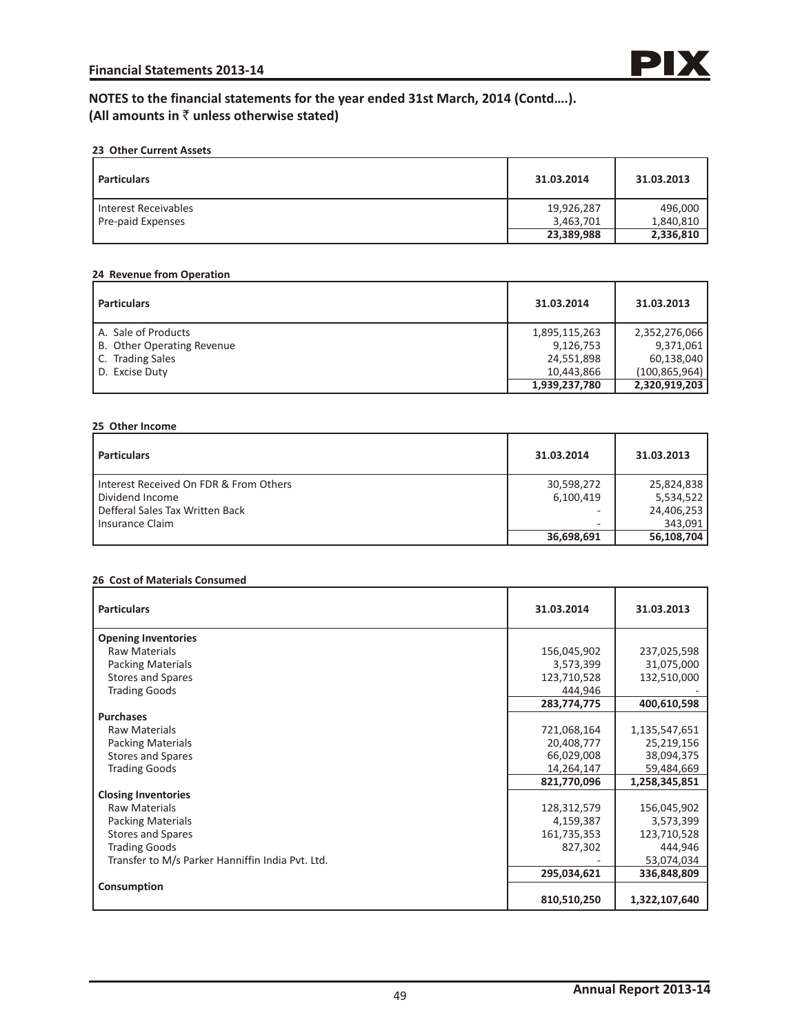# NOTES to the financial statements for the year ended 31st March, 2014 (Contd....).

**(All amounts in ₹ unless otherwise stated)**

### 23 Other Current Assets

| Particulars | 31.03.2014 | 31.03.2013 |
|---|---|---|
| Interest Receivables | 19,926,287 | 496,000 |
| Pre-paid Expenses | 3,463,701 | 1,840,810 |
| | **23,389,988** | **2,336,810** |

### 24 Revenue from Operation

| Particulars | 31.03.2014 | 31.03.2013 |
|---|---|---|
| A. Sale of Products | 1,895,115,263 | 2,352,276,066 |
| B. Other Operating Revenue | 9,126,753 | 9,371,061 |
| C. Trading Sales | 24,551,898 | 60,138,040 |
| D. Excise Duty | 10,443,866 | (100,865,964) |
| | **1,939,237,780** | **2,320,919,203** |

### 25 Other Income

| Particulars | 31.03.2014 | 31.03.2013 |
|---|---|---|
| Interest Received On FDR & From Others | 30,598,272 | 25,824,838 |
| Dividend Income | 6,100,419 | 5,534,522 |
| Defferal Sales Tax Written Back | - | 24,406,253 |
| Insurance Claim | - | 343,091 |
| | **36,698,691** | **56,108,704** |

### 26 Cost of Materials Consumed

| Particulars | 31.03.2014 | 31.03.2013 |
|---|---|---|
| **Opening Inventories** | | |
| Raw Materials | 156,045,902 | 237,025,598 |
| Packing Materials | 3,573,399 | 31,075,000 |
| Stores and Spares | 123,710,528 | 132,510,000 |
| Trading Goods | 444,946 | - |
| | **283,774,775** | **400,610,598** |
| **Purchases** | | |
| Raw Materials | 721,068,164 | 1,135,547,651 |
| Packing Materials | 20,408,777 | 25,219,156 |
| Stores and Spares | 66,029,008 | 38,094,375 |
| Trading Goods | 14,264,147 | 59,484,669 |
| | **821,770,096** | **1,258,345,851** |
| **Closing Inventories** | | |
| Raw Materials | 128,312,579 | 156,045,902 |
| Packing Materials | 4,159,387 | 3,573,399 |
| Stores and Spares | 161,735,353 | 123,710,528 |
| Trading Goods | 827,302 | 444,946 |
| Transfer to M/s Parker Hanniffin India Pvt. Ltd. | - | 53,074,034 |
| | **295,034,621** | **336,848,809** |
| **Consumption** | **810,510,250** | **1,322,107,640** |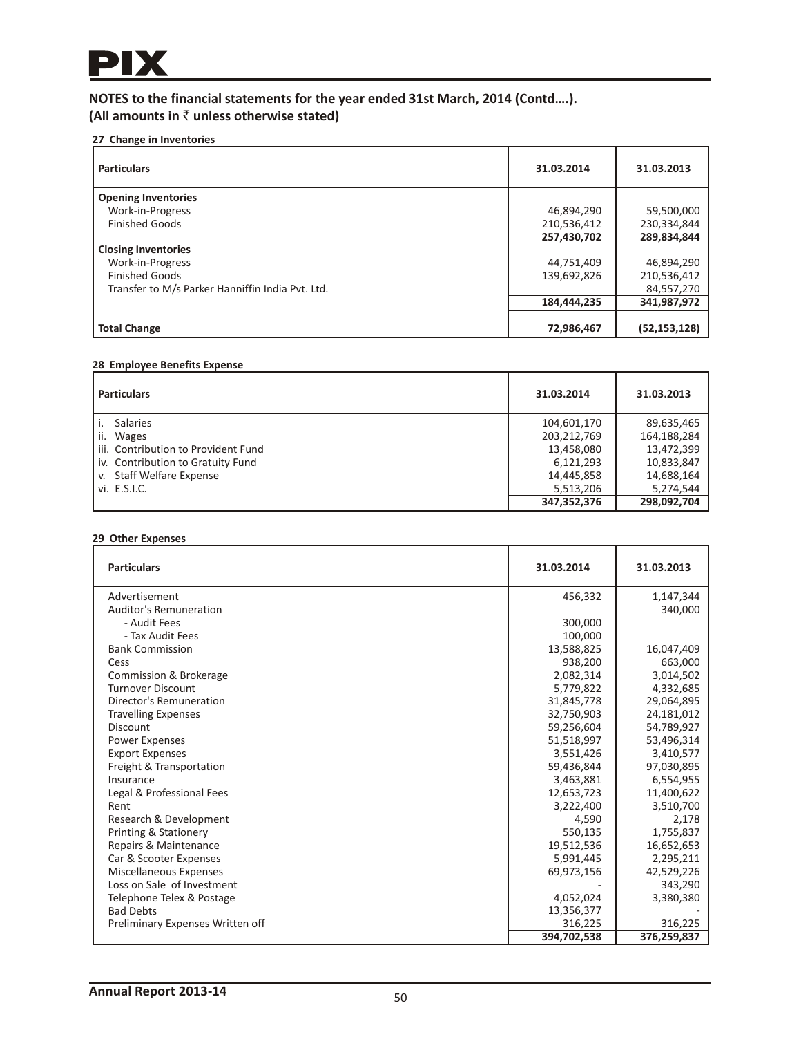## NOTES to the financial statements for the year ended 31st March, 2014 (Contd….).
## (All amounts in ₹ unless otherwise stated)

**27 Change in Inventories**

| Particulars | 31.03.2014 | 31.03.2013 |
|---|---|---|
| **Opening Inventories** | | |
| Work-in-Progress | 46,894,290 | 59,500,000 |
| Finished Goods | 210,536,412 | 230,334,844 |
| | **257,430,702** | **289,834,844** |
| **Closing Inventories** | | |
| Work-in-Progress | 44,751,409 | 46,894,290 |
| Finished Goods | 139,692,826 | 210,536,412 |
| Transfer to M/s Parker Hanniffin India Pvt. Ltd. | | 84,557,270 |
| | **184,444,235** | **341,987,972** |
| **Total Change** | **72,986,467** | **(52,153,128)** |

**28 Employee Benefits Expense**

| Particulars | 31.03.2014 | 31.03.2013 |
|---|---|---|
| i. Salaries | 104,601,170 | 89,635,465 |
| ii. Wages | 203,212,769 | 164,188,284 |
| iii. Contribution to Provident Fund | 13,458,080 | 13,472,399 |
| iv. Contribution to Gratuity Fund | 6,121,293 | 10,833,847 |
| v. Staff Welfare Expense | 14,445,858 | 14,688,164 |
| vi. E.S.I.C. | 5,513,206 | 5,274,544 |
| | **347,352,376** | **298,092,704** |

**29 Other Expenses**

| Particulars | 31.03.2014 | 31.03.2013 |
|---|---|---|
| Advertisement | 456,332 | 1,147,344 |
| Auditor's Remuneration | | 340,000 |
| - Audit Fees | 300,000 | |
| - Tax Audit Fees | 100,000 | |
| Bank Commission | 13,588,825 | 16,047,409 |
| Cess | 938,200 | 663,000 |
| Commission & Brokerage | 2,082,314 | 3,014,502 |
| Turnover Discount | 5,779,822 | 4,332,685 |
| Director's Remuneration | 31,845,778 | 29,064,895 |
| Travelling Expenses | 32,750,903 | 24,181,012 |
| Discount | 59,256,604 | 54,789,927 |
| Power Expenses | 51,518,997 | 53,496,314 |
| Export Expenses | 3,551,426 | 3,410,577 |
| Freight & Transportation | 59,436,844 | 97,030,895 |
| Insurance | 3,463,881 | 6,554,955 |
| Legal & Professional Fees | 12,653,723 | 11,400,622 |
| Rent | 3,222,400 | 3,510,700 |
| Research & Development | 4,590 | 2,178 |
| Printing & Stationery | 550,135 | 1,755,837 |
| Repairs & Maintenance | 19,512,536 | 16,652,653 |
| Car & Scooter Expenses | 5,991,445 | 2,295,211 |
| Miscellaneous Expenses | 69,973,156 | 42,529,226 |
| Loss on Sale of Investment | - | 343,290 |
| Telephone Telex & Postage | 4,052,024 | 3,380,380 |
| Bad Debts | 13,356,377 | - |
| Preliminary Expenses Written off | 316,225 | 316,225 |
| | **394,702,538** | **376,259,837** |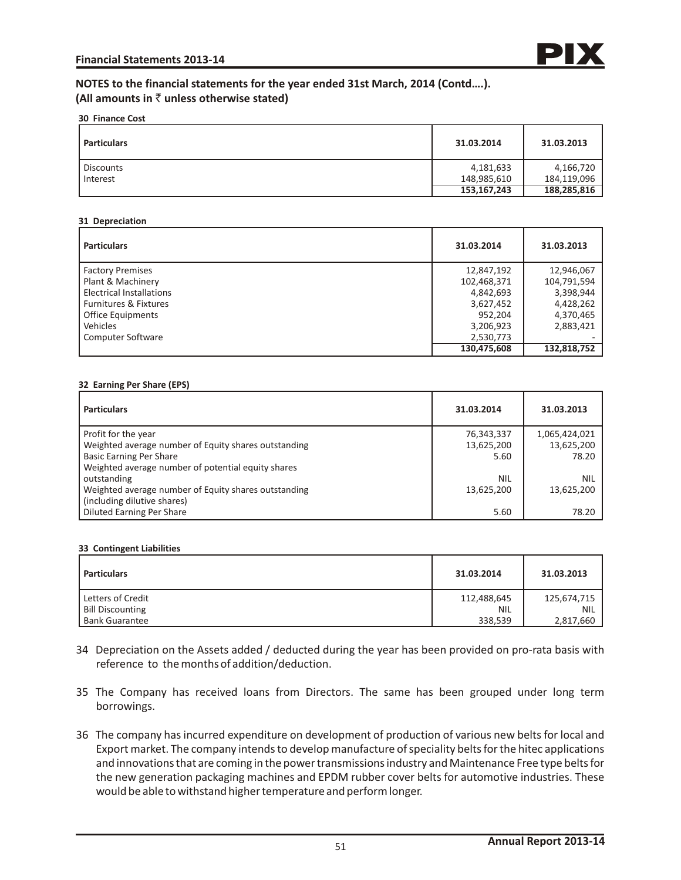## NOTES to the financial statements for the year ended 31st March, 2014 (Contd….).
**(All amounts in ₹ unless otherwise stated)**

**30 Finance Cost**

| Particulars | 31.03.2014 | 31.03.2013 |
|---|---|---|
| Discounts | 4,181,633 | 4,166,720 |
| Interest | 148,985,610 | 184,119,096 |
| | **153,167,243** | **188,285,816** |

**31 Depreciation**

| Particulars | 31.03.2014 | 31.03.2013 |
|---|---|---|
| Factory Premises | 12,847,192 | 12,946,067 |
| Plant & Machinery | 102,468,371 | 104,791,594 |
| Electrical Installations | 4,842,693 | 3,398,944 |
| Furnitures & Fixtures | 3,627,452 | 4,428,262 |
| Office Equipments | 952,204 | 4,370,465 |
| Vehicles | 3,206,923 | 2,883,421 |
| Computer Software | 2,530,773 | - |
| | **130,475,608** | **132,818,752** |

**32 Earning Per Share (EPS)**

| Particulars | 31.03.2014 | 31.03.2013 |
|---|---|---|
| Profit for the year | 76,343,337 | 1,065,424,021 |
| Weighted average number of Equity shares outstanding | 13,625,200 | 13,625,200 |
| Basic Earning Per Share | 5.60 | 78.20 |
| Weighted average number of potential equity shares outstanding | NIL | NIL |
| Weighted average number of Equity shares outstanding (including dilutive shares) | 13,625,200 | 13,625,200 |
| Diluted Earning Per Share | 5.60 | 78.20 |

**33 Contingent Liabilities**

| Particulars | 31.03.2014 | 31.03.2013 |
|---|---|---|
| Letters of Credit | 112,488,645 | 125,674,715 |
| Bill Discounting | NIL | NIL |
| Bank Guarantee | 338,539 | 2,817,660 |

34 Depreciation on the Assets added / deducted during the year has been provided on pro-rata basis with reference to the months of addition/deduction.

35 The Company has received loans from Directors. The same has been grouped under long term borrowings.

36 The company has incurred expenditure on development of production of various new belts for local and Export market. The company intends to develop manufacture of speciality belts for the hitec applications and innovations that are coming in the power transmissions industry and Maintenance Free type belts for the new generation packaging machines and EPDM rubber cover belts for automotive industries. These would be able to withstand higher temperature and perform longer.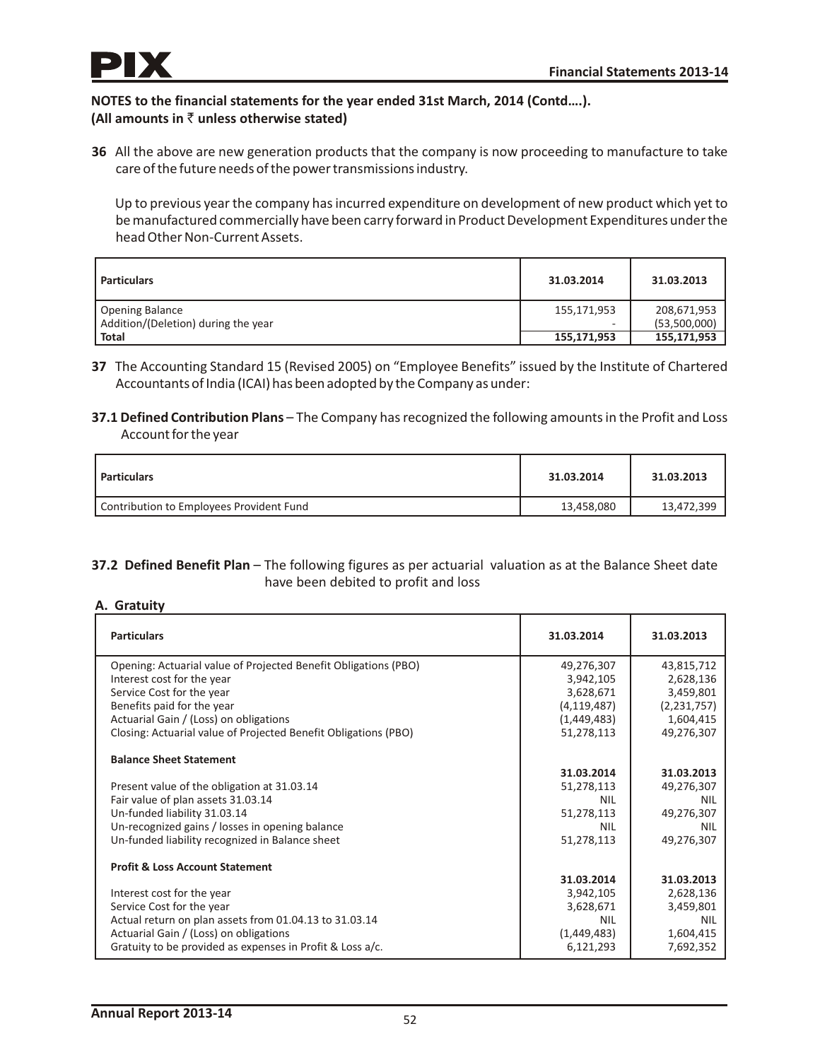**NOTES to the financial statements for the year ended 31st March, 2014 (Contd….).**
**(All amounts in ₹ unless otherwise stated)**

**36** All the above are new generation products that the company is now proceeding to manufacture to take care of the future needs of the power transmissions industry.

Up to previous year the company has incurred expenditure on development of new product which yet to be manufactured commercially have been carry forward in Product Development Expenditures under the head Other Non-Current Assets.

| Particulars | 31.03.2014 | 31.03.2013 |
|---|---|---|
| Opening Balance | 155,171,953 | 208,671,953 |
| Addition/(Deletion) during the year | - | (53,500,000) |
| **Total** | **155,171,953** | **155,171,953** |

**37** The Accounting Standard 15 (Revised 2005) on "Employee Benefits" issued by the Institute of Chartered Accountants of India (ICAI) has been adopted by the Company as under:

**37.1 Defined Contribution Plans** – The Company has recognized the following amounts in the Profit and Loss Account for the year

| Particulars | 31.03.2014 | 31.03.2013 |
|---|---|---|
| Contribution to Employees Provident Fund | 13,458,080 | 13,472,399 |

**37.2 Defined Benefit Plan** – The following figures as per actuarial valuation as at the Balance Sheet date have been debited to profit and loss

**A. Gratuity**

| Particulars | 31.03.2014 | 31.03.2013 |
|---|---|---|
| Opening: Actuarial value of Projected Benefit Obligations (PBO) | 49,276,307 | 43,815,712 |
| Interest cost for the year | 3,942,105 | 2,628,136 |
| Service Cost for the year | 3,628,671 | 3,459,801 |
| Benefits paid for the year | (4,119,487) | (2,231,757) |
| Actuarial Gain / (Loss) on obligations | (1,449,483) | 1,604,415 |
| Closing: Actuarial value of Projected Benefit Obligations (PBO) | 51,278,113 | 49,276,307 |
| **Balance Sheet Statement** | | |
| | **31.03.2014** | **31.03.2013** |
| Present value of the obligation at 31.03.14 | 51,278,113 | 49,276,307 |
| Fair value of plan assets 31.03.14 | NIL | NIL |
| Un-funded liability 31.03.14 | 51,278,113 | 49,276,307 |
| Un-recognized gains / losses in opening balance | NIL | NIL |
| Un-funded liability recognized in Balance sheet | 51,278,113 | 49,276,307 |
| **Profit & Loss Account Statement** | | |
| | **31.03.2014** | **31.03.2013** |
| Interest cost for the year | 3,942,105 | 2,628,136 |
| Service Cost for the year | 3,628,671 | 3,459,801 |
| Actual return on plan assets from 01.04.13 to 31.03.14 | NIL | NIL |
| Actuarial Gain / (Loss) on obligations | (1,449,483) | 1,604,415 |
| Gratuity to be provided as expenses in Profit & Loss a/c. | 6,121,293 | 7,692,352 |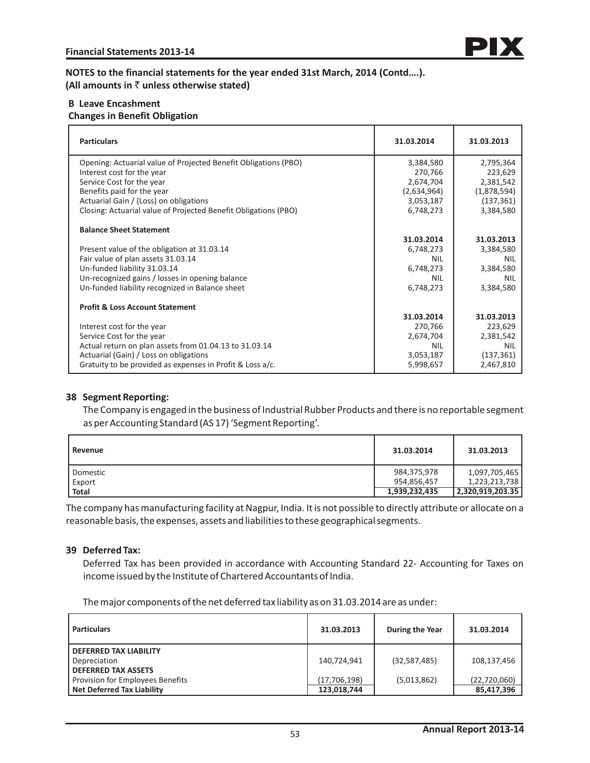**NOTES to the financial statements for the year ended 31st March, 2014 (Contd….).**
**(All amounts in ₹ unless otherwise stated)**

**B Leave Encashment**

**Changes in Benefit Obligation**

| Particulars | 31.03.2014 | 31.03.2013 |
|---|---|---|
| Opening: Actuarial value of Projected Benefit Obligations (PBO) | 3,384,580 | 2,795,364 |
| Interest cost for the year | 270,766 | 223,629 |
| Service Cost for the year | 2,674,704 | 2,381,542 |
| Benefits paid for the year | (2,634,964) | (1,878,594) |
| Actuarial Gain / (Loss) on obligations | 3,053,187 | (137,361) |
| Closing: Actuarial value of Projected Benefit Obligations (PBO) | 6,748,273 | 3,384,580 |
| **Balance Sheet Statement** | | |
| | **31.03.2014** | **31.03.2013** |
| Present value of the obligation at 31.03.14 | 6,748,273 | 3,384,580 |
| Fair value of plan assets 31.03.14 | NIL | NIL |
| Un-funded liability 31.03.14 | 6,748,273 | 3,384,580 |
| Un-recognized gains / losses in opening balance | NIL | NIL |
| Un-funded liability recognized in Balance sheet | 6,748,273 | 3,384,580 |
| **Profit & Loss Account Statement** | | |
| | **31.03.2014** | **31.03.2013** |
| Interest cost for the year | 270,766 | 223,629 |
| Service Cost for the year | 2,674,704 | 2,381,542 |
| Actual return on plan assets from 01.04.13 to 31.03.14 | NIL | NIL |
| Actuarial (Gain) / Loss on obligations | 3,053,187 | (137,361) |
| Gratuity to be provided as expenses in Profit & Loss a/c. | 5,998,657 | 2,467,810 |

## 38 Segment Reporting:

The Company is engaged in the business of Industrial Rubber Products and there is no reportable segment as per Accounting Standard (AS 17) 'Segment Reporting'.

| Revenue | 31.03.2014 | 31.03.2013 |
|---|---|---|
| Domestic | 984,375,978 | 1,097,705,465 |
| Export | 954,856,457 | 1,223,213,738 |
| **Total** | **1,939,232,435** | **2,320,919,203.35** |

The company has manufacturing facility at Nagpur, India. It is not possible to directly attribute or allocate on a reasonable basis, the expenses, assets and liabilities to these geographical segments.

## 39 Deferred Tax:

Deferred Tax has been provided in accordance with Accounting Standard 22- Accounting for Taxes on income issued by the Institute of Chartered Accountants of India.

The major components of the net deferred tax liability as on 31.03.2014 are as under:

| Particulars | 31.03.2013 | During the Year | 31.03.2014 |
|---|---|---|---|
| **DEFERRED TAX LIABILITY** | | | |
| Depreciation | 140,724,941 | (32,587,485) | 108,137,456 |
| **DEFERRED TAX ASSETS** | | | |
| Provision for Employees Benefits | (17,706,198) | (5,013,862) | (22,720,060) |
| **Net Deferred Tax Liability** | **123,018,744** | | **85,417,396** |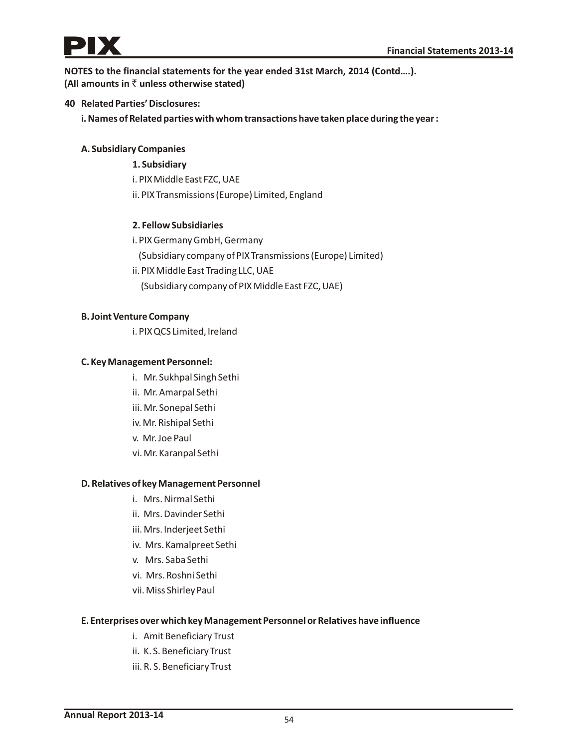**NOTES to the financial statements for the year ended 31st March, 2014 (Contd….).**
**(All amounts in ₹ unless otherwise stated)**

## 40 Related Parties' Disclosures:

**i. Names of Related parties with whom transactions have taken place during the year :**

### A. Subsidiary Companies

**1. Subsidiary**

i. PIX Middle East FZC, UAE

ii. PIX Transmissions (Europe) Limited, England

**2. Fellow Subsidiaries**

i. PIX Germany GmbH, Germany
(Subsidiary company of PIX Transmissions (Europe) Limited)

ii. PIX Middle East Trading LLC, UAE
(Subsidiary company of PIX Middle East FZC, UAE)

### B. Joint Venture Company

i. PIX QCS Limited, Ireland

### C. Key Management Personnel:

i. Mr. Sukhpal Singh Sethi

ii. Mr. Amarpal Sethi

iii. Mr. Sonepal Sethi

iv. Mr. Rishipal Sethi

v. Mr. Joe Paul

vi. Mr. Karanpal Sethi

### D. Relatives of key Management Personnel

i. Mrs. Nirmal Sethi

ii. Mrs. Davinder Sethi

iii. Mrs. Inderjeet Sethi

iv. Mrs. Kamalpreet Sethi

v. Mrs. Saba Sethi

vi. Mrs. Roshni Sethi

vii. Miss Shirley Paul

### E. Enterprises over which key Management Personnel or Relatives have influence

i. Amit Beneficiary Trust

ii. K. S. Beneficiary Trust

iii. R. S. Beneficiary Trust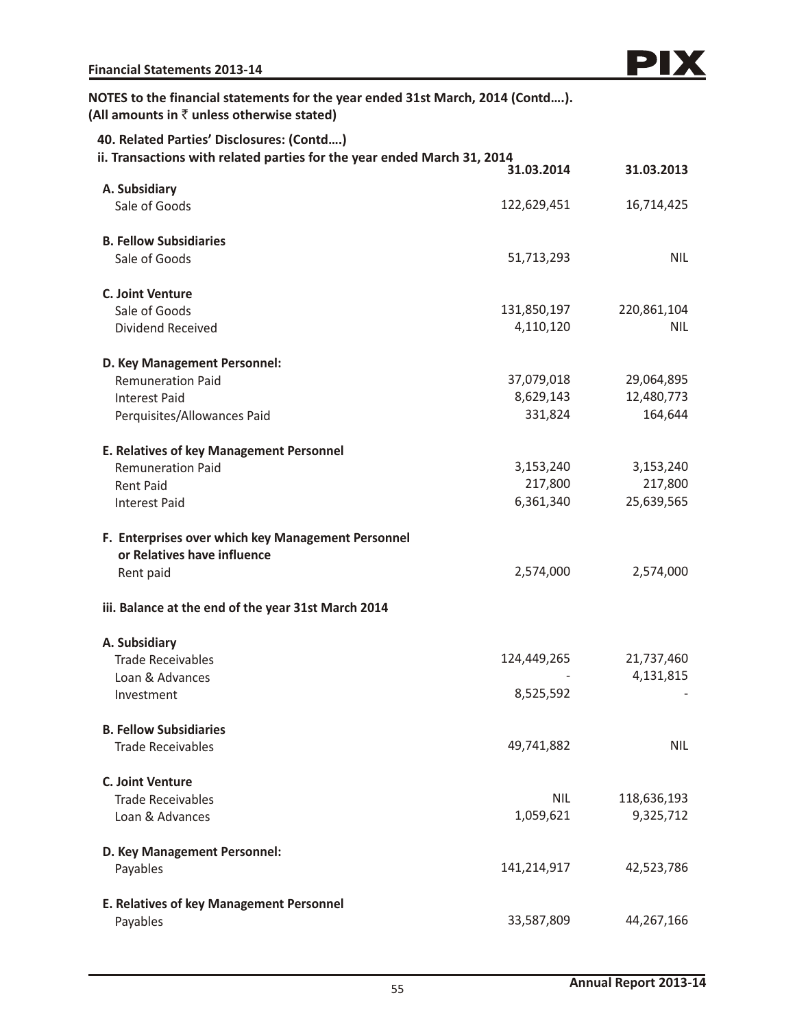**NOTES to the financial statements for the year ended 31st March, 2014 (Contd….).**
**(All amounts in ₹ unless otherwise stated)**

**40. Related Parties' Disclosures: (Contd….)**

**ii. Transactions with related parties for the year ended March 31, 2014**

| | 31.03.2014 | 31.03.2013 |
|---|---|---|
| **A. Subsidiary** | | |
| Sale of Goods | 122,629,451 | 16,714,425 |
| **B. Fellow Subsidiaries** | | |
| Sale of Goods | 51,713,293 | NIL |
| **C. Joint Venture** | | |
| Sale of Goods | 131,850,197 | 220,861,104 |
| Dividend Received | 4,110,120 | NIL |
| **D. Key Management Personnel:** | | |
| Remuneration Paid | 37,079,018 | 29,064,895 |
| Interest Paid | 8,629,143 | 12,480,773 |
| Perquisites/Allowances Paid | 331,824 | 164,644 |
| **E. Relatives of key Management Personnel** | | |
| Remuneration Paid | 3,153,240 | 3,153,240 |
| Rent Paid | 217,800 | 217,800 |
| Interest Paid | 6,361,340 | 25,639,565 |
| **F. Enterprises over which key Management Personnel or Relatives have influence** | | |
| Rent paid | 2,574,000 | 2,574,000 |

**iii. Balance at the end of the year 31st March 2014**

| | 31.03.2014 | 31.03.2013 |
|---|---|---|
| **A. Subsidiary** | | |
| Trade Receivables | 124,449,265 | 21,737,460 |
| Loan & Advances | - | 4,131,815 |
| Investment | 8,525,592 | - |
| **B. Fellow Subsidiaries** | | |
| Trade Receivables | 49,741,882 | NIL |
| **C. Joint Venture** | | |
| Trade Receivables | NIL | 118,636,193 |
| Loan & Advances | 1,059,621 | 9,325,712 |
| **D. Key Management Personnel:** | | |
| Payables | 141,214,917 | 42,523,786 |
| **E. Relatives of key Management Personnel** | | |
| Payables | 33,587,809 | 44,267,166 |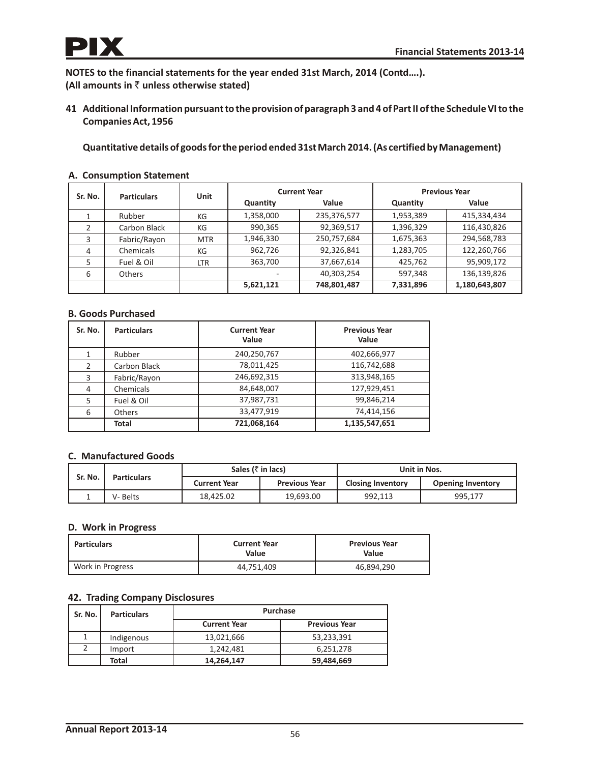**NOTES to the financial statements for the year ended 31st March, 2014 (Contd....).**
**(All amounts in ₹ unless otherwise stated)**

## 41 Additional Information pursuant to the provision of paragraph 3 and 4 of Part II of the Schedule VI to the Companies Act, 1956

**Quantitative details of goods for the period ended 31st March 2014. (As certified by Management)**

### A. Consumption Statement

| Sr. No. | Particulars | Unit | Current Year | | Previous Year | |
|---|---|---|---|---|---|---|
| | | | Quantity | Value | Quantity | Value |
| 1 | Rubber | KG | 1,358,000 | 235,376,577 | 1,953,389 | 415,334,434 |
| 2 | Carbon Black | KG | 990,365 | 92,369,517 | 1,396,329 | 116,430,826 |
| 3 | Fabric/Rayon | MTR | 1,946,330 | 250,757,684 | 1,675,363 | 294,568,783 |
| 4 | Chemicals | KG | 962,726 | 92,326,841 | 1,283,705 | 122,260,766 |
| 5 | Fuel & Oil | LTR | 363,700 | 37,667,614 | 425,762 | 95,909,172 |
| 6 | Others | | - | 40,303,254 | 597,348 | 136,139,826 |
| | | | **5,621,121** | **748,801,487** | **7,331,896** | **1,180,643,807** |

### B. Goods Purchased

| Sr. No. | Particulars | Current Year Value | Previous Year Value |
|---|---|---|---|
| 1 | Rubber | 240,250,767 | 402,666,977 |
| 2 | Carbon Black | 78,011,425 | 116,742,688 |
| 3 | Fabric/Rayon | 246,692,315 | 313,948,165 |
| 4 | Chemicals | 84,648,007 | 127,929,451 |
| 5 | Fuel & Oil | 37,987,731 | 99,846,214 |
| 6 | Others | 33,477,919 | 74,414,156 |
| | **Total** | **721,068,164** | **1,135,547,651** |

### C. Manufactured Goods

| Sr. No. | Particulars | Sales (₹ in lacs) | | Unit in Nos. | |
|---|---|---|---|---|---|
| | | Current Year | Previous Year | Closing Inventory | Opening Inventory |
| 1 | V- Belts | 18,425.02 | 19,693.00 | 992,113 | 995,177 |

### D. Work in Progress

| Particulars | Current Year Value | Previous Year Value |
|---|---|---|
| Work in Progress | 44,751,409 | 46,894,290 |

## 42. Trading Company Disclosures

| Sr. No. | Particulars | Purchase | |
|---|---|---|---|
| | | Current Year | Previous Year |
| 1 | Indigenous | 13,021,666 | 53,233,391 |
| 2 | Import | 1,242,481 | 6,251,278 |
| | **Total** | **14,264,147** | **59,484,669** |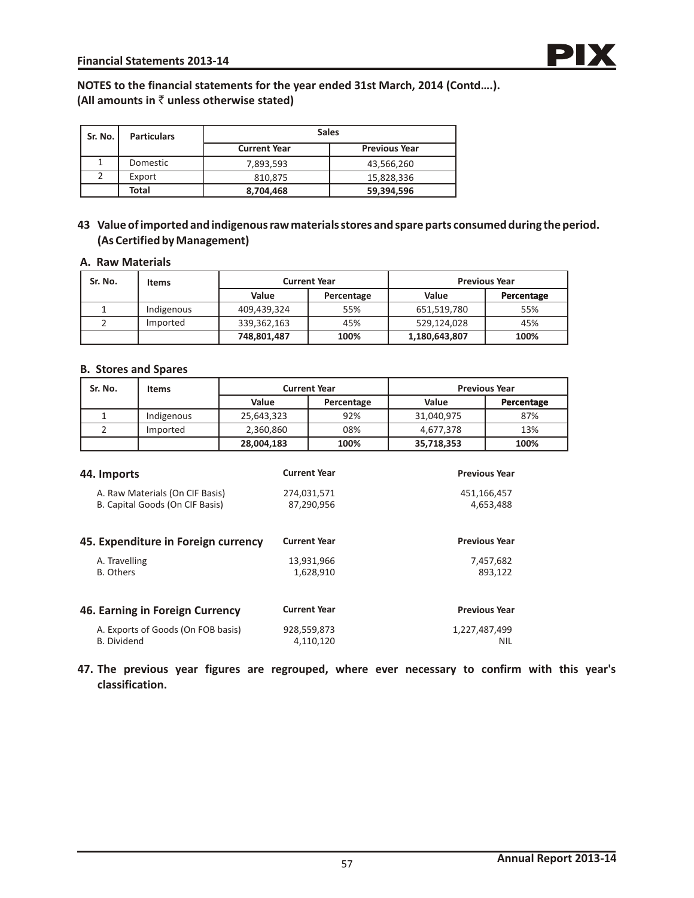**NOTES to the financial statements for the year ended 31st March, 2014 (Contd….).**
**(All amounts in ₹ unless otherwise stated)**

| Sr. No. | Particulars | Sales | |
|---|---|---|---|
| | | Current Year | Previous Year |
| 1 | Domestic | 7,893,593 | 43,566,260 |
| 2 | Export | 810,875 | 15,828,336 |
| | **Total** | **8,704,468** | **59,394,596** |

## 43 Value of imported and indigenous raw materials stores and spare parts consumed during the period. (As Certified by Management)

### A. Raw Materials

| Sr. No. | Items | Current Year | | Previous Year | |
|---|---|---|---|---|---|
| | | Value | Percentage | Value | Percentage |
| 1 | Indigenous | 409,439,324 | 55% | 651,519,780 | 55% |
| 2 | Imported | 339,362,163 | 45% | 529,124,028 | 45% |
| | | **748,801,487** | **100%** | **1,180,643,807** | **100%** |

### B. Stores and Spares

| Sr. No. | Items | Current Year | | Previous Year | |
|---|---|---|---|---|---|
| | | Value | Percentage | Value | Percentage |
| 1 | Indigenous | 25,643,323 | 92% | 31,040,975 | 87% |
| 2 | Imported | 2,360,860 | 08% | 4,677,378 | 13% |
| | | **28,004,183** | **100%** | **35,718,353** | **100%** |

## 44. Imports

| | Current Year | Previous Year |
|---|---|---|
| A. Raw Materials (On CIF Basis) | 274,031,571 | 451,166,457 |
| B. Capital Goods (On CIF Basis) | 87,290,956 | 4,653,488 |

## 45. Expenditure in Foreign currency

| | Current Year | Previous Year |
|---|---|---|
| A. Travelling | 13,931,966 | 7,457,682 |
| B. Others | 1,628,910 | 893,122 |

## 46. Earning in Foreign Currency

| | Current Year | Previous Year |
|---|---|---|
| A. Exports of Goods (On FOB basis) | 928,559,873 | 1,227,487,499 |
| B. Dividend | 4,110,120 | NIL |

**47. The previous year figures are regrouped, where ever necessary to confirm with this year's classification.**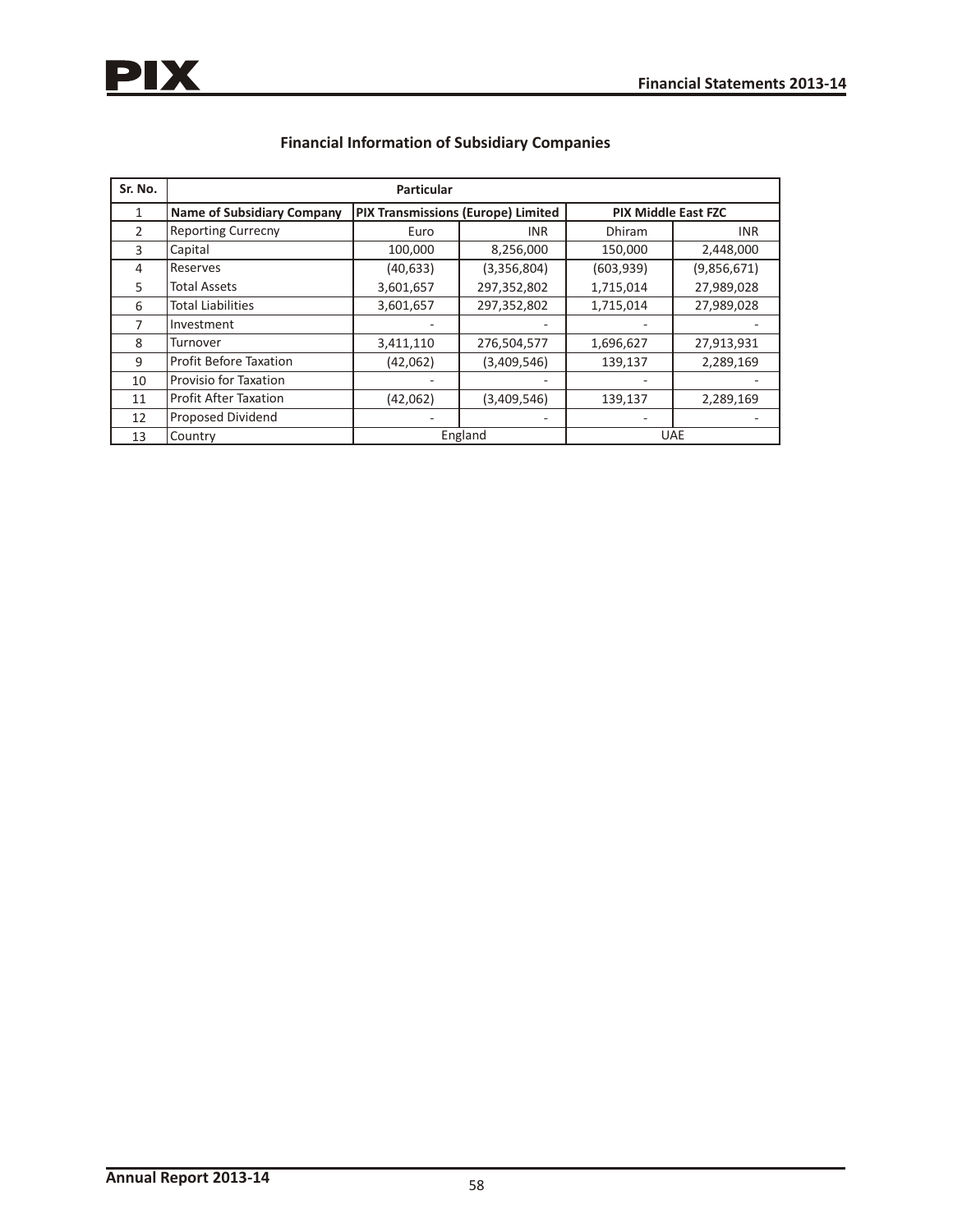## Financial Information of Subsidiary Companies

| Sr. No. | Particular | | | | |
|---|---|---|---|---|---|
| 1 | **Name of Subsidiary Company** | **PIX Transmissions (Europe) Limited** | | **PIX Middle East FZC** | |
| 2 | Reporting Currecny | Euro | INR | Dhiram | INR |
| 3 | Capital | 100,000 | 8,256,000 | 150,000 | 2,448,000 |
| 4 | Reserves | (40,633) | (3,356,804) | (603,939) | (9,856,671) |
| 5 | Total Assets | 3,601,657 | 297,352,802 | 1,715,014 | 27,989,028 |
| 6 | Total Liabilities | 3,601,657 | 297,352,802 | 1,715,014 | 27,989,028 |
| 7 | Investment | - | - | - | - |
| 8 | Turnover | 3,411,110 | 276,504,577 | 1,696,627 | 27,913,931 |
| 9 | Profit Before Taxation | (42,062) | (3,409,546) | 139,137 | 2,289,169 |
| 10 | Provisio for Taxation | - | - | - | - |
| 11 | Profit After Taxation | (42,062) | (3,409,546) | 139,137 | 2,289,169 |
| 12 | Proposed Dividend | - | - | - | - |
| 13 | Country | England | | UAE | |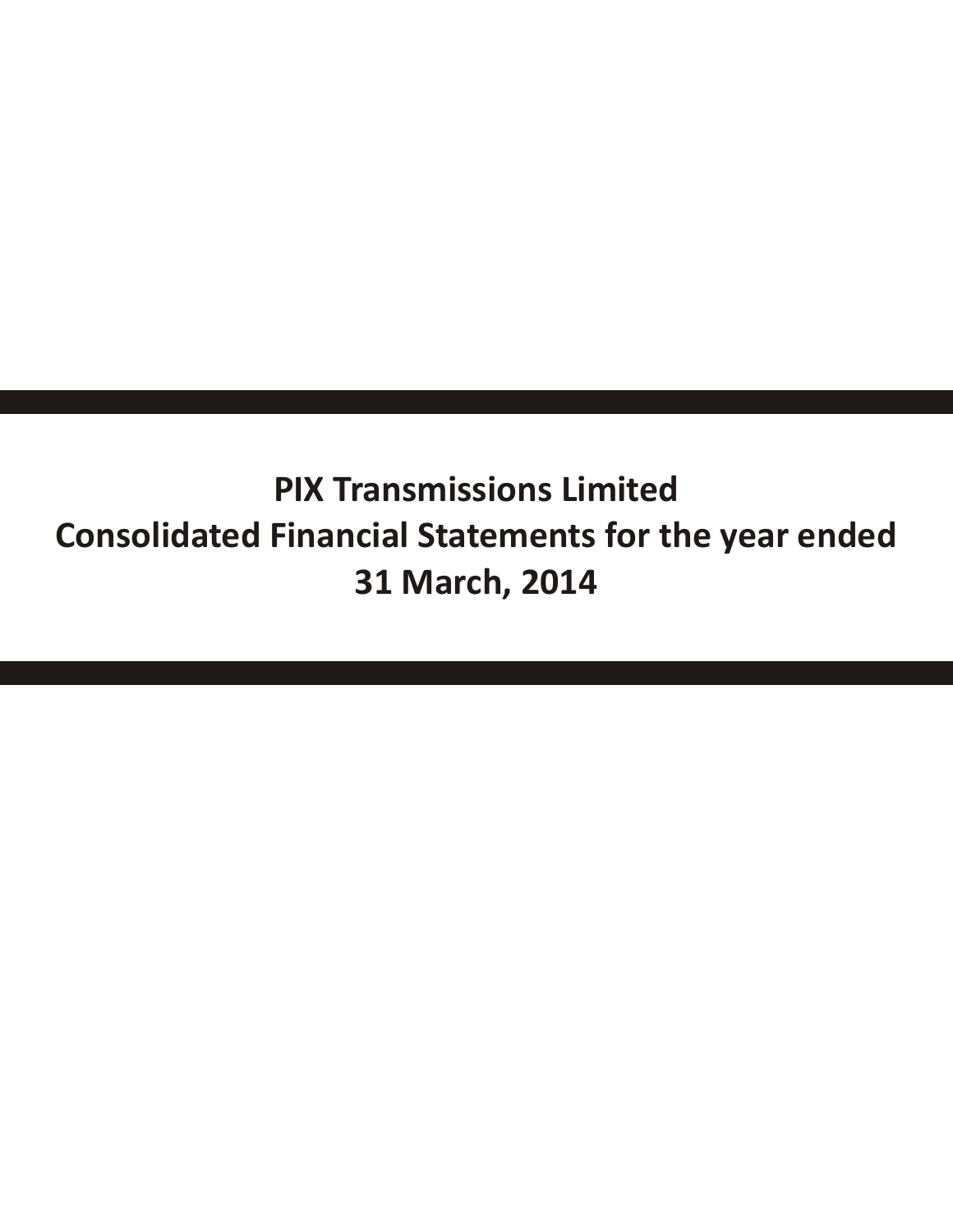# PIX Transmissions Limited
# Consolidated Financial Statements for the year ended
# 31 March, 2014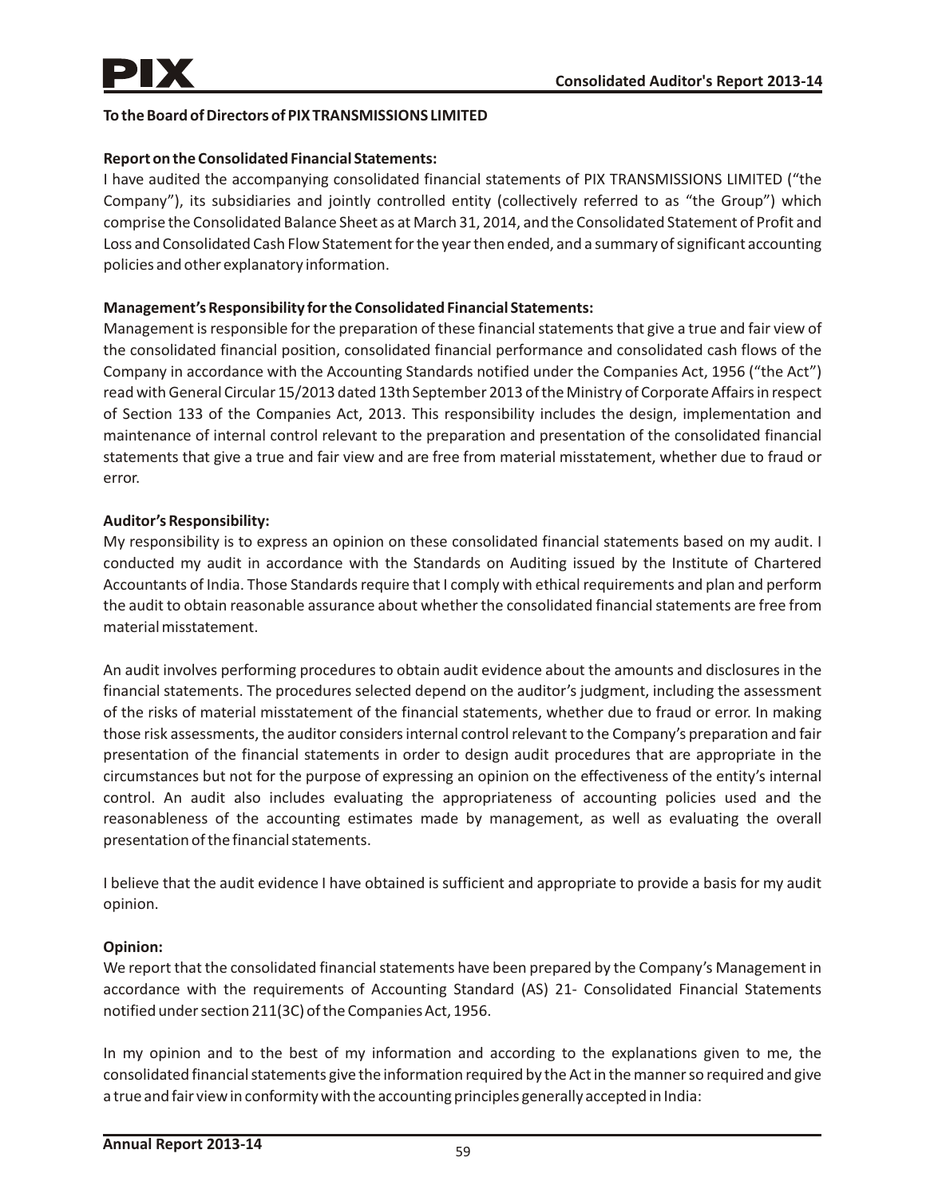**To the Board of Directors of PIX TRANSMISSIONS LIMITED**

**Report on the Consolidated Financial Statements:**

I have audited the accompanying consolidated financial statements of PIX TRANSMISSIONS LIMITED ("the Company"), its subsidiaries and jointly controlled entity (collectively referred to as "the Group") which comprise the Consolidated Balance Sheet as at March 31, 2014, and the Consolidated Statement of Profit and Loss and Consolidated Cash Flow Statement for the year then ended, and a summary of significant accounting policies and other explanatory information.

**Management's Responsibility for the Consolidated Financial Statements:**

Management is responsible for the preparation of these financial statements that give a true and fair view of the consolidated financial position, consolidated financial performance and consolidated cash flows of the Company in accordance with the Accounting Standards notified under the Companies Act, 1956 ("the Act") read with General Circular 15/2013 dated 13th September 2013 of the Ministry of Corporate Affairs in respect of Section 133 of the Companies Act, 2013. This responsibility includes the design, implementation and maintenance of internal control relevant to the preparation and presentation of the consolidated financial statements that give a true and fair view and are free from material misstatement, whether due to fraud or error.

**Auditor's Responsibility:**

My responsibility is to express an opinion on these consolidated financial statements based on my audit. I conducted my audit in accordance with the Standards on Auditing issued by the Institute of Chartered Accountants of India. Those Standards require that I comply with ethical requirements and plan and perform the audit to obtain reasonable assurance about whether the consolidated financial statements are free from material misstatement.

An audit involves performing procedures to obtain audit evidence about the amounts and disclosures in the financial statements. The procedures selected depend on the auditor's judgment, including the assessment of the risks of material misstatement of the financial statements, whether due to fraud or error. In making those risk assessments, the auditor considers internal control relevant to the Company's preparation and fair presentation of the financial statements in order to design audit procedures that are appropriate in the circumstances but not for the purpose of expressing an opinion on the effectiveness of the entity's internal control. An audit also includes evaluating the appropriateness of accounting policies used and the reasonableness of the accounting estimates made by management, as well as evaluating the overall presentation of the financial statements.

I believe that the audit evidence I have obtained is sufficient and appropriate to provide a basis for my audit opinion.

**Opinion:**

We report that the consolidated financial statements have been prepared by the Company's Management in accordance with the requirements of Accounting Standard (AS) 21- Consolidated Financial Statements notified under section 211(3C) of the Companies Act, 1956.

In my opinion and to the best of my information and according to the explanations given to me, the consolidated financial statements give the information required by the Act in the manner so required and give a true and fair view in conformity with the accounting principles generally accepted in India: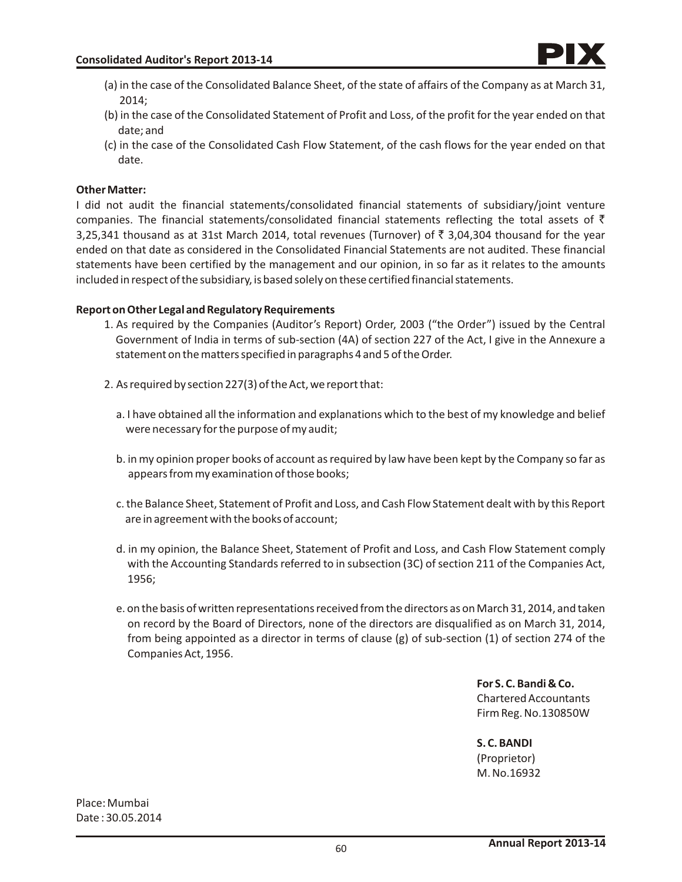(a) in the case of the Consolidated Balance Sheet, of the state of affairs of the Company as at March 31, 2014;

(b) in the case of the Consolidated Statement of Profit and Loss, of the profit for the year ended on that date; and

(c) in the case of the Consolidated Cash Flow Statement, of the cash flows for the year ended on that date.

**Other Matter:**

I did not audit the financial statements/consolidated financial statements of subsidiary/joint venture companies. The financial statements/consolidated financial statements reflecting the total assets of ₹ 3,25,341 thousand as at 31st March 2014, total revenues (Turnover) of ₹ 3,04,304 thousand for the year ended on that date as considered in the Consolidated Financial Statements are not audited. These financial statements have been certified by the management and our opinion, in so far as it relates to the amounts included in respect of the subsidiary, is based solely on these certified financial statements.

**Report on Other Legal and Regulatory Requirements**

1. As required by the Companies (Auditor's Report) Order, 2003 ("the Order") issued by the Central Government of India in terms of sub-section (4A) of section 227 of the Act, I give in the Annexure a statement on the matters specified in paragraphs 4 and 5 of the Order.

2. As required by section 227(3) of the Act, we report that:

   a. I have obtained all the information and explanations which to the best of my knowledge and belief were necessary for the purpose of my audit;

   b. in my opinion proper books of account as required by law have been kept by the Company so far as appears from my examination of those books;

   c. the Balance Sheet, Statement of Profit and Loss, and Cash Flow Statement dealt with by this Report are in agreement with the books of account;

   d. in my opinion, the Balance Sheet, Statement of Profit and Loss, and Cash Flow Statement comply with the Accounting Standards referred to in subsection (3C) of section 211 of the Companies Act, 1956;

   e. on the basis of written representations received from the directors as on March 31, 2014, and taken on record by the Board of Directors, none of the directors are disqualified as on March 31, 2014, from being appointed as a director in terms of clause (g) of sub-section (1) of section 274 of the Companies Act, 1956.

**For S. C. Bandi & Co.**
Chartered Accountants
Firm Reg. No.130850W

**S. C. BANDI**
(Proprietor)
M. No.16932

Place: Mumbai
Date : 30.05.2014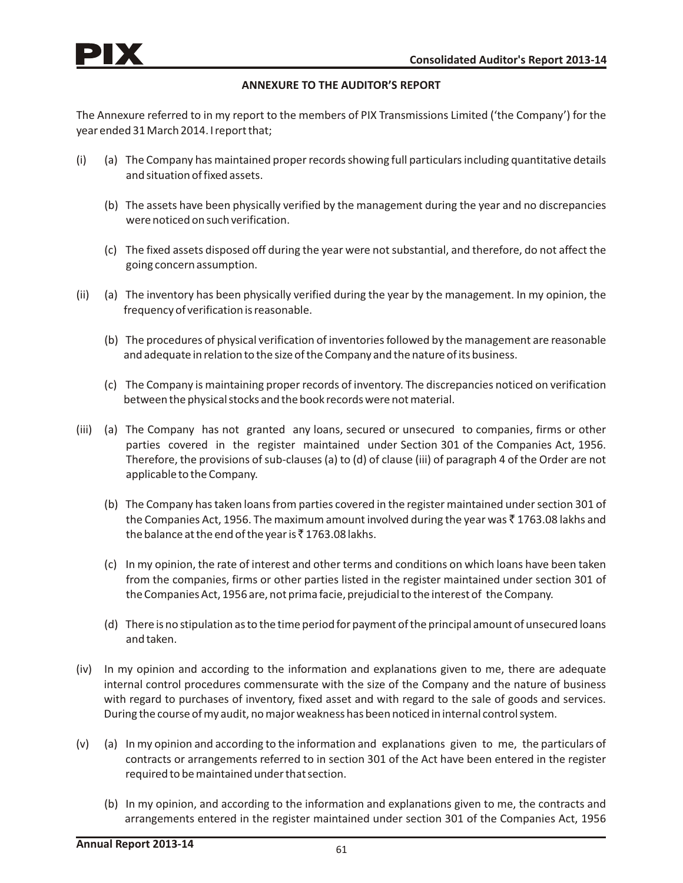## ANNEXURE TO THE AUDITOR'S REPORT

The Annexure referred to in my report to the members of PIX Transmissions Limited ('the Company') for the year ended 31 March 2014. I report that;

(i) (a) The Company has maintained proper records showing full particulars including quantitative details and situation of fixed assets.

(b) The assets have been physically verified by the management during the year and no discrepancies were noticed on such verification.

(c) The fixed assets disposed off during the year were not substantial, and therefore, do not affect the going concern assumption.

(ii) (a) The inventory has been physically verified during the year by the management. In my opinion, the frequency of verification is reasonable.

(b) The procedures of physical verification of inventories followed by the management are reasonable and adequate in relation to the size of the Company and the nature of its business.

(c) The Company is maintaining proper records of inventory. The discrepancies noticed on verification between the physical stocks and the book records were not material.

(iii) (a) The Company has not granted any loans, secured or unsecured to companies, firms or other parties covered in the register maintained under Section 301 of the Companies Act, 1956. Therefore, the provisions of sub-clauses (a) to (d) of clause (iii) of paragraph 4 of the Order are not applicable to the Company.

(b) The Company has taken loans from parties covered in the register maintained under section 301 of the Companies Act, 1956. The maximum amount involved during the year was ₹ 1763.08 lakhs and the balance at the end of the year is ₹ 1763.08 lakhs.

(c) In my opinion, the rate of interest and other terms and conditions on which loans have been taken from the companies, firms or other parties listed in the register maintained under section 301 of the Companies Act, 1956 are, not prima facie, prejudicial to the interest of the Company.

(d) There is no stipulation as to the time period for payment of the principal amount of unsecured loans and taken.

(iv) In my opinion and according to the information and explanations given to me, there are adequate internal control procedures commensurate with the size of the Company and the nature of business with regard to purchases of inventory, fixed asset and with regard to the sale of goods and services. During the course of my audit, no major weakness has been noticed in internal control system.

(v) (a) In my opinion and according to the information and explanations given to me, the particulars of contracts or arrangements referred to in section 301 of the Act have been entered in the register required to be maintained under that section.

(b) In my opinion, and according to the information and explanations given to me, the contracts and arrangements entered in the register maintained under section 301 of the Companies Act, 1956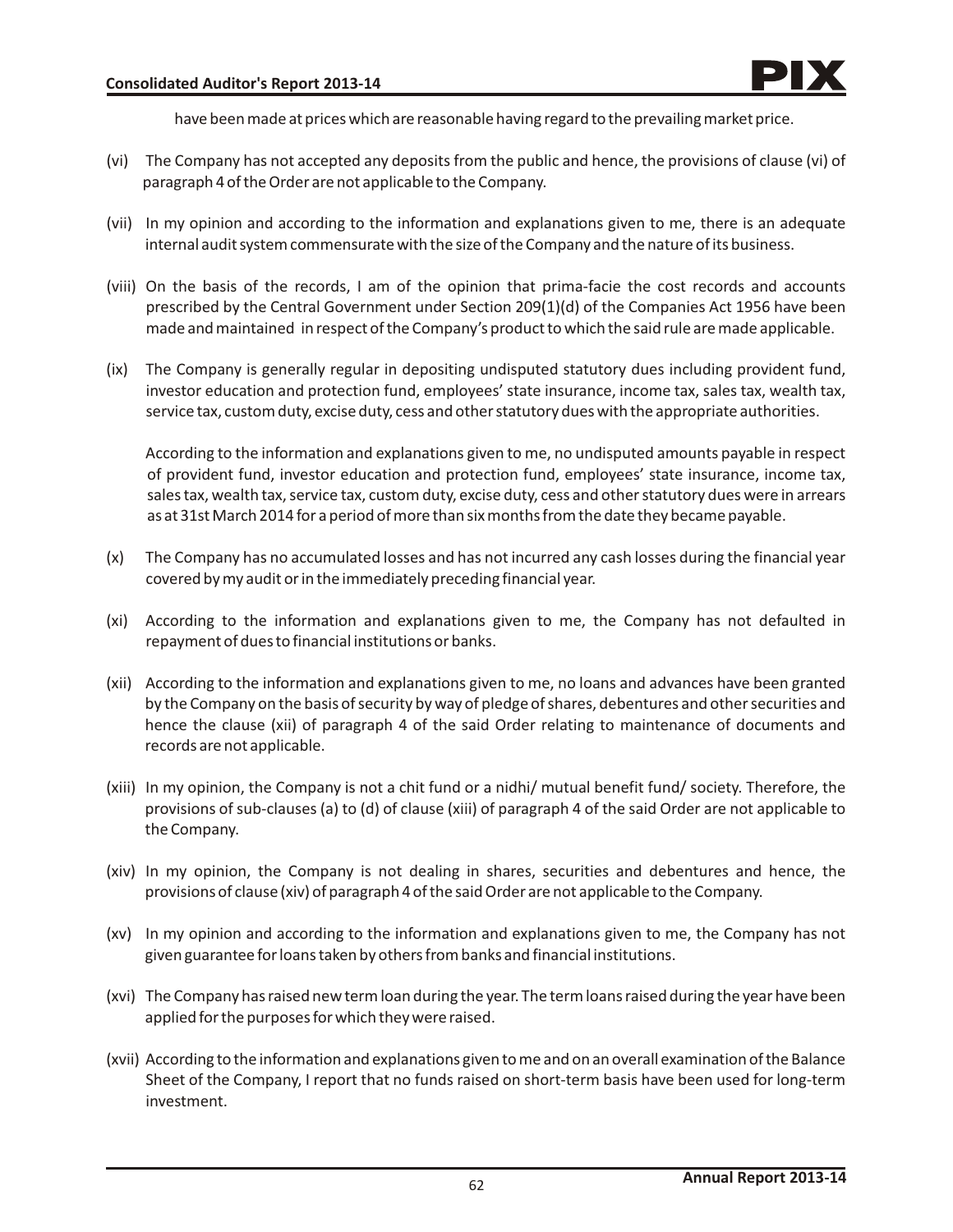have been made at prices which are reasonable having regard to the prevailing market price.

(vi) The Company has not accepted any deposits from the public and hence, the provisions of clause (vi) of paragraph 4 of the Order are not applicable to the Company.

(vii) In my opinion and according to the information and explanations given to me, there is an adequate internal audit system commensurate with the size of the Company and the nature of its business.

(viii) On the basis of the records, I am of the opinion that prima-facie the cost records and accounts prescribed by the Central Government under Section 209(1)(d) of the Companies Act 1956 have been made and maintained in respect of the Company's product to which the said rule are made applicable.

(ix) The Company is generally regular in depositing undisputed statutory dues including provident fund, investor education and protection fund, employees' state insurance, income tax, sales tax, wealth tax, service tax, custom duty, excise duty, cess and other statutory dues with the appropriate authorities.

According to the information and explanations given to me, no undisputed amounts payable in respect of provident fund, investor education and protection fund, employees' state insurance, income tax, sales tax, wealth tax, service tax, custom duty, excise duty, cess and other statutory dues were in arrears as at 31st March 2014 for a period of more than six months from the date they became payable.

(x) The Company has no accumulated losses and has not incurred any cash losses during the financial year covered by my audit or in the immediately preceding financial year.

(xi) According to the information and explanations given to me, the Company has not defaulted in repayment of dues to financial institutions or banks.

(xii) According to the information and explanations given to me, no loans and advances have been granted by the Company on the basis of security by way of pledge of shares, debentures and other securities and hence the clause (xii) of paragraph 4 of the said Order relating to maintenance of documents and records are not applicable.

(xiii) In my opinion, the Company is not a chit fund or a nidhi/ mutual benefit fund/ society. Therefore, the provisions of sub-clauses (a) to (d) of clause (xiii) of paragraph 4 of the said Order are not applicable to the Company.

(xiv) In my opinion, the Company is not dealing in shares, securities and debentures and hence, the provisions of clause (xiv) of paragraph 4 of the said Order are not applicable to the Company.

(xv) In my opinion and according to the information and explanations given to me, the Company has not given guarantee for loans taken by others from banks and financial institutions.

(xvi) The Company has raised new term loan during the year. The term loans raised during the year have been applied for the purposes for which they were raised.

(xvii) According to the information and explanations given to me and on an overall examination of the Balance Sheet of the Company, I report that no funds raised on short-term basis have been used for long-term investment.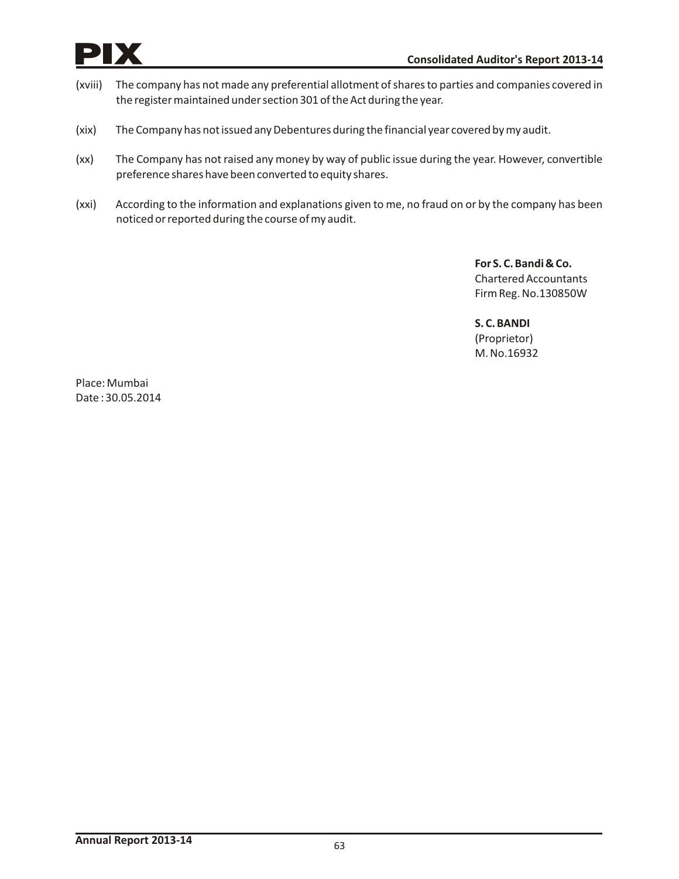(xviii) The company has not made any preferential allotment of shares to parties and companies covered in the register maintained under section 301 of the Act during the year.

(xix) The Company has not issued any Debentures during the financial year covered by my audit.

(xx) The Company has not raised any money by way of public issue during the year. However, convertible preference shares have been converted to equity shares.

(xxi) According to the information and explanations given to me, no fraud on or by the company has been noticed or reported during the course of my audit.

**For S. C. Bandi & Co.**
Chartered Accountants
Firm Reg. No.130850W

**S. C. BANDI**
(Proprietor)
M. No.16932

Place: Mumbai
Date : 30.05.2014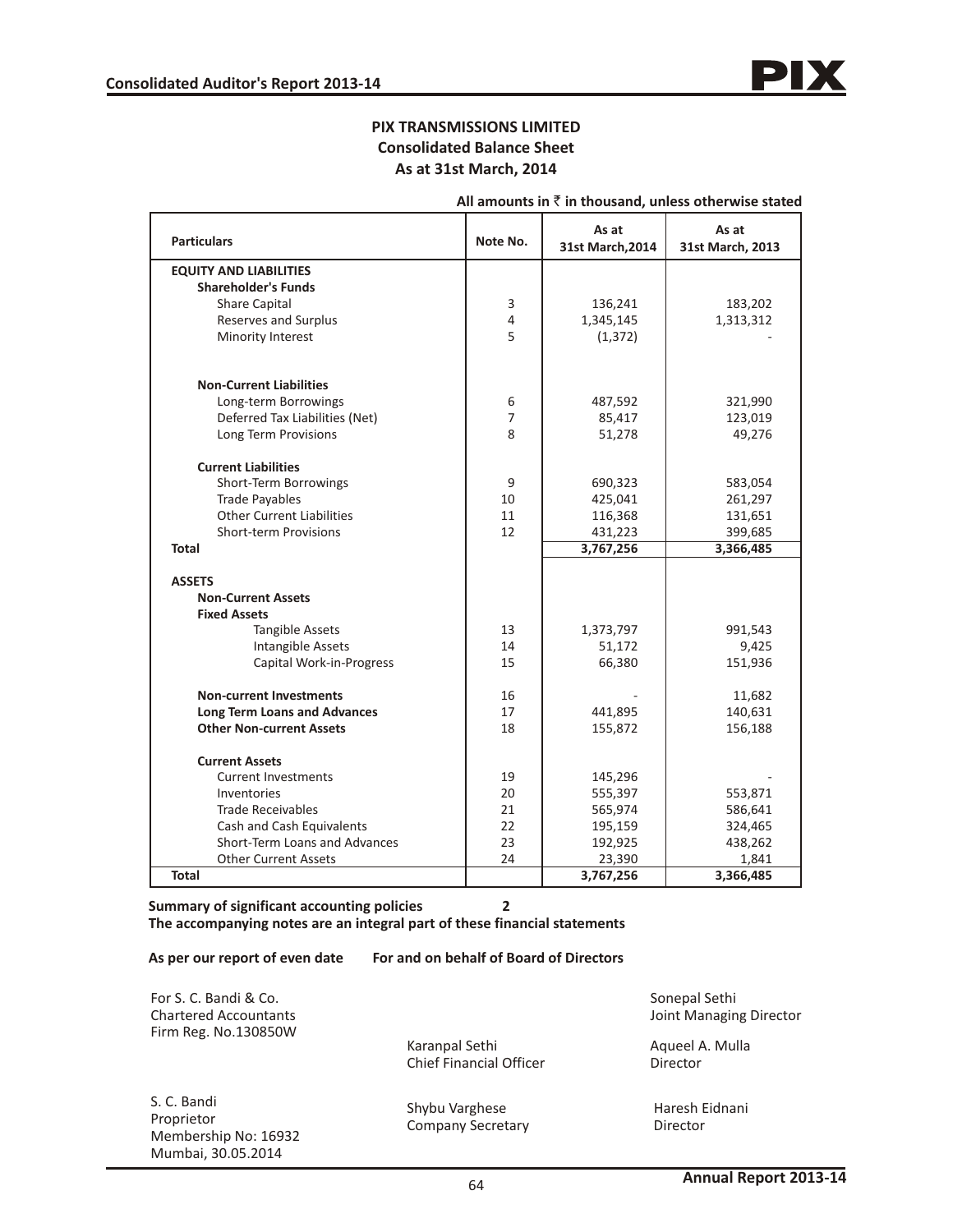# PIX TRANSMISSIONS LIMITED
## Consolidated Balance Sheet
### As at 31st March, 2014

**All amounts in ₹ in thousand, unless otherwise stated**

| Particulars | Note No. | As at 31st March,2014 | As at 31st March, 2013 |
|---|---|---|---|
| **EQUITY AND LIABILITIES** | | | |
| **Shareholder's Funds** | | | |
| Share Capital | 3 | 136,241 | 183,202 |
| Reserves and Surplus | 4 | 1,345,145 | 1,313,312 |
| Minority Interest | 5 | (1,372) | - |
| **Non-Current Liabilities** | | | |
| Long-term Borrowings | 6 | 487,592 | 321,990 |
| Deferred Tax Liabilities (Net) | 7 | 85,417 | 123,019 |
| Long Term Provisions | 8 | 51,278 | 49,276 |
| **Current Liabilities** | | | |
| Short-Term Borrowings | 9 | 690,323 | 583,054 |
| Trade Payables | 10 | 425,041 | 261,297 |
| Other Current Liabilities | 11 | 116,368 | 131,651 |
| Short-term Provisions | 12 | 431,223 | 399,685 |
| **Total** | | **3,767,256** | **3,366,485** |
| **ASSETS** | | | |
| **Non-Current Assets** | | | |
| **Fixed Assets** | | | |
| Tangible Assets | 13 | 1,373,797 | 991,543 |
| Intangible Assets | 14 | 51,172 | 9,425 |
| Capital Work-in-Progress | 15 | 66,380 | 151,936 |
| **Non-current Investments** | 16 | - | 11,682 |
| **Long Term Loans and Advances** | 17 | 441,895 | 140,631 |
| **Other Non-current Assets** | 18 | 155,872 | 156,188 |
| **Current Assets** | | | |
| Current Investments | 19 | 145,296 | - |
| Inventories | 20 | 555,397 | 553,871 |
| Trade Receivables | 21 | 565,974 | 586,641 |
| Cash and Cash Equivalents | 22 | 195,159 | 324,465 |
| Short-Term Loans and Advances | 23 | 192,925 | 438,262 |
| Other Current Assets | 24 | 23,390 | 1,841 |
| **Total** | | **3,767,256** | **3,366,485** |

**Summary of significant accounting policies** **2**

**The accompanying notes are an integral part of these financial statements**

**As per our report of even date** **For and on behalf of Board of Directors**

For S. C. Bandi & Co.
Chartered Accountants
Firm Reg. No.130850W

Sonepal Sethi
Joint Managing Director

Karanpal Sethi
Chief Financial Officer

Aqueel A. Mulla
Director

S. C. Bandi
Proprietor
Membership No: 16932
Mumbai, 30.05.2014

Shybu Varghese
Company Secretary

Haresh Eidnani
Director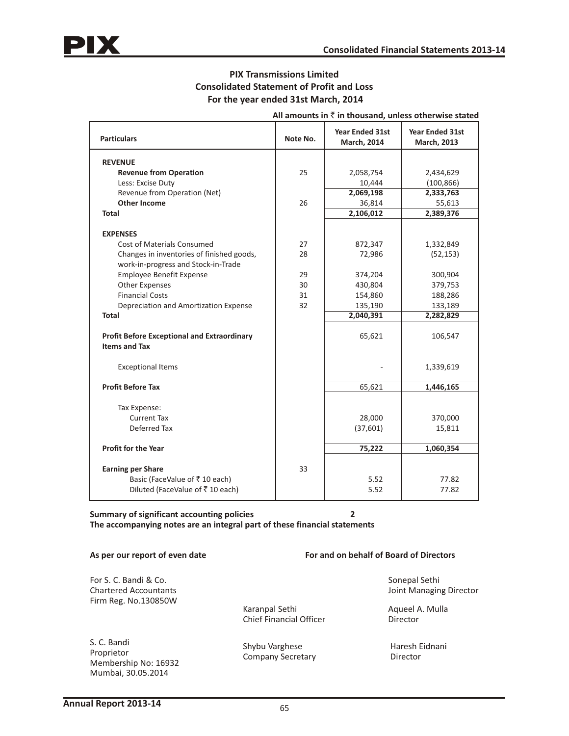## PIX Transmissions Limited
## Consolidated Statement of Profit and Loss
## For the year ended 31st March, 2014

**All amounts in ₹ in thousand, unless otherwise stated**

| Particulars | Note No. | Year Ended 31st March, 2014 | Year Ended 31st March, 2013 |
|---|---|---|---|
| **REVENUE** | | | |
| **Revenue from Operation** | 25 | 2,058,754 | 2,434,629 |
| Less: Excise Duty | | 10,444 | (100,866) |
| Revenue from Operation (Net) | | **2,069,198** | **2,333,763** |
| **Other Income** | 26 | 36,814 | 55,613 |
| **Total** | | **2,106,012** | **2,389,376** |
| **EXPENSES** | | | |
| Cost of Materials Consumed | 27 | 872,347 | 1,332,849 |
| Changes in inventories of finished goods, work-in-progress and Stock-in-Trade | 28 | 72,986 | (52,153) |
| Employee Benefit Expense | 29 | 374,204 | 300,904 |
| Other Expenses | 30 | 430,804 | 379,753 |
| Financial Costs | 31 | 154,860 | 188,286 |
| Depreciation and Amortization Expense | 32 | 135,190 | 133,189 |
| **Total** | | **2,040,391** | **2,282,829** |
| **Profit Before Exceptional and Extraordinary Items and Tax** | | 65,621 | 106,547 |
| Exceptional Items | | - | 1,339,619 |
| **Profit Before Tax** | | 65,621 | **1,446,165** |
| Tax Expense: | | | |
| Current Tax | | 28,000 | 370,000 |
| Deferred Tax | | (37,601) | 15,811 |
| **Profit for the Year** | | **75,222** | **1,060,354** |
| **Earning per Share** | 33 | | |
| Basic (FaceValue of ₹ 10 each) | | 5.52 | 77.82 |
| Diluted (FaceValue of ₹ 10 each) | | 5.52 | 77.82 |

**Summary of significant accounting policies** **2**

**The accompanying notes are an integral part of these financial statements**

**As per our report of even date**

For S. C. Bandi & Co.
Chartered Accountants
Firm Reg. No.130850W

S. C. Bandi
Proprietor
Membership No: 16932
Mumbai, 30.05.2014

**For and on behalf of Board of Directors**

Sonepal Sethi
Joint Managing Director

Karanpal Sethi
Chief Financial Officer

Aqueel A. Mulla
Director

Shybu Varghese
Company Secretary

Haresh Eidnani
Director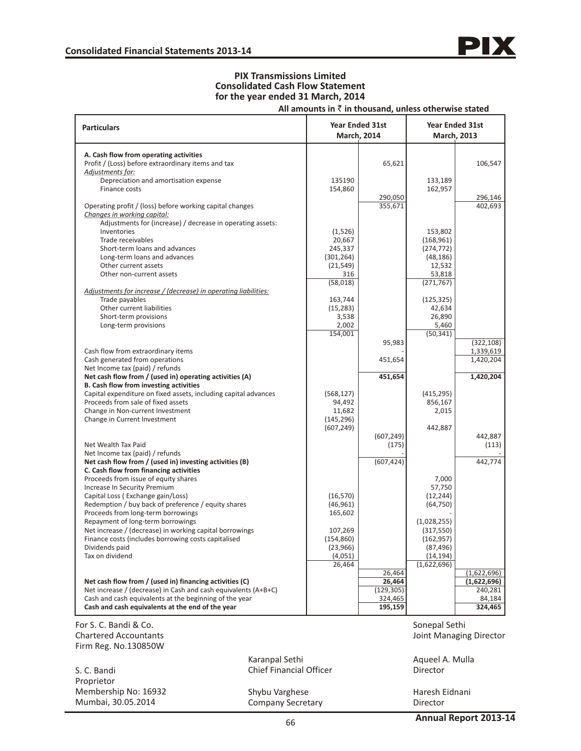**PIX Transmissions Limited**
**Consolidated Cash Flow Statement**
**for the year ended 31 March, 2014**

**All amounts in ₹ in thousand, unless otherwise stated**

| Particulars | Year Ended 31st March, 2014 | | Year Ended 31st March, 2013 | |
|---|---|---|---|---|
| **A. Cash flow from operating activities** | | | | |
| Profit / (Loss) before extraordinary items and tax | | 65,621 | | 106,547 |
| *Adjustments for:* | | | | |
| Depreciation and amortisation expense | 135190 | | 133,189 | |
| Finance costs | 154,860 | | 162,957 | |
| | | 290,050 | | 296,146 |
| Operating profit / (loss) before working capital changes | | 355,671 | | 402,693 |
| *Changes in working capital:* | | | | |
| Adjustments for (increase) / decrease in operating assets: | | | | |
| Inventories | (1,526) | | 153,802 | |
| Trade receivables | 20,667 | | (168,961) | |
| Short-term loans and advances | 245,337 | | (274,772) | |
| Long-term loans and advances | (301,264) | | (48,186) | |
| Other current assets | (21,549) | | 12,532 | |
| Other non-current assets | 316 | | 53,818 | |
| | (58,018) | | (271,767) | |
| *Adjustments for increase / (decrease) in operating liabilities:* | | | | |
| Trade payables | 163,744 | | (125,325) | |
| Other current liabilities | (15,283) | | 42,634 | |
| Short-term provisions | 3,538 | | 26,890 | |
| Long-term provisions | 2,002 | | 5,460 | |
| | 154,001 | | (50,341) | |
| | | 95,983 | | (322,108) |
| Cash flow from extraordinary items | | - | | 1,339,619 |
| Cash generated from operations | | 451,654 | | 1,420,204 |
| Net Income tax (paid) / refunds | | | | |
| **Net cash flow from / (used in) operating activities (A)** | | **451,654** | | **1,420,204** |
| **B. Cash flow from investing activities** | | | | |
| Capital expenditure on fixed assets, including capital advances | (568,127) | | (415,295) | |
| Proceeds from sale of fixed assets | 94,492 | | 856,167 | |
| Change in Non-current Investment | 11,682 | | 2,015 | |
| Change in Current Investment | (145,296) | | | |
| | (607,249) | | 442,887 | |
| | | (607,249) | | 442,887 |
| Net Wealth Tax Paid | | (175) | | (113) |
| Net Income tax (paid) / refunds | | - | | - |
| **Net cash flow from / (used in) investing activities (B)** | | (607,424) | | 442,774 |
| **C. Cash flow from financing activities** | | | | |
| Proceeds from issue of equity shares | | | 7,000 | |
| Increase In Security Premium | | | 57,750 | |
| Capital Loss ( Exchange gain/Loss) | (16,570) | | (12,244) | |
| Redemption / buy back of preference / equity shares | (46,961) | | (64,750) | |
| Proceeds from long-term borrowings | 165,602 | | - | |
| Repayment of long-term borrowings | | | (1,028,255) | |
| Net increase / (decrease) in working capital borrowings | 107,269 | | (317,550) | |
| Finance costs (includes borrowing costs capitalised | (154,860) | | (162,957) | |
| Dividends paid | (23,966) | | (87,496) | |
| Tax on dividend | (4,051) | | (14,194) | |
| | 26,464 | | (1,622,696) | |
| | | 26,464 | | (1,622,696) |
| **Net cash flow from / (used in) financing activities (C)** | | **26,464** | | **(1,622,696)** |
| Net increase / (decrease) in Cash and cash equivalents (A+B+C) | | (129,305) | | 240,281 |
| Cash and cash equivalents at the beginning of the year | | 324,465 | | 84,184 |
| **Cash and cash equivalents at the end of the year** | | **195,159** | | **324,465** |

For S. C. Bandi & Co.
Chartered Accountants
Firm Reg. No.130850W

S. C. Bandi
Proprietor
Membership No: 16932
Mumbai, 30.05.2014

Karanpal Sethi
Chief Financial Officer

Shybu Varghese
Company Secretary

Sonepal Sethi
Joint Managing Director

Aqueel A. Mulla
Director

Haresh Eidnani
Director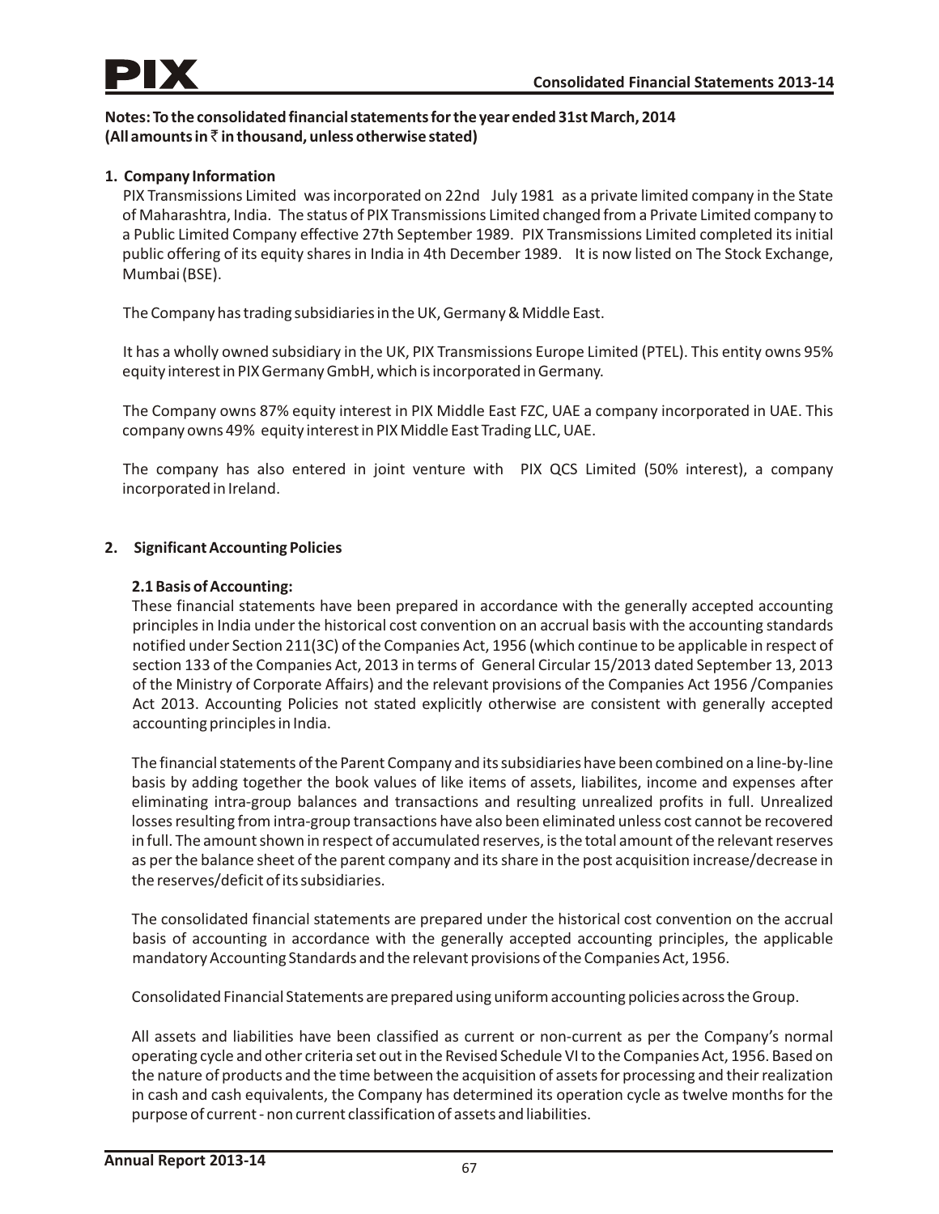**Notes: To the consolidated financial statements for the year ended 31st March, 2014**
**(All amounts in ₹ in thousand, unless otherwise stated)**

## 1. Company Information

PIX Transmissions Limited was incorporated on 22nd July 1981 as a private limited company in the State of Maharashtra, India. The status of PIX Transmissions Limited changed from a Private Limited company to a Public Limited Company effective 27th September 1989. PIX Transmissions Limited completed its initial public offering of its equity shares in India in 4th December 1989. It is now listed on The Stock Exchange, Mumbai (BSE).

The Company has trading subsidiaries in the UK, Germany & Middle East.

It has a wholly owned subsidiary in the UK, PIX Transmissions Europe Limited (PTEL). This entity owns 95% equity interest in PIX Germany GmbH, which is incorporated in Germany.

The Company owns 87% equity interest in PIX Middle East FZC, UAE a company incorporated in UAE. This company owns 49% equity interest in PIX Middle East Trading LLC, UAE.

The company has also entered in joint venture with PIX QCS Limited (50% interest), a company incorporated in Ireland.

## 2. Significant Accounting Policies

### 2.1 Basis of Accounting:

These financial statements have been prepared in accordance with the generally accepted accounting principles in India under the historical cost convention on an accrual basis with the accounting standards notified under Section 211(3C) of the Companies Act, 1956 (which continue to be applicable in respect of section 133 of the Companies Act, 2013 in terms of General Circular 15/2013 dated September 13, 2013 of the Ministry of Corporate Affairs) and the relevant provisions of the Companies Act 1956 /Companies Act 2013. Accounting Policies not stated explicitly otherwise are consistent with generally accepted accounting principles in India.

The financial statements of the Parent Company and its subsidiaries have been combined on a line-by-line basis by adding together the book values of like items of assets, liabilites, income and expenses after eliminating intra-group balances and transactions and resulting unrealized profits in full. Unrealized losses resulting from intra-group transactions have also been eliminated unless cost cannot be recovered in full. The amount shown in respect of accumulated reserves, is the total amount of the relevant reserves as per the balance sheet of the parent company and its share in the post acquisition increase/decrease in the reserves/deficit of its subsidiaries.

The consolidated financial statements are prepared under the historical cost convention on the accrual basis of accounting in accordance with the generally accepted accounting principles, the applicable mandatory Accounting Standards and the relevant provisions of the Companies Act, 1956.

Consolidated Financial Statements are prepared using uniform accounting policies across the Group.

All assets and liabilities have been classified as current or non-current as per the Company's normal operating cycle and other criteria set out in the Revised Schedule VI to the Companies Act, 1956. Based on the nature of products and the time between the acquisition of assets for processing and their realization in cash and cash equivalents, the Company has determined its operation cycle as twelve months for the purpose of current - non current classification of assets and liabilities.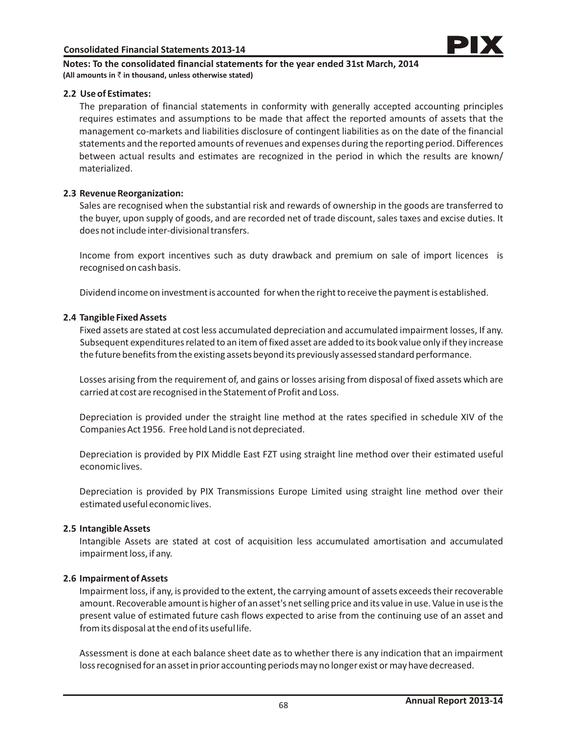**Notes: To the consolidated financial statements for the year ended 31st March, 2014**
**(All amounts in ₹ in thousand, unless otherwise stated)**

### 2.2 Use of Estimates:

The preparation of financial statements in conformity with generally accepted accounting principles requires estimates and assumptions to be made that affect the reported amounts of assets that the management co-markets and liabilities disclosure of contingent liabilities as on the date of the financial statements and the reported amounts of revenues and expenses during the reporting period. Differences between actual results and estimates are recognized in the period in which the results are known/ materialized.

### 2.3 Revenue Reorganization:

Sales are recognised when the substantial risk and rewards of ownership in the goods are transferred to the buyer, upon supply of goods, and are recorded net of trade discount, sales taxes and excise duties. It does not include inter-divisional transfers.

Income from export incentives such as duty drawback and premium on sale of import licences is recognised on cash basis.

Dividend income on investment is accounted for when the right to receive the payment is established.

### 2.4 Tangible Fixed Assets

Fixed assets are stated at cost less accumulated depreciation and accumulated impairment losses, If any. Subsequent expenditures related to an item of fixed asset are added to its book value only if they increase the future benefits from the existing assets beyond its previously assessed standard performance.

Losses arising from the requirement of, and gains or losses arising from disposal of fixed assets which are carried at cost are recognised in the Statement of Profit and Loss.

Depreciation is provided under the straight line method at the rates specified in schedule XIV of the Companies Act 1956. Free hold Land is not depreciated.

Depreciation is provided by PIX Middle East FZT using straight line method over their estimated useful economic lives.

Depreciation is provided by PIX Transmissions Europe Limited using straight line method over their estimated useful economic lives.

### 2.5 Intangible Assets

Intangible Assets are stated at cost of acquisition less accumulated amortisation and accumulated impairment loss, if any.

### 2.6 Impairment of Assets

Impairment loss, if any, is provided to the extent, the carrying amount of assets exceeds their recoverable amount. Recoverable amount is higher of an asset's net selling price and its value in use. Value in use is the present value of estimated future cash flows expected to arise from the continuing use of an asset and from its disposal at the end of its useful life.

Assessment is done at each balance sheet date as to whether there is any indication that an impairment loss recognised for an asset in prior accounting periods may no longer exist or may have decreased.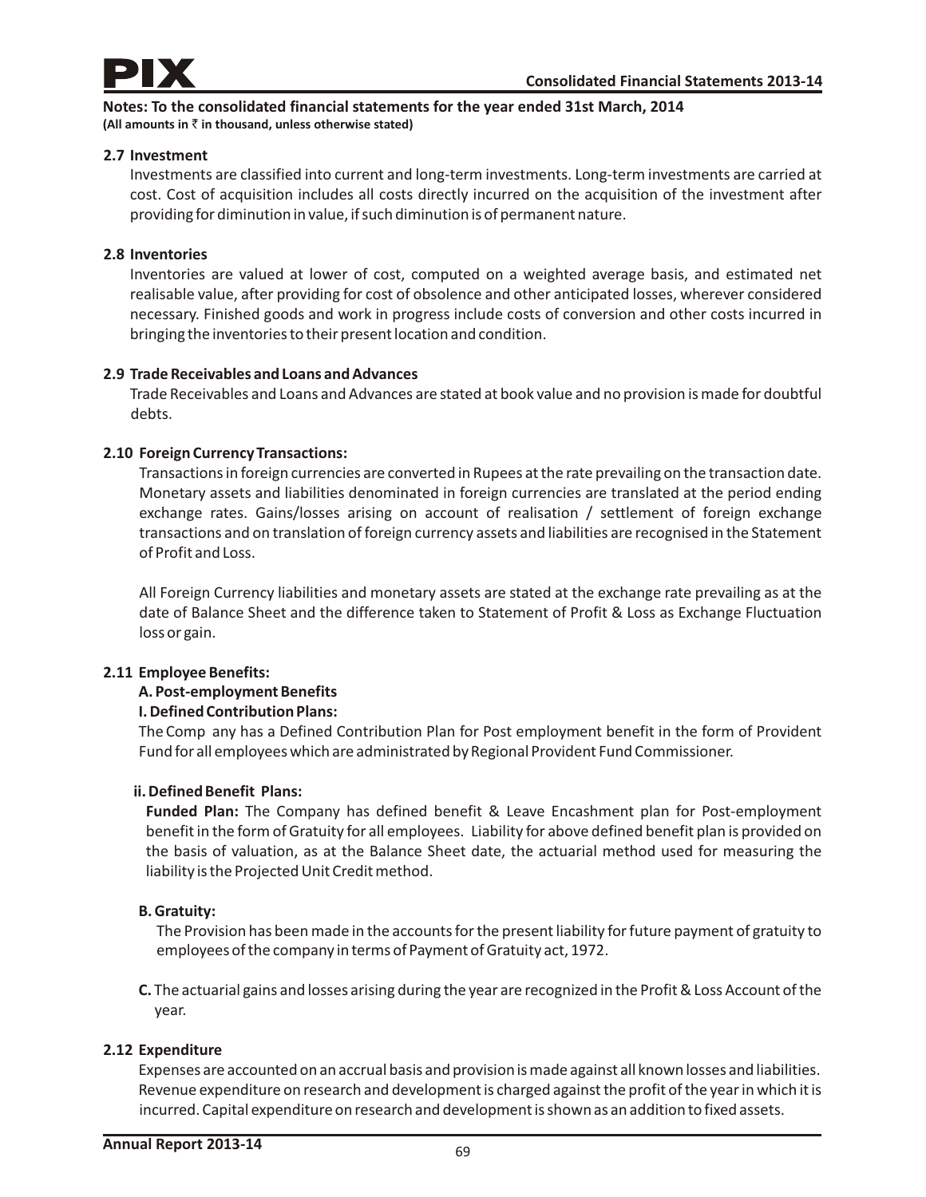**Notes: To the consolidated financial statements for the year ended 31st March, 2014**
**(All amounts in ₹ in thousand, unless otherwise stated)**

### 2.7 Investment

Investments are classified into current and long-term investments. Long-term investments are carried at cost. Cost of acquisition includes all costs directly incurred on the acquisition of the investment after providing for diminution in value, if such diminution is of permanent nature.

### 2.8 Inventories

Inventories are valued at lower of cost, computed on a weighted average basis, and estimated net realisable value, after providing for cost of obsolence and other anticipated losses, wherever considered necessary. Finished goods and work in progress include costs of conversion and other costs incurred in bringing the inventories to their present location and condition.

### 2.9 Trade Receivables and Loans and Advances

Trade Receivables and Loans and Advances are stated at book value and no provision is made for doubtful debts.

### 2.10 Foreign Currency Transactions:

Transactions in foreign currencies are converted in Rupees at the rate prevailing on the transaction date. Monetary assets and liabilities denominated in foreign currencies are translated at the period ending exchange rates. Gains/losses arising on account of realisation / settlement of foreign exchange transactions and on translation of foreign currency assets and liabilities are recognised in the Statement of Profit and Loss.

All Foreign Currency liabilities and monetary assets are stated at the exchange rate prevailing as at the date of Balance Sheet and the difference taken to Statement of Profit & Loss as Exchange Fluctuation loss or gain.

### 2.11 Employee Benefits:

**A. Post-employment Benefits**

**I. Defined Contribution Plans:**

The Comp any has a Defined Contribution Plan for Post employment benefit in the form of Provident Fund for all employees which are administrated by Regional Provident Fund Commissioner.

**ii. Defined Benefit Plans:**

**Funded Plan:** The Company has defined benefit & Leave Encashment plan for Post-employment benefit in the form of Gratuity for all employees. Liability for above defined benefit plan is provided on the basis of valuation, as at the Balance Sheet date, the actuarial method used for measuring the liability is the Projected Unit Credit method.

**B. Gratuity:**

The Provision has been made in the accounts for the present liability for future payment of gratuity to employees of the company in terms of Payment of Gratuity act, 1972.

**C.** The actuarial gains and losses arising during the year are recognized in the Profit & Loss Account of the year.

### 2.12 Expenditure

Expenses are accounted on an accrual basis and provision is made against all known losses and liabilities. Revenue expenditure on research and development is charged against the profit of the year in which it is incurred. Capital expenditure on research and development is shown as an addition to fixed assets.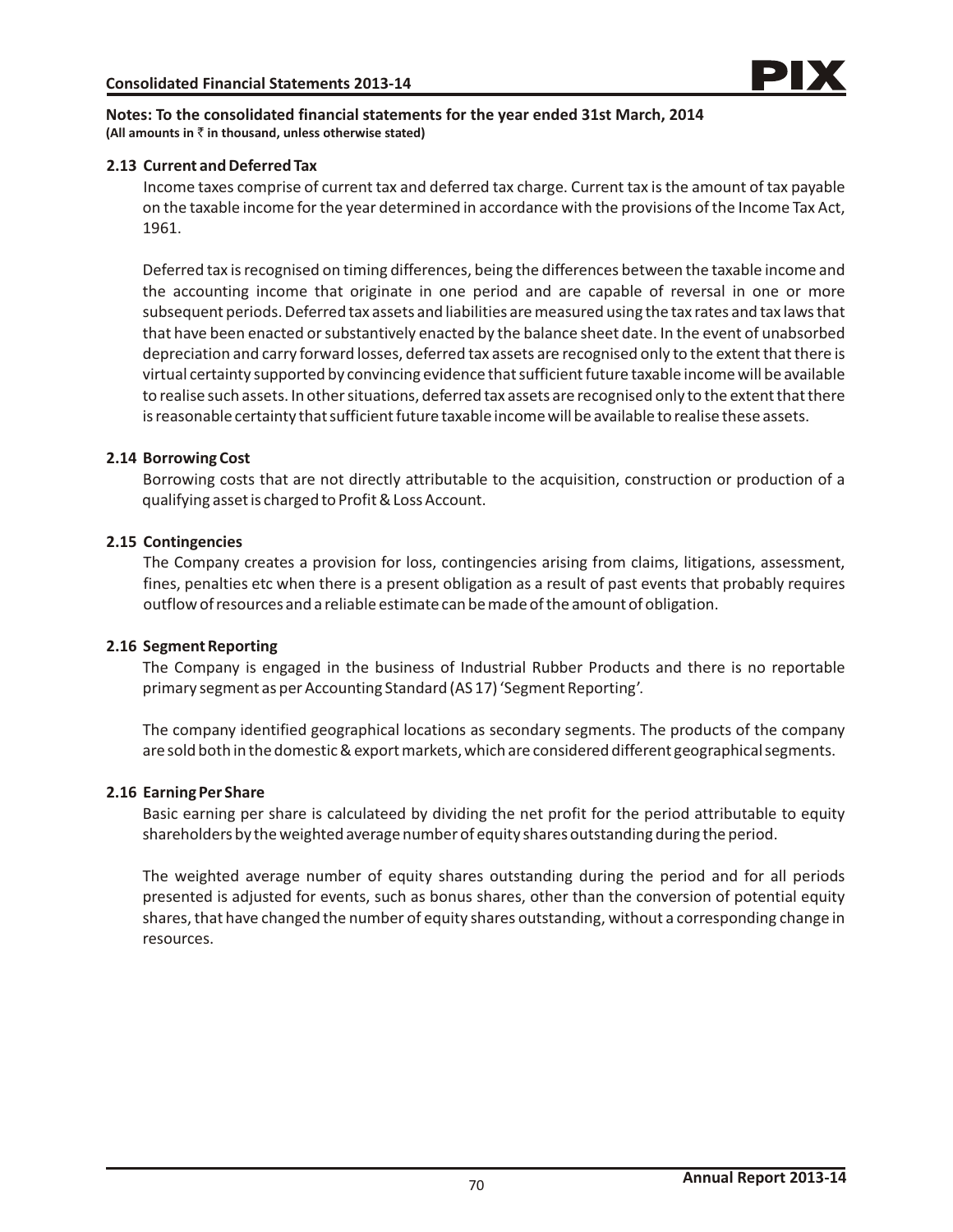**Notes: To the consolidated financial statements for the year ended 31st March, 2014**
**(All amounts in ₹ in thousand, unless otherwise stated)**

### 2.13 Current and Deferred Tax

Income taxes comprise of current tax and deferred tax charge. Current tax is the amount of tax payable on the taxable income for the year determined in accordance with the provisions of the Income Tax Act, 1961.

Deferred tax is recognised on timing differences, being the differences between the taxable income and the accounting income that originate in one period and are capable of reversal in one or more subsequent periods. Deferred tax assets and liabilities are measured using the tax rates and tax laws that that have been enacted or substantively enacted by the balance sheet date. In the event of unabsorbed depreciation and carry forward losses, deferred tax assets are recognised only to the extent that there is virtual certainty supported by convincing evidence that sufficient future taxable income will be available to realise such assets. In other situations, deferred tax assets are recognised only to the extent that there is reasonable certainty that sufficient future taxable income will be available to realise these assets.

### 2.14 Borrowing Cost

Borrowing costs that are not directly attributable to the acquisition, construction or production of a qualifying asset is charged to Profit & Loss Account.

### 2.15 Contingencies

The Company creates a provision for loss, contingencies arising from claims, litigations, assessment, fines, penalties etc when there is a present obligation as a result of past events that probably requires outflow of resources and a reliable estimate can be made of the amount of obligation.

### 2.16 Segment Reporting

The Company is engaged in the business of Industrial Rubber Products and there is no reportable primary segment as per Accounting Standard (AS 17) 'Segment Reporting'.

The company identified geographical locations as secondary segments. The products of the company are sold both in the domestic & export markets, which are considered different geographical segments.

### 2.16 Earning Per Share

Basic earning per share is calculateed by dividing the net profit for the period attributable to equity shareholders by the weighted average number of equity shares outstanding during the period.

The weighted average number of equity shares outstanding during the period and for all periods presented is adjusted for events, such as bonus shares, other than the conversion of potential equity shares, that have changed the number of equity shares outstanding, without a corresponding change in resources.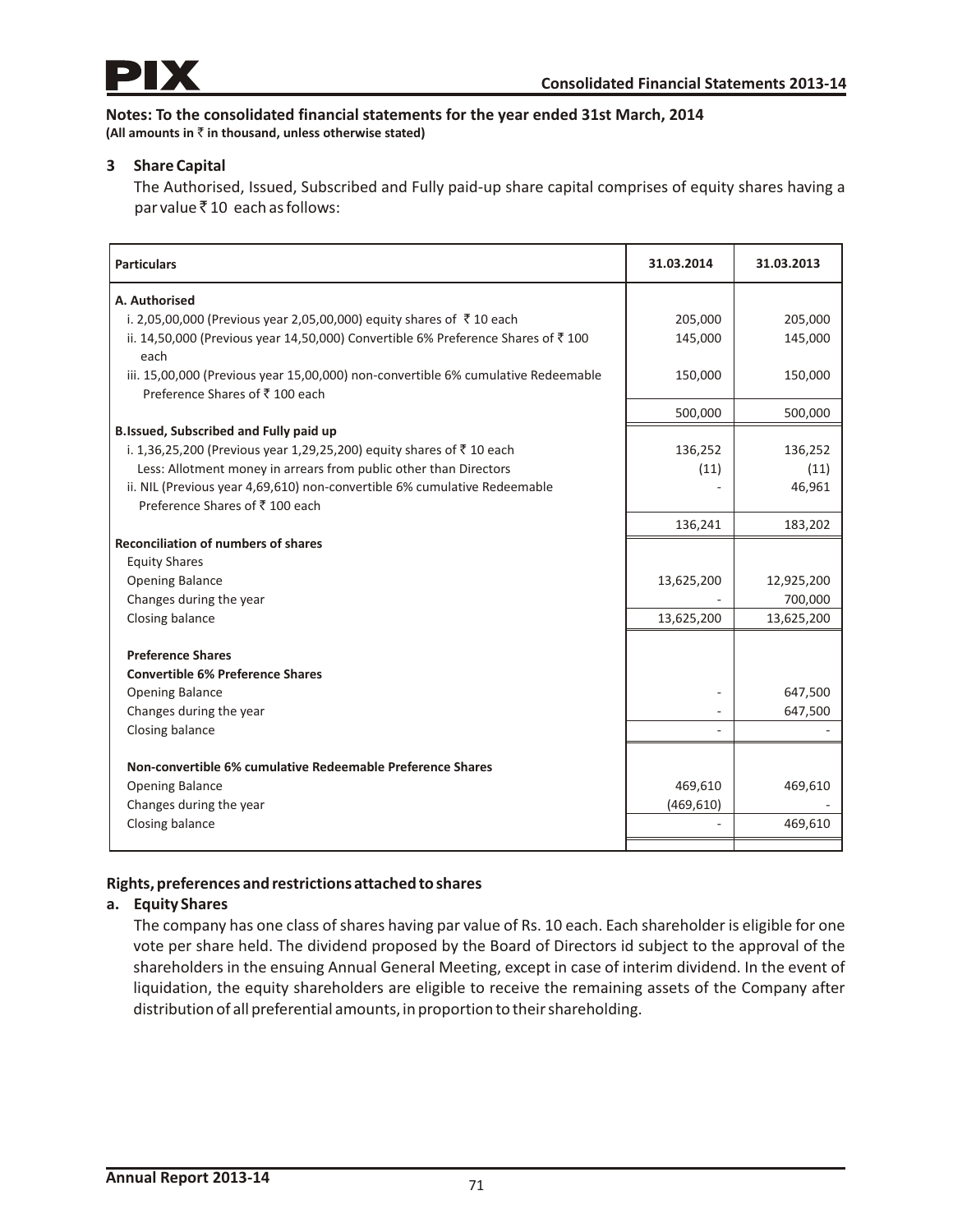**Notes: To the consolidated financial statements for the year ended 31st March, 2014**
**(All amounts in ₹ in thousand, unless otherwise stated)**

## 3 Share Capital

The Authorised, Issued, Subscribed and Fully paid-up share capital comprises of equity shares having a par value ₹ 10 each as follows:

| Particulars | 31.03.2014 | 31.03.2013 |
|---|---|---|
| **A. Authorised** | | |
| i. 2,05,00,000 (Previous year 2,05,00,000) equity shares of ₹ 10 each | 205,000 | 205,000 |
| ii. 14,50,000 (Previous year 14,50,000) Convertible 6% Preference Shares of ₹ 100 each | 145,000 | 145,000 |
| iii. 15,00,000 (Previous year 15,00,000) non-convertible 6% cumulative Redeemable Preference Shares of ₹ 100 each | 150,000 | 150,000 |
| | 500,000 | 500,000 |
| **B.Issued, Subscribed and Fully paid up** | | |
| i. 1,36,25,200 (Previous year 1,29,25,200) equity shares of ₹ 10 each | 136,252 | 136,252 |
| Less: Allotment money in arrears from public other than Directors | (11) | (11) |
| ii. NIL (Previous year 4,69,610) non-convertible 6% cumulative Redeemable Preference Shares of ₹ 100 each | - | 46,961 |
| | 136,241 | 183,202 |
| **Reconciliation of numbers of shares** | | |
| Equity Shares | | |
| Opening Balance | 13,625,200 | 12,925,200 |
| Changes during the year | - | 700,000 |
| Closing balance | 13,625,200 | 13,625,200 |
| **Preference Shares** | | |
| **Convertible 6% Preference Shares** | | |
| Opening Balance | - | 647,500 |
| Changes during the year | - | 647,500 |
| Closing balance | - | - |
| **Non-convertible 6% cumulative Redeemable Preference Shares** | | |
| Opening Balance | 469,610 | 469,610 |
| Changes during the year | (469,610) | - |
| Closing balance | - | 469,610 |

### Rights, preferences and restrictions attached to shares

**a. Equity Shares**

The company has one class of shares having par value of Rs. 10 each. Each shareholder is eligible for one vote per share held. The dividend proposed by the Board of Directors id subject to the approval of the shareholders in the ensuing Annual General Meeting, except in case of interim dividend. In the event of liquidation, the equity shareholders are eligible to receive the remaining assets of the Company after distribution of all preferential amounts, in proportion to their shareholding.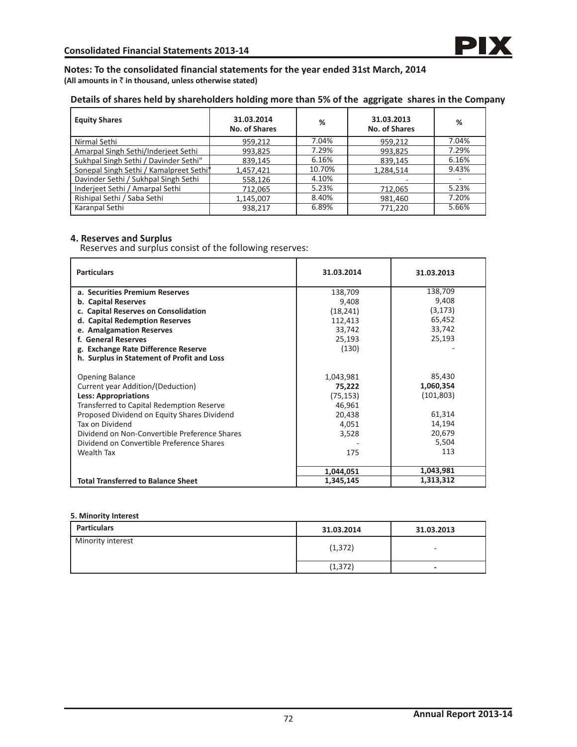## Notes: To the consolidated financial statements for the year ended 31st March, 2014

**(All amounts in ₹ in thousand, unless otherwise stated)**

### Details of shares held by shareholders holding more than 5% of the aggrigate shares in the Company

| Equity Shares | 31.03.2014 No. of Shares | % | 31.03.2013 No. of Shares | % |
|---|---|---|---|---|
| Nirmal Sethi | 959,212 | 7.04% | 959,212 | 7.04% |
| Amarpal Singh Sethi/Inderjeet Sethi | 993,825 | 7.29% | 993,825 | 7.29% |
| Sukhpal Singh Sethi / Davinder Sethi" | 839,145 | 6.16% | 839,145 | 6.16% |
| Sonepal Singh Sethi / Kamalpreet Sethi" | 1,457,421 | 10.70% | 1,284,514 | 9.43% |
| Davinder Sethi / Sukhpal Singh Sethi | 558,126 | 4.10% | - | - |
| Inderjeet Sethi / Amarpal Sethi | 712,065 | 5.23% | 712,065 | 5.23% |
| Rishipal Sethi / Saba Sethi | 1,145,007 | 8.40% | 981,460 | 7.20% |
| Karanpal Sethi | 938,217 | 6.89% | 771,220 | 5.66% |

### 4. Reserves and Surplus

Reserves and surplus consist of the following reserves:

| Particulars | 31.03.2014 | 31.03.2013 |
|---|---|---|
| **a. Securities Premium Reserves** | 138,709 | 138,709 |
| **b. Capital Reserves** | 9,408 | 9,408 |
| **c. Capital Reserves on Consolidation** | (18,241) | (3,173) |
| **d. Capital Redemption Reserves** | 112,413 | 65,452 |
| **e. Amalgamation Reserves** | 33,742 | 33,742 |
| **f. General Reserves** | 25,193 | 25,193 |
| **g. Exchange Rate Difference Reserve** | (130) | - |
| **h. Surplus in Statement of Profit and Loss** | | |
| Opening Balance | 1,043,981 | 85,430 |
| Current year Addition/(Deduction) | **75,222** | **1,060,354** |
| **Less: Appropriations** | (75,153) | (101,803) |
| Transferred to Capital Redemption Reserve | 46,961 | |
| Proposed Dividend on Equity Shares Dividend | 20,438 | 61,314 |
| Tax on Dividend | 4,051 | 14,194 |
| Dividend on Non-Convertible Preference Shares | 3,528 | 20,679 |
| Dividend on Convertible Preference Shares | - | 5,504 |
| Wealth Tax | 175 | 113 |
| | 1,044,051 | 1,043,981 |
| **Total Transferred to Balance Sheet** | **1,345,145** | **1,313,312** |

#### 5. Minority Interest

| Particulars | 31.03.2014 | 31.03.2013 |
|---|---|---|
| Minority interest | (1,372) | - |
| | (1,372) | - |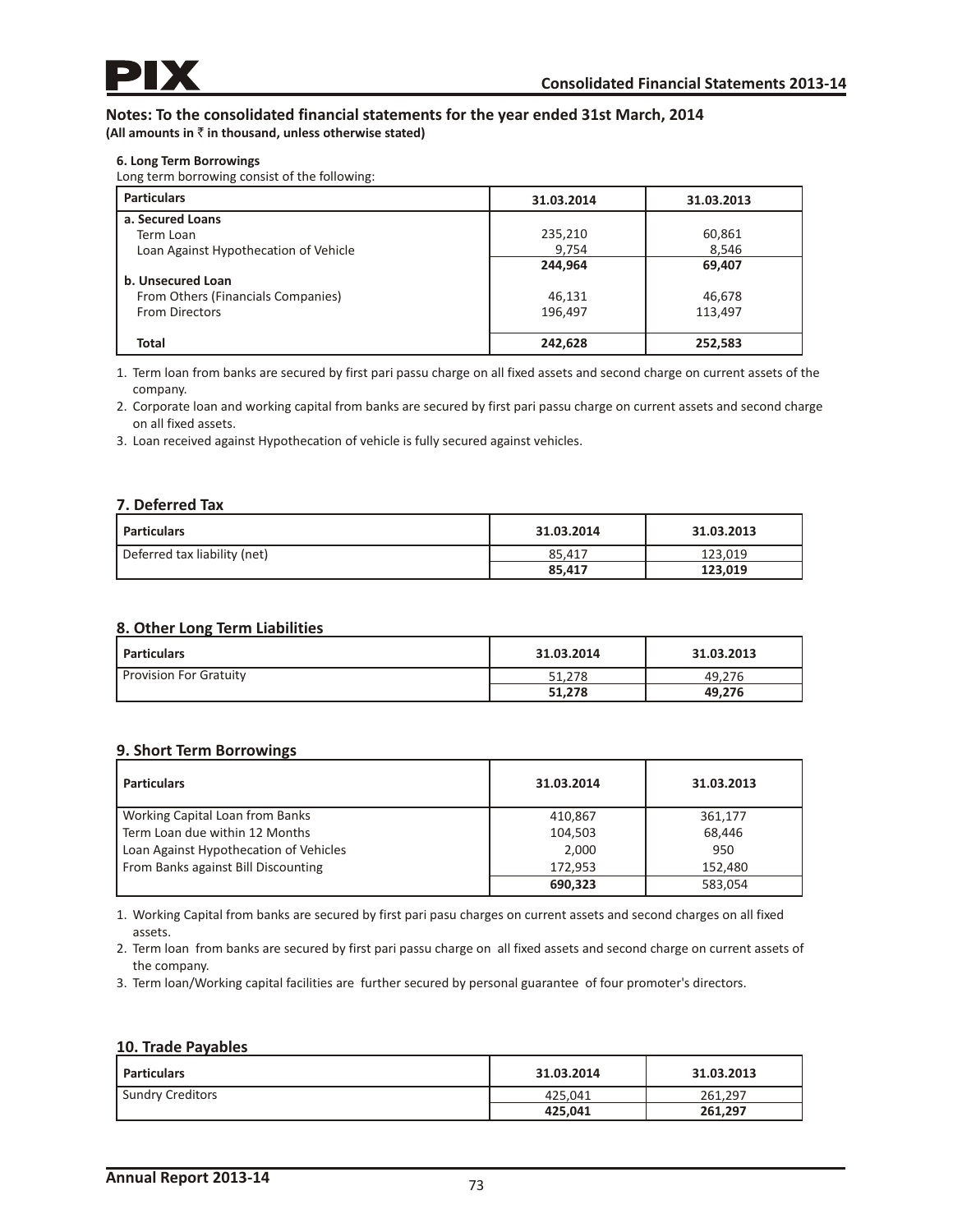## Notes: To the consolidated financial statements for the year ended 31st March, 2014

**(All amounts in ₹ in thousand, unless otherwise stated)**

### 6. Long Term Borrowings

Long term borrowing consist of the following:

| Particulars | 31.03.2014 | 31.03.2013 |
|---|---|---|
| **a. Secured Loans** | | |
| Term Loan | 235,210 | 60,861 |
| Loan Against Hypothecation of Vehicle | 9,754 | 8,546 |
| | **244,964** | **69,407** |
| **b. Unsecured Loan** | | |
| From Others (Financials Companies) | 46,131 | 46,678 |
| From Directors | 196,497 | 113,497 |
| **Total** | **242,628** | **252,583** |

1. Term loan from banks are secured by first pari passu charge on all fixed assets and second charge on current assets of the company.
2. Corporate loan and working capital from banks are secured by first pari passu charge on current assets and second charge on all fixed assets.
3. Loan received against Hypothecation of vehicle is fully secured against vehicles.

### 7. Deferred Tax

| Particulars | 31.03.2014 | 31.03.2013 |
|---|---|---|
| Deferred tax liability (net) | 85,417 | 123,019 |
| | **85,417** | **123,019** |

### 8. Other Long Term Liabilities

| Particulars | 31.03.2014 | 31.03.2013 |
|---|---|---|
| Provision For Gratuity | 51,278 | 49,276 |
| | **51,278** | **49,276** |

### 9. Short Term Borrowings

| Particulars | 31.03.2014 | 31.03.2013 |
|---|---|---|
| Working Capital Loan from Banks | 410,867 | 361,177 |
| Term Loan due within 12 Months | 104,503 | 68,446 |
| Loan Against Hypothecation of Vehicles | 2,000 | 950 |
| From Banks against Bill Discounting | 172,953 | 152,480 |
| | **690,323** | 583,054 |

1. Working Capital from banks are secured by first pari pasu charges on current assets and second charges on all fixed assets.
2. Term loan from banks are secured by first pari passu charge on all fixed assets and second charge on current assets of the company.
3. Term loan/Working capital facilities are further secured by personal guarantee of four promoter's directors.

### 10. Trade Payables

| Particulars | 31.03.2014 | 31.03.2013 |
|---|---|---|
| Sundry Creditors | 425,041 | 261,297 |
| | **425,041** | **261,297** |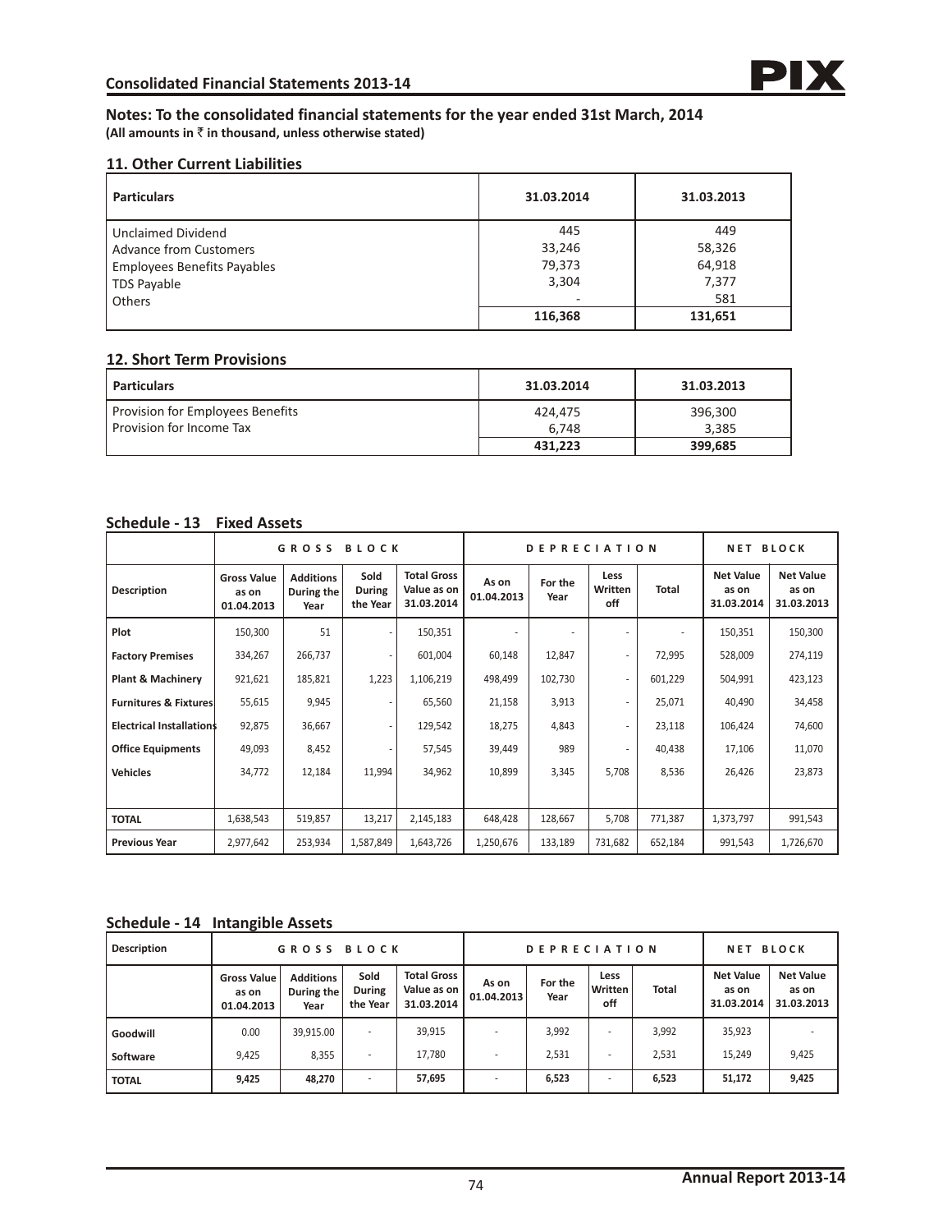## Notes: To the consolidated financial statements for the year ended 31st March, 2014

**(All amounts in ₹ in thousand, unless otherwise stated)**

### 11. Other Current Liabilities

| Particulars | 31.03.2014 | 31.03.2013 |
|---|---|---|
| Unclaimed Dividend | 445 | 449 |
| Advance from Customers | 33,246 | 58,326 |
| Employees Benefits Payables | 79,373 | 64,918 |
| TDS Payable | 3,304 | 7,377 |
| Others | - | 581 |
| | **116,368** | **131,651** |

### 12. Short Term Provisions

| Particulars | 31.03.2014 | 31.03.2013 |
|---|---|---|
| Provision for Employees Benefits | 424,475 | 396,300 |
| Provision for Income Tax | 6,748 | 3,385 |
| | **431,223** | **399,685** |

### Schedule - 13 Fixed Assets

| | GROSS BLOCK | | | | DEPRECIATION | | | | NET BLOCK | |
|---|---|---|---|---|---|---|---|---|---|---|
| **Description** | **Gross Value as on 01.04.2013** | **Additions During the Year** | **Sold During the Year** | **Total Gross Value as on 31.03.2014** | **As on 01.04.2013** | **For the Year** | **Less Written off** | **Total** | **Net Value as on 31.03.2014** | **Net Value as on 31.03.2013** |
| **Plot** | 150,300 | 51 | - | 150,351 | - | - | - | - | 150,351 | 150,300 |
| **Factory Premises** | 334,267 | 266,737 | - | 601,004 | 60,148 | 12,847 | - | 72,995 | 528,009 | 274,119 |
| **Plant & Machinery** | 921,621 | 185,821 | 1,223 | 1,106,219 | 498,499 | 102,730 | - | 601,229 | 504,991 | 423,123 |
| **Furnitures & Fixtures** | 55,615 | 9,945 | - | 65,560 | 21,158 | 3,913 | - | 25,071 | 40,490 | 34,458 |
| **Electrical Installations** | 92,875 | 36,667 | - | 129,542 | 18,275 | 4,843 | - | 23,118 | 106,424 | 74,600 |
| **Office Equipments** | 49,093 | 8,452 | - | 57,545 | 39,449 | 989 | - | 40,438 | 17,106 | 11,070 |
| **Vehicles** | 34,772 | 12,184 | 11,994 | 34,962 | 10,899 | 3,345 | 5,708 | 8,536 | 26,426 | 23,873 |
| **TOTAL** | 1,638,543 | 519,857 | 13,217 | 2,145,183 | 648,428 | 128,667 | 5,708 | 771,387 | 1,373,797 | 991,543 |
| **Previous Year** | 2,977,642 | 253,934 | 1,587,849 | 1,643,726 | 1,250,676 | 133,189 | 731,682 | 652,184 | 991,543 | 1,726,670 |

### Schedule - 14 Intangible Assets

| Description | GROSS BLOCK | | | | DEPRECIATION | | | | NET BLOCK | |
|---|---|---|---|---|---|---|---|---|---|---|
| | **Gross Value as on 01.04.2013** | **Additions During the Year** | **Sold During the Year** | **Total Gross Value as on 31.03.2014** | **As on 01.04.2013** | **For the Year** | **Less Written off** | **Total** | **Net Value as on 31.03.2014** | **Net Value as on 31.03.2013** |
| **Goodwill** | 0.00 | 39,915.00 | - | 39,915 | - | 3,992 | - | 3,992 | 35,923 | - |
| **Software** | 9,425 | 8,355 | - | 17,780 | - | 2,531 | - | 2,531 | 15,249 | 9,425 |
| **TOTAL** | **9,425** | **48,270** | - | **57,695** | - | **6,523** | - | **6,523** | **51,172** | **9,425** |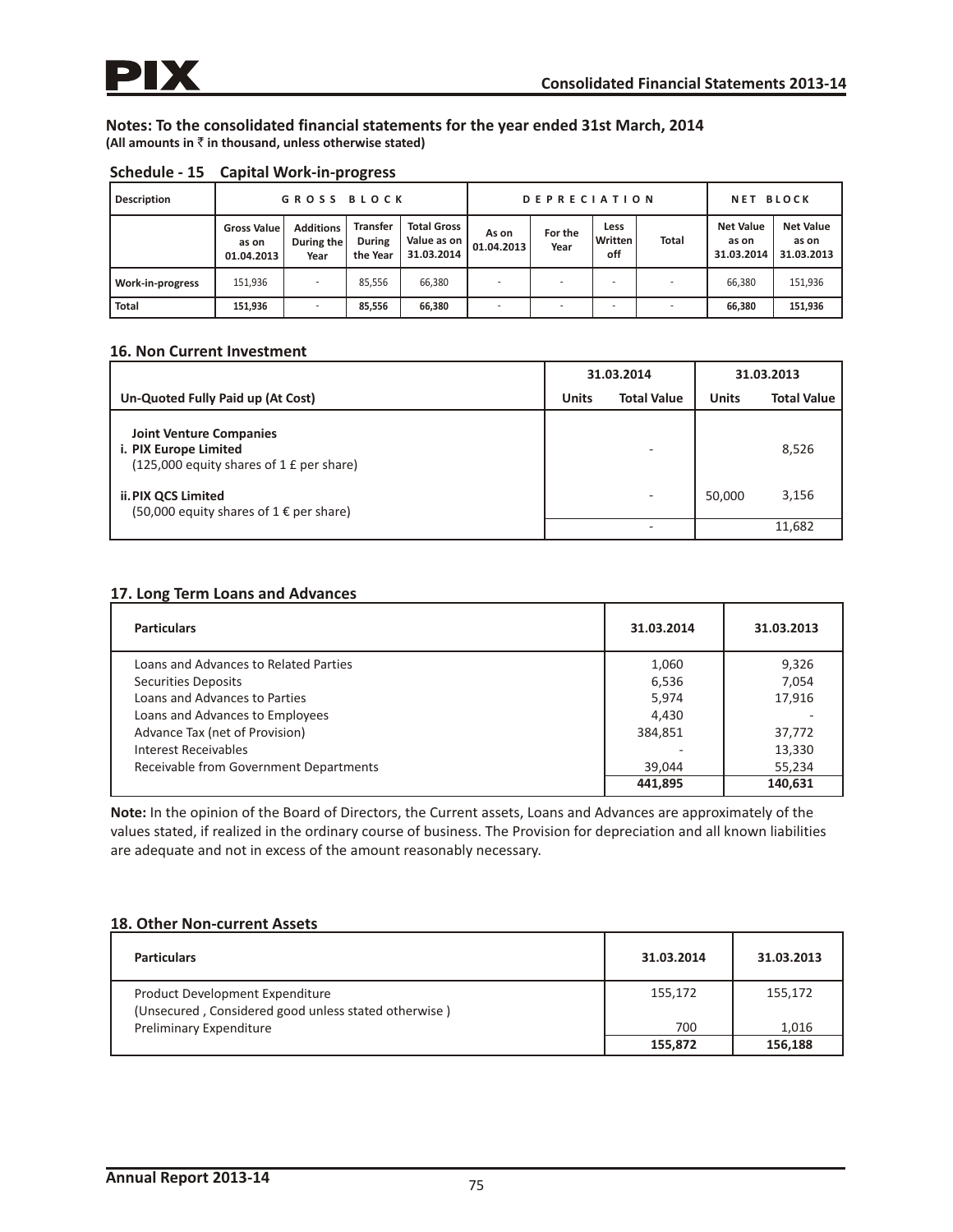## Notes: To the consolidated financial statements for the year ended 31st March, 2014

**(All amounts in ₹ in thousand, unless otherwise stated)**

### Schedule - 15 Capital Work-in-progress

| Description | GROSS BLOCK | | | | DEPRECIATION | | | | NET BLOCK | |
|---|---|---|---|---|---|---|---|---|---|---|
| | Gross Value as on 01.04.2013 | Additions During the Year | Transfer During the Year | Total Gross Value as on 31.03.2014 | As on 01.04.2013 | For the Year | Less Written off | Total | Net Value as on 31.03.2014 | Net Value as on 31.03.2013 |
| Work-in-progress | 151,936 | - | 85,556 | 66,380 | - | - | - | - | 66,380 | 151,936 |
| **Total** | **151,936** | - | **85,556** | **66,380** | - | - | - | - | **66,380** | **151,936** |

### 16. Non Current Investment

| | 31.03.2014 | | 31.03.2013 | |
|---|---|---|---|---|
| **Un-Quoted Fully Paid up (At Cost)** | **Units** | **Total Value** | **Units** | **Total Value** |
| **Joint Venture Companies** | | | | |
| **i. PIX Europe Limited** (125,000 equity shares of 1 £ per share) | | - | | 8,526 |
| **ii. PIX QCS Limited** (50,000 equity shares of 1 € per share) | | - | 50,000 | 3,156 |
| | | - | | 11,682 |

### 17. Long Term Loans and Advances

| Particulars | 31.03.2014 | 31.03.2013 |
|---|---|---|
| Loans and Advances to Related Parties | 1,060 | 9,326 |
| Securities Deposits | 6,536 | 7,054 |
| Loans and Advances to Parties | 5,974 | 17,916 |
| Loans and Advances to Employees | 4,430 | - |
| Advance Tax (net of Provision) | 384,851 | 37,772 |
| Interest Receivables | - | 13,330 |
| Receivable from Government Departments | 39,044 | 55,234 |
| | **441,895** | **140,631** |

**Note:** In the opinion of the Board of Directors, the Current assets, Loans and Advances are approximately of the values stated, if realized in the ordinary course of business. The Provision for depreciation and all known liabilities are adequate and not in excess of the amount reasonably necessary.

### 18. Other Non-current Assets

| Particulars | 31.03.2014 | 31.03.2013 |
|---|---|---|
| Product Development Expenditure (Unsecured , Considered good unless stated otherwise ) | 155,172 | 155,172 |
| Preliminary Expenditure | 700 | 1,016 |
| | **155,872** | **156,188** |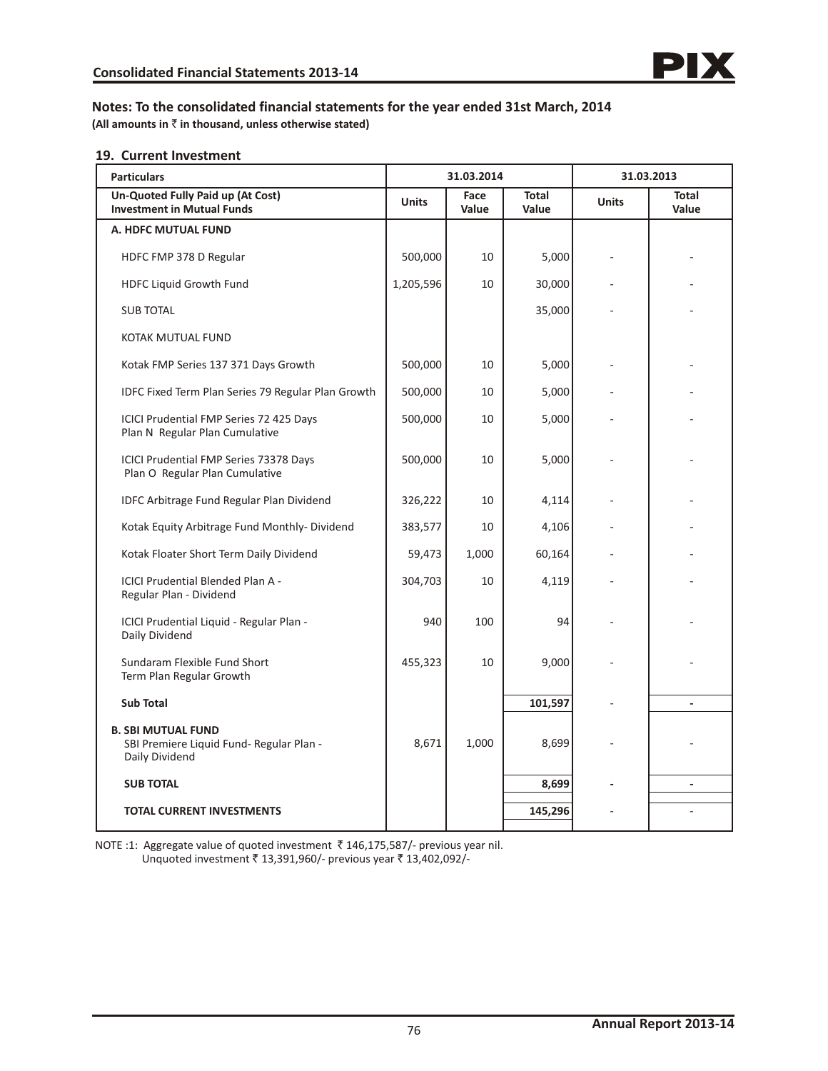## Notes: To the consolidated financial statements for the year ended 31st March, 2014

**(All amounts in ₹ in thousand, unless otherwise stated)**

### 19. Current Investment

| Particulars | 31.03.2014 | | | 31.03.2013 | |
|---|---|---|---|---|---|
| **Un-Quoted Fully Paid up (At Cost) Investment in Mutual Funds** | **Units** | **Face Value** | **Total Value** | **Units** | **Total Value** |
| **A. HDFC MUTUAL FUND** | | | | | |
| HDFC FMP 378 D Regular | 500,000 | 10 | 5,000 | - | - |
| HDFC Liquid Growth Fund | 1,205,596 | 10 | 30,000 | - | - |
| SUB TOTAL | | | 35,000 | - | - |
| KOTAK MUTUAL FUND | | | | | |
| Kotak FMP Series 137 371 Days Growth | 500,000 | 10 | 5,000 | - | - |
| IDFC Fixed Term Plan Series 79 Regular Plan Growth | 500,000 | 10 | 5,000 | - | - |
| ICICI Prudential FMP Series 72 425 Days Plan N Regular Plan Cumulative | 500,000 | 10 | 5,000 | - | - |
| ICICI Prudential FMP Series 73378 Days Plan O Regular Plan Cumulative | 500,000 | 10 | 5,000 | - | - |
| IDFC Arbitrage Fund Regular Plan Dividend | 326,222 | 10 | 4,114 | - | - |
| Kotak Equity Arbitrage Fund Monthly- Dividend | 383,577 | 10 | 4,106 | - | - |
| Kotak Floater Short Term Daily Dividend | 59,473 | 1,000 | 60,164 | - | - |
| ICICI Prudential Blended Plan A - Regular Plan - Dividend | 304,703 | 10 | 4,119 | - | - |
| ICICI Prudential Liquid - Regular Plan - Daily Dividend | 940 | 100 | 94 | - | - |
| Sundaram Flexible Fund Short Term Plan Regular Growth | 455,323 | 10 | 9,000 | - | - |
| **Sub Total** | | | **101,597** | - | **-** |
| **B. SBI MUTUAL FUND** SBI Premiere Liquid Fund- Regular Plan - Daily Dividend | 8,671 | 1,000 | 8,699 | - | - |
| **SUB TOTAL** | | | **8,699** | **-** | **-** |
| **TOTAL CURRENT INVESTMENTS** | | | **145,296** | - | - |

NOTE :1: Aggregate value of quoted investment ₹ 146,175,587/- previous year nil.
Unquoted investment ₹ 13,391,960/- previous year ₹ 13,402,092/-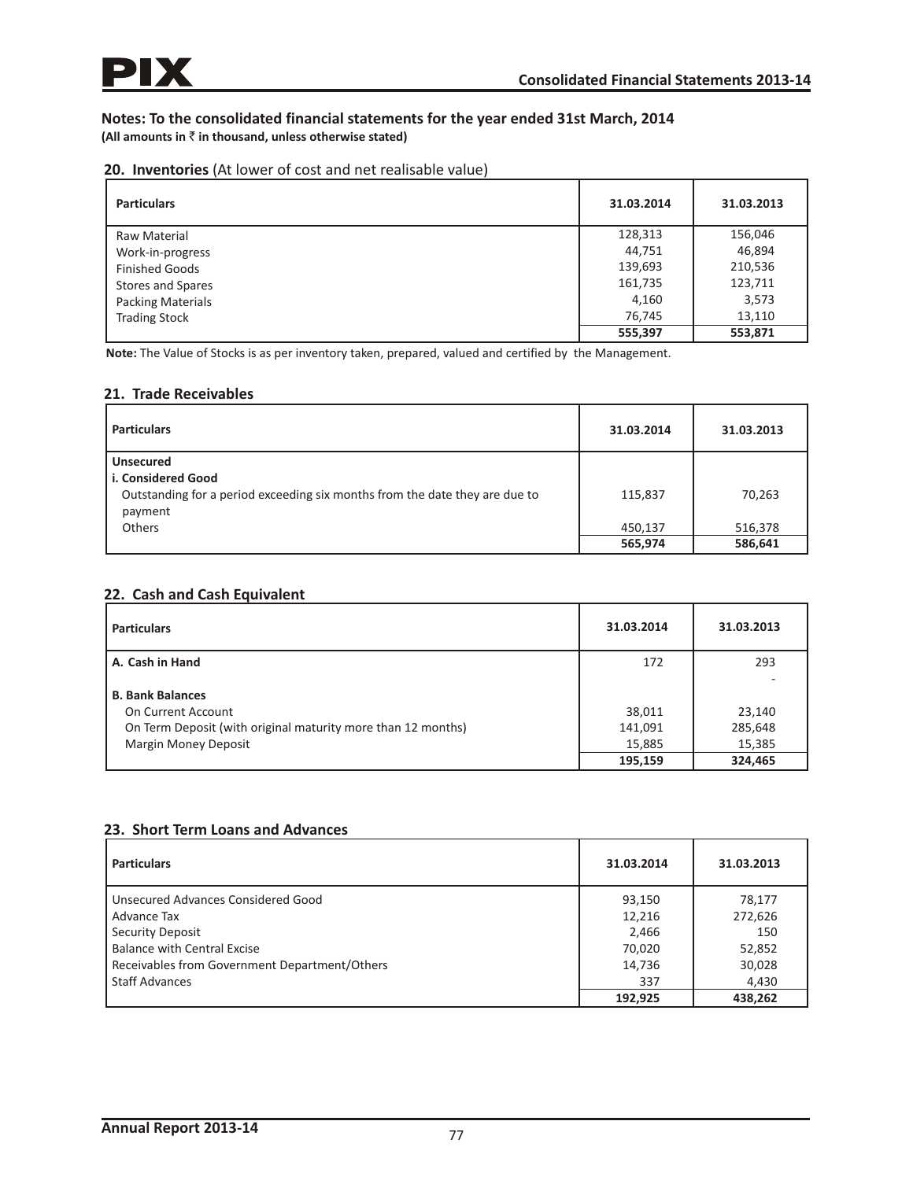## Notes: To the consolidated financial statements for the year ended 31st March, 2014

**(All amounts in ₹ in thousand, unless otherwise stated)**

### 20. Inventories (At lower of cost and net realisable value)

| Particulars | 31.03.2014 | 31.03.2013 |
|---|---|---|
| Raw Material | 128,313 | 156,046 |
| Work-in-progress | 44,751 | 46,894 |
| Finished Goods | 139,693 | 210,536 |
| Stores and Spares | 161,735 | 123,711 |
| Packing Materials | 4,160 | 3,573 |
| Trading Stock | 76,745 | 13,110 |
| | **555,397** | **553,871** |

**Note:** The Value of Stocks is as per inventory taken, prepared, valued and certified by the Management.

### 21. Trade Receivables

| Particulars | 31.03.2014 | 31.03.2013 |
|---|---|---|
| **Unsecured** | | |
| **i. Considered Good** | | |
| Outstanding for a period exceeding six months from the date they are due to payment | 115,837 | 70,263 |
| Others | 450,137 | 516,378 |
| | **565,974** | **586,641** |

### 22. Cash and Cash Equivalent

| Particulars | 31.03.2014 | 31.03.2013 |
|---|---|---|
| **A. Cash in Hand** | 172 | 293 |
| | | - |
| **B. Bank Balances** | | |
| On Current Account | 38,011 | 23,140 |
| On Term Deposit (with original maturity more than 12 months) | 141,091 | 285,648 |
| Margin Money Deposit | 15,885 | 15,385 |
| | **195,159** | **324,465** |

### 23. Short Term Loans and Advances

| Particulars | 31.03.2014 | 31.03.2013 |
|---|---|---|
| Unsecured Advances Considered Good | 93,150 | 78,177 |
| Advance Tax | 12,216 | 272,626 |
| Security Deposit | 2,466 | 150 |
| Balance with Central Excise | 70,020 | 52,852 |
| Receivables from Government Department/Others | 14,736 | 30,028 |
| Staff Advances | 337 | 4,430 |
| | **192,925** | **438,262** |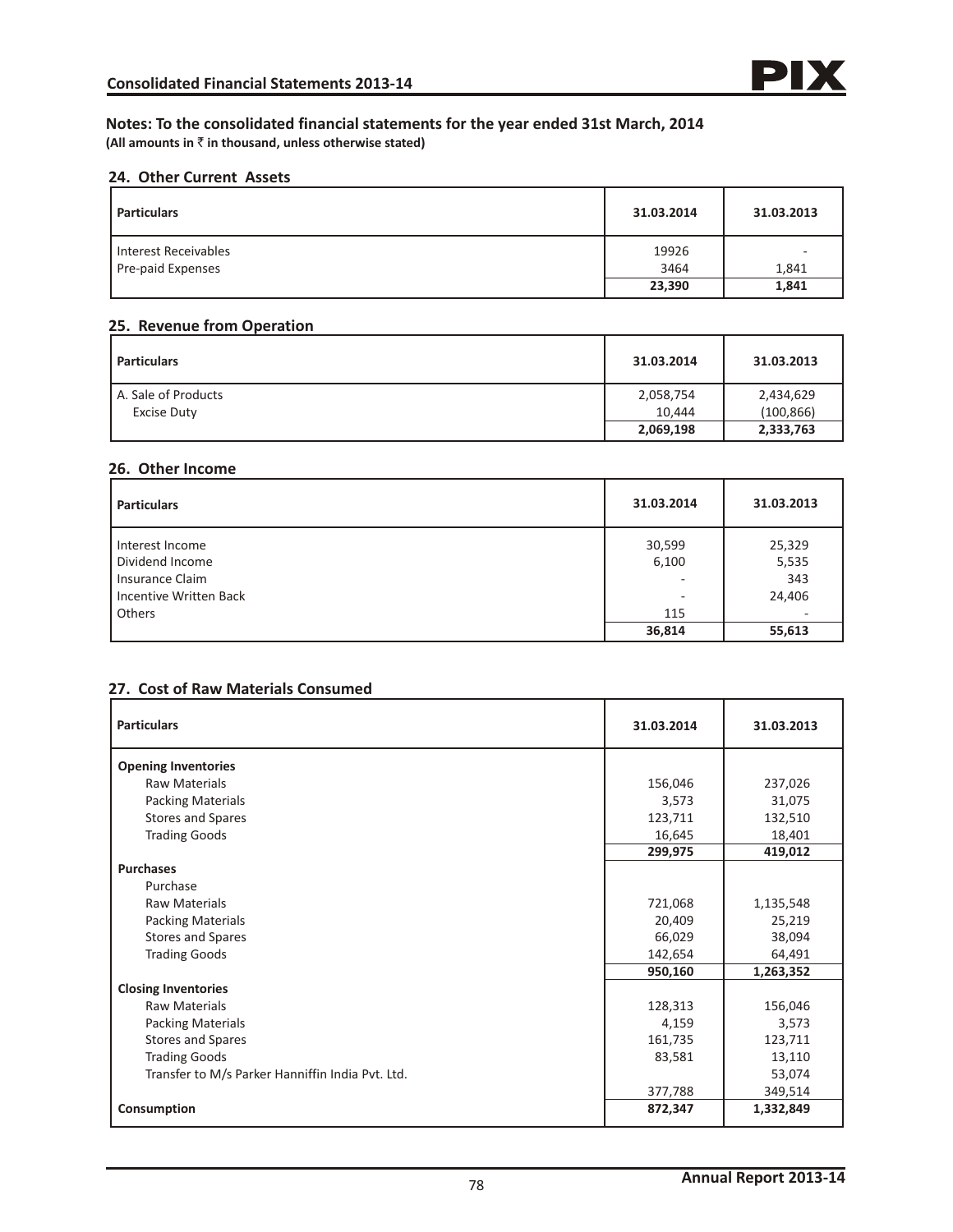## Notes: To the consolidated financial statements for the year ended 31st March, 2014

**(All amounts in ₹ in thousand, unless otherwise stated)**

### 24. Other Current Assets

| Particulars | 31.03.2014 | 31.03.2013 |
|---|---|---|
| Interest Receivables | 19926 | - |
| Pre-paid Expenses | 3464 | 1,841 |
| | **23,390** | **1,841** |

### 25. Revenue from Operation

| Particulars | 31.03.2014 | 31.03.2013 |
|---|---|---|
| A. Sale of Products | 2,058,754 | 2,434,629 |
| Excise Duty | 10,444 | (100,866) |
| | **2,069,198** | **2,333,763** |

### 26. Other Income

| Particulars | 31.03.2014 | 31.03.2013 |
|---|---|---|
| Interest Income | 30,599 | 25,329 |
| Dividend Income | 6,100 | 5,535 |
| Insurance Claim | - | 343 |
| Incentive Written Back | - | 24,406 |
| Others | 115 | - |
| | **36,814** | **55,613** |

### 27. Cost of Raw Materials Consumed

| Particulars | 31.03.2014 | 31.03.2013 |
|---|---|---|
| **Opening Inventories** | | |
| Raw Materials | 156,046 | 237,026 |
| Packing Materials | 3,573 | 31,075 |
| Stores and Spares | 123,711 | 132,510 |
| Trading Goods | 16,645 | 18,401 |
| | **299,975** | **419,012** |
| **Purchases** | | |
| Purchase | | |
| Raw Materials | 721,068 | 1,135,548 |
| Packing Materials | 20,409 | 25,219 |
| Stores and Spares | 66,029 | 38,094 |
| Trading Goods | 142,654 | 64,491 |
| | **950,160** | **1,263,352** |
| **Closing Inventories** | | |
| Raw Materials | 128,313 | 156,046 |
| Packing Materials | 4,159 | 3,573 |
| Stores and Spares | 161,735 | 123,711 |
| Trading Goods | 83,581 | 13,110 |
| Transfer to M/s Parker Hanniffin India Pvt. Ltd. | | 53,074 |
| | 377,788 | 349,514 |
| **Consumption** | **872,347** | **1,332,849** |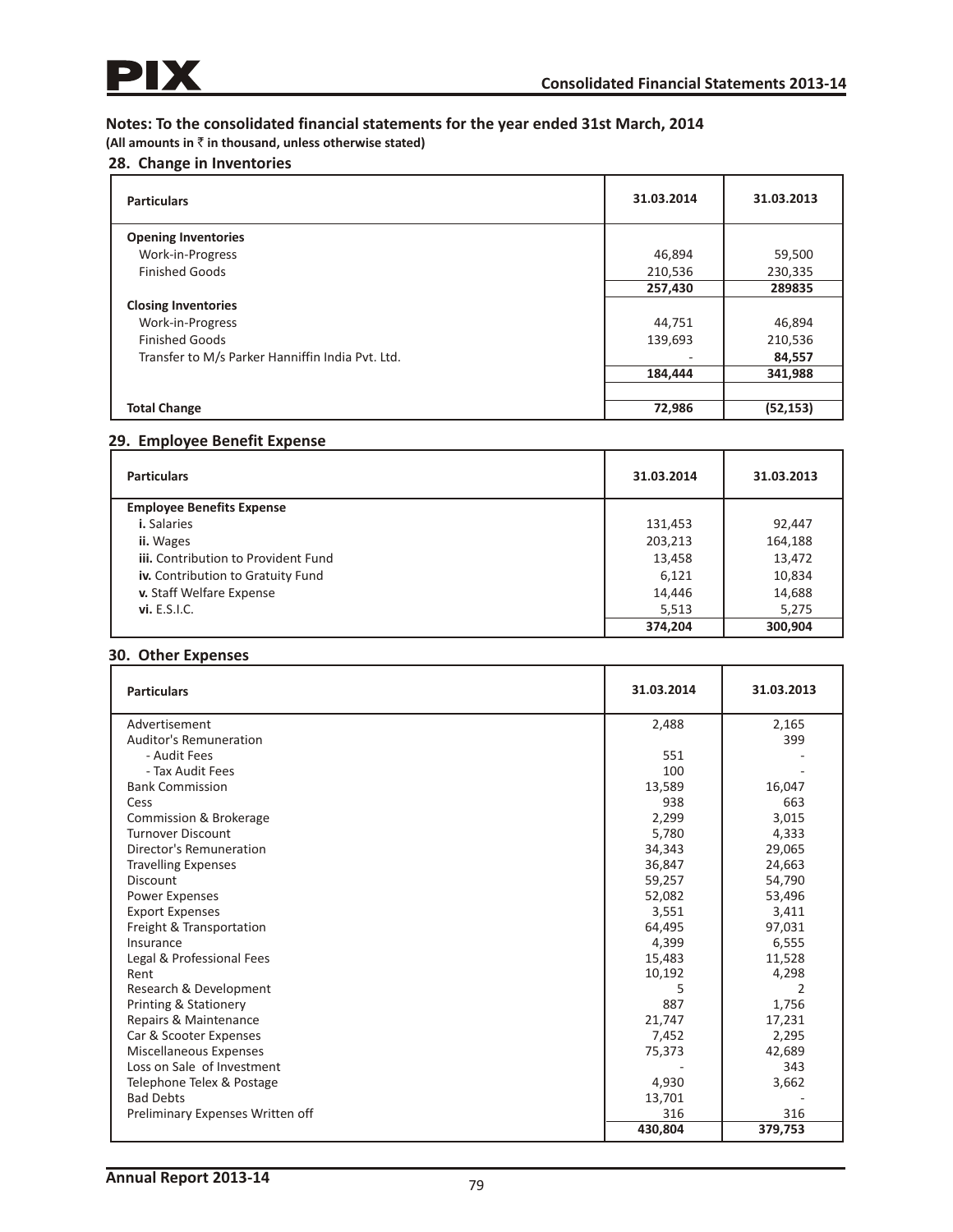## Notes: To the consolidated financial statements for the year ended 31st March, 2014

**(All amounts in ₹ in thousand, unless otherwise stated)**

### 28. Change in Inventories

| Particulars | 31.03.2014 | 31.03.2013 |
|---|---|---|
| **Opening Inventories** | | |
| Work-in-Progress | 46,894 | 59,500 |
| Finished Goods | 210,536 | 230,335 |
| | **257,430** | **289835** |
| **Closing Inventories** | | |
| Work-in-Progress | 44,751 | 46,894 |
| Finished Goods | 139,693 | 210,536 |
| Transfer to M/s Parker Hanniffin India Pvt. Ltd. | - | **84,557** |
| | **184,444** | **341,988** |
| **Total Change** | **72,986** | **(52,153)** |

### 29. Employee Benefit Expense

| Particulars | 31.03.2014 | 31.03.2013 |
|---|---|---|
| **Employee Benefits Expense** | | |
| **i.** Salaries | 131,453 | 92,447 |
| **ii.** Wages | 203,213 | 164,188 |
| **iii.** Contribution to Provident Fund | 13,458 | 13,472 |
| **iv.** Contribution to Gratuity Fund | 6,121 | 10,834 |
| **v.** Staff Welfare Expense | 14,446 | 14,688 |
| **vi.** E.S.I.C. | 5,513 | 5,275 |
| | **374,204** | **300,904** |

### 30. Other Expenses

| Particulars | 31.03.2014 | 31.03.2013 |
|---|---|---|
| Advertisement | 2,488 | 2,165 |
| Auditor's Remuneration | | 399 |
| - Audit Fees | 551 | - |
| - Tax Audit Fees | 100 | - |
| Bank Commission | 13,589 | 16,047 |
| Cess | 938 | 663 |
| Commission & Brokerage | 2,299 | 3,015 |
| Turnover Discount | 5,780 | 4,333 |
| Director's Remuneration | 34,343 | 29,065 |
| Travelling Expenses | 36,847 | 24,663 |
| Discount | 59,257 | 54,790 |
| Power Expenses | 52,082 | 53,496 |
| Export Expenses | 3,551 | 3,411 |
| Freight & Transportation | 64,495 | 97,031 |
| Insurance | 4,399 | 6,555 |
| Legal & Professional Fees | 15,483 | 11,528 |
| Rent | 10,192 | 4,298 |
| Research & Development | 5 | 2 |
| Printing & Stationery | 887 | 1,756 |
| Repairs & Maintenance | 21,747 | 17,231 |
| Car & Scooter Expenses | 7,452 | 2,295 |
| Miscellaneous Expenses | 75,373 | 42,689 |
| Loss on Sale of Investment | - | 343 |
| Telephone Telex & Postage | 4,930 | 3,662 |
| Bad Debts | 13,701 | - |
| Preliminary Expenses Written off | 316 | 316 |
| | **430,804** | **379,753** |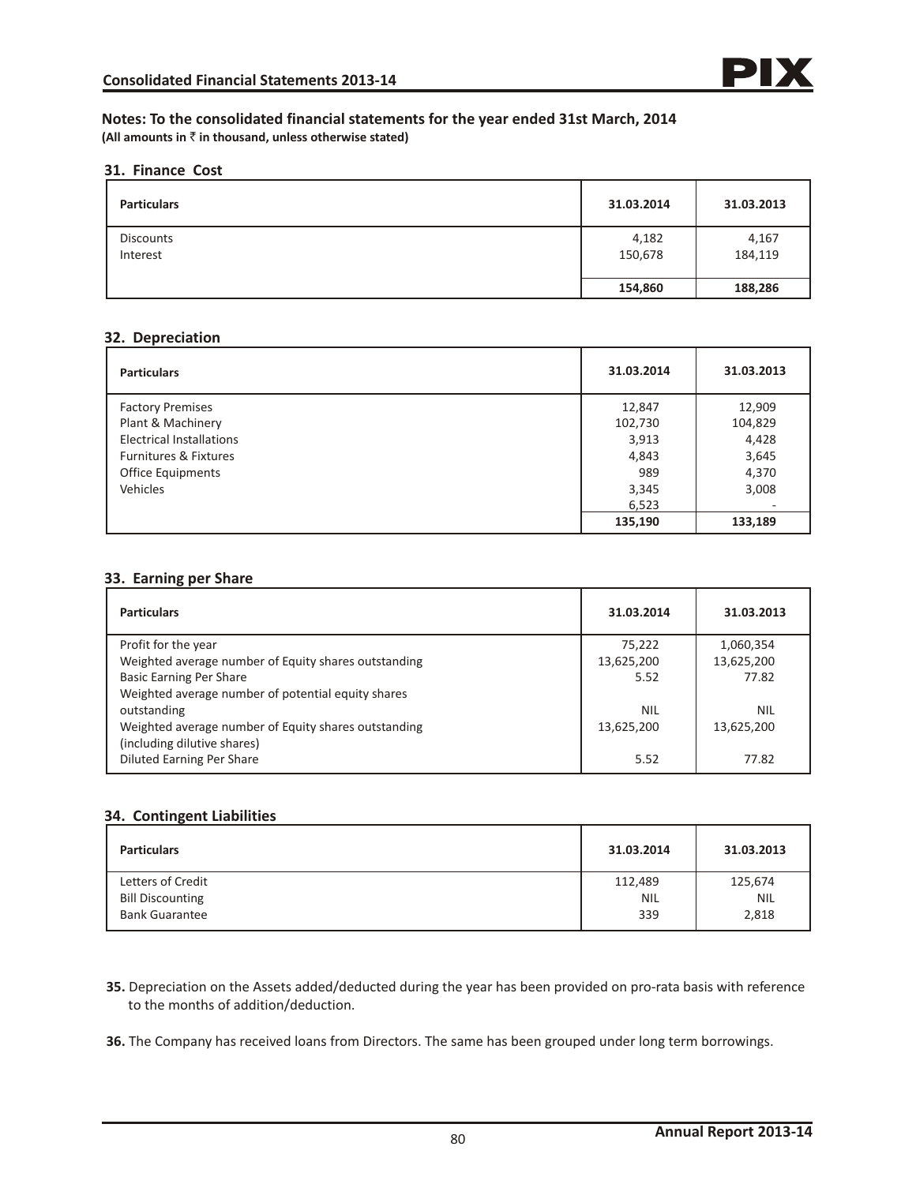## Notes: To the consolidated financial statements for the year ended 31st March, 2014

**(All amounts in ₹ in thousand, unless otherwise stated)**

### 31. Finance Cost

| Particulars | 31.03.2014 | 31.03.2013 |
|---|---|---|
| Discounts | 4,182 | 4,167 |
| Interest | 150,678 | 184,119 |
| | **154,860** | **188,286** |

### 32. Depreciation

| Particulars | 31.03.2014 | 31.03.2013 |
|---|---|---|
| Factory Premises | 12,847 | 12,909 |
| Plant & Machinery | 102,730 | 104,829 |
| Electrical Installations | 3,913 | 4,428 |
| Furnitures & Fixtures | 4,843 | 3,645 |
| Office Equipments | 989 | 4,370 |
| Vehicles | 3,345 | 3,008 |
| | 6,523 | - |
| | **135,190** | **133,189** |

### 33. Earning per Share

| Particulars | 31.03.2014 | 31.03.2013 |
|---|---|---|
| Profit for the year | 75,222 | 1,060,354 |
| Weighted average number of Equity shares outstanding | 13,625,200 | 13,625,200 |
| Basic Earning Per Share | 5.52 | 77.82 |
| Weighted average number of potential equity shares outstanding | NIL | NIL |
| Weighted average number of Equity shares outstanding (including dilutive shares) | 13,625,200 | 13,625,200 |
| Diluted Earning Per Share | 5.52 | 77.82 |

### 34. Contingent Liabilities

| Particulars | 31.03.2014 | 31.03.2013 |
|---|---|---|
| Letters of Credit | 112,489 | 125,674 |
| Bill Discounting | NIL | NIL |
| Bank Guarantee | 339 | 2,818 |

**35.** Depreciation on the Assets added/deducted during the year has been provided on pro-rata basis with reference to the months of addition/deduction.

**36.** The Company has received loans from Directors. The same has been grouped under long term borrowings.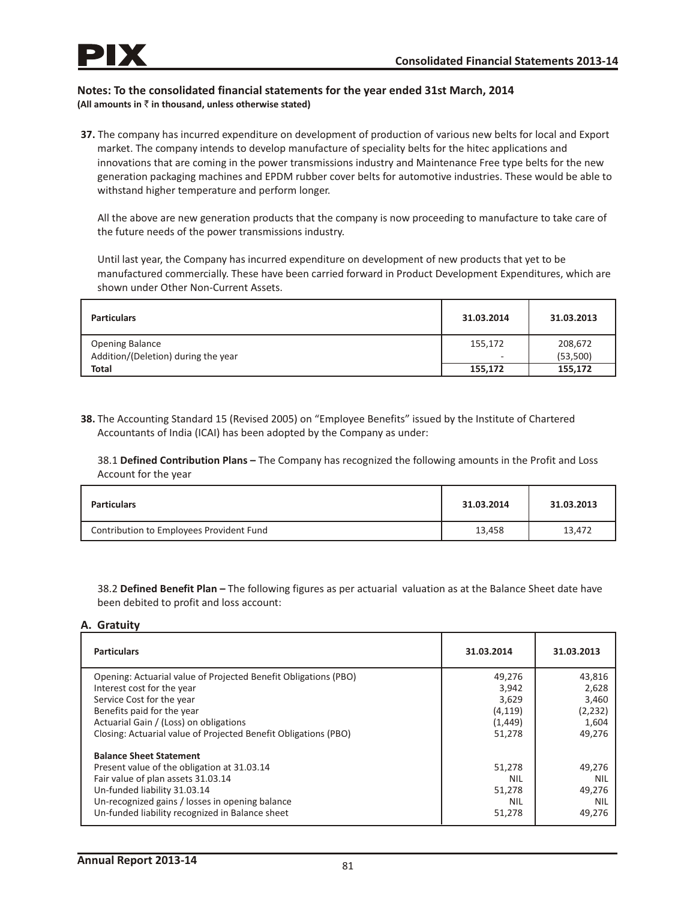## Notes: To the consolidated financial statements for the year ended 31st March, 2014

**(All amounts in ₹ in thousand, unless otherwise stated)**

**37.** The company has incurred expenditure on development of production of various new belts for local and Export market. The company intends to develop manufacture of speciality belts for the hitec applications and innovations that are coming in the power transmissions industry and Maintenance Free type belts for the new generation packaging machines and EPDM rubber cover belts for automotive industries. These would be able to withstand higher temperature and perform longer.

All the above are new generation products that the company is now proceeding to manufacture to take care of the future needs of the power transmissions industry.

Until last year, the Company has incurred expenditure on development of new products that yet to be manufactured commercially. These have been carried forward in Product Development Expenditures, which are shown under Other Non-Current Assets.

| Particulars | 31.03.2014 | 31.03.2013 |
|---|---|---|
| Opening Balance | 155,172 | 208,672 |
| Addition/(Deletion) during the year | - | (53,500) |
| **Total** | **155,172** | **155,172** |

**38.** The Accounting Standard 15 (Revised 2005) on "Employee Benefits" issued by the Institute of Chartered Accountants of India (ICAI) has been adopted by the Company as under:

38.1 **Defined Contribution Plans –** The Company has recognized the following amounts in the Profit and Loss Account for the year

| Particulars | 31.03.2014 | 31.03.2013 |
|---|---|---|
| Contribution to Employees Provident Fund | 13,458 | 13,472 |

38.2 **Defined Benefit Plan –** The following figures as per actuarial valuation as at the Balance Sheet date have been debited to profit and loss account:

### A. Gratuity

| Particulars | 31.03.2014 | 31.03.2013 |
|---|---|---|
| Opening: Actuarial value of Projected Benefit Obligations (PBO) | 49,276 | 43,816 |
| Interest cost for the year | 3,942 | 2,628 |
| Service Cost for the year | 3,629 | 3,460 |
| Benefits paid for the year | (4,119) | (2,232) |
| Actuarial Gain / (Loss) on obligations | (1,449) | 1,604 |
| Closing: Actuarial value of Projected Benefit Obligations (PBO) | 51,278 | 49,276 |
| **Balance Sheet Statement** | | |
| Present value of the obligation at 31.03.14 | 51,278 | 49,276 |
| Fair value of plan assets 31.03.14 | NIL | NIL |
| Un-funded liability 31.03.14 | 51,278 | 49,276 |
| Un-recognized gains / losses in opening balance | NIL | NIL |
| Un-funded liability recognized in Balance sheet | 51,278 | 49,276 |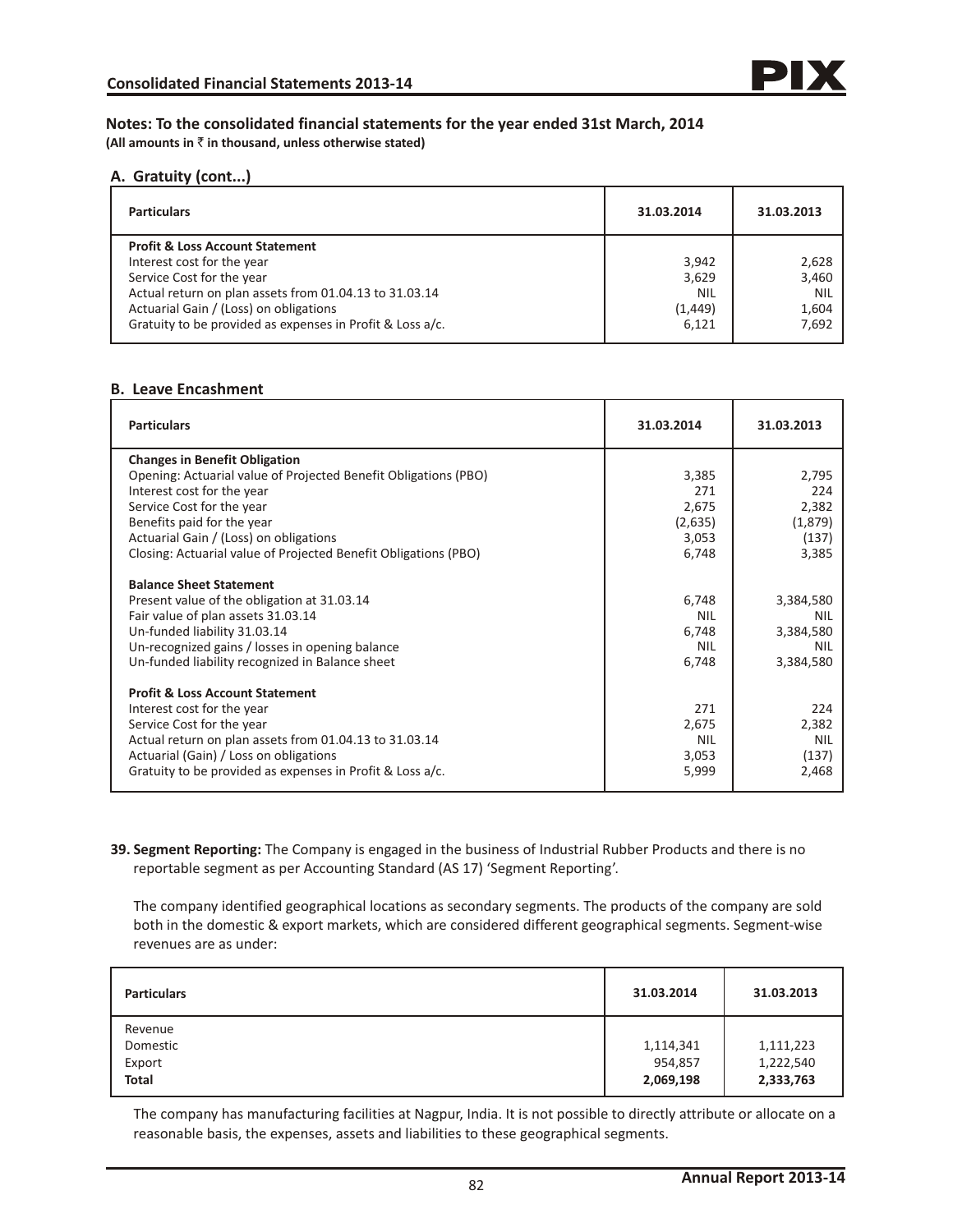## Notes: To the consolidated financial statements for the year ended 31st March, 2014

**(All amounts in ₹ in thousand, unless otherwise stated)**

### A. Gratuity (cont...)

| Particulars | 31.03.2014 | 31.03.2013 |
|---|---|---|
| **Profit & Loss Account Statement** | | |
| Interest cost for the year | 3,942 | 2,628 |
| Service Cost for the year | 3,629 | 3,460 |
| Actual return on plan assets from 01.04.13 to 31.03.14 | NIL | NIL |
| Actuarial Gain / (Loss) on obligations | (1,449) | 1,604 |
| Gratuity to be provided as expenses in Profit & Loss a/c. | 6,121 | 7,692 |

### B. Leave Encashment

| Particulars | 31.03.2014 | 31.03.2013 |
|---|---|---|
| **Changes in Benefit Obligation** | | |
| Opening: Actuarial value of Projected Benefit Obligations (PBO) | 3,385 | 2,795 |
| Interest cost for the year | 271 | 224 |
| Service Cost for the year | 2,675 | 2,382 |
| Benefits paid for the year | (2,635) | (1,879) |
| Actuarial Gain / (Loss) on obligations | 3,053 | (137) |
| Closing: Actuarial value of Projected Benefit Obligations (PBO) | 6,748 | 3,385 |
| **Balance Sheet Statement** | | |
| Present value of the obligation at 31.03.14 | 6,748 | 3,384,580 |
| Fair value of plan assets 31.03.14 | NIL | NIL |
| Un-funded liability 31.03.14 | 6,748 | 3,384,580 |
| Un-recognized gains / losses in opening balance | NIL | NIL |
| Un-funded liability recognized in Balance sheet | 6,748 | 3,384,580 |
| **Profit & Loss Account Statement** | | |
| Interest cost for the year | 271 | 224 |
| Service Cost for the year | 2,675 | 2,382 |
| Actual return on plan assets from 01.04.13 to 31.03.14 | NIL | NIL |
| Actuarial (Gain) / Loss on obligations | 3,053 | (137) |
| Gratuity to be provided as expenses in Profit & Loss a/c. | 5,999 | 2,468 |

**39. Segment Reporting:** The Company is engaged in the business of Industrial Rubber Products and there is no reportable segment as per Accounting Standard (AS 17) 'Segment Reporting'.

The company identified geographical locations as secondary segments. The products of the company are sold both in the domestic & export markets, which are considered different geographical segments. Segment-wise revenues are as under:

| Particulars | 31.03.2014 | 31.03.2013 |
|---|---|---|
| Revenue | | |
| Domestic | 1,114,341 | 1,111,223 |
| Export | 954,857 | 1,222,540 |
| **Total** | **2,069,198** | **2,333,763** |

The company has manufacturing facilities at Nagpur, India. It is not possible to directly attribute or allocate on a reasonable basis, the expenses, assets and liabilities to these geographical segments.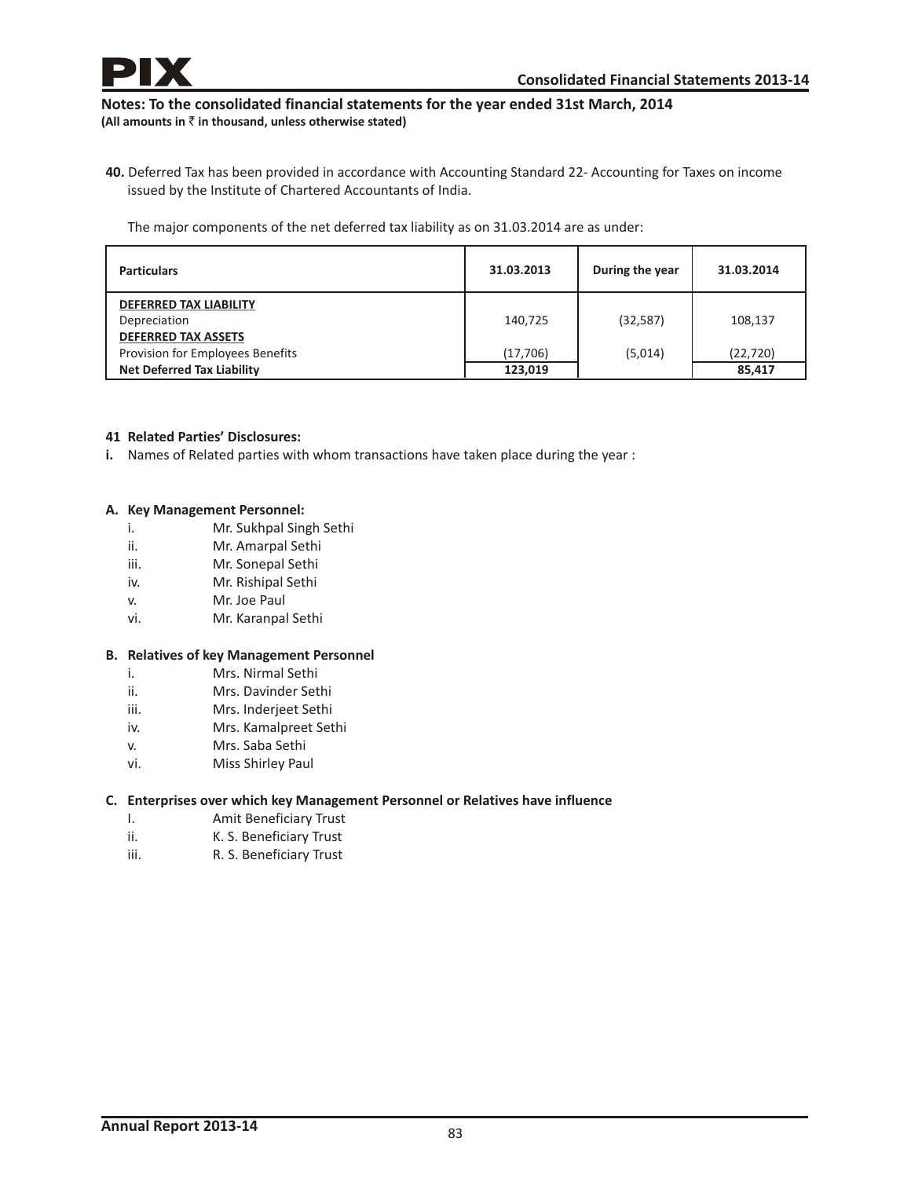**Notes: To the consolidated financial statements for the year ended 31st March, 2014**
**(All amounts in ₹ in thousand, unless otherwise stated)**

**40.** Deferred Tax has been provided in accordance with Accounting Standard 22- Accounting for Taxes on income issued by the Institute of Chartered Accountants of India.

The major components of the net deferred tax liability as on 31.03.2014 are as under:

| Particulars | 31.03.2013 | During the year | 31.03.2014 |
|---|---|---|---|
| DEFERRED TAX LIABILITY | | | |
| Depreciation | 140,725 | (32,587) | 108,137 |
| DEFERRED TAX ASSETS | | | |
| Provision for Employees Benefits | (17,706) | (5,014) | (22,720) |
| **Net Deferred Tax Liability** | **123,019** | | **85,417** |

**41 Related Parties' Disclosures:**

**i.** Names of Related parties with whom transactions have taken place during the year :

**A. Key Management Personnel:**

i. Mr. Sukhpal Singh Sethi
ii. Mr. Amarpal Sethi
iii. Mr. Sonepal Sethi
iv. Mr. Rishipal Sethi
v. Mr. Joe Paul
vi. Mr. Karanpal Sethi

**B. Relatives of key Management Personnel**

i. Mrs. Nirmal Sethi
ii. Mrs. Davinder Sethi
iii. Mrs. Inderjeet Sethi
iv. Mrs. Kamalpreet Sethi
v. Mrs. Saba Sethi
vi. Miss Shirley Paul

**C. Enterprises over which key Management Personnel or Relatives have influence**

I. Amit Beneficiary Trust
ii. K. S. Beneficiary Trust
iii. R. S. Beneficiary Trust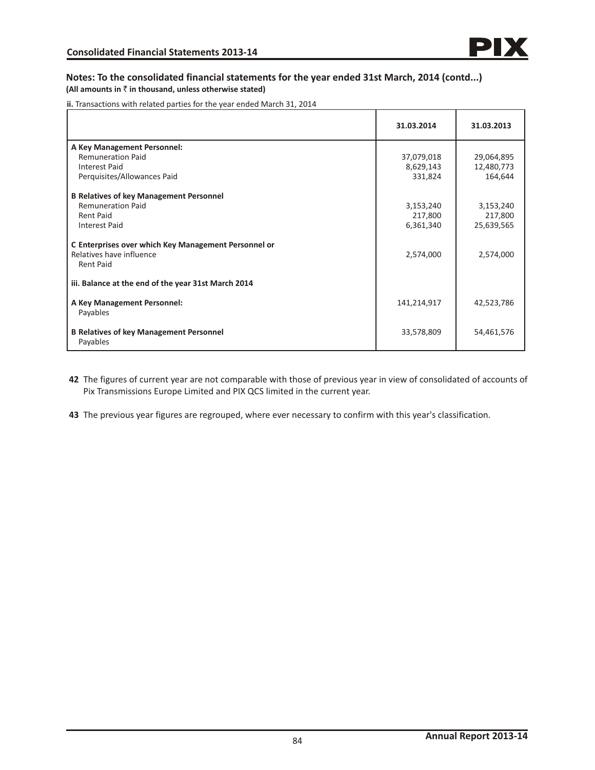## Notes: To the consolidated financial statements for the year ended 31st March, 2014 (contd...)

**(All amounts in ₹ in thousand, unless otherwise stated)**

**ii.** Transactions with related parties for the year ended March 31, 2014

| | 31.03.2014 | 31.03.2013 |
|---|---|---|
| **A Key Management Personnel:** | | |
| Remuneration Paid | 37,079,018 | 29,064,895 |
| Interest Paid | 8,629,143 | 12,480,773 |
| Perquisites/Allowances Paid | 331,824 | 164,644 |
| **B Relatives of key Management Personnel** | | |
| Remuneration Paid | 3,153,240 | 3,153,240 |
| Rent Paid | 217,800 | 217,800 |
| Interest Paid | 6,361,340 | 25,639,565 |
| **C Enterprises over which Key Management Personnel or** Relatives have influence | | |
| Rent Paid | 2,574,000 | 2,574,000 |
| **iii. Balance at the end of the year 31st March 2014** | | |
| **A Key Management Personnel:** | | |
| Payables | 141,214,917 | 42,523,786 |
| **B Relatives of key Management Personnel** | | |
| Payables | 33,578,809 | 54,461,576 |

**42** The figures of current year are not comparable with those of previous year in view of consolidated of accounts of Pix Transmissions Europe Limited and PIX QCS limited in the current year.

**43** The previous year figures are regrouped, where ever necessary to confirm with this year's classification.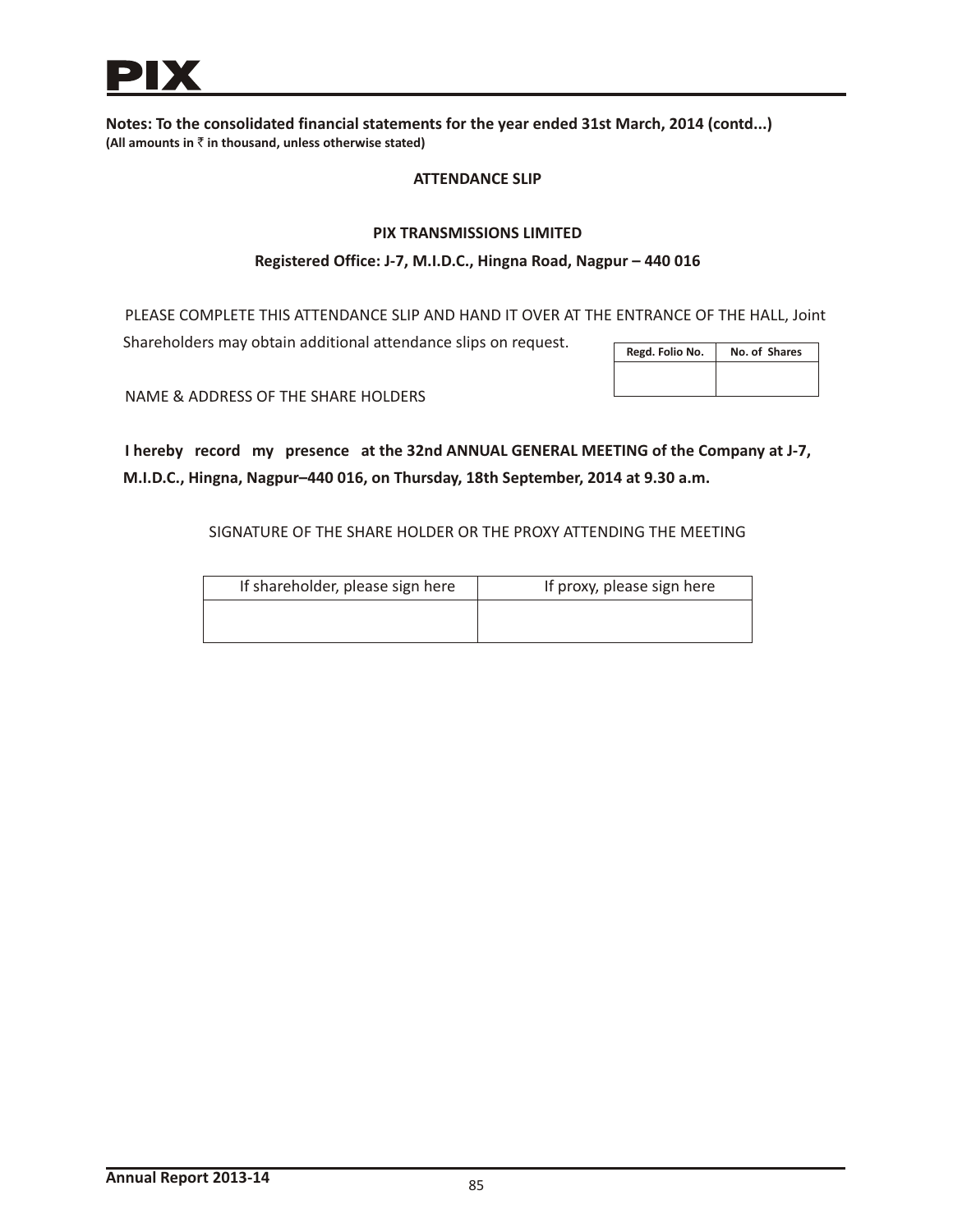**Notes: To the consolidated financial statements for the year ended 31st March, 2014 (contd...)**
**(All amounts in ₹ in thousand, unless otherwise stated)**

**ATTENDANCE SLIP**

**PIX TRANSMISSIONS LIMITED**

**Registered Office: J-7, M.I.D.C., Hingna Road, Nagpur – 440 016**

PLEASE COMPLETE THIS ATTENDANCE SLIP AND HAND IT OVER AT THE ENTRANCE OF THE HALL, Joint Shareholders may obtain additional attendance slips on request.

| Regd. Folio No. | No. of Shares |
|---|---|
| | |

NAME & ADDRESS OF THE SHARE HOLDERS

**I hereby record my presence at the 32nd ANNUAL GENERAL MEETING of the Company at J-7, M.I.D.C., Hingna, Nagpur–440 016, on Thursday, 18th September, 2014 at 9.30 a.m.**

SIGNATURE OF THE SHARE HOLDER OR THE PROXY ATTENDING THE MEETING

| If shareholder, please sign here | If proxy, please sign here |
|---|---|
| | |

**Annual Report 2013-14**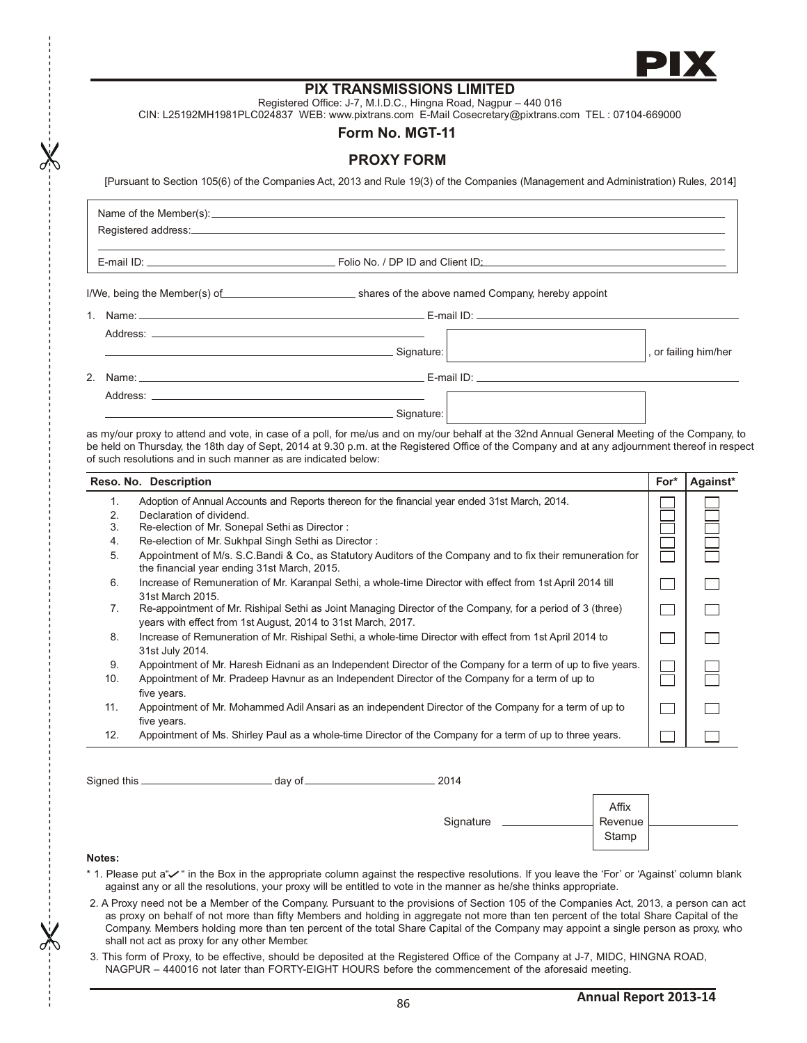# PIX TRANSMISSIONS LIMITED

Registered Office: J-7, M.I.D.C., Hingna Road, Nagpur – 440 016

CIN: L25192MH1981PLC024837 WEB: www.pixtrans.com E-Mail Cosecretary@pixtrans.com TEL : 07104-669000

## Form No. MGT-11

## PROXY FORM

[Pursuant to Section 105(6) of the Companies Act, 2013 and Rule 19(3) of the Companies (Management and Administration) Rules, 2014]

Name of the Member(s): ______________________

Registered address: ______________________

E-mail ID: ______________________ Folio No. / DP ID and Client ID: ______________________

I/We, being the Member(s) of ______________ shares of the above named Company, hereby appoint

1. Name: ______________________ E-mail ID: ______________________

   Address: ______________________

   ______________________ Signature: ______________ , or failing him/her

2. Name: ______________________ E-mail ID: ______________________

   Address: ______________________

   ______________________ Signature: ______________

as my/our proxy to attend and vote, in case of a poll, for me/us and on my/our behalf at the 32nd Annual General Meeting of the Company, to be held on Thursday, the 18th day of Sept, 2014 at 9.30 p.m. at the Registered Office of the Company and at any adjournment thereof in respect of such resolutions and in such manner as are indicated below:

| Reso. No. | Description | For* | Against* |
|---|---|---|---|
| 1. | Adoption of Annual Accounts and Reports thereon for the financial year ended 31st March, 2014. | ☐ | ☐ |
| 2. | Declaration of dividend. | ☐ | ☐ |
| 3. | Re-election of Mr. Sonepal Sethi as Director : | ☐ | ☐ |
| 4. | Re-election of Mr. Sukhpal Singh Sethi as Director : | ☐ | ☐ |
| 5. | Appointment of M/s. S.C.Bandi & Co., as Statutory Auditors of the Company and to fix their remuneration for the financial year ending 31st March, 2015. | ☐ | ☐ |
| 6. | Increase of Remuneration of Mr. Karanpal Sethi, a whole-time Director with effect from 1st April 2014 till 31st March 2015. | ☐ | ☐ |
| 7. | Re-appointment of Mr. Rishipal Sethi as Joint Managing Director of the Company, for a period of 3 (three) years with effect from 1st August, 2014 to 31st March, 2017. | ☐ | ☐ |
| 8. | Increase of Remuneration of Mr. Rishipal Sethi, a whole-time Director with effect from 1st April 2014 to 31st July 2014. | ☐ | ☐ |
| 9. | Appointment of Mr. Haresh Eidnani as an Independent Director of the Company for a term of up to five years. | ☐ | ☐ |
| 10. | Appointment of Mr. Pradeep Havnur as an Independent Director of the Company for a term of up to five years. | ☐ | ☐ |
| 11. | Appointment of Mr. Mohammed Adil Ansari as an independent Director of the Company for a term of up to five years. | ☐ | ☐ |
| 12. | Appointment of Ms. Shirley Paul as a whole-time Director of the Company for a term of up to three years. | ☐ | ☐ |

Signed this ______________ day of ______________ 2014

Signature ______________ Affix Revenue Stamp ______________

**Notes:**

\* 1. Please put a"✓" in the Box in the appropriate column against the respective resolutions. If you leave the 'For' or 'Against' column blank against any or all the resolutions, your proxy will be entitled to vote in the manner as he/she thinks appropriate.

2. A Proxy need not be a Member of the Company. Pursuant to the provisions of Section 105 of the Companies Act, 2013, a person can act as proxy on behalf of not more than fifty Members and holding in aggregate not more than ten percent of the total Share Capital of the Company. Members holding more than ten percent of the total Share Capital of the Company may appoint a single person as proxy, who shall not act as proxy for any other Member.

3. This form of Proxy, to be effective, should be deposited at the Registered Office of the Company at J-7, MIDC, HINGNA ROAD, NAGPUR – 440016 not later than FORTY-EIGHT HOURS before the commencement of the aforesaid meeting.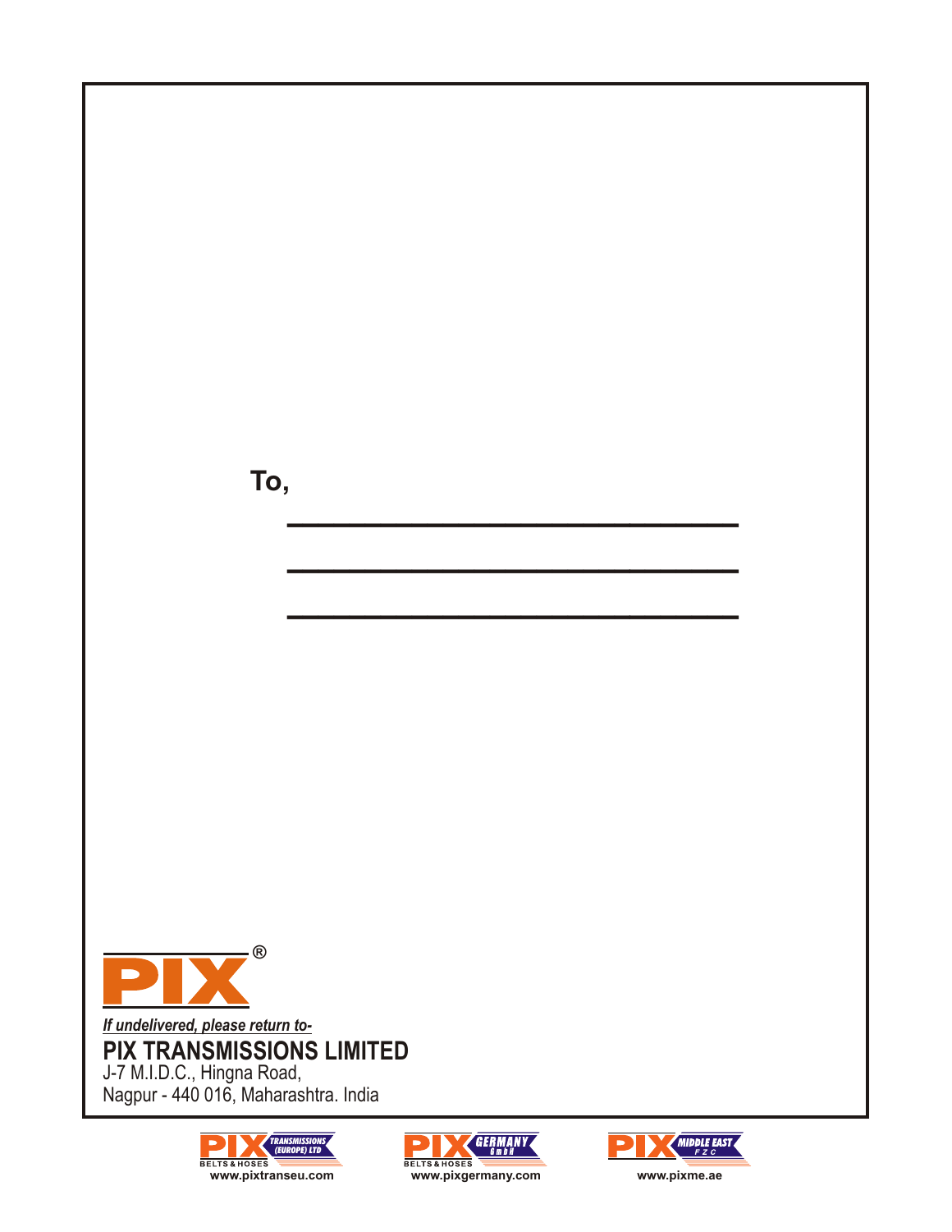To,

\_\_\_\_\_\_\_\_\_\_\_\_\_\_\_\_\_\_\_\_\_\_\_\_\_\_\_\_\_\_

\_\_\_\_\_\_\_\_\_\_\_\_\_\_\_\_\_\_\_\_\_\_\_\_\_\_\_\_\_\_

\_\_\_\_\_\_\_\_\_\_\_\_\_\_\_\_\_\_\_\_\_\_\_\_\_\_\_\_\_\_

PIX®

*If undelivered, please return to-*

**PIX TRANSMISSIONS LIMITED**

J-7 M.I.D.C., Hingna Road,

Nagpur - 440 016, Maharashtra. India

PIX TRANSMISSIONS (EUROPE) LTD — BELTS & HOSES — www.pixtranseu.com

PIX GERMANY GmbH — BELTS & HOSES — www.pixgermany.com

PIX MIDDLE EAST FZC — www.pixme.ae